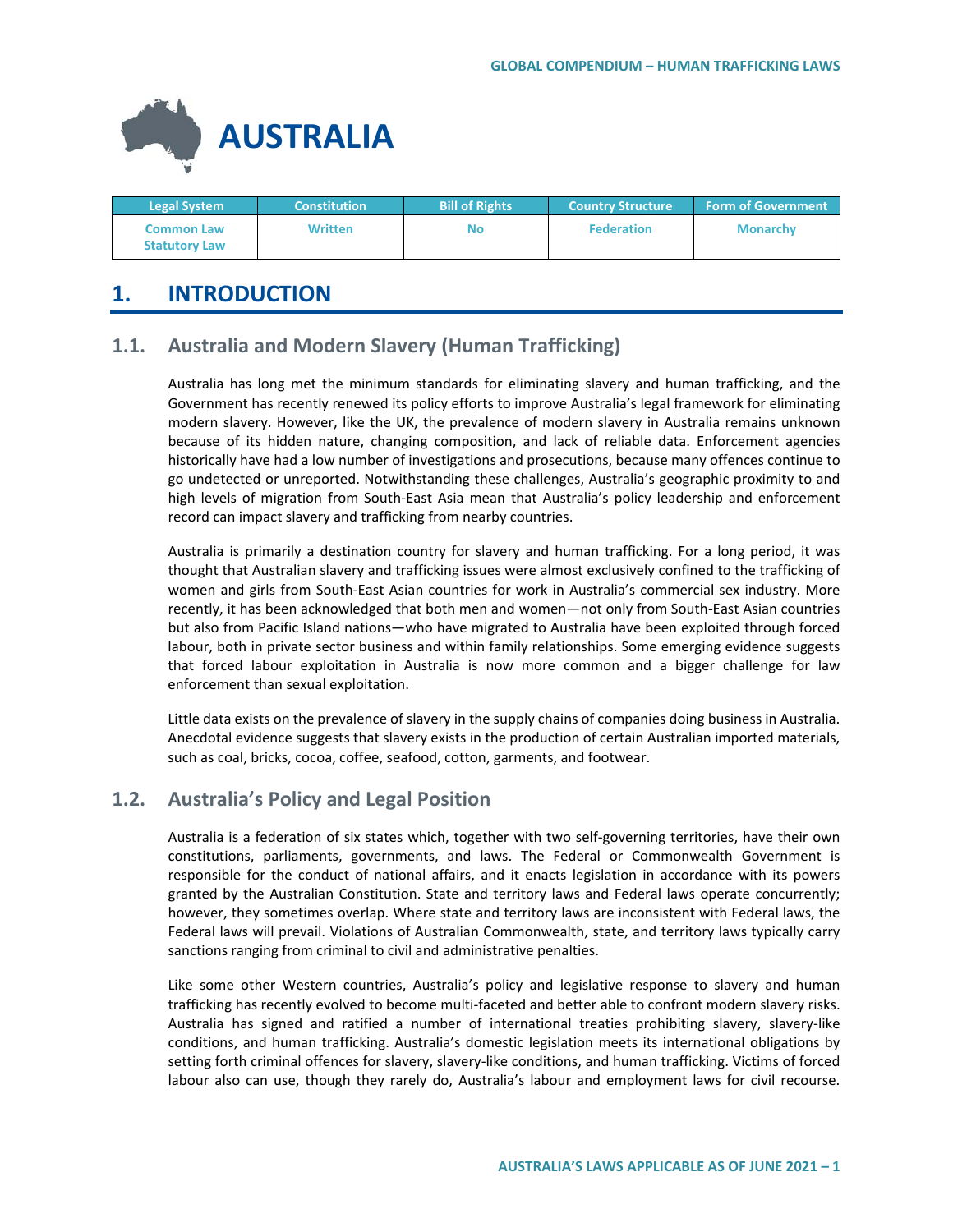# AUSTRALIA

| Legal System | Constitution | Bill of Rights | Country Structure | Form of Government |
|---|---|---|---|---|
| Common Law<br>Statutory Law | Written | No | Federation | Monarchy |

## 1. INTRODUCTION

### 1.1. Australia and Modern Slavery (Human Trafficking)

Australia has long met the minimum standards for eliminating slavery and human trafficking, and the Government has recently renewed its policy efforts to improve Australia's legal framework for eliminating modern slavery. However, like the UK, the prevalence of modern slavery in Australia remains unknown because of its hidden nature, changing composition, and lack of reliable data. Enforcement agencies historically have had a low number of investigations and prosecutions, because many offences continue to go undetected or unreported. Notwithstanding these challenges, Australia's geographic proximity to and high levels of migration from South-East Asia mean that Australia's policy leadership and enforcement record can impact slavery and trafficking from nearby countries.

Australia is primarily a destination country for slavery and human trafficking. For a long period, it was thought that Australian slavery and trafficking issues were almost exclusively confined to the trafficking of women and girls from South-East Asian countries for work in Australia's commercial sex industry. More recently, it has been acknowledged that both men and women—not only from South-East Asian countries but also from Pacific Island nations—who have migrated to Australia have been exploited through forced labour, both in private sector business and within family relationships. Some emerging evidence suggests that forced labour exploitation in Australia is now more common and a bigger challenge for law enforcement than sexual exploitation.

Little data exists on the prevalence of slavery in the supply chains of companies doing business in Australia. Anecdotal evidence suggests that slavery exists in the production of certain Australian imported materials, such as coal, bricks, cocoa, coffee, seafood, cotton, garments, and footwear.

### 1.2. Australia's Policy and Legal Position

Australia is a federation of six states which, together with two self-governing territories, have their own constitutions, parliaments, governments, and laws. The Federal or Commonwealth Government is responsible for the conduct of national affairs, and it enacts legislation in accordance with its powers granted by the Australian Constitution. State and territory laws and Federal laws operate concurrently; however, they sometimes overlap. Where state and territory laws are inconsistent with Federal laws, the Federal laws will prevail. Violations of Australian Commonwealth, state, and territory laws typically carry sanctions ranging from criminal to civil and administrative penalties.

Like some other Western countries, Australia's policy and legislative response to slavery and human trafficking has recently evolved to become multi-faceted and better able to confront modern slavery risks. Australia has signed and ratified a number of international treaties prohibiting slavery, slavery-like conditions, and human trafficking. Australia's domestic legislation meets its international obligations by setting forth criminal offences for slavery, slavery-like conditions, and human trafficking. Victims of forced labour also can use, though they rarely do, Australia's labour and employment laws for civil recourse.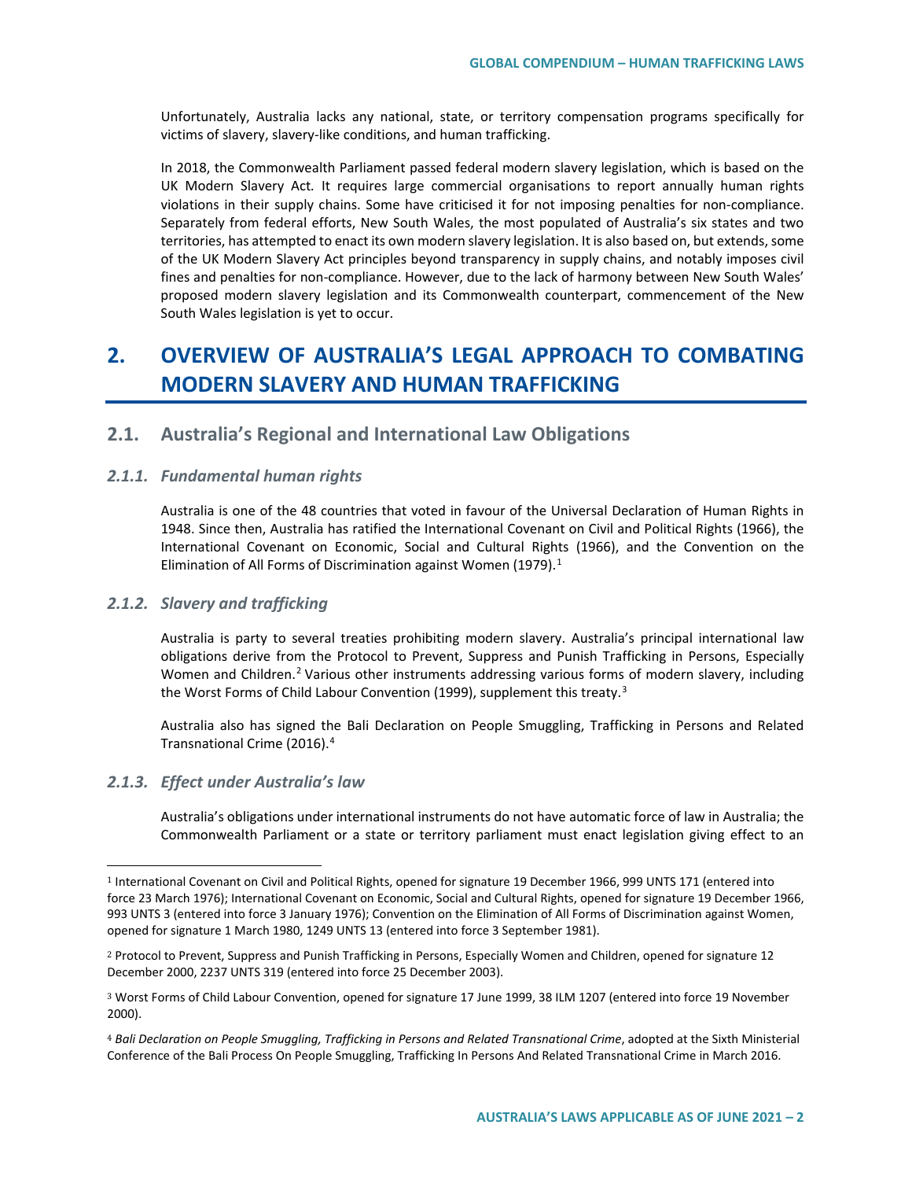Unfortunately, Australia lacks any national, state, or territory compensation programs specifically for victims of slavery, slavery-like conditions, and human trafficking.

In 2018, the Commonwealth Parliament passed federal modern slavery legislation, which is based on the UK Modern Slavery Act. It requires large commercial organisations to report annually human rights violations in their supply chains. Some have criticised it for not imposing penalties for non-compliance. Separately from federal efforts, New South Wales, the most populated of Australia's six states and two territories, has attempted to enact its own modern slavery legislation. It is also based on, but extends, some of the UK Modern Slavery Act principles beyond transparency in supply chains, and notably imposes civil fines and penalties for non-compliance. However, due to the lack of harmony between New South Wales' proposed modern slavery legislation and its Commonwealth counterpart, commencement of the New South Wales legislation is yet to occur.

# 2. OVERVIEW OF AUSTRALIA'S LEGAL APPROACH TO COMBATING MODERN SLAVERY AND HUMAN TRAFFICKING

## 2.1. Australia's Regional and International Law Obligations

### *2.1.1. Fundamental human rights*

Australia is one of the 48 countries that voted in favour of the Universal Declaration of Human Rights in 1948. Since then, Australia has ratified the International Covenant on Civil and Political Rights (1966), the International Covenant on Economic, Social and Cultural Rights (1966), and the Convention on the Elimination of All Forms of Discrimination against Women (1979).[1]

### *2.1.2. Slavery and trafficking*

Australia is party to several treaties prohibiting modern slavery. Australia's principal international law obligations derive from the Protocol to Prevent, Suppress and Punish Trafficking in Persons, Especially Women and Children.[2] Various other instruments addressing various forms of modern slavery, including the Worst Forms of Child Labour Convention (1999), supplement this treaty.[3]

Australia also has signed the Bali Declaration on People Smuggling, Trafficking in Persons and Related Transnational Crime (2016).[4]

### *2.1.3. Effect under Australia's law*

Australia's obligations under international instruments do not have automatic force of law in Australia; the Commonwealth Parliament or a state or territory parliament must enact legislation giving effect to an

---

[1] International Covenant on Civil and Political Rights, opened for signature 19 December 1966, 999 UNTS 171 (entered into force 23 March 1976); International Covenant on Economic, Social and Cultural Rights, opened for signature 19 December 1966, 993 UNTS 3 (entered into force 3 January 1976); Convention on the Elimination of All Forms of Discrimination against Women, opened for signature 1 March 1980, 1249 UNTS 13 (entered into force 3 September 1981).

[2] Protocol to Prevent, Suppress and Punish Trafficking in Persons, Especially Women and Children, opened for signature 12 December 2000, 2237 UNTS 319 (entered into force 25 December 2003).

[3] Worst Forms of Child Labour Convention, opened for signature 17 June 1999, 38 ILM 1207 (entered into force 19 November 2000).

[4] *Bali Declaration on People Smuggling, Trafficking in Persons and Related Transnational Crime*, adopted at the Sixth Ministerial Conference of the Bali Process On People Smuggling, Trafficking In Persons And Related Transnational Crime in March 2016.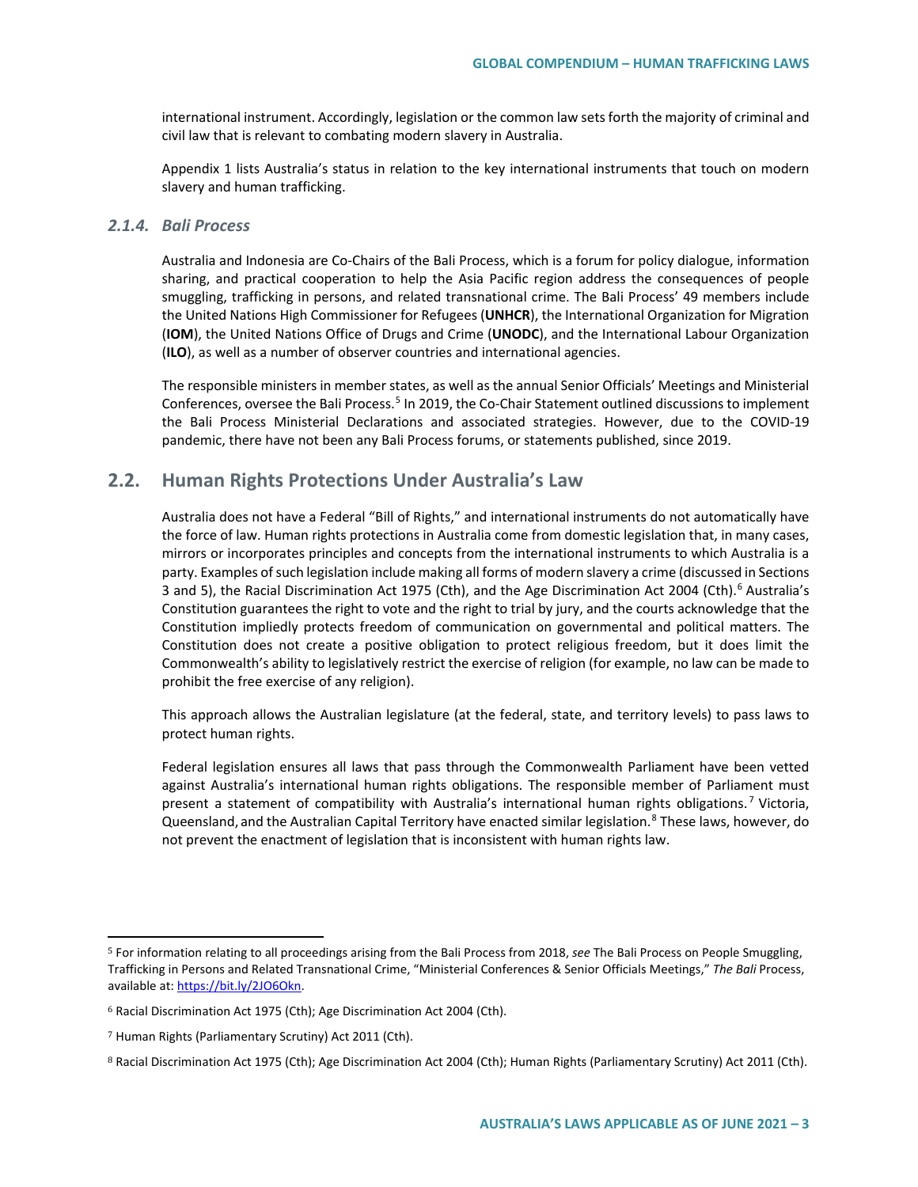international instrument. Accordingly, legislation or the common law sets forth the majority of criminal and civil law that is relevant to combating modern slavery in Australia.

Appendix 1 lists Australia's status in relation to the key international instruments that touch on modern slavery and human trafficking.

### *2.1.4. Bali Process*

Australia and Indonesia are Co-Chairs of the Bali Process, which is a forum for policy dialogue, information sharing, and practical cooperation to help the Asia Pacific region address the consequences of people smuggling, trafficking in persons, and related transnational crime. The Bali Process' 49 members include the United Nations High Commissioner for Refugees (**UNHCR**), the International Organization for Migration (**IOM**), the United Nations Office of Drugs and Crime (**UNODC**), and the International Labour Organization (**ILO**), as well as a number of observer countries and international agencies.

The responsible ministers in member states, as well as the annual Senior Officials' Meetings and Ministerial Conferences, oversee the Bali Process.[5] In 2019, the Co-Chair Statement outlined discussions to implement the Bali Process Ministerial Declarations and associated strategies. However, due to the COVID-19 pandemic, there have not been any Bali Process forums, or statements published, since 2019.

## 2.2. Human Rights Protections Under Australia's Law

Australia does not have a Federal "Bill of Rights," and international instruments do not automatically have the force of law. Human rights protections in Australia come from domestic legislation that, in many cases, mirrors or incorporates principles and concepts from the international instruments to which Australia is a party. Examples of such legislation include making all forms of modern slavery a crime (discussed in Sections 3 and 5), the Racial Discrimination Act 1975 (Cth), and the Age Discrimination Act 2004 (Cth).[6] Australia's Constitution guarantees the right to vote and the right to trial by jury, and the courts acknowledge that the Constitution impliedly protects freedom of communication on governmental and political matters. The Constitution does not create a positive obligation to protect religious freedom, but it does limit the Commonwealth's ability to legislatively restrict the exercise of religion (for example, no law can be made to prohibit the free exercise of any religion).

This approach allows the Australian legislature (at the federal, state, and territory levels) to pass laws to protect human rights.

Federal legislation ensures all laws that pass through the Commonwealth Parliament have been vetted against Australia's international human rights obligations. The responsible member of Parliament must present a statement of compatibility with Australia's international human rights obligations.[7] Victoria, Queensland, and the Australian Capital Territory have enacted similar legislation.[8] These laws, however, do not prevent the enactment of legislation that is inconsistent with human rights law.

---

[5] For information relating to all proceedings arising from the Bali Process from 2018, *see* The Bali Process on People Smuggling, Trafficking in Persons and Related Transnational Crime, "Ministerial Conferences & Senior Officials Meetings," *The Bali* Process, available at: https://bit.ly/2JO6Okn.

[6] Racial Discrimination Act 1975 (Cth); Age Discrimination Act 2004 (Cth).

[7] Human Rights (Parliamentary Scrutiny) Act 2011 (Cth).

[8] Racial Discrimination Act 1975 (Cth); Age Discrimination Act 2004 (Cth); Human Rights (Parliamentary Scrutiny) Act 2011 (Cth).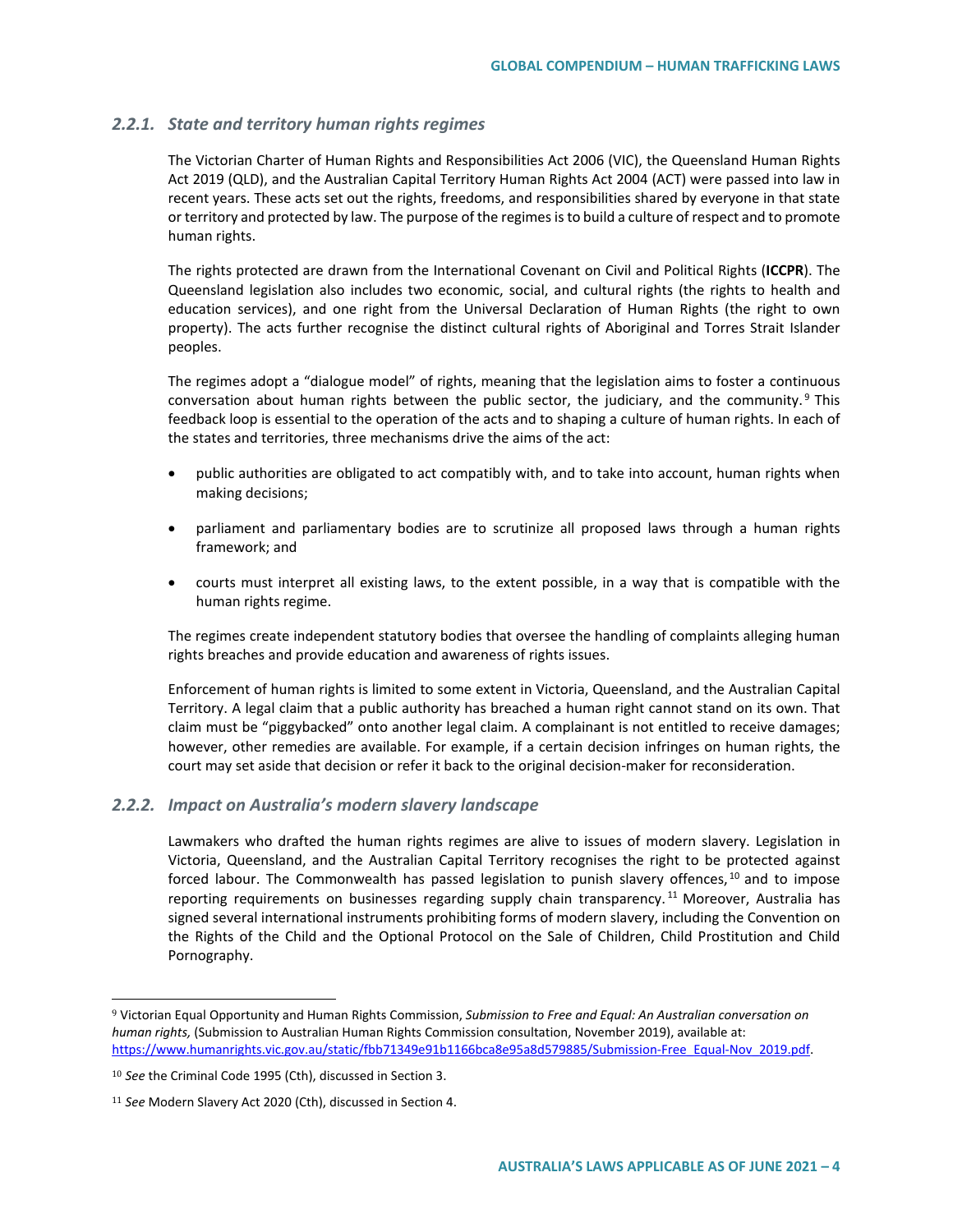### 2.2.1. State and territory human rights regimes

The Victorian Charter of Human Rights and Responsibilities Act 2006 (VIC), the Queensland Human Rights Act 2019 (QLD), and the Australian Capital Territory Human Rights Act 2004 (ACT) were passed into law in recent years. These acts set out the rights, freedoms, and responsibilities shared by everyone in that state or territory and protected by law. The purpose of the regimes is to build a culture of respect and to promote human rights.

The rights protected are drawn from the International Covenant on Civil and Political Rights (**ICCPR**). The Queensland legislation also includes two economic, social, and cultural rights (the rights to health and education services), and one right from the Universal Declaration of Human Rights (the right to own property). The acts further recognise the distinct cultural rights of Aboriginal and Torres Strait Islander peoples.

The regimes adopt a "dialogue model" of rights, meaning that the legislation aims to foster a continuous conversation about human rights between the public sector, the judiciary, and the community.[9] This feedback loop is essential to the operation of the acts and to shaping a culture of human rights. In each of the states and territories, three mechanisms drive the aims of the act:

- public authorities are obligated to act compatibly with, and to take into account, human rights when making decisions;
- parliament and parliamentary bodies are to scrutinize all proposed laws through a human rights framework; and
- courts must interpret all existing laws, to the extent possible, in a way that is compatible with the human rights regime.

The regimes create independent statutory bodies that oversee the handling of complaints alleging human rights breaches and provide education and awareness of rights issues.

Enforcement of human rights is limited to some extent in Victoria, Queensland, and the Australian Capital Territory. A legal claim that a public authority has breached a human right cannot stand on its own. That claim must be "piggybacked" onto another legal claim. A complainant is not entitled to receive damages; however, other remedies are available. For example, if a certain decision infringes on human rights, the court may set aside that decision or refer it back to the original decision-maker for reconsideration.

### 2.2.2. Impact on Australia's modern slavery landscape

Lawmakers who drafted the human rights regimes are alive to issues of modern slavery. Legislation in Victoria, Queensland, and the Australian Capital Territory recognises the right to be protected against forced labour. The Commonwealth has passed legislation to punish slavery offences,[10] and to impose reporting requirements on businesses regarding supply chain transparency.[11] Moreover, Australia has signed several international instruments prohibiting forms of modern slavery, including the Convention on the Rights of the Child and the Optional Protocol on the Sale of Children, Child Prostitution and Child Pornography.

---

[9] Victorian Equal Opportunity and Human Rights Commission, *Submission to Free and Equal: An Australian conversation on human rights,* (Submission to Australian Human Rights Commission consultation, November 2019), available at: https://www.humanrights.vic.gov.au/static/fbb71349e91b1166bca8e95a8d579885/Submission-Free_Equal-Nov_2019.pdf.

[10] *See* the Criminal Code 1995 (Cth), discussed in Section 3.

[11] *See* Modern Slavery Act 2020 (Cth), discussed in Section 4.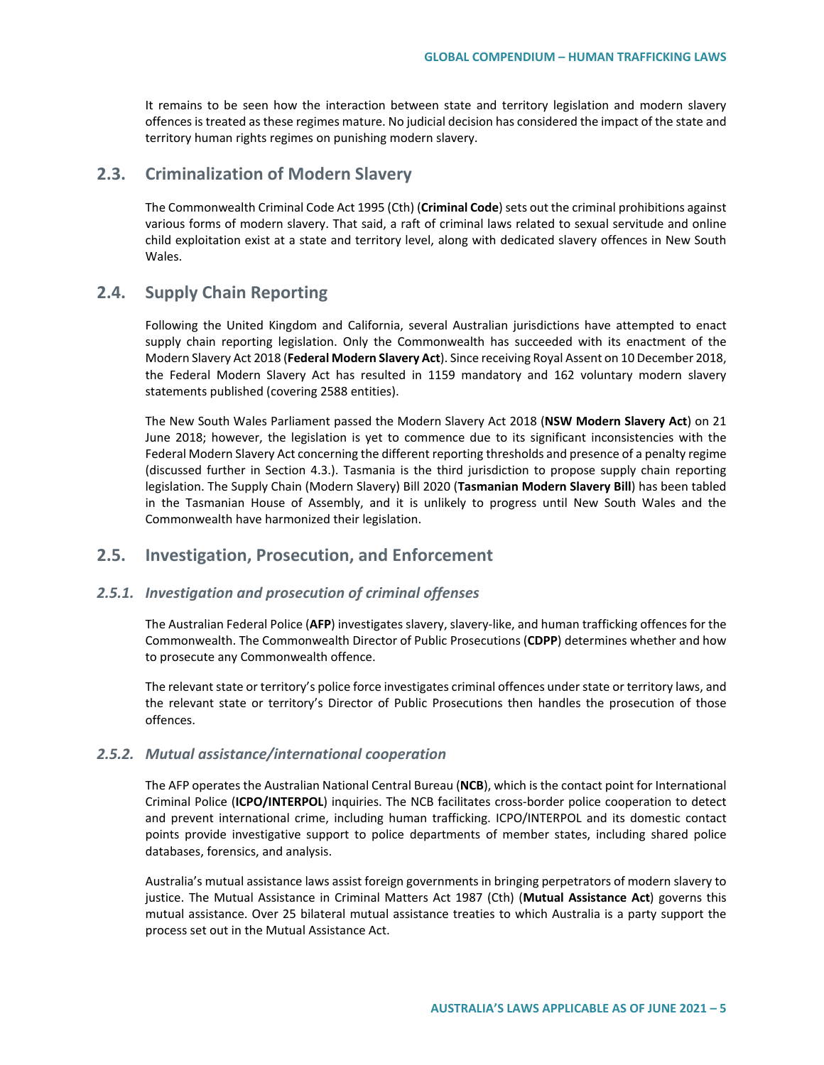It remains to be seen how the interaction between state and territory legislation and modern slavery offences is treated as these regimes mature. No judicial decision has considered the impact of the state and territory human rights regimes on punishing modern slavery.

## 2.3. Criminalization of Modern Slavery

The Commonwealth Criminal Code Act 1995 (Cth) (**Criminal Code**) sets out the criminal prohibitions against various forms of modern slavery. That said, a raft of criminal laws related to sexual servitude and online child exploitation exist at a state and territory level, along with dedicated slavery offences in New South Wales.

## 2.4. Supply Chain Reporting

Following the United Kingdom and California, several Australian jurisdictions have attempted to enact supply chain reporting legislation. Only the Commonwealth has succeeded with its enactment of the Modern Slavery Act 2018 (**Federal Modern Slavery Act**). Since receiving Royal Assent on 10 December 2018, the Federal Modern Slavery Act has resulted in 1159 mandatory and 162 voluntary modern slavery statements published (covering 2588 entities).

The New South Wales Parliament passed the Modern Slavery Act 2018 (**NSW Modern Slavery Act**) on 21 June 2018; however, the legislation is yet to commence due to its significant inconsistencies with the Federal Modern Slavery Act concerning the different reporting thresholds and presence of a penalty regime (discussed further in Section 4.3.). Tasmania is the third jurisdiction to propose supply chain reporting legislation. The Supply Chain (Modern Slavery) Bill 2020 (**Tasmanian Modern Slavery Bill**) has been tabled in the Tasmanian House of Assembly, and it is unlikely to progress until New South Wales and the Commonwealth have harmonized their legislation.

## 2.5. Investigation, Prosecution, and Enforcement

### *2.5.1. Investigation and prosecution of criminal offenses*

The Australian Federal Police (**AFP**) investigates slavery, slavery-like, and human trafficking offences for the Commonwealth. The Commonwealth Director of Public Prosecutions (**CDPP**) determines whether and how to prosecute any Commonwealth offence.

The relevant state or territory's police force investigates criminal offences under state or territory laws, and the relevant state or territory's Director of Public Prosecutions then handles the prosecution of those offences.

### *2.5.2. Mutual assistance/international cooperation*

The AFP operates the Australian National Central Bureau (**NCB**), which is the contact point for International Criminal Police (**ICPO/INTERPOL**) inquiries. The NCB facilitates cross-border police cooperation to detect and prevent international crime, including human trafficking. ICPO/INTERPOL and its domestic contact points provide investigative support to police departments of member states, including shared police databases, forensics, and analysis.

Australia's mutual assistance laws assist foreign governments in bringing perpetrators of modern slavery to justice. The Mutual Assistance in Criminal Matters Act 1987 (Cth) (**Mutual Assistance Act**) governs this mutual assistance. Over 25 bilateral mutual assistance treaties to which Australia is a party support the process set out in the Mutual Assistance Act.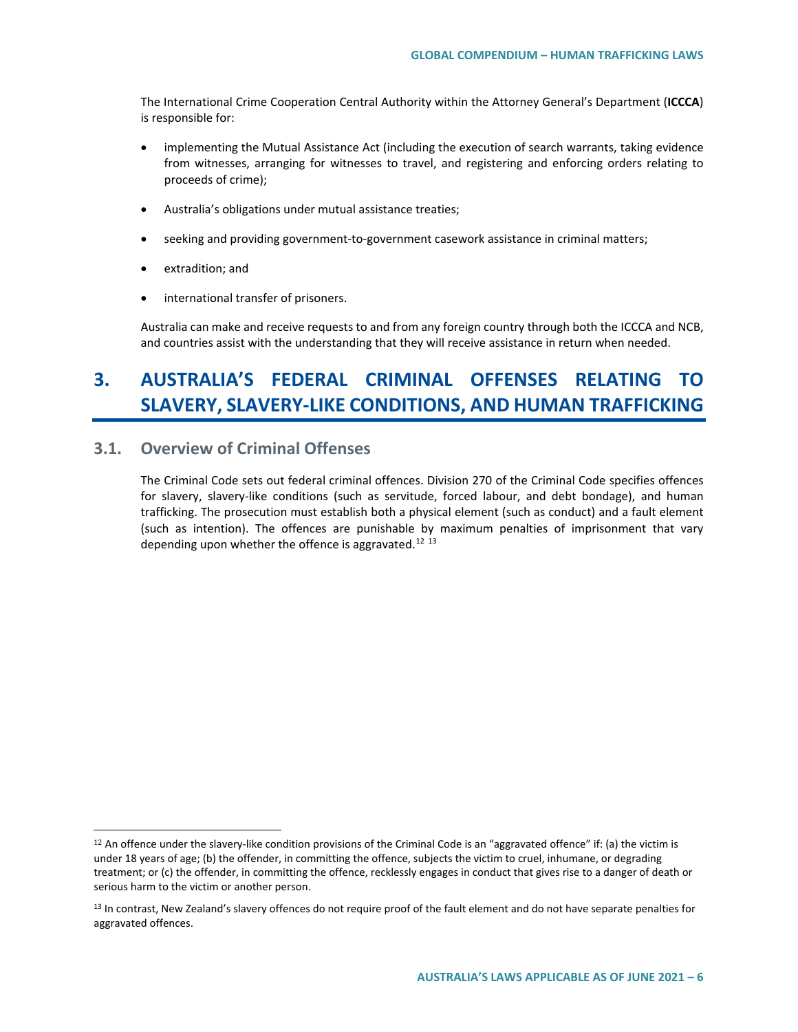The International Crime Cooperation Central Authority within the Attorney General's Department (**ICCCA**) is responsible for:

- implementing the Mutual Assistance Act (including the execution of search warrants, taking evidence from witnesses, arranging for witnesses to travel, and registering and enforcing orders relating to proceeds of crime);
- Australia's obligations under mutual assistance treaties;
- seeking and providing government-to-government casework assistance in criminal matters;
- extradition; and
- international transfer of prisoners.

Australia can make and receive requests to and from any foreign country through both the ICCCA and NCB, and countries assist with the understanding that they will receive assistance in return when needed.

# 3. AUSTRALIA'S FEDERAL CRIMINAL OFFENSES RELATING TO SLAVERY, SLAVERY-LIKE CONDITIONS, AND HUMAN TRAFFICKING

## 3.1. Overview of Criminal Offenses

The Criminal Code sets out federal criminal offences. Division 270 of the Criminal Code specifies offences for slavery, slavery-like conditions (such as servitude, forced labour, and debt bondage), and human trafficking. The prosecution must establish both a physical element (such as conduct) and a fault element (such as intention). The offences are punishable by maximum penalties of imprisonment that vary depending upon whether the offence is aggravated.[12] [13]

[12] An offence under the slavery-like condition provisions of the Criminal Code is an "aggravated offence" if: (a) the victim is under 18 years of age; (b) the offender, in committing the offence, subjects the victim to cruel, inhumane, or degrading treatment; or (c) the offender, in committing the offence, recklessly engages in conduct that gives rise to a danger of death or serious harm to the victim or another person.

[13] In contrast, New Zealand's slavery offences do not require proof of the fault element and do not have separate penalties for aggravated offences.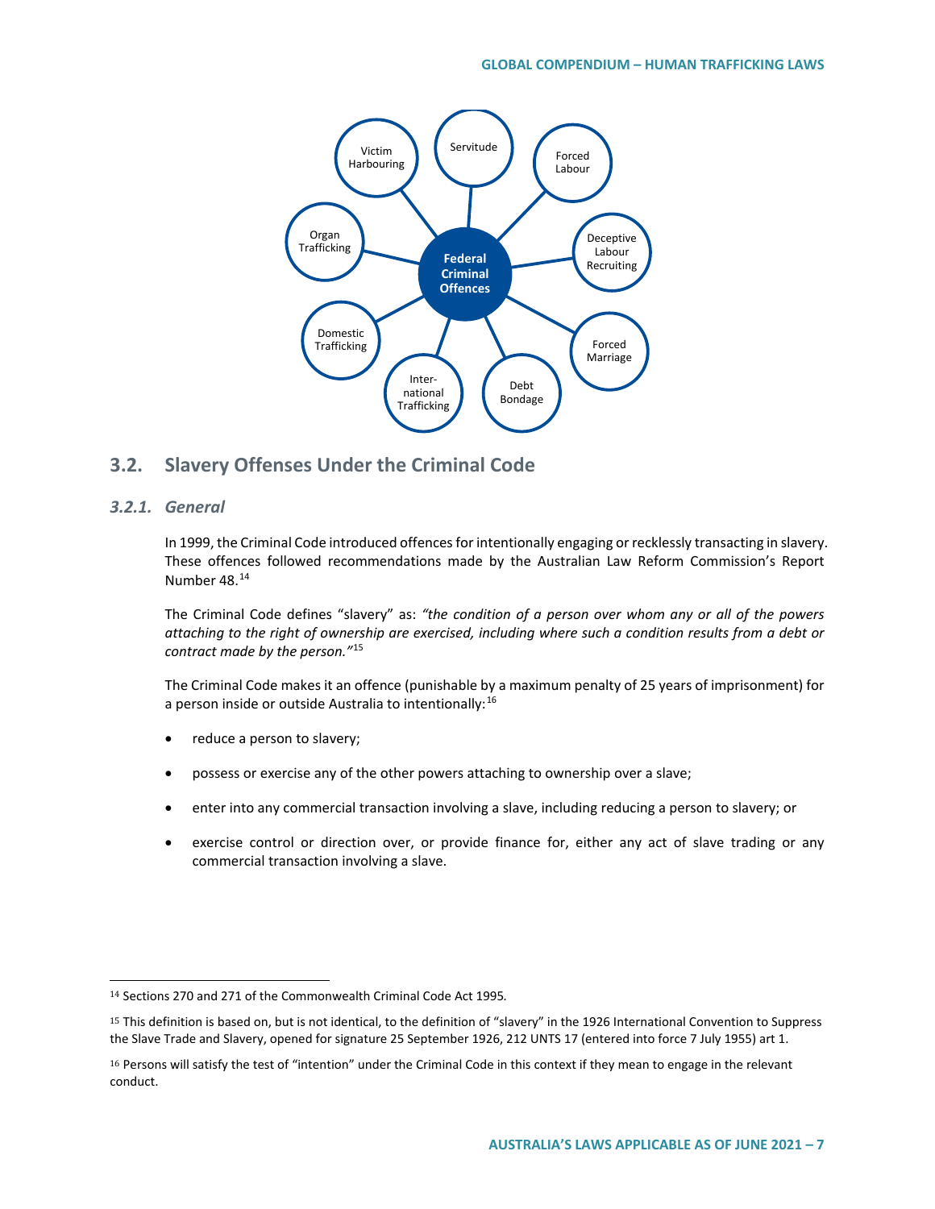Federal Criminal Offences

- Servitude
- Forced Labour
- Deceptive Labour Recruiting
- Forced Marriage
- Debt Bondage
- International Trafficking
- Domestic Trafficking
- Organ Trafficking
- Victim Harbouring

## 3.2. Slavery Offenses Under the Criminal Code

### 3.2.1. General

In 1999, the Criminal Code introduced offences for intentionally engaging or recklessly transacting in slavery. These offences followed recommendations made by the Australian Law Reform Commission's Report Number 48.[14]

The Criminal Code defines "slavery" as: *"the condition of a person over whom any or all of the powers attaching to the right of ownership are exercised, including where such a condition results from a debt or contract made by the person."*[15]

The Criminal Code makes it an offence (punishable by a maximum penalty of 25 years of imprisonment) for a person inside or outside Australia to intentionally:[16]

- reduce a person to slavery;
- possess or exercise any of the other powers attaching to ownership over a slave;
- enter into any commercial transaction involving a slave, including reducing a person to slavery; or
- exercise control or direction over, or provide finance for, either any act of slave trading or any commercial transaction involving a slave.

---

[14] Sections 270 and 271 of the Commonwealth Criminal Code Act 1995.

[15] This definition is based on, but is not identical, to the definition of "slavery" in the 1926 International Convention to Suppress the Slave Trade and Slavery, opened for signature 25 September 1926, 212 UNTS 17 (entered into force 7 July 1955) art 1.

[16] Persons will satisfy the test of "intention" under the Criminal Code in this context if they mean to engage in the relevant conduct.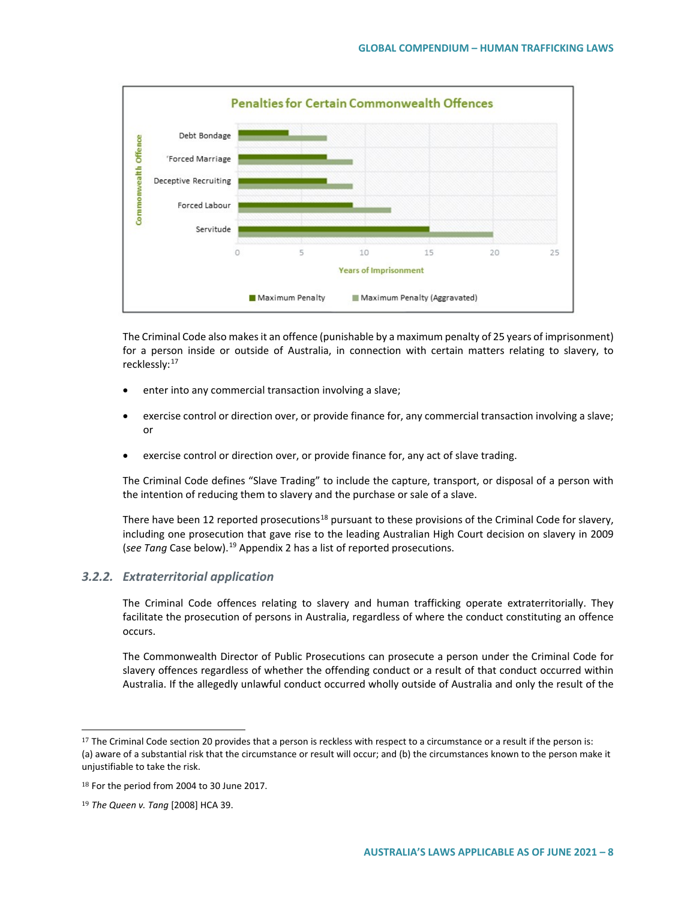The Criminal Code also makes it an offence (punishable by a maximum penalty of 25 years of imprisonment) for a person inside or outside of Australia, in connection with certain matters relating to slavery, to recklessly:[17]

- enter into any commercial transaction involving a slave;
- exercise control or direction over, or provide finance for, any commercial transaction involving a slave; or
- exercise control or direction over, or provide finance for, any act of slave trading.

The Criminal Code defines "Slave Trading" to include the capture, transport, or disposal of a person with the intention of reducing them to slavery and the purchase or sale of a slave.

There have been 12 reported prosecutions[18] pursuant to these provisions of the Criminal Code for slavery, including one prosecution that gave rise to the leading Australian High Court decision on slavery in 2009 (*see Tang* Case below).[19] Appendix 2 has a list of reported prosecutions.

### 3.2.2. *Extraterritorial application*

The Criminal Code offences relating to slavery and human trafficking operate extraterritorially. They facilitate the prosecution of persons in Australia, regardless of where the conduct constituting an offence occurs.

The Commonwealth Director of Public Prosecutions can prosecute a person under the Criminal Code for slavery offences regardless of whether the offending conduct or a result of that conduct occurred within Australia. If the allegedly unlawful conduct occurred wholly outside of Australia and only the result of the

---

[17] The Criminal Code section 20 provides that a person is reckless with respect to a circumstance or a result if the person is: (a) aware of a substantial risk that the circumstance or result will occur; and (b) the circumstances known to the person make it unjustifiable to take the risk.

[18] For the period from 2004 to 30 June 2017.

[19] *The Queen v. Tang* [2008] HCA 39.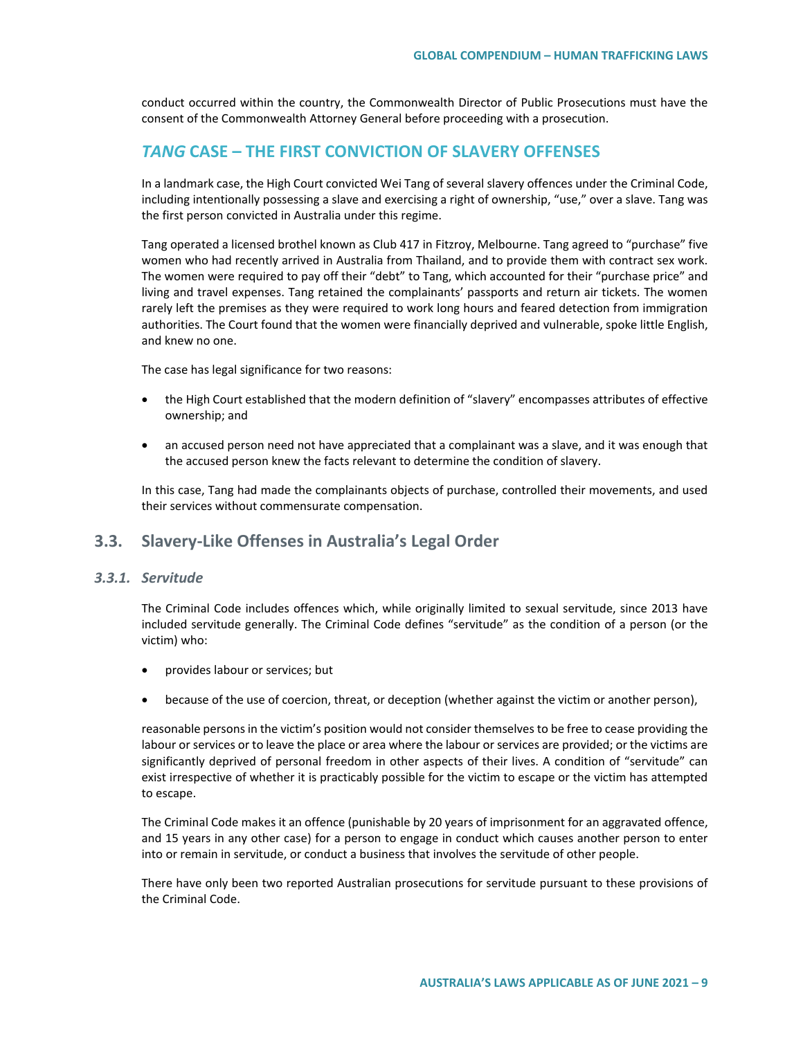conduct occurred within the country, the Commonwealth Director of Public Prosecutions must have the consent of the Commonwealth Attorney General before proceeding with a prosecution.

## *TANG* CASE – THE FIRST CONVICTION OF SLAVERY OFFENSES

In a landmark case, the High Court convicted Wei Tang of several slavery offences under the Criminal Code, including intentionally possessing a slave and exercising a right of ownership, "use," over a slave. Tang was the first person convicted in Australia under this regime.

Tang operated a licensed brothel known as Club 417 in Fitzroy, Melbourne. Tang agreed to "purchase" five women who had recently arrived in Australia from Thailand, and to provide them with contract sex work. The women were required to pay off their "debt" to Tang, which accounted for their "purchase price" and living and travel expenses. Tang retained the complainants' passports and return air tickets. The women rarely left the premises as they were required to work long hours and feared detection from immigration authorities. The Court found that the women were financially deprived and vulnerable, spoke little English, and knew no one.

The case has legal significance for two reasons:

- the High Court established that the modern definition of "slavery" encompasses attributes of effective ownership; and
- an accused person need not have appreciated that a complainant was a slave, and it was enough that the accused person knew the facts relevant to determine the condition of slavery.

In this case, Tang had made the complainants objects of purchase, controlled their movements, and used their services without commensurate compensation.

## 3.3. Slavery-Like Offenses in Australia's Legal Order

### *3.3.1. Servitude*

The Criminal Code includes offences which, while originally limited to sexual servitude, since 2013 have included servitude generally. The Criminal Code defines "servitude" as the condition of a person (or the victim) who:

- provides labour or services; but
- because of the use of coercion, threat, or deception (whether against the victim or another person),

reasonable persons in the victim's position would not consider themselves to be free to cease providing the labour or services or to leave the place or area where the labour or services are provided; or the victims are significantly deprived of personal freedom in other aspects of their lives. A condition of "servitude" can exist irrespective of whether it is practicably possible for the victim to escape or the victim has attempted to escape.

The Criminal Code makes it an offence (punishable by 20 years of imprisonment for an aggravated offence, and 15 years in any other case) for a person to engage in conduct which causes another person to enter into or remain in servitude, or conduct a business that involves the servitude of other people.

There have only been two reported Australian prosecutions for servitude pursuant to these provisions of the Criminal Code.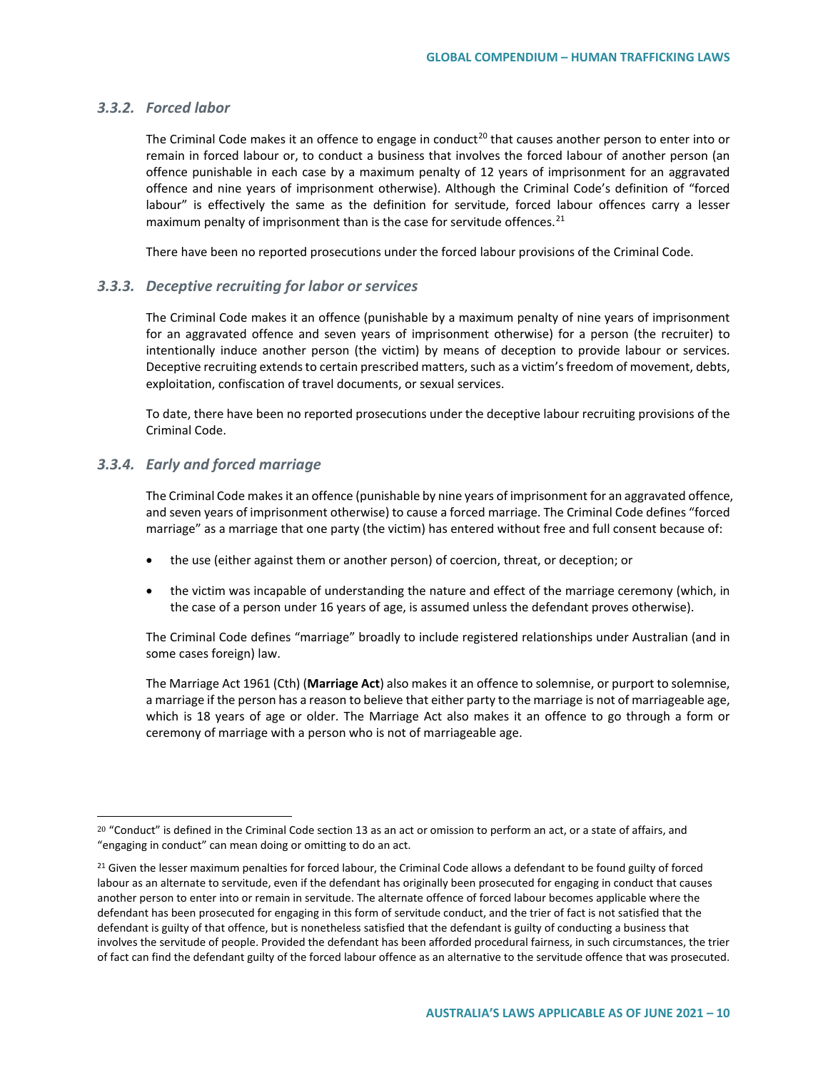### 3.3.2. *Forced labor*

The Criminal Code makes it an offence to engage in conduct[20] that causes another person to enter into or remain in forced labour or, to conduct a business that involves the forced labour of another person (an offence punishable in each case by a maximum penalty of 12 years of imprisonment for an aggravated offence and nine years of imprisonment otherwise). Although the Criminal Code's definition of "forced labour" is effectively the same as the definition for servitude, forced labour offences carry a lesser maximum penalty of imprisonment than is the case for servitude offences.[21]

There have been no reported prosecutions under the forced labour provisions of the Criminal Code.

### 3.3.3. *Deceptive recruiting for labor or services*

The Criminal Code makes it an offence (punishable by a maximum penalty of nine years of imprisonment for an aggravated offence and seven years of imprisonment otherwise) for a person (the recruiter) to intentionally induce another person (the victim) by means of deception to provide labour or services. Deceptive recruiting extends to certain prescribed matters, such as a victim's freedom of movement, debts, exploitation, confiscation of travel documents, or sexual services.

To date, there have been no reported prosecutions under the deceptive labour recruiting provisions of the Criminal Code.

### 3.3.4. *Early and forced marriage*

The Criminal Code makes it an offence (punishable by nine years of imprisonment for an aggravated offence, and seven years of imprisonment otherwise) to cause a forced marriage. The Criminal Code defines "forced marriage" as a marriage that one party (the victim) has entered without free and full consent because of:

- the use (either against them or another person) of coercion, threat, or deception; or
- the victim was incapable of understanding the nature and effect of the marriage ceremony (which, in the case of a person under 16 years of age, is assumed unless the defendant proves otherwise).

The Criminal Code defines "marriage" broadly to include registered relationships under Australian (and in some cases foreign) law.

The Marriage Act 1961 (Cth) (**Marriage Act**) also makes it an offence to solemnise, or purport to solemnise, a marriage if the person has a reason to believe that either party to the marriage is not of marriageable age, which is 18 years of age or older. The Marriage Act also makes it an offence to go through a form or ceremony of marriage with a person who is not of marriageable age.

---

[20] "Conduct" is defined in the Criminal Code section 13 as an act or omission to perform an act, or a state of affairs, and "engaging in conduct" can mean doing or omitting to do an act.

[21] Given the lesser maximum penalties for forced labour, the Criminal Code allows a defendant to be found guilty of forced labour as an alternate to servitude, even if the defendant has originally been prosecuted for engaging in conduct that causes another person to enter into or remain in servitude. The alternate offence of forced labour becomes applicable where the defendant has been prosecuted for engaging in this form of servitude conduct, and the trier of fact is not satisfied that the defendant is guilty of that offence, but is nonetheless satisfied that the defendant is guilty of conducting a business that involves the servitude of people. Provided the defendant has been afforded procedural fairness, in such circumstances, the trier of fact can find the defendant guilty of the forced labour offence as an alternative to the servitude offence that was prosecuted.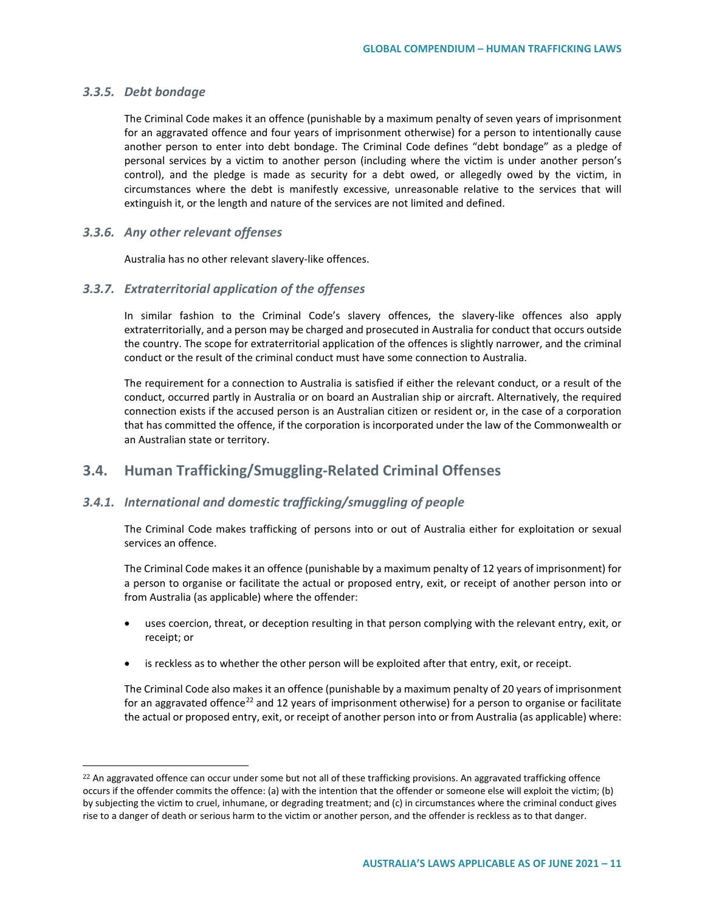### 3.3.5. Debt bondage

The Criminal Code makes it an offence (punishable by a maximum penalty of seven years of imprisonment for an aggravated offence and four years of imprisonment otherwise) for a person to intentionally cause another person to enter into debt bondage. The Criminal Code defines "debt bondage" as a pledge of personal services by a victim to another person (including where the victim is under another person's control), and the pledge is made as security for a debt owed, or allegedly owed by the victim, in circumstances where the debt is manifestly excessive, unreasonable relative to the services that will extinguish it, or the length and nature of the services are not limited and defined.

### 3.3.6. Any other relevant offenses

Australia has no other relevant slavery-like offences.

### 3.3.7. Extraterritorial application of the offenses

In similar fashion to the Criminal Code's slavery offences, the slavery-like offences also apply extraterritorially, and a person may be charged and prosecuted in Australia for conduct that occurs outside the country. The scope for extraterritorial application of the offences is slightly narrower, and the criminal conduct or the result of the criminal conduct must have some connection to Australia.

The requirement for a connection to Australia is satisfied if either the relevant conduct, or a result of the conduct, occurred partly in Australia or on board an Australian ship or aircraft. Alternatively, the required connection exists if the accused person is an Australian citizen or resident or, in the case of a corporation that has committed the offence, if the corporation is incorporated under the law of the Commonwealth or an Australian state or territory.

## 3.4. Human Trafficking/Smuggling-Related Criminal Offenses

### 3.4.1. International and domestic trafficking/smuggling of people

The Criminal Code makes trafficking of persons into or out of Australia either for exploitation or sexual services an offence.

The Criminal Code makes it an offence (punishable by a maximum penalty of 12 years of imprisonment) for a person to organise or facilitate the actual or proposed entry, exit, or receipt of another person into or from Australia (as applicable) where the offender:

- uses coercion, threat, or deception resulting in that person complying with the relevant entry, exit, or receipt; or
- is reckless as to whether the other person will be exploited after that entry, exit, or receipt.

The Criminal Code also makes it an offence (punishable by a maximum penalty of 20 years of imprisonment for an aggravated offence[22] and 12 years of imprisonment otherwise) for a person to organise or facilitate the actual or proposed entry, exit, or receipt of another person into or from Australia (as applicable) where:

[22] An aggravated offence can occur under some but not all of these trafficking provisions. An aggravated trafficking offence occurs if the offender commits the offence: (a) with the intention that the offender or someone else will exploit the victim; (b) by subjecting the victim to cruel, inhumane, or degrading treatment; and (c) in circumstances where the criminal conduct gives rise to a danger of death or serious harm to the victim or another person, and the offender is reckless as to that danger.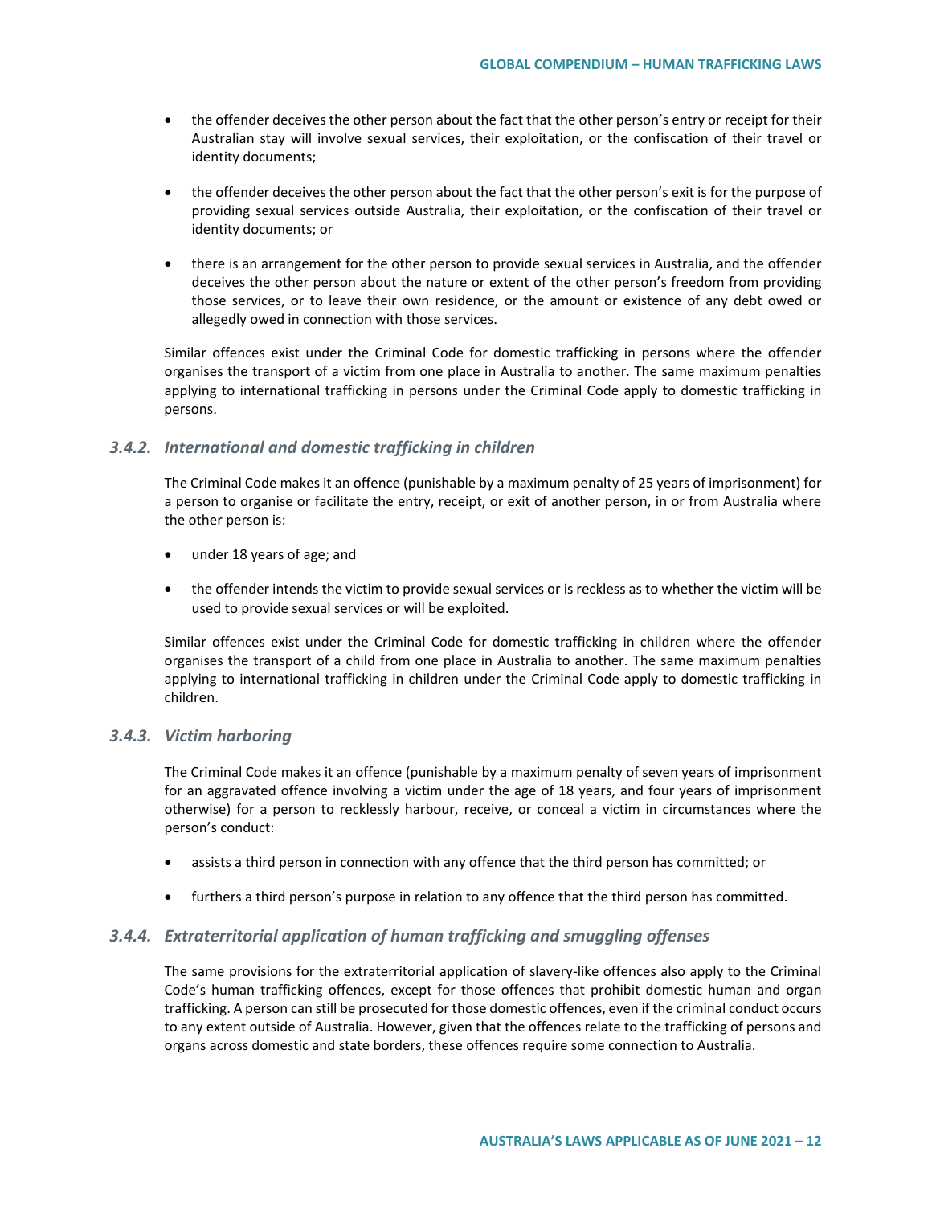- the offender deceives the other person about the fact that the other person's entry or receipt for their Australian stay will involve sexual services, their exploitation, or the confiscation of their travel or identity documents;

- the offender deceives the other person about the fact that the other person's exit is for the purpose of providing sexual services outside Australia, their exploitation, or the confiscation of their travel or identity documents; or

- there is an arrangement for the other person to provide sexual services in Australia, and the offender deceives the other person about the nature or extent of the other person's freedom from providing those services, or to leave their own residence, or the amount or existence of any debt owed or allegedly owed in connection with those services.

Similar offences exist under the Criminal Code for domestic trafficking in persons where the offender organises the transport of a victim from one place in Australia to another. The same maximum penalties applying to international trafficking in persons under the Criminal Code apply to domestic trafficking in persons.

### *3.4.2. International and domestic trafficking in children*

The Criminal Code makes it an offence (punishable by a maximum penalty of 25 years of imprisonment) for a person to organise or facilitate the entry, receipt, or exit of another person, in or from Australia where the other person is:

- under 18 years of age; and

- the offender intends the victim to provide sexual services or is reckless as to whether the victim will be used to provide sexual services or will be exploited.

Similar offences exist under the Criminal Code for domestic trafficking in children where the offender organises the transport of a child from one place in Australia to another. The same maximum penalties applying to international trafficking in children under the Criminal Code apply to domestic trafficking in children.

### *3.4.3. Victim harboring*

The Criminal Code makes it an offence (punishable by a maximum penalty of seven years of imprisonment for an aggravated offence involving a victim under the age of 18 years, and four years of imprisonment otherwise) for a person to recklessly harbour, receive, or conceal a victim in circumstances where the person's conduct:

- assists a third person in connection with any offence that the third person has committed; or

- furthers a third person's purpose in relation to any offence that the third person has committed.

### *3.4.4. Extraterritorial application of human trafficking and smuggling offenses*

The same provisions for the extraterritorial application of slavery-like offences also apply to the Criminal Code's human trafficking offences, except for those offences that prohibit domestic human and organ trafficking. A person can still be prosecuted for those domestic offences, even if the criminal conduct occurs to any extent outside of Australia. However, given that the offences relate to the trafficking of persons and organs across domestic and state borders, these offences require some connection to Australia.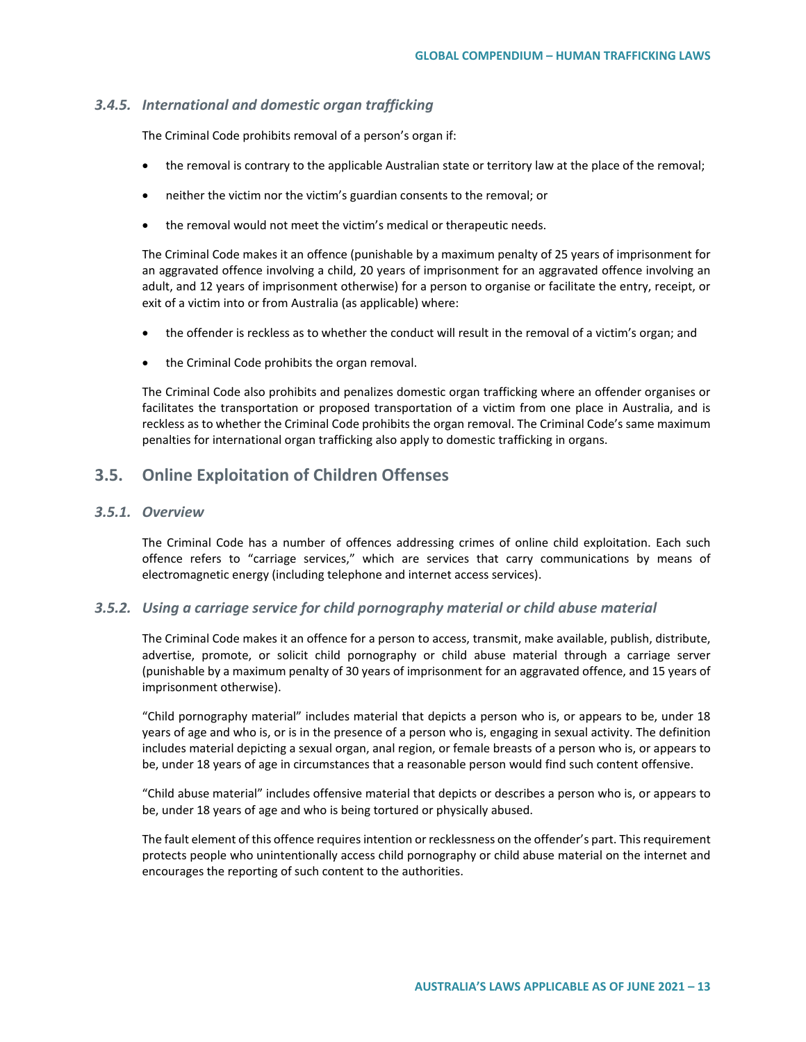### *3.4.5. International and domestic organ trafficking*

The Criminal Code prohibits removal of a person's organ if:

- the removal is contrary to the applicable Australian state or territory law at the place of the removal;
- neither the victim nor the victim's guardian consents to the removal; or
- the removal would not meet the victim's medical or therapeutic needs.

The Criminal Code makes it an offence (punishable by a maximum penalty of 25 years of imprisonment for an aggravated offence involving a child, 20 years of imprisonment for an aggravated offence involving an adult, and 12 years of imprisonment otherwise) for a person to organise or facilitate the entry, receipt, or exit of a victim into or from Australia (as applicable) where:

- the offender is reckless as to whether the conduct will result in the removal of a victim's organ; and
- the Criminal Code prohibits the organ removal.

The Criminal Code also prohibits and penalizes domestic organ trafficking where an offender organises or facilitates the transportation or proposed transportation of a victim from one place in Australia, and is reckless as to whether the Criminal Code prohibits the organ removal. The Criminal Code's same maximum penalties for international organ trafficking also apply to domestic trafficking in organs.

## 3.5. Online Exploitation of Children Offenses

### *3.5.1. Overview*

The Criminal Code has a number of offences addressing crimes of online child exploitation. Each such offence refers to "carriage services," which are services that carry communications by means of electromagnetic energy (including telephone and internet access services).

### *3.5.2. Using a carriage service for child pornography material or child abuse material*

The Criminal Code makes it an offence for a person to access, transmit, make available, publish, distribute, advertise, promote, or solicit child pornography or child abuse material through a carriage server (punishable by a maximum penalty of 30 years of imprisonment for an aggravated offence, and 15 years of imprisonment otherwise).

"Child pornography material" includes material that depicts a person who is, or appears to be, under 18 years of age and who is, or is in the presence of a person who is, engaging in sexual activity. The definition includes material depicting a sexual organ, anal region, or female breasts of a person who is, or appears to be, under 18 years of age in circumstances that a reasonable person would find such content offensive.

"Child abuse material" includes offensive material that depicts or describes a person who is, or appears to be, under 18 years of age and who is being tortured or physically abused.

The fault element of this offence requires intention or recklessness on the offender's part. This requirement protects people who unintentionally access child pornography or child abuse material on the internet and encourages the reporting of such content to the authorities.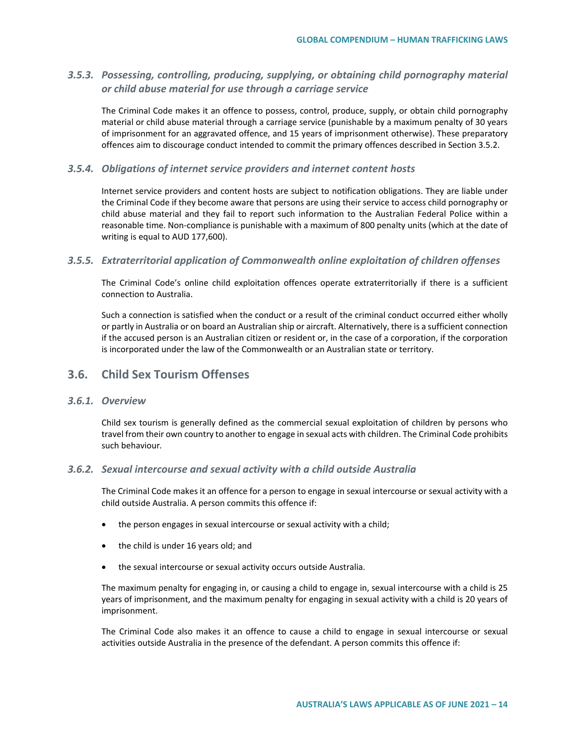### 3.5.3. *Possessing, controlling, producing, supplying, or obtaining child pornography material or child abuse material for use through a carriage service*

The Criminal Code makes it an offence to possess, control, produce, supply, or obtain child pornography material or child abuse material through a carriage service (punishable by a maximum penalty of 30 years of imprisonment for an aggravated offence, and 15 years of imprisonment otherwise). These preparatory offences aim to discourage conduct intended to commit the primary offences described in Section 3.5.2.

### 3.5.4. *Obligations of internet service providers and internet content hosts*

Internet service providers and content hosts are subject to notification obligations. They are liable under the Criminal Code if they become aware that persons are using their service to access child pornography or child abuse material and they fail to report such information to the Australian Federal Police within a reasonable time. Non-compliance is punishable with a maximum of 800 penalty units (which at the date of writing is equal to AUD 177,600).

### 3.5.5. *Extraterritorial application of Commonwealth online exploitation of children offenses*

The Criminal Code's online child exploitation offences operate extraterritorially if there is a sufficient connection to Australia.

Such a connection is satisfied when the conduct or a result of the criminal conduct occurred either wholly or partly in Australia or on board an Australian ship or aircraft. Alternatively, there is a sufficient connection if the accused person is an Australian citizen or resident or, in the case of a corporation, if the corporation is incorporated under the law of the Commonwealth or an Australian state or territory.

## 3.6. Child Sex Tourism Offenses

### 3.6.1. *Overview*

Child sex tourism is generally defined as the commercial sexual exploitation of children by persons who travel from their own country to another to engage in sexual acts with children. The Criminal Code prohibits such behaviour.

### 3.6.2. *Sexual intercourse and sexual activity with a child outside Australia*

The Criminal Code makes it an offence for a person to engage in sexual intercourse or sexual activity with a child outside Australia. A person commits this offence if:

- the person engages in sexual intercourse or sexual activity with a child;
- the child is under 16 years old; and
- the sexual intercourse or sexual activity occurs outside Australia.

The maximum penalty for engaging in, or causing a child to engage in, sexual intercourse with a child is 25 years of imprisonment, and the maximum penalty for engaging in sexual activity with a child is 20 years of imprisonment.

The Criminal Code also makes it an offence to cause a child to engage in sexual intercourse or sexual activities outside Australia in the presence of the defendant. A person commits this offence if: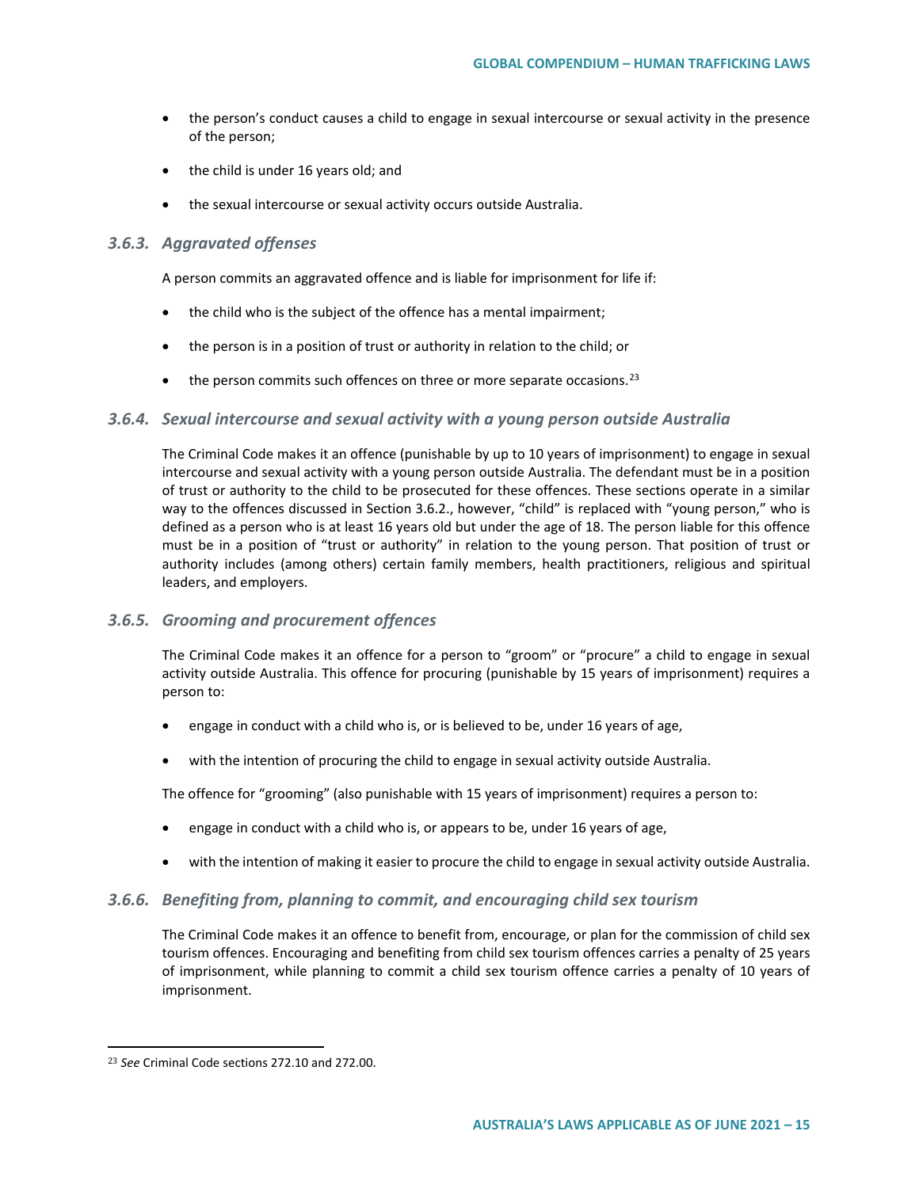- the person's conduct causes a child to engage in sexual intercourse or sexual activity in the presence of the person;
- the child is under 16 years old; and
- the sexual intercourse or sexual activity occurs outside Australia.

### *3.6.3. Aggravated offenses*

A person commits an aggravated offence and is liable for imprisonment for life if:

- the child who is the subject of the offence has a mental impairment;
- the person is in a position of trust or authority in relation to the child; or
- the person commits such offences on three or more separate occasions.[23]

### *3.6.4. Sexual intercourse and sexual activity with a young person outside Australia*

The Criminal Code makes it an offence (punishable by up to 10 years of imprisonment) to engage in sexual intercourse and sexual activity with a young person outside Australia. The defendant must be in a position of trust or authority to the child to be prosecuted for these offences. These sections operate in a similar way to the offences discussed in Section 3.6.2., however, "child" is replaced with "young person," who is defined as a person who is at least 16 years old but under the age of 18. The person liable for this offence must be in a position of "trust or authority" in relation to the young person. That position of trust or authority includes (among others) certain family members, health practitioners, religious and spiritual leaders, and employers.

### *3.6.5. Grooming and procurement offences*

The Criminal Code makes it an offence for a person to "groom" or "procure" a child to engage in sexual activity outside Australia. This offence for procuring (punishable by 15 years of imprisonment) requires a person to:

- engage in conduct with a child who is, or is believed to be, under 16 years of age,
- with the intention of procuring the child to engage in sexual activity outside Australia.

The offence for "grooming" (also punishable with 15 years of imprisonment) requires a person to:

- engage in conduct with a child who is, or appears to be, under 16 years of age,
- with the intention of making it easier to procure the child to engage in sexual activity outside Australia.

### *3.6.6. Benefiting from, planning to commit, and encouraging child sex tourism*

The Criminal Code makes it an offence to benefit from, encourage, or plan for the commission of child sex tourism offences. Encouraging and benefiting from child sex tourism offences carries a penalty of 25 years of imprisonment, while planning to commit a child sex tourism offence carries a penalty of 10 years of imprisonment.

[23] *See* Criminal Code sections 272.10 and 272.00.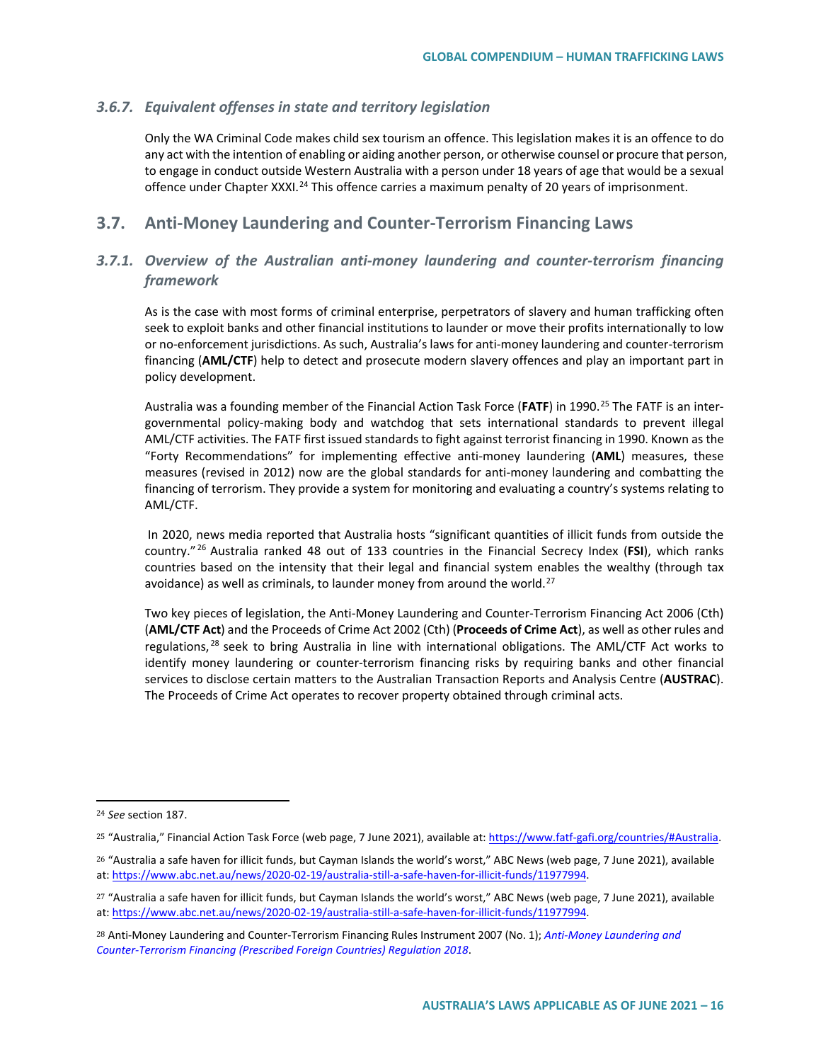### 3.6.7. *Equivalent offenses in state and territory legislation*

Only the WA Criminal Code makes child sex tourism an offence. This legislation makes it is an offence to do any act with the intention of enabling or aiding another person, or otherwise counsel or procure that person, to engage in conduct outside Western Australia with a person under 18 years of age that would be a sexual offence under Chapter XXXI.[24] This offence carries a maximum penalty of 20 years of imprisonment.

## 3.7. Anti-Money Laundering and Counter-Terrorism Financing Laws

### 3.7.1. *Overview of the Australian anti-money laundering and counter-terrorism financing framework*

As is the case with most forms of criminal enterprise, perpetrators of slavery and human trafficking often seek to exploit banks and other financial institutions to launder or move their profits internationally to low or no-enforcement jurisdictions. As such, Australia's laws for anti-money laundering and counter-terrorism financing (**AML/CTF**) help to detect and prosecute modern slavery offences and play an important part in policy development.

Australia was a founding member of the Financial Action Task Force (**FATF**) in 1990.[25] The FATF is an inter-governmental policy-making body and watchdog that sets international standards to prevent illegal AML/CTF activities. The FATF first issued standards to fight against terrorist financing in 1990. Known as the "Forty Recommendations" for implementing effective anti-money laundering (**AML**) measures, these measures (revised in 2012) now are the global standards for anti-money laundering and combatting the financing of terrorism. They provide a system for monitoring and evaluating a country's systems relating to AML/CTF.

In 2020, news media reported that Australia hosts "significant quantities of illicit funds from outside the country."[26] Australia ranked 48 out of 133 countries in the Financial Secrecy Index (**FSI**), which ranks countries based on the intensity that their legal and financial system enables the wealthy (through tax avoidance) as well as criminals, to launder money from around the world.[27]

Two key pieces of legislation, the Anti-Money Laundering and Counter-Terrorism Financing Act 2006 (Cth) (**AML/CTF Act**) and the Proceeds of Crime Act 2002 (Cth) (**Proceeds of Crime Act**), as well as other rules and regulations,[28] seek to bring Australia in line with international obligations. The AML/CTF Act works to identify money laundering or counter-terrorism financing risks by requiring banks and other financial services to disclose certain matters to the Australian Transaction Reports and Analysis Centre (**AUSTRAC**). The Proceeds of Crime Act operates to recover property obtained through criminal acts.

---

[24] *See* section 187.

[25] "Australia," Financial Action Task Force (web page, 7 June 2021), available at: https://www.fatf-gafi.org/countries/#Australia.

[26] "Australia a safe haven for illicit funds, but Cayman Islands the world's worst," ABC News (web page, 7 June 2021), available at: https://www.abc.net.au/news/2020-02-19/australia-still-a-safe-haven-for-illicit-funds/11977994.

[27] "Australia a safe haven for illicit funds, but Cayman Islands the world's worst," ABC News (web page, 7 June 2021), available at: https://www.abc.net.au/news/2020-02-19/australia-still-a-safe-haven-for-illicit-funds/11977994.

[28] Anti-Money Laundering and Counter-Terrorism Financing Rules Instrument 2007 (No. 1); *Anti-Money Laundering and Counter-Terrorism Financing (Prescribed Foreign Countries) Regulation 2018*.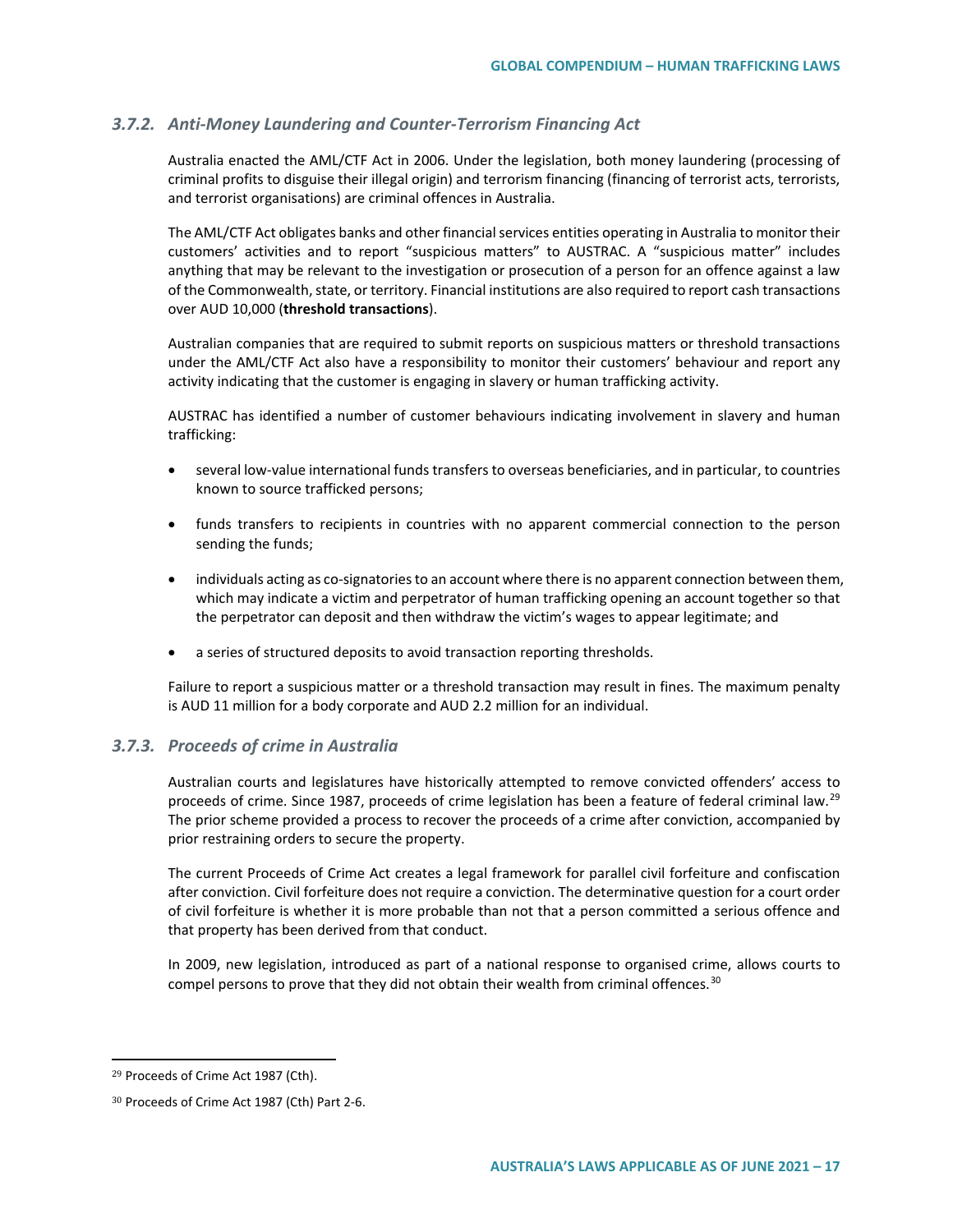### *3.7.2. Anti-Money Laundering and Counter-Terrorism Financing Act*

Australia enacted the AML/CTF Act in 2006. Under the legislation, both money laundering (processing of criminal profits to disguise their illegal origin) and terrorism financing (financing of terrorist acts, terrorists, and terrorist organisations) are criminal offences in Australia.

The AML/CTF Act obligates banks and other financial services entities operating in Australia to monitor their customers' activities and to report "suspicious matters" to AUSTRAC. A "suspicious matter" includes anything that may be relevant to the investigation or prosecution of a person for an offence against a law of the Commonwealth, state, or territory. Financial institutions are also required to report cash transactions over AUD 10,000 (**threshold transactions**).

Australian companies that are required to submit reports on suspicious matters or threshold transactions under the AML/CTF Act also have a responsibility to monitor their customers' behaviour and report any activity indicating that the customer is engaging in slavery or human trafficking activity.

AUSTRAC has identified a number of customer behaviours indicating involvement in slavery and human trafficking:

- several low-value international funds transfers to overseas beneficiaries, and in particular, to countries known to source trafficked persons;
- funds transfers to recipients in countries with no apparent commercial connection to the person sending the funds;
- individuals acting as co-signatories to an account where there is no apparent connection between them, which may indicate a victim and perpetrator of human trafficking opening an account together so that the perpetrator can deposit and then withdraw the victim's wages to appear legitimate; and
- a series of structured deposits to avoid transaction reporting thresholds.

Failure to report a suspicious matter or a threshold transaction may result in fines. The maximum penalty is AUD 11 million for a body corporate and AUD 2.2 million for an individual.

### *3.7.3. Proceeds of crime in Australia*

Australian courts and legislatures have historically attempted to remove convicted offenders' access to proceeds of crime. Since 1987, proceeds of crime legislation has been a feature of federal criminal law.[29] The prior scheme provided a process to recover the proceeds of a crime after conviction, accompanied by prior restraining orders to secure the property.

The current Proceeds of Crime Act creates a legal framework for parallel civil forfeiture and confiscation after conviction. Civil forfeiture does not require a conviction. The determinative question for a court order of civil forfeiture is whether it is more probable than not that a person committed a serious offence and that property has been derived from that conduct.

In 2009, new legislation, introduced as part of a national response to organised crime, allows courts to compel persons to prove that they did not obtain their wealth from criminal offences.[30]

---

[29] Proceeds of Crime Act 1987 (Cth).

[30] Proceeds of Crime Act 1987 (Cth) Part 2-6.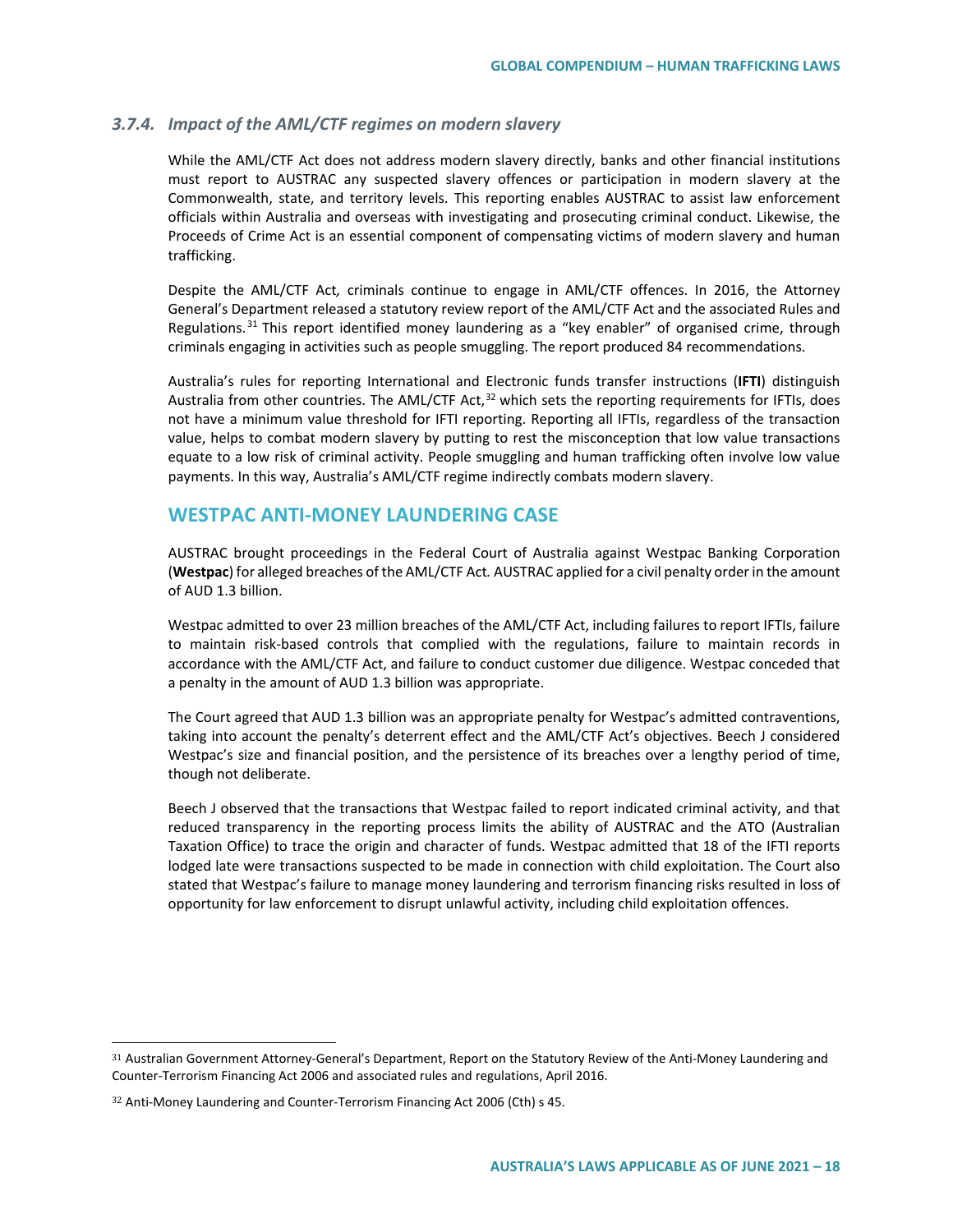### 3.7.4. *Impact of the AML/CTF regimes on modern slavery*

While the AML/CTF Act does not address modern slavery directly, banks and other financial institutions must report to AUSTRAC any suspected slavery offences or participation in modern slavery at the Commonwealth, state, and territory levels. This reporting enables AUSTRAC to assist law enforcement officials within Australia and overseas with investigating and prosecuting criminal conduct. Likewise, the Proceeds of Crime Act is an essential component of compensating victims of modern slavery and human trafficking.

Despite the AML/CTF Act*,* criminals continue to engage in AML/CTF offences. In 2016, the Attorney General's Department released a statutory review report of the AML/CTF Act and the associated Rules and Regulations.[31] This report identified money laundering as a "key enabler" of organised crime, through criminals engaging in activities such as people smuggling. The report produced 84 recommendations.

Australia's rules for reporting International and Electronic funds transfer instructions (**IFTI**) distinguish Australia from other countries. The AML/CTF Act,[32] which sets the reporting requirements for IFTIs, does not have a minimum value threshold for IFTI reporting. Reporting all IFTIs, regardless of the transaction value, helps to combat modern slavery by putting to rest the misconception that low value transactions equate to a low risk of criminal activity. People smuggling and human trafficking often involve low value payments. In this way, Australia's AML/CTF regime indirectly combats modern slavery.

## WESTPAC ANTI-MONEY LAUNDERING CASE

AUSTRAC brought proceedings in the Federal Court of Australia against Westpac Banking Corporation (**Westpac**) for alleged breaches of the AML/CTF Act*.* AUSTRAC applied for a civil penalty order in the amount of AUD 1.3 billion.

Westpac admitted to over 23 million breaches of the AML/CTF Act, including failures to report IFTIs, failure to maintain risk-based controls that complied with the regulations, failure to maintain records in accordance with the AML/CTF Act, and failure to conduct customer due diligence. Westpac conceded that a penalty in the amount of AUD 1.3 billion was appropriate.

The Court agreed that AUD 1.3 billion was an appropriate penalty for Westpac's admitted contraventions, taking into account the penalty's deterrent effect and the AML/CTF Act's objectives. Beech J considered Westpac's size and financial position, and the persistence of its breaches over a lengthy period of time, though not deliberate.

Beech J observed that the transactions that Westpac failed to report indicated criminal activity, and that reduced transparency in the reporting process limits the ability of AUSTRAC and the ATO (Australian Taxation Office) to trace the origin and character of funds. Westpac admitted that 18 of the IFTI reports lodged late were transactions suspected to be made in connection with child exploitation. The Court also stated that Westpac's failure to manage money laundering and terrorism financing risks resulted in loss of opportunity for law enforcement to disrupt unlawful activity, including child exploitation offences.

---

[31] Australian Government Attorney-General's Department, Report on the Statutory Review of the Anti-Money Laundering and Counter-Terrorism Financing Act 2006 and associated rules and regulations, April 2016.

[32] Anti-Money Laundering and Counter-Terrorism Financing Act 2006 (Cth) s 45.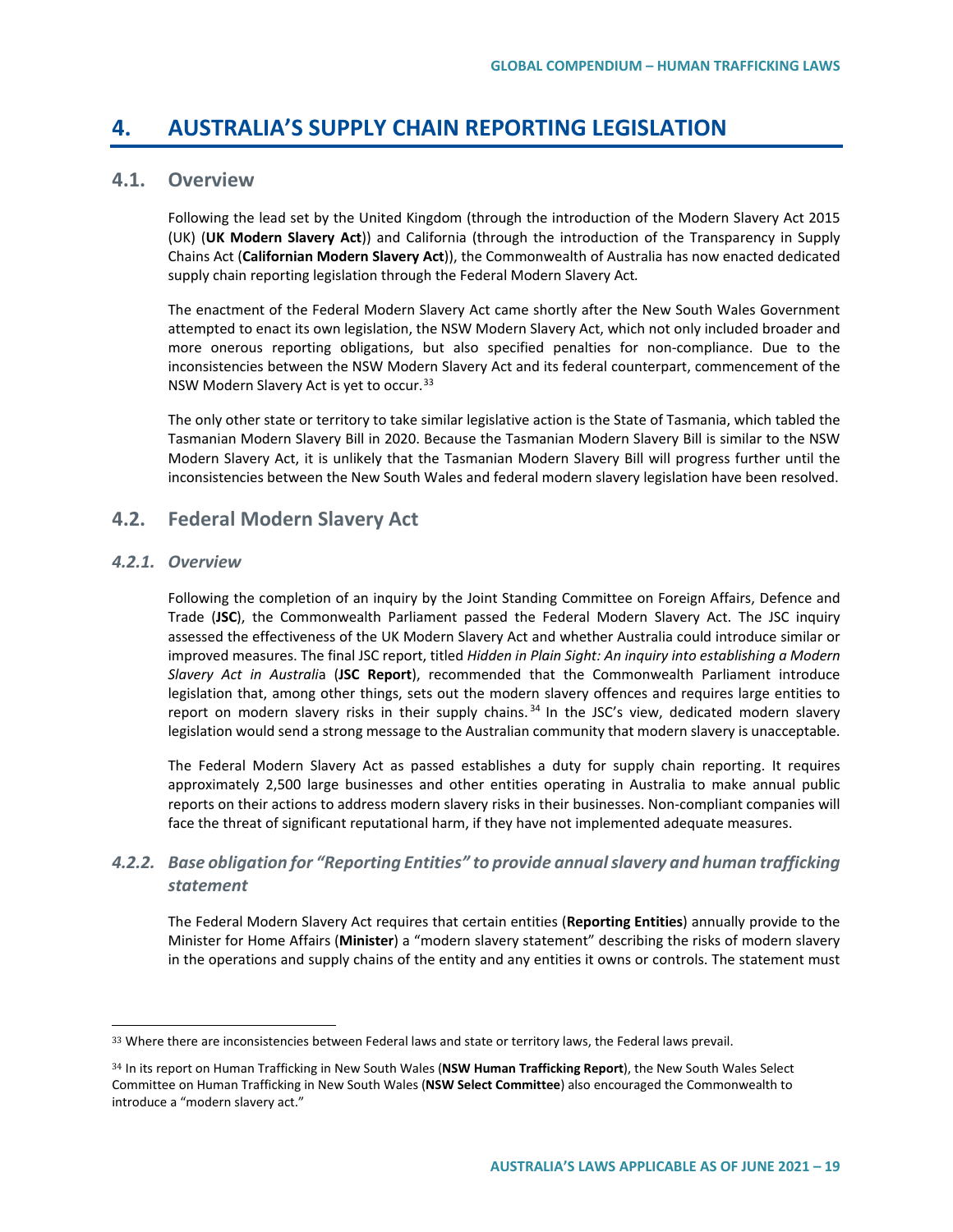# 4. AUSTRALIA'S SUPPLY CHAIN REPORTING LEGISLATION

## 4.1. Overview

Following the lead set by the United Kingdom (through the introduction of the Modern Slavery Act 2015 (UK) (**UK Modern Slavery Act**)) and California (through the introduction of the Transparency in Supply Chains Act (**Californian Modern Slavery Act**)), the Commonwealth of Australia has now enacted dedicated supply chain reporting legislation through the Federal Modern Slavery Act*.*

The enactment of the Federal Modern Slavery Act came shortly after the New South Wales Government attempted to enact its own legislation, the NSW Modern Slavery Act, which not only included broader and more onerous reporting obligations, but also specified penalties for non-compliance. Due to the inconsistencies between the NSW Modern Slavery Act and its federal counterpart, commencement of the NSW Modern Slavery Act is yet to occur.[33]

The only other state or territory to take similar legislative action is the State of Tasmania, which tabled the Tasmanian Modern Slavery Bill in 2020. Because the Tasmanian Modern Slavery Bill is similar to the NSW Modern Slavery Act, it is unlikely that the Tasmanian Modern Slavery Bill will progress further until the inconsistencies between the New South Wales and federal modern slavery legislation have been resolved.

## 4.2. Federal Modern Slavery Act

### *4.2.1. Overview*

Following the completion of an inquiry by the Joint Standing Committee on Foreign Affairs, Defence and Trade (**JSC**), the Commonwealth Parliament passed the Federal Modern Slavery Act. The JSC inquiry assessed the effectiveness of the UK Modern Slavery Act and whether Australia could introduce similar or improved measures. The final JSC report, titled *Hidden in Plain Sight: An inquiry into establishing a Modern Slavery Act in Australia* (**JSC Report**), recommended that the Commonwealth Parliament introduce legislation that, among other things, sets out the modern slavery offences and requires large entities to report on modern slavery risks in their supply chains.[34] In the JSC's view, dedicated modern slavery legislation would send a strong message to the Australian community that modern slavery is unacceptable.

The Federal Modern Slavery Act as passed establishes a duty for supply chain reporting. It requires approximately 2,500 large businesses and other entities operating in Australia to make annual public reports on their actions to address modern slavery risks in their businesses. Non-compliant companies will face the threat of significant reputational harm, if they have not implemented adequate measures.

### *4.2.2. Base obligation for "Reporting Entities" to provide annual slavery and human trafficking statement*

The Federal Modern Slavery Act requires that certain entities (**Reporting Entities**) annually provide to the Minister for Home Affairs (**Minister**) a "modern slavery statement" describing the risks of modern slavery in the operations and supply chains of the entity and any entities it owns or controls. The statement must

---

[33] Where there are inconsistencies between Federal laws and state or territory laws, the Federal laws prevail.

[34] In its report on Human Trafficking in New South Wales (**NSW Human Trafficking Report**), the New South Wales Select Committee on Human Trafficking in New South Wales (**NSW Select Committee**) also encouraged the Commonwealth to introduce a "modern slavery act."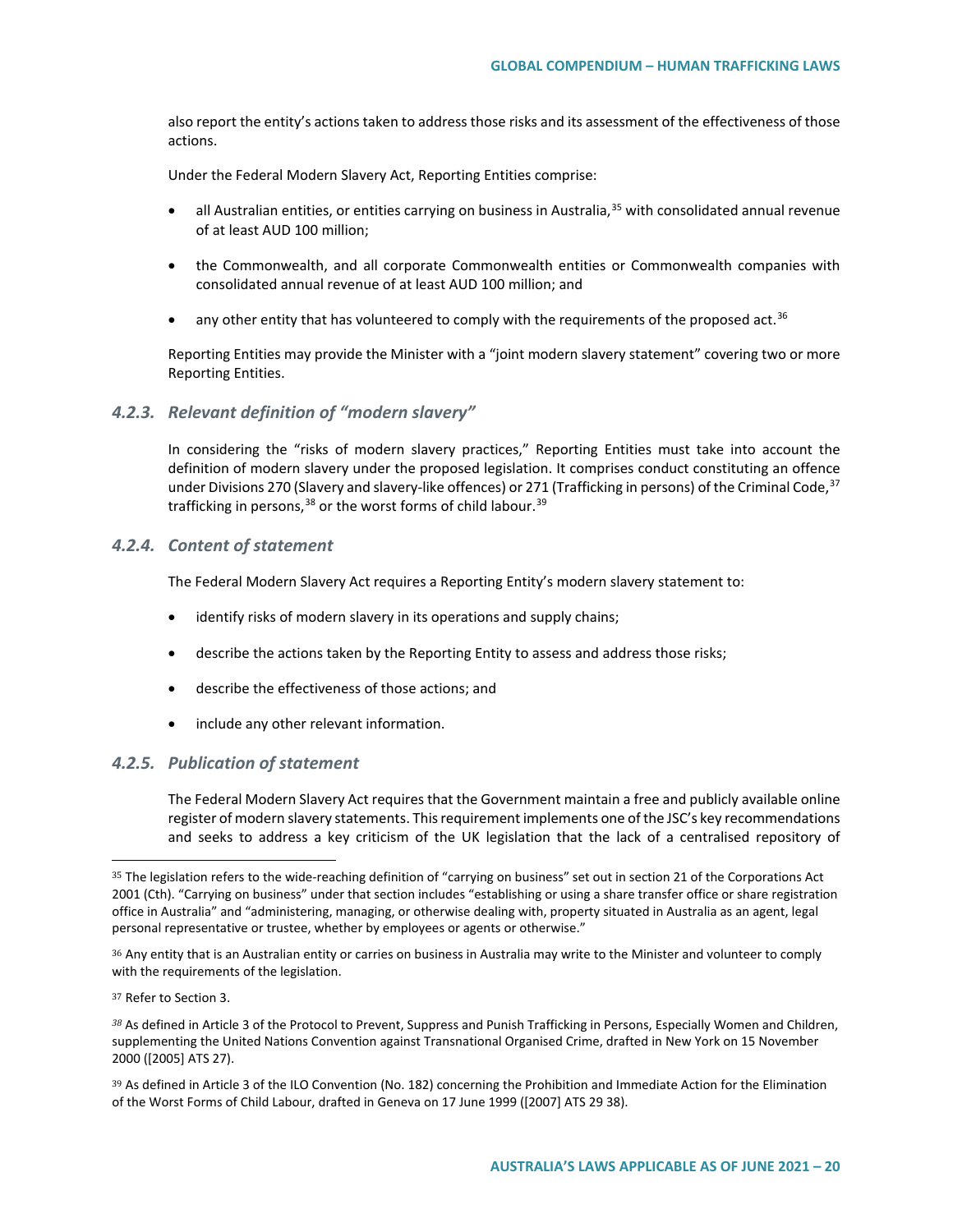also report the entity's actions taken to address those risks and its assessment of the effectiveness of those actions.

Under the Federal Modern Slavery Act, Reporting Entities comprise:

- all Australian entities, or entities carrying on business in Australia,[35] with consolidated annual revenue of at least AUD 100 million;
- the Commonwealth, and all corporate Commonwealth entities or Commonwealth companies with consolidated annual revenue of at least AUD 100 million; and
- any other entity that has volunteered to comply with the requirements of the proposed act.[36]

Reporting Entities may provide the Minister with a "joint modern slavery statement" covering two or more Reporting Entities.

### 4.2.3. *Relevant definition of "modern slavery"*

In considering the "risks of modern slavery practices," Reporting Entities must take into account the definition of modern slavery under the proposed legislation. It comprises conduct constituting an offence under Divisions 270 (Slavery and slavery-like offences) or 271 (Trafficking in persons) of the Criminal Code,[37] trafficking in persons,[38] or the worst forms of child labour.[39]

### 4.2.4. *Content of statement*

The Federal Modern Slavery Act requires a Reporting Entity's modern slavery statement to:

- identify risks of modern slavery in its operations and supply chains;
- describe the actions taken by the Reporting Entity to assess and address those risks;
- describe the effectiveness of those actions; and
- include any other relevant information.

### 4.2.5. *Publication of statement*

The Federal Modern Slavery Act requires that the Government maintain a free and publicly available online register of modern slavery statements. This requirement implements one of the JSC's key recommendations and seeks to address a key criticism of the UK legislation that the lack of a centralised repository of

---

[35] The legislation refers to the wide-reaching definition of "carrying on business" set out in section 21 of the Corporations Act 2001 (Cth). "Carrying on business" under that section includes "establishing or using a share transfer office or share registration office in Australia" and "administering, managing, or otherwise dealing with, property situated in Australia as an agent, legal personal representative or trustee, whether by employees or agents or otherwise."

[36] Any entity that is an Australian entity or carries on business in Australia may write to the Minister and volunteer to comply with the requirements of the legislation.

[37] Refer to Section 3.

[38] As defined in Article 3 of the Protocol to Prevent, Suppress and Punish Trafficking in Persons, Especially Women and Children, supplementing the United Nations Convention against Transnational Organised Crime, drafted in New York on 15 November 2000 ([2005] ATS 27).

[39] As defined in Article 3 of the ILO Convention (No. 182) concerning the Prohibition and Immediate Action for the Elimination of the Worst Forms of Child Labour, drafted in Geneva on 17 June 1999 ([2007] ATS 29 38).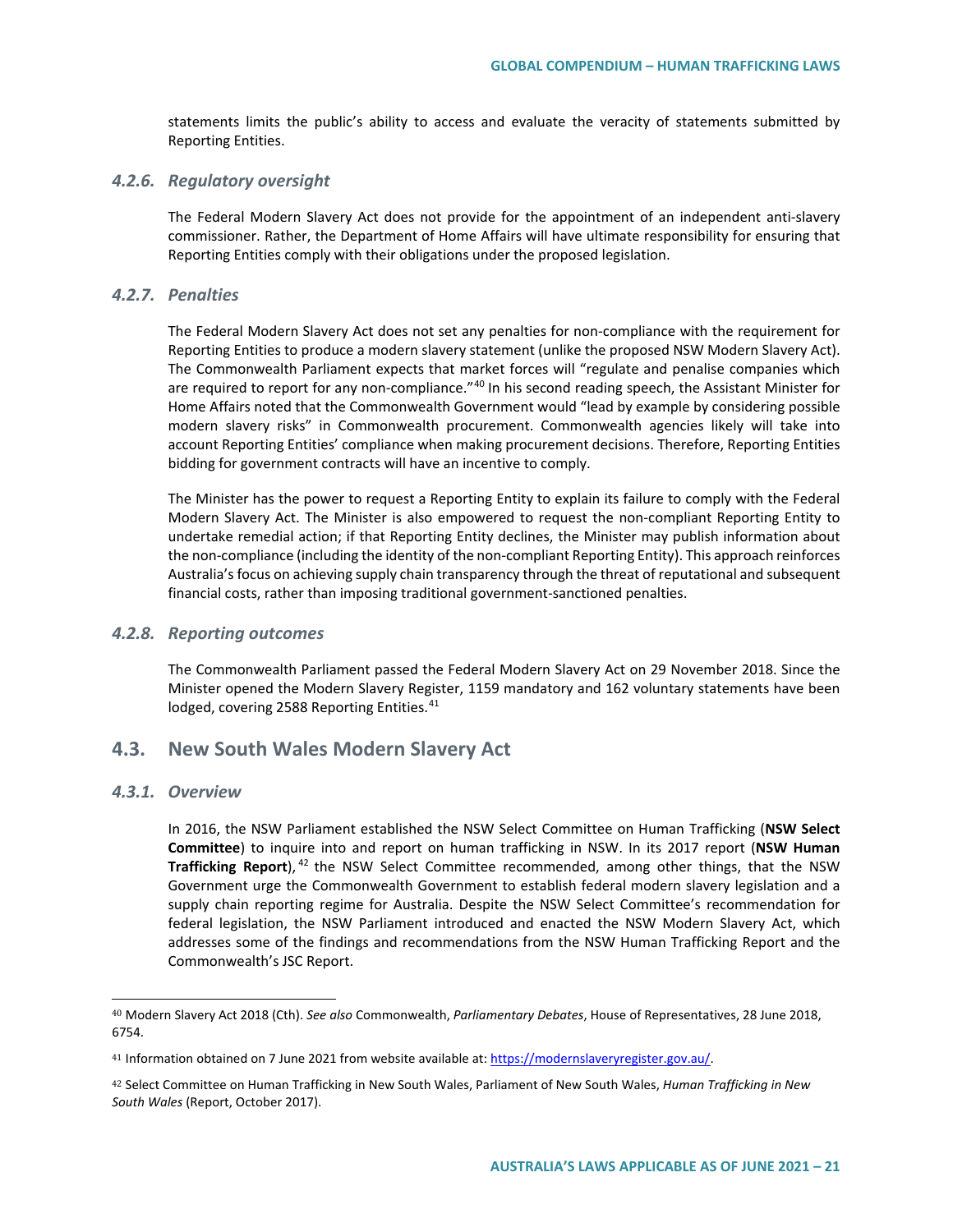statements limits the public's ability to access and evaluate the veracity of statements submitted by Reporting Entities.

### *4.2.6. Regulatory oversight*

The Federal Modern Slavery Act does not provide for the appointment of an independent anti-slavery commissioner. Rather, the Department of Home Affairs will have ultimate responsibility for ensuring that Reporting Entities comply with their obligations under the proposed legislation.

### *4.2.7. Penalties*

The Federal Modern Slavery Act does not set any penalties for non-compliance with the requirement for Reporting Entities to produce a modern slavery statement (unlike the proposed NSW Modern Slavery Act). The Commonwealth Parliament expects that market forces will "regulate and penalise companies which are required to report for any non-compliance."[40] In his second reading speech, the Assistant Minister for Home Affairs noted that the Commonwealth Government would "lead by example by considering possible modern slavery risks" in Commonwealth procurement. Commonwealth agencies likely will take into account Reporting Entities' compliance when making procurement decisions. Therefore, Reporting Entities bidding for government contracts will have an incentive to comply.

The Minister has the power to request a Reporting Entity to explain its failure to comply with the Federal Modern Slavery Act. The Minister is also empowered to request the non-compliant Reporting Entity to undertake remedial action; if that Reporting Entity declines, the Minister may publish information about the non-compliance (including the identity of the non-compliant Reporting Entity). This approach reinforces Australia's focus on achieving supply chain transparency through the threat of reputational and subsequent financial costs, rather than imposing traditional government-sanctioned penalties.

### *4.2.8. Reporting outcomes*

The Commonwealth Parliament passed the Federal Modern Slavery Act on 29 November 2018. Since the Minister opened the Modern Slavery Register, 1159 mandatory and 162 voluntary statements have been lodged, covering 2588 Reporting Entities.[41]

## 4.3. New South Wales Modern Slavery Act

### *4.3.1. Overview*

In 2016, the NSW Parliament established the NSW Select Committee on Human Trafficking (**NSW Select Committee**) to inquire into and report on human trafficking in NSW. In its 2017 report (**NSW Human Trafficking Report**),[42] the NSW Select Committee recommended, among other things, that the NSW Government urge the Commonwealth Government to establish federal modern slavery legislation and a supply chain reporting regime for Australia. Despite the NSW Select Committee's recommendation for federal legislation, the NSW Parliament introduced and enacted the NSW Modern Slavery Act, which addresses some of the findings and recommendations from the NSW Human Trafficking Report and the Commonwealth's JSC Report.

---

[40] Modern Slavery Act 2018 (Cth). *See also* Commonwealth, *Parliamentary Debates*, House of Representatives, 28 June 2018, 6754.

[41] Information obtained on 7 June 2021 from website available at: https://modernslaveryregister.gov.au/.

[42] Select Committee on Human Trafficking in New South Wales, Parliament of New South Wales, *Human Trafficking in New South Wales* (Report, October 2017).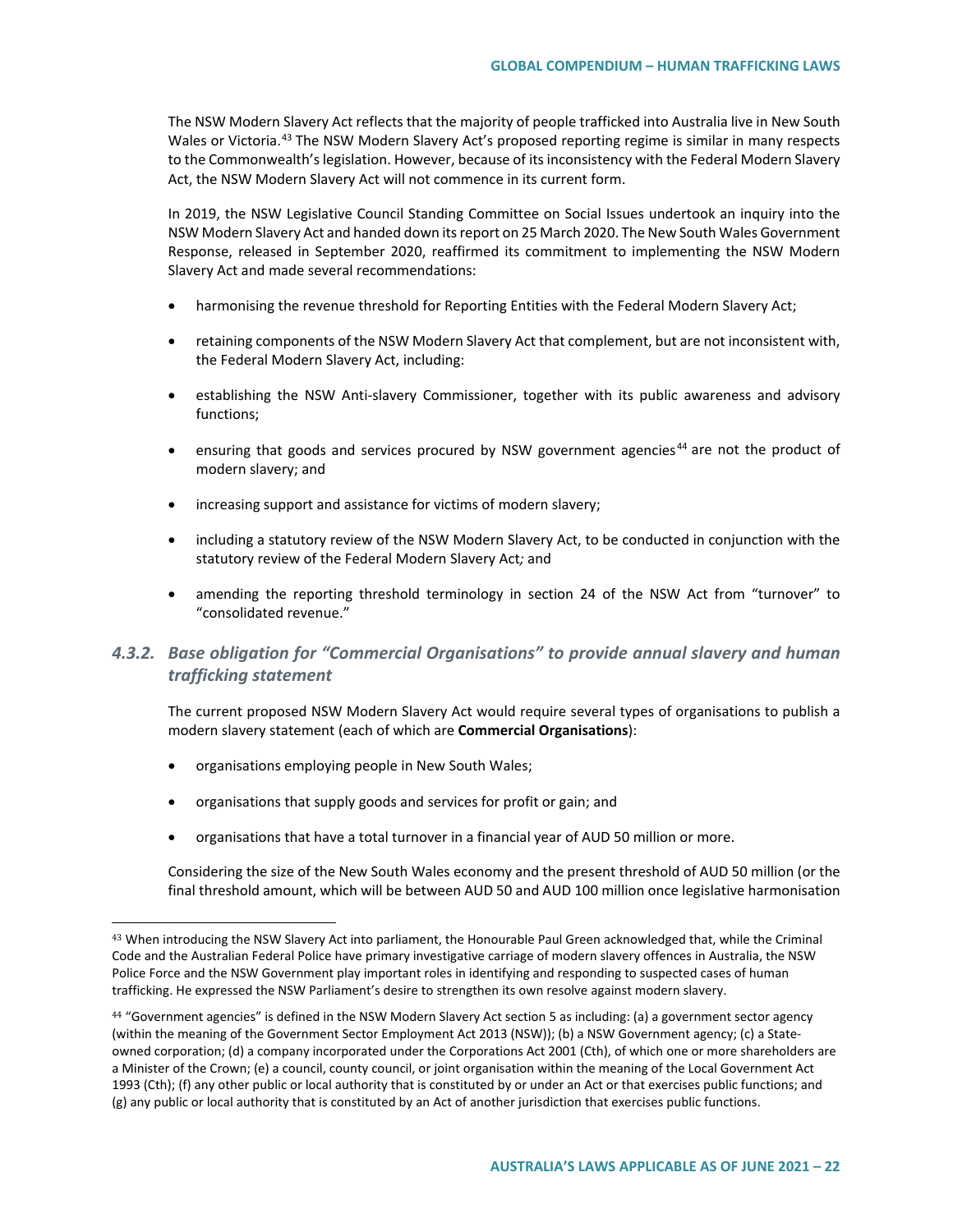The NSW Modern Slavery Act reflects that the majority of people trafficked into Australia live in New South Wales or Victoria.[43] The NSW Modern Slavery Act's proposed reporting regime is similar in many respects to the Commonwealth's legislation. However, because of its inconsistency with the Federal Modern Slavery Act, the NSW Modern Slavery Act will not commence in its current form.

In 2019, the NSW Legislative Council Standing Committee on Social Issues undertook an inquiry into the NSW Modern Slavery Act and handed down its report on 25 March 2020. The New South Wales Government Response, released in September 2020, reaffirmed its commitment to implementing the NSW Modern Slavery Act and made several recommendations:

- harmonising the revenue threshold for Reporting Entities with the Federal Modern Slavery Act;
- retaining components of the NSW Modern Slavery Act that complement, but are not inconsistent with, the Federal Modern Slavery Act, including:
- establishing the NSW Anti-slavery Commissioner, together with its public awareness and advisory functions;
- ensuring that goods and services procured by NSW government agencies[44] are not the product of modern slavery; and
- increasing support and assistance for victims of modern slavery;
- including a statutory review of the NSW Modern Slavery Act, to be conducted in conjunction with the statutory review of the Federal Modern Slavery Act*;* and
- amending the reporting threshold terminology in section 24 of the NSW Act from "turnover" to "consolidated revenue."

### *4.3.2. Base obligation for "Commercial Organisations" to provide annual slavery and human trafficking statement*

The current proposed NSW Modern Slavery Act would require several types of organisations to publish a modern slavery statement (each of which are **Commercial Organisations**):

- organisations employing people in New South Wales;
- organisations that supply goods and services for profit or gain; and
- organisations that have a total turnover in a financial year of AUD 50 million or more.

Considering the size of the New South Wales economy and the present threshold of AUD 50 million (or the final threshold amount, which will be between AUD 50 and AUD 100 million once legislative harmonisation

---

[43] When introducing the NSW Slavery Act into parliament, the Honourable Paul Green acknowledged that, while the Criminal Code and the Australian Federal Police have primary investigative carriage of modern slavery offences in Australia, the NSW Police Force and the NSW Government play important roles in identifying and responding to suspected cases of human trafficking. He expressed the NSW Parliament's desire to strengthen its own resolve against modern slavery.

[44] "Government agencies" is defined in the NSW Modern Slavery Act section 5 as including: (a) a government sector agency (within the meaning of the Government Sector Employment Act 2013 (NSW)); (b) a NSW Government agency; (c) a State-owned corporation; (d) a company incorporated under the Corporations Act 2001 (Cth), of which one or more shareholders are a Minister of the Crown; (e) a council, county council, or joint organisation within the meaning of the Local Government Act 1993 (Cth); (f) any other public or local authority that is constituted by or under an Act or that exercises public functions; and (g) any public or local authority that is constituted by an Act of another jurisdiction that exercises public functions.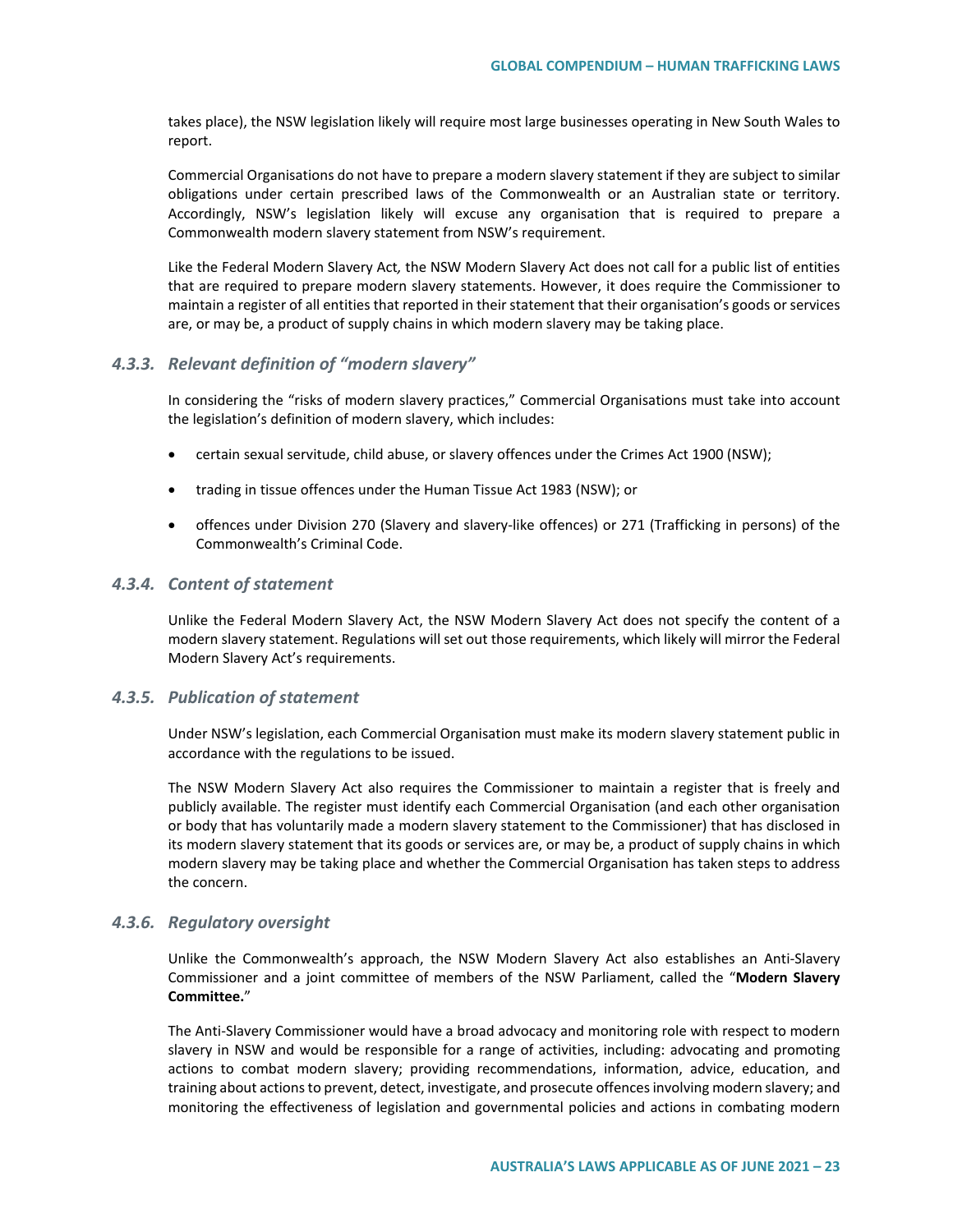takes place), the NSW legislation likely will require most large businesses operating in New South Wales to report.

Commercial Organisations do not have to prepare a modern slavery statement if they are subject to similar obligations under certain prescribed laws of the Commonwealth or an Australian state or territory. Accordingly, NSW's legislation likely will excuse any organisation that is required to prepare a Commonwealth modern slavery statement from NSW's requirement.

Like the Federal Modern Slavery Act*,* the NSW Modern Slavery Act does not call for a public list of entities that are required to prepare modern slavery statements. However, it does require the Commissioner to maintain a register of all entities that reported in their statement that their organisation's goods or services are, or may be, a product of supply chains in which modern slavery may be taking place.

### *4.3.3. Relevant definition of "modern slavery"*

In considering the "risks of modern slavery practices," Commercial Organisations must take into account the legislation's definition of modern slavery, which includes:

- certain sexual servitude, child abuse, or slavery offences under the Crimes Act 1900 (NSW);
- trading in tissue offences under the Human Tissue Act 1983 (NSW); or
- offences under Division 270 (Slavery and slavery-like offences) or 271 (Trafficking in persons) of the Commonwealth's Criminal Code.

### *4.3.4. Content of statement*

Unlike the Federal Modern Slavery Act, the NSW Modern Slavery Act does not specify the content of a modern slavery statement. Regulations will set out those requirements, which likely will mirror the Federal Modern Slavery Act's requirements.

### *4.3.5. Publication of statement*

Under NSW's legislation, each Commercial Organisation must make its modern slavery statement public in accordance with the regulations to be issued.

The NSW Modern Slavery Act also requires the Commissioner to maintain a register that is freely and publicly available. The register must identify each Commercial Organisation (and each other organisation or body that has voluntarily made a modern slavery statement to the Commissioner) that has disclosed in its modern slavery statement that its goods or services are, or may be, a product of supply chains in which modern slavery may be taking place and whether the Commercial Organisation has taken steps to address the concern.

### *4.3.6. Regulatory oversight*

Unlike the Commonwealth's approach, the NSW Modern Slavery Act also establishes an Anti-Slavery Commissioner and a joint committee of members of the NSW Parliament, called the "**Modern Slavery Committee.**"

The Anti-Slavery Commissioner would have a broad advocacy and monitoring role with respect to modern slavery in NSW and would be responsible for a range of activities, including: advocating and promoting actions to combat modern slavery; providing recommendations, information, advice, education, and training about actions to prevent, detect, investigate, and prosecute offences involving modern slavery; and monitoring the effectiveness of legislation and governmental policies and actions in combating modern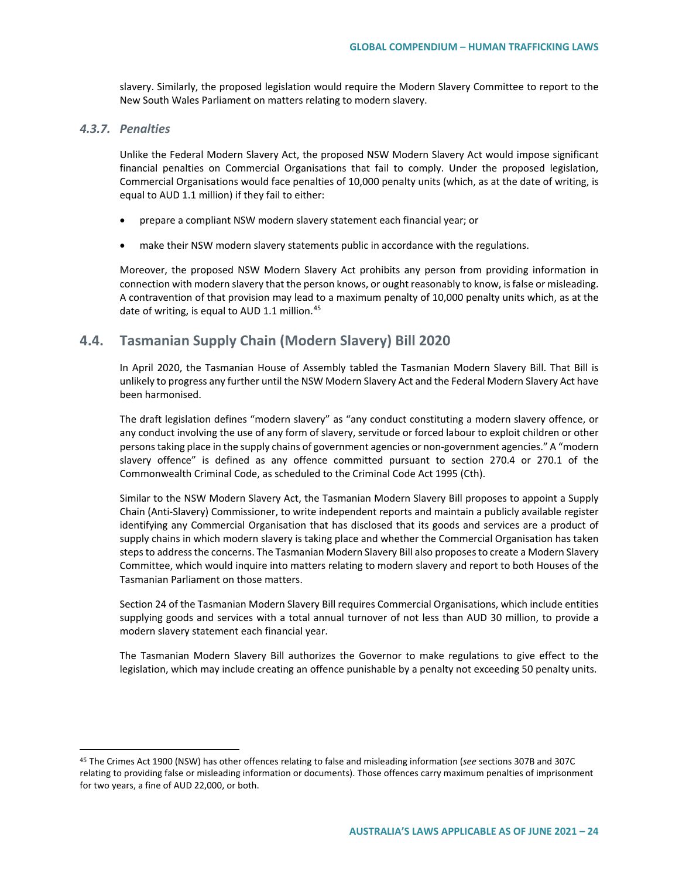slavery. Similarly, the proposed legislation would require the Modern Slavery Committee to report to the New South Wales Parliament on matters relating to modern slavery.

#### *4.3.7. Penalties*

Unlike the Federal Modern Slavery Act, the proposed NSW Modern Slavery Act would impose significant financial penalties on Commercial Organisations that fail to comply. Under the proposed legislation, Commercial Organisations would face penalties of 10,000 penalty units (which, as at the date of writing, is equal to AUD 1.1 million) if they fail to either:

- prepare a compliant NSW modern slavery statement each financial year; or
- make their NSW modern slavery statements public in accordance with the regulations.

Moreover, the proposed NSW Modern Slavery Act prohibits any person from providing information in connection with modern slavery that the person knows, or ought reasonably to know, is false or misleading. A contravention of that provision may lead to a maximum penalty of 10,000 penalty units which, as at the date of writing, is equal to AUD 1.1 million.[45]

## 4.4. Tasmanian Supply Chain (Modern Slavery) Bill 2020

In April 2020, the Tasmanian House of Assembly tabled the Tasmanian Modern Slavery Bill. That Bill is unlikely to progress any further until the NSW Modern Slavery Act and the Federal Modern Slavery Act have been harmonised.

The draft legislation defines "modern slavery" as "any conduct constituting a modern slavery offence, or any conduct involving the use of any form of slavery, servitude or forced labour to exploit children or other persons taking place in the supply chains of government agencies or non-government agencies." A "modern slavery offence" is defined as any offence committed pursuant to section 270.4 or 270.1 of the Commonwealth Criminal Code, as scheduled to the Criminal Code Act 1995 (Cth).

Similar to the NSW Modern Slavery Act, the Tasmanian Modern Slavery Bill proposes to appoint a Supply Chain (Anti-Slavery) Commissioner, to write independent reports and maintain a publicly available register identifying any Commercial Organisation that has disclosed that its goods and services are a product of supply chains in which modern slavery is taking place and whether the Commercial Organisation has taken steps to address the concerns. The Tasmanian Modern Slavery Bill also proposes to create a Modern Slavery Committee, which would inquire into matters relating to modern slavery and report to both Houses of the Tasmanian Parliament on those matters.

Section 24 of the Tasmanian Modern Slavery Bill requires Commercial Organisations, which include entities supplying goods and services with a total annual turnover of not less than AUD 30 million, to provide a modern slavery statement each financial year.

The Tasmanian Modern Slavery Bill authorizes the Governor to make regulations to give effect to the legislation, which may include creating an offence punishable by a penalty not exceeding 50 penalty units.

---

[45] The Crimes Act 1900 (NSW) has other offences relating to false and misleading information (*see* sections 307B and 307C relating to providing false or misleading information or documents). Those offences carry maximum penalties of imprisonment for two years, a fine of AUD 22,000, or both.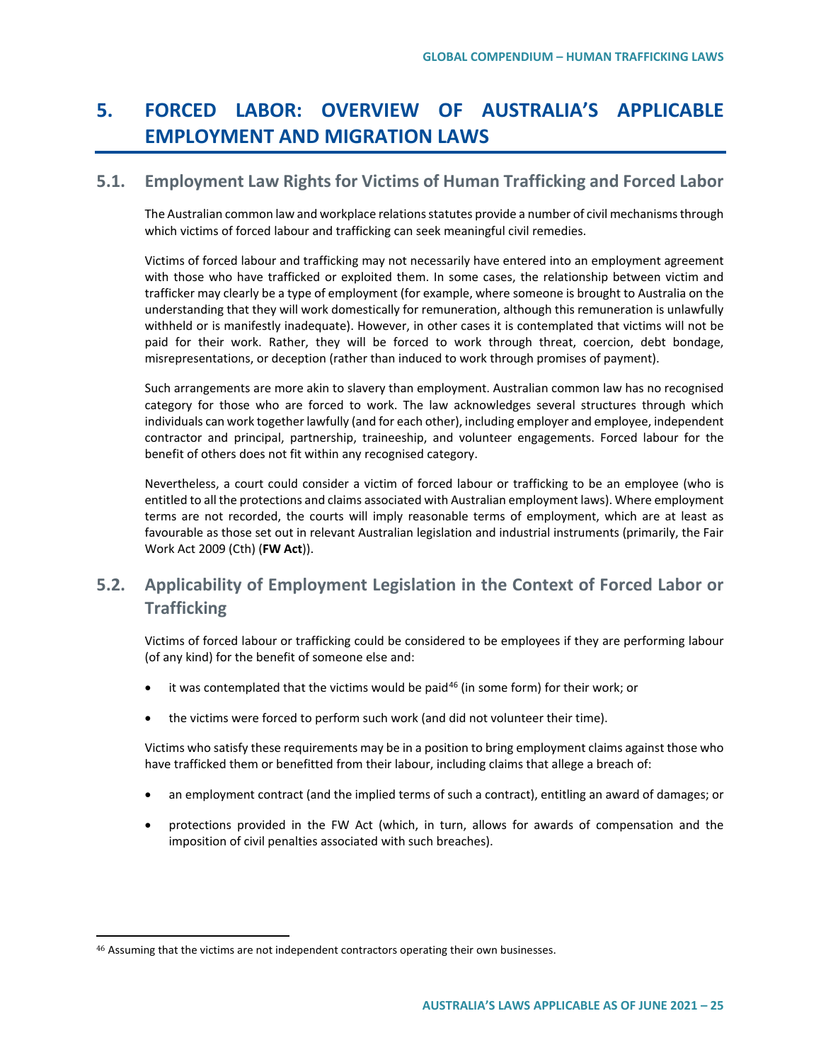# 5. FORCED LABOR: OVERVIEW OF AUSTRALIA'S APPLICABLE EMPLOYMENT AND MIGRATION LAWS

## 5.1. Employment Law Rights for Victims of Human Trafficking and Forced Labor

The Australian common law and workplace relations statutes provide a number of civil mechanisms through which victims of forced labour and trafficking can seek meaningful civil remedies.

Victims of forced labour and trafficking may not necessarily have entered into an employment agreement with those who have trafficked or exploited them. In some cases, the relationship between victim and trafficker may clearly be a type of employment (for example, where someone is brought to Australia on the understanding that they will work domestically for remuneration, although this remuneration is unlawfully withheld or is manifestly inadequate). However, in other cases it is contemplated that victims will not be paid for their work. Rather, they will be forced to work through threat, coercion, debt bondage, misrepresentations, or deception (rather than induced to work through promises of payment).

Such arrangements are more akin to slavery than employment. Australian common law has no recognised category for those who are forced to work. The law acknowledges several structures through which individuals can work together lawfully (and for each other), including employer and employee, independent contractor and principal, partnership, traineeship, and volunteer engagements. Forced labour for the benefit of others does not fit within any recognised category.

Nevertheless, a court could consider a victim of forced labour or trafficking to be an employee (who is entitled to all the protections and claims associated with Australian employment laws). Where employment terms are not recorded, the courts will imply reasonable terms of employment, which are at least as favourable as those set out in relevant Australian legislation and industrial instruments (primarily, the Fair Work Act 2009 (Cth) (**FW Act**)).

## 5.2. Applicability of Employment Legislation in the Context of Forced Labor or Trafficking

Victims of forced labour or trafficking could be considered to be employees if they are performing labour (of any kind) for the benefit of someone else and:

- it was contemplated that the victims would be paid[46] (in some form) for their work; or
- the victims were forced to perform such work (and did not volunteer their time).

Victims who satisfy these requirements may be in a position to bring employment claims against those who have trafficked them or benefitted from their labour, including claims that allege a breach of:

- an employment contract (and the implied terms of such a contract), entitling an award of damages; or
- protections provided in the FW Act (which, in turn, allows for awards of compensation and the imposition of civil penalties associated with such breaches).

---

[46] Assuming that the victims are not independent contractors operating their own businesses.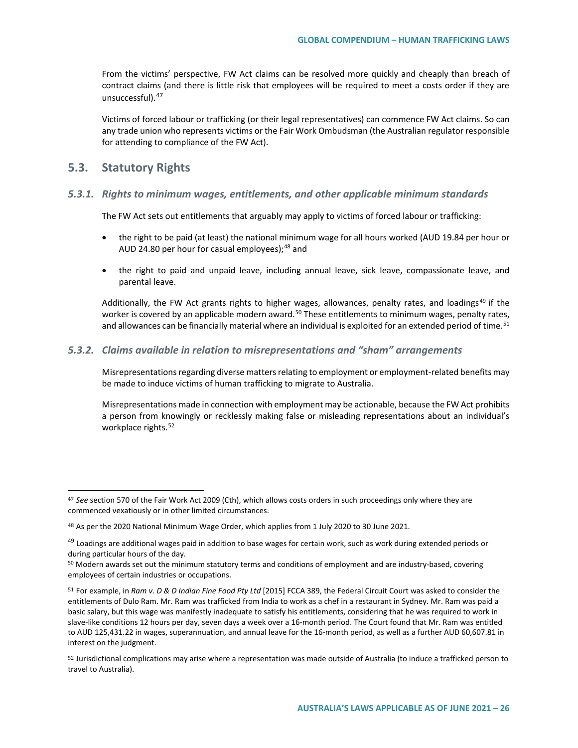From the victims' perspective, FW Act claims can be resolved more quickly and cheaply than breach of contract claims (and there is little risk that employees will be required to meet a costs order if they are unsuccessful).[47]

Victims of forced labour or trafficking (or their legal representatives) can commence FW Act claims. So can any trade union who represents victims or the Fair Work Ombudsman (the Australian regulator responsible for attending to compliance of the FW Act).

## 5.3. Statutory Rights

### *5.3.1. Rights to minimum wages, entitlements, and other applicable minimum standards*

The FW Act sets out entitlements that arguably may apply to victims of forced labour or trafficking:

- the right to be paid (at least) the national minimum wage for all hours worked (AUD 19.84 per hour or AUD 24.80 per hour for casual employees);[48] and
- the right to paid and unpaid leave, including annual leave, sick leave, compassionate leave, and parental leave.

Additionally, the FW Act grants rights to higher wages, allowances, penalty rates, and loadings[49] if the worker is covered by an applicable modern award.[50] These entitlements to minimum wages, penalty rates, and allowances can be financially material where an individual is exploited for an extended period of time.[51]

### *5.3.2. Claims available in relation to misrepresentations and "sham" arrangements*

Misrepresentations regarding diverse matters relating to employment or employment-related benefits may be made to induce victims of human trafficking to migrate to Australia.

Misrepresentations made in connection with employment may be actionable, because the FW Act prohibits a person from knowingly or recklessly making false or misleading representations about an individual's workplace rights.[52]

---

[47] *See* section 570 of the Fair Work Act 2009 (Cth), which allows costs orders in such proceedings only where they are commenced vexatiously or in other limited circumstances.

[48] As per the 2020 National Minimum Wage Order, which applies from 1 July 2020 to 30 June 2021.

[49] Loadings are additional wages paid in addition to base wages for certain work, such as work during extended periods or during particular hours of the day.

[50] Modern awards set out the minimum statutory terms and conditions of employment and are industry-based, covering employees of certain industries or occupations.

[51] For example, in *Ram v. D & D Indian Fine Food Pty Ltd* [2015] FCCA 389, the Federal Circuit Court was asked to consider the entitlements of Dulo Ram. Mr. Ram was trafficked from India to work as a chef in a restaurant in Sydney. Mr. Ram was paid a basic salary, but this wage was manifestly inadequate to satisfy his entitlements, considering that he was required to work in slave-like conditions 12 hours per day, seven days a week over a 16-month period. The Court found that Mr. Ram was entitled to AUD 125,431.22 in wages, superannuation, and annual leave for the 16-month period, as well as a further AUD 60,607.81 in interest on the judgment.

[52] Jurisdictional complications may arise where a representation was made outside of Australia (to induce a trafficked person to travel to Australia).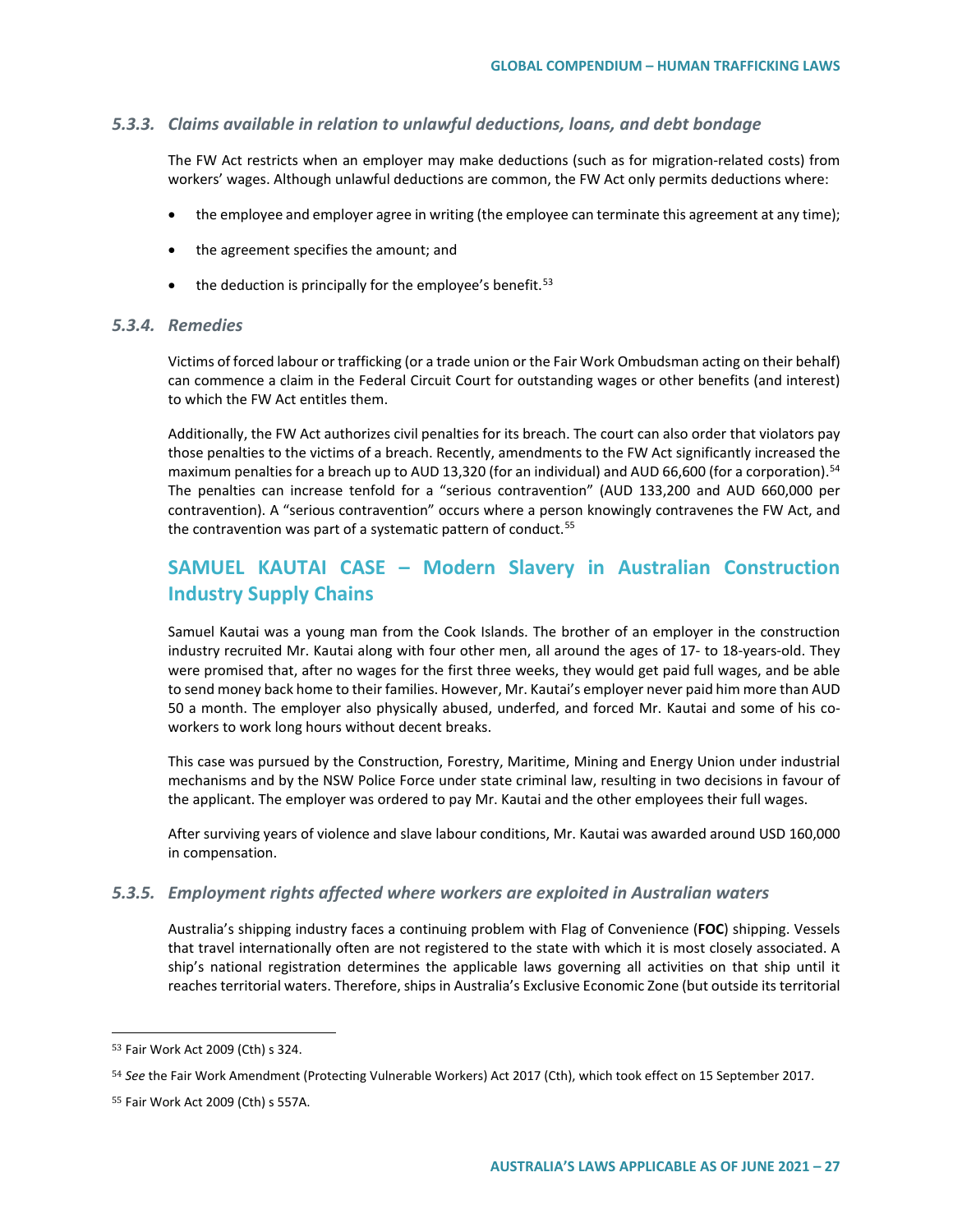### 5.3.3. *Claims available in relation to unlawful deductions, loans, and debt bondage*

The FW Act restricts when an employer may make deductions (such as for migration-related costs) from workers' wages. Although unlawful deductions are common, the FW Act only permits deductions where:

- the employee and employer agree in writing (the employee can terminate this agreement at any time);
- the agreement specifies the amount; and
- the deduction is principally for the employee's benefit.[53]

### 5.3.4. *Remedies*

Victims of forced labour or trafficking (or a trade union or the Fair Work Ombudsman acting on their behalf) can commence a claim in the Federal Circuit Court for outstanding wages or other benefits (and interest) to which the FW Act entitles them.

Additionally, the FW Act authorizes civil penalties for its breach. The court can also order that violators pay those penalties to the victims of a breach. Recently, amendments to the FW Act significantly increased the maximum penalties for a breach up to AUD 13,320 (for an individual) and AUD 66,600 (for a corporation).[54] The penalties can increase tenfold for a "serious contravention" (AUD 133,200 and AUD 660,000 per contravention). A "serious contravention" occurs where a person knowingly contravenes the FW Act, and the contravention was part of a systematic pattern of conduct.[55]

## SAMUEL KAUTAI CASE – Modern Slavery in Australian Construction Industry Supply Chains

Samuel Kautai was a young man from the Cook Islands. The brother of an employer in the construction industry recruited Mr. Kautai along with four other men, all around the ages of 17- to 18-years-old. They were promised that, after no wages for the first three weeks, they would get paid full wages, and be able to send money back home to their families. However, Mr. Kautai's employer never paid him more than AUD 50 a month. The employer also physically abused, underfed, and forced Mr. Kautai and some of his co-workers to work long hours without decent breaks.

This case was pursued by the Construction, Forestry, Maritime, Mining and Energy Union under industrial mechanisms and by the NSW Police Force under state criminal law, resulting in two decisions in favour of the applicant. The employer was ordered to pay Mr. Kautai and the other employees their full wages.

After surviving years of violence and slave labour conditions, Mr. Kautai was awarded around USD 160,000 in compensation.

### 5.3.5. *Employment rights affected where workers are exploited in Australian waters*

Australia's shipping industry faces a continuing problem with Flag of Convenience (**FOC**) shipping. Vessels that travel internationally often are not registered to the state with which it is most closely associated. A ship's national registration determines the applicable laws governing all activities on that ship until it reaches territorial waters. Therefore, ships in Australia's Exclusive Economic Zone (but outside its territorial

---

[53] Fair Work Act 2009 (Cth) s 324.

[54] *See* the Fair Work Amendment (Protecting Vulnerable Workers) Act 2017 (Cth), which took effect on 15 September 2017.

[55] Fair Work Act 2009 (Cth) s 557A.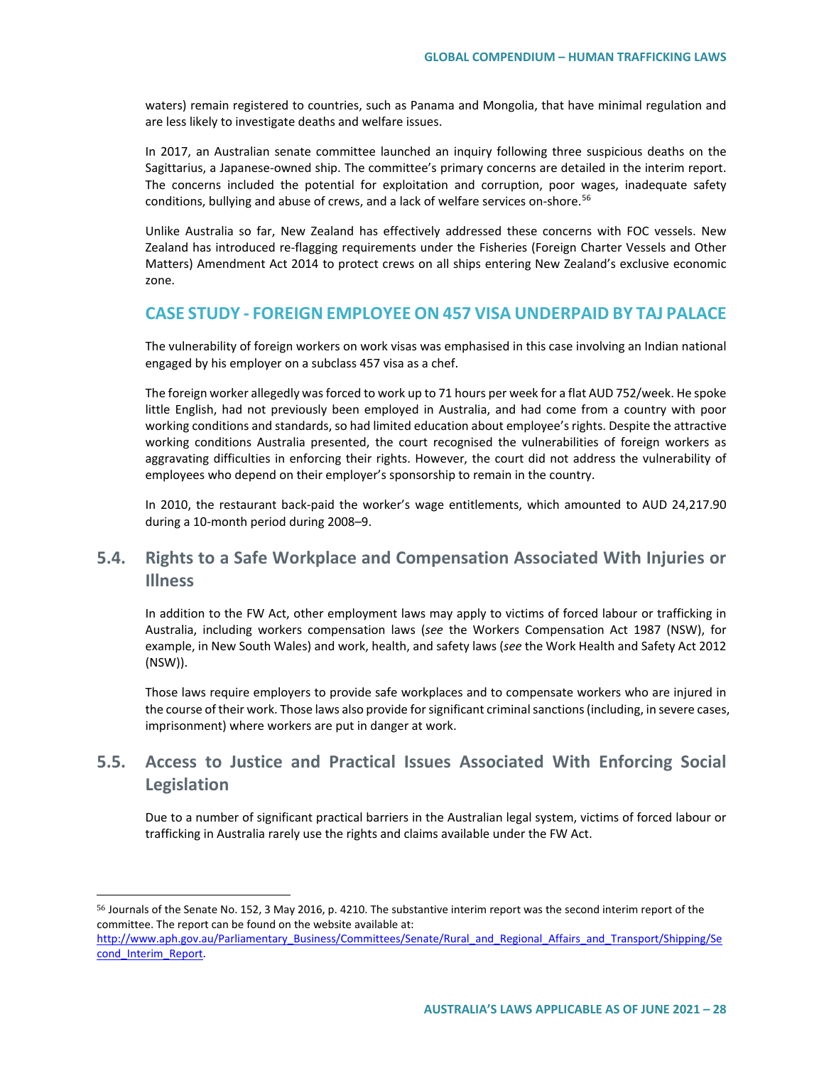waters) remain registered to countries, such as Panama and Mongolia, that have minimal regulation and are less likely to investigate deaths and welfare issues.

In 2017, an Australian senate committee launched an inquiry following three suspicious deaths on the Sagittarius, a Japanese-owned ship. The committee's primary concerns are detailed in the interim report. The concerns included the potential for exploitation and corruption, poor wages, inadequate safety conditions, bullying and abuse of crews, and a lack of welfare services on-shore.[56]

Unlike Australia so far, New Zealand has effectively addressed these concerns with FOC vessels. New Zealand has introduced re-flagging requirements under the Fisheries (Foreign Charter Vessels and Other Matters) Amendment Act 2014 to protect crews on all ships entering New Zealand's exclusive economic zone.

### CASE STUDY - FOREIGN EMPLOYEE ON 457 VISA UNDERPAID BY TAJ PALACE

The vulnerability of foreign workers on work visas was emphasised in this case involving an Indian national engaged by his employer on a subclass 457 visa as a chef.

The foreign worker allegedly was forced to work up to 71 hours per week for a flat AUD 752/week. He spoke little English, had not previously been employed in Australia, and had come from a country with poor working conditions and standards, so had limited education about employee's rights. Despite the attractive working conditions Australia presented, the court recognised the vulnerabilities of foreign workers as aggravating difficulties in enforcing their rights. However, the court did not address the vulnerability of employees who depend on their employer's sponsorship to remain in the country.

In 2010, the restaurant back-paid the worker's wage entitlements, which amounted to AUD 24,217.90 during a 10-month period during 2008–9.

## 5.4. Rights to a Safe Workplace and Compensation Associated With Injuries or Illness

In addition to the FW Act, other employment laws may apply to victims of forced labour or trafficking in Australia, including workers compensation laws (*see* the Workers Compensation Act 1987 (NSW), for example, in New South Wales) and work, health, and safety laws (*see* the Work Health and Safety Act 2012 (NSW)).

Those laws require employers to provide safe workplaces and to compensate workers who are injured in the course of their work. Those laws also provide for significant criminal sanctions (including, in severe cases, imprisonment) where workers are put in danger at work.

## 5.5. Access to Justice and Practical Issues Associated With Enforcing Social Legislation

Due to a number of significant practical barriers in the Australian legal system, victims of forced labour or trafficking in Australia rarely use the rights and claims available under the FW Act.

---

[56] Journals of the Senate No. 152, 3 May 2016, p. 4210. The substantive interim report was the second interim report of the committee. The report can be found on the website available at: http://www.aph.gov.au/Parliamentary_Business/Committees/Senate/Rural_and_Regional_Affairs_and_Transport/Shipping/Second_Interim_Report.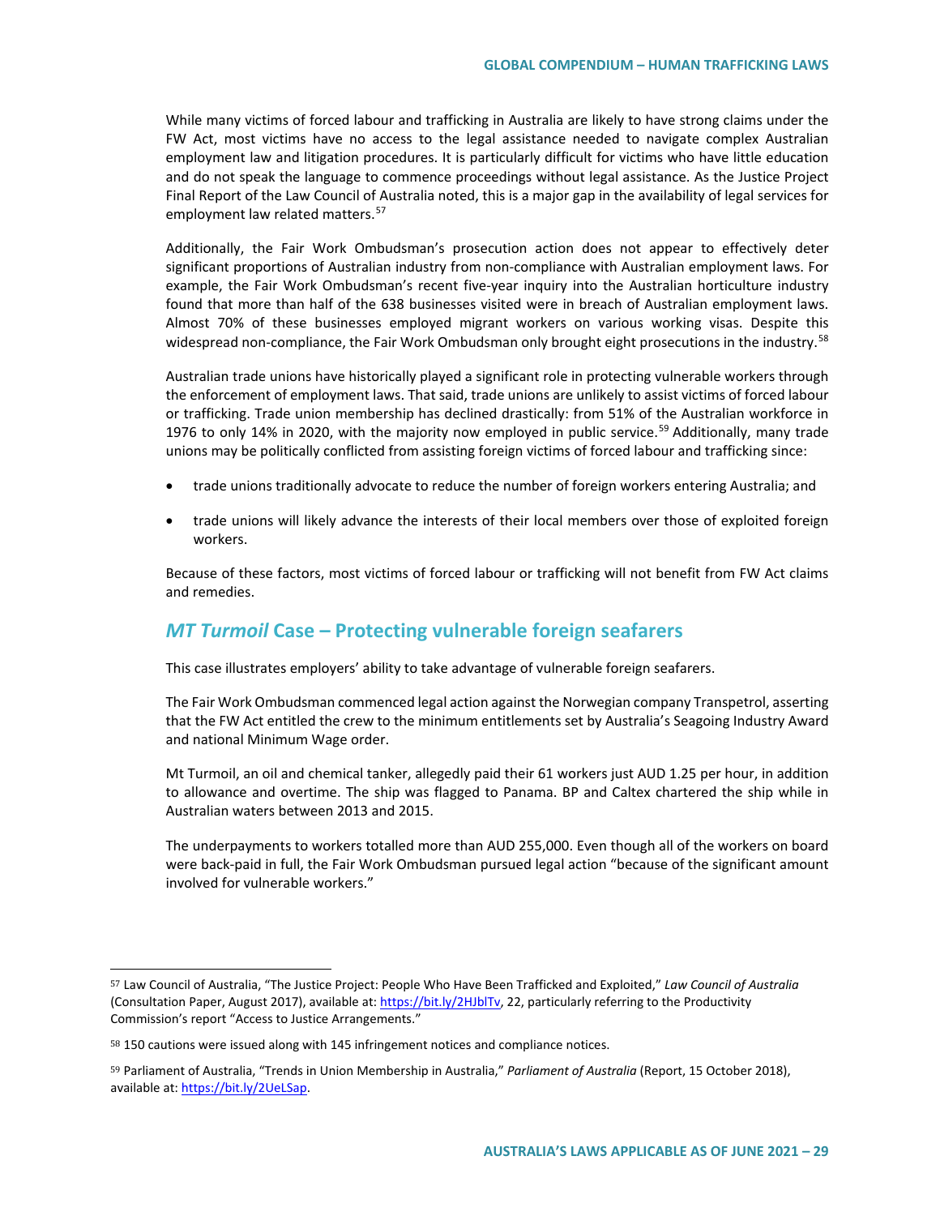While many victims of forced labour and trafficking in Australia are likely to have strong claims under the FW Act, most victims have no access to the legal assistance needed to navigate complex Australian employment law and litigation procedures. It is particularly difficult for victims who have little education and do not speak the language to commence proceedings without legal assistance. As the Justice Project Final Report of the Law Council of Australia noted, this is a major gap in the availability of legal services for employment law related matters.[57]

Additionally, the Fair Work Ombudsman's prosecution action does not appear to effectively deter significant proportions of Australian industry from non-compliance with Australian employment laws. For example, the Fair Work Ombudsman's recent five-year inquiry into the Australian horticulture industry found that more than half of the 638 businesses visited were in breach of Australian employment laws. Almost 70% of these businesses employed migrant workers on various working visas. Despite this widespread non-compliance, the Fair Work Ombudsman only brought eight prosecutions in the industry.[58]

Australian trade unions have historically played a significant role in protecting vulnerable workers through the enforcement of employment laws. That said, trade unions are unlikely to assist victims of forced labour or trafficking. Trade union membership has declined drastically: from 51% of the Australian workforce in 1976 to only 14% in 2020, with the majority now employed in public service.[59] Additionally, many trade unions may be politically conflicted from assisting foreign victims of forced labour and trafficking since:

- trade unions traditionally advocate to reduce the number of foreign workers entering Australia; and
- trade unions will likely advance the interests of their local members over those of exploited foreign workers.

Because of these factors, most victims of forced labour or trafficking will not benefit from FW Act claims and remedies.

## *MT Turmoil* Case – Protecting vulnerable foreign seafarers

This case illustrates employers' ability to take advantage of vulnerable foreign seafarers.

The Fair Work Ombudsman commenced legal action against the Norwegian company Transpetrol, asserting that the FW Act entitled the crew to the minimum entitlements set by Australia's Seagoing Industry Award and national Minimum Wage order.

Mt Turmoil, an oil and chemical tanker, allegedly paid their 61 workers just AUD 1.25 per hour, in addition to allowance and overtime. The ship was flagged to Panama. BP and Caltex chartered the ship while in Australian waters between 2013 and 2015.

The underpayments to workers totalled more than AUD 255,000. Even though all of the workers on board were back-paid in full, the Fair Work Ombudsman pursued legal action "because of the significant amount involved for vulnerable workers."

---

[57] Law Council of Australia, "The Justice Project: People Who Have Been Trafficked and Exploited," *Law Council of Australia* (Consultation Paper, August 2017), available at: https://bit.ly/2HJblTv, 22, particularly referring to the Productivity Commission's report "Access to Justice Arrangements."

[58] 150 cautions were issued along with 145 infringement notices and compliance notices.

[59] Parliament of Australia, "Trends in Union Membership in Australia," *Parliament of Australia* (Report, 15 October 2018), available at: https://bit.ly/2UeLSap.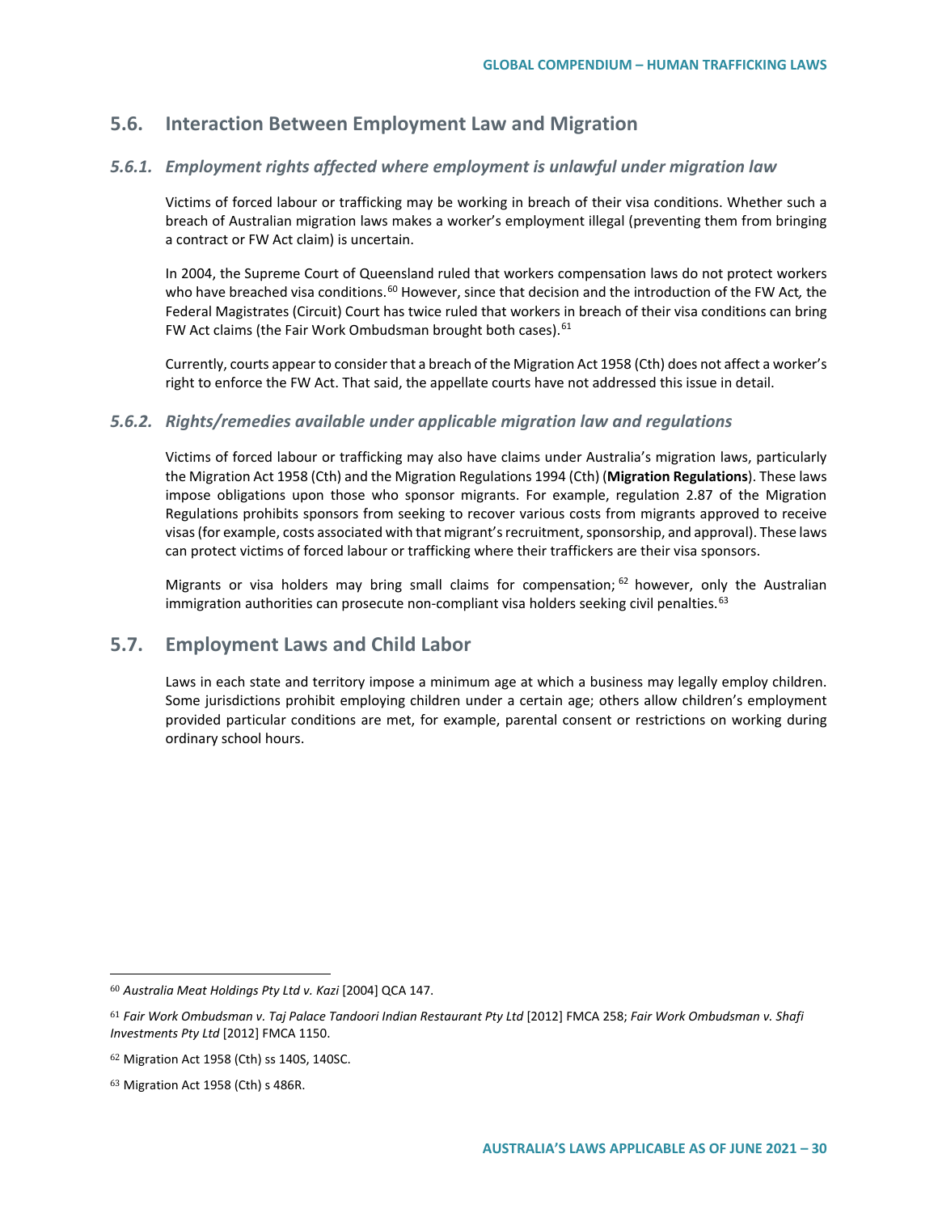## 5.6. Interaction Between Employment Law and Migration

### *5.6.1. Employment rights affected where employment is unlawful under migration law*

Victims of forced labour or trafficking may be working in breach of their visa conditions. Whether such a breach of Australian migration laws makes a worker's employment illegal (preventing them from bringing a contract or FW Act claim) is uncertain.

In 2004, the Supreme Court of Queensland ruled that workers compensation laws do not protect workers who have breached visa conditions.[60] However, since that decision and the introduction of the FW Act*,* the Federal Magistrates (Circuit) Court has twice ruled that workers in breach of their visa conditions can bring FW Act claims (the Fair Work Ombudsman brought both cases).[61]

Currently, courts appear to consider that a breach of the Migration Act 1958 (Cth) does not affect a worker's right to enforce the FW Act. That said, the appellate courts have not addressed this issue in detail.

### *5.6.2. Rights/remedies available under applicable migration law and regulations*

Victims of forced labour or trafficking may also have claims under Australia's migration laws, particularly the Migration Act 1958 (Cth) and the Migration Regulations 1994 (Cth) (**Migration Regulations**). These laws impose obligations upon those who sponsor migrants. For example, regulation 2.87 of the Migration Regulations prohibits sponsors from seeking to recover various costs from migrants approved to receive visas (for example, costs associated with that migrant's recruitment, sponsorship, and approval). These laws can protect victims of forced labour or trafficking where their traffickers are their visa sponsors.

Migrants or visa holders may bring small claims for compensation;[62] however, only the Australian immigration authorities can prosecute non-compliant visa holders seeking civil penalties.[63]

## 5.7. Employment Laws and Child Labor

Laws in each state and territory impose a minimum age at which a business may legally employ children. Some jurisdictions prohibit employing children under a certain age; others allow children's employment provided particular conditions are met, for example, parental consent or restrictions on working during ordinary school hours.

---

[60] *Australia Meat Holdings Pty Ltd v. Kazi* [2004] QCA 147.

[61] *Fair Work Ombudsman v. Taj Palace Tandoori Indian Restaurant Pty Ltd* [2012] FMCA 258; *Fair Work Ombudsman v. Shafi Investments Pty Ltd* [2012] FMCA 1150.

[62] Migration Act 1958 (Cth) ss 140S, 140SC.

[63] Migration Act 1958 (Cth) s 486R.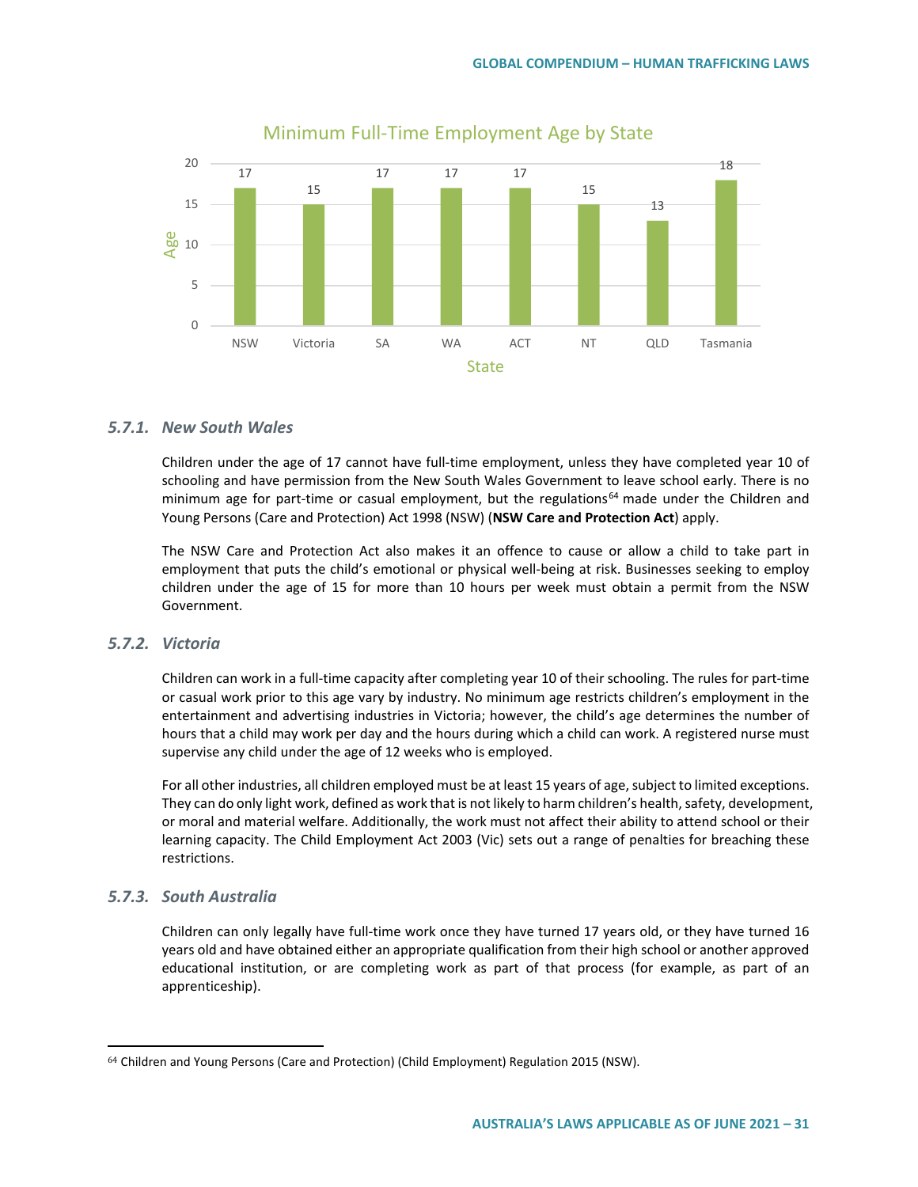Minimum Full-Time Employment Age by State

| State | Age |
|---|---|
| NSW | 17 |
| Victoria | 15 |
| SA | 17 |
| WA | 17 |
| ACT | 17 |
| NT | 15 |
| QLD | 13 |
| Tasmania | 18 |

### *5.7.1. New South Wales*

Children under the age of 17 cannot have full-time employment, unless they have completed year 10 of schooling and have permission from the New South Wales Government to leave school early. There is no minimum age for part-time or casual employment, but the regulations[64] made under the Children and Young Persons (Care and Protection) Act 1998 (NSW) (**NSW Care and Protection Act**) apply.

The NSW Care and Protection Act also makes it an offence to cause or allow a child to take part in employment that puts the child's emotional or physical well-being at risk. Businesses seeking to employ children under the age of 15 for more than 10 hours per week must obtain a permit from the NSW Government.

### *5.7.2. Victoria*

Children can work in a full-time capacity after completing year 10 of their schooling. The rules for part-time or casual work prior to this age vary by industry. No minimum age restricts children's employment in the entertainment and advertising industries in Victoria; however, the child's age determines the number of hours that a child may work per day and the hours during which a child can work. A registered nurse must supervise any child under the age of 12 weeks who is employed.

For all other industries, all children employed must be at least 15 years of age, subject to limited exceptions. They can do only light work, defined as work that is not likely to harm children's health, safety, development, or moral and material welfare. Additionally, the work must not affect their ability to attend school or their learning capacity. The Child Employment Act 2003 (Vic) sets out a range of penalties for breaching these restrictions.

### *5.7.3. South Australia*

Children can only legally have full-time work once they have turned 17 years old, or they have turned 16 years old and have obtained either an appropriate qualification from their high school or another approved educational institution, or are completing work as part of that process (for example, as part of an apprenticeship).

[64] Children and Young Persons (Care and Protection) (Child Employment) Regulation 2015 (NSW).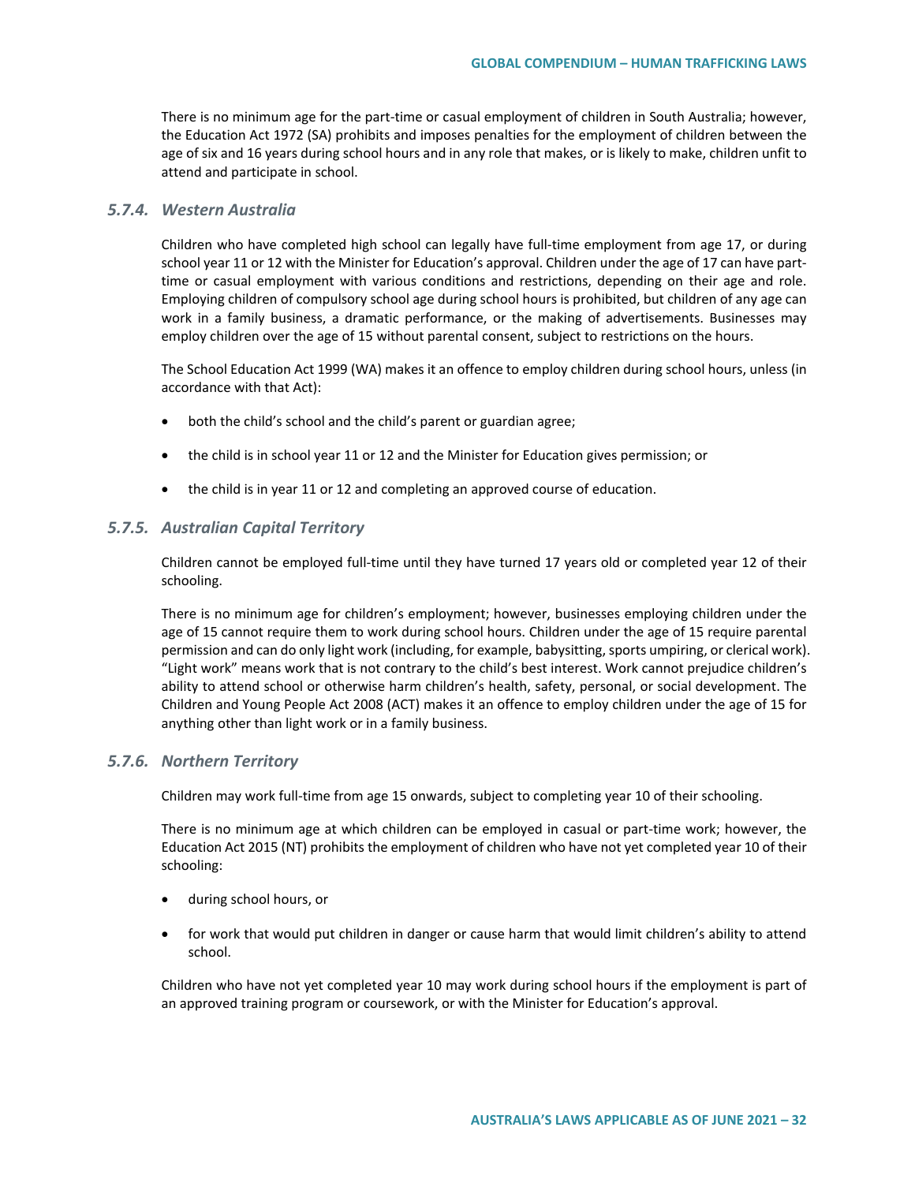There is no minimum age for the part-time or casual employment of children in South Australia; however, the Education Act 1972 (SA) prohibits and imposes penalties for the employment of children between the age of six and 16 years during school hours and in any role that makes, or is likely to make, children unfit to attend and participate in school.

### *5.7.4. Western Australia*

Children who have completed high school can legally have full-time employment from age 17, or during school year 11 or 12 with the Minister for Education's approval. Children under the age of 17 can have part-time or casual employment with various conditions and restrictions, depending on their age and role. Employing children of compulsory school age during school hours is prohibited, but children of any age can work in a family business, a dramatic performance, or the making of advertisements. Businesses may employ children over the age of 15 without parental consent, subject to restrictions on the hours.

The School Education Act 1999 (WA) makes it an offence to employ children during school hours, unless (in accordance with that Act):

- both the child's school and the child's parent or guardian agree;
- the child is in school year 11 or 12 and the Minister for Education gives permission; or
- the child is in year 11 or 12 and completing an approved course of education.

### *5.7.5. Australian Capital Territory*

Children cannot be employed full-time until they have turned 17 years old or completed year 12 of their schooling.

There is no minimum age for children's employment; however, businesses employing children under the age of 15 cannot require them to work during school hours. Children under the age of 15 require parental permission and can do only light work (including, for example, babysitting, sports umpiring, or clerical work). "Light work" means work that is not contrary to the child's best interest. Work cannot prejudice children's ability to attend school or otherwise harm children's health, safety, personal, or social development. The Children and Young People Act 2008 (ACT) makes it an offence to employ children under the age of 15 for anything other than light work or in a family business.

### *5.7.6. Northern Territory*

Children may work full-time from age 15 onwards, subject to completing year 10 of their schooling.

There is no minimum age at which children can be employed in casual or part-time work; however, the Education Act 2015 (NT) prohibits the employment of children who have not yet completed year 10 of their schooling:

- during school hours, or
- for work that would put children in danger or cause harm that would limit children's ability to attend school.

Children who have not yet completed year 10 may work during school hours if the employment is part of an approved training program or coursework, or with the Minister for Education's approval.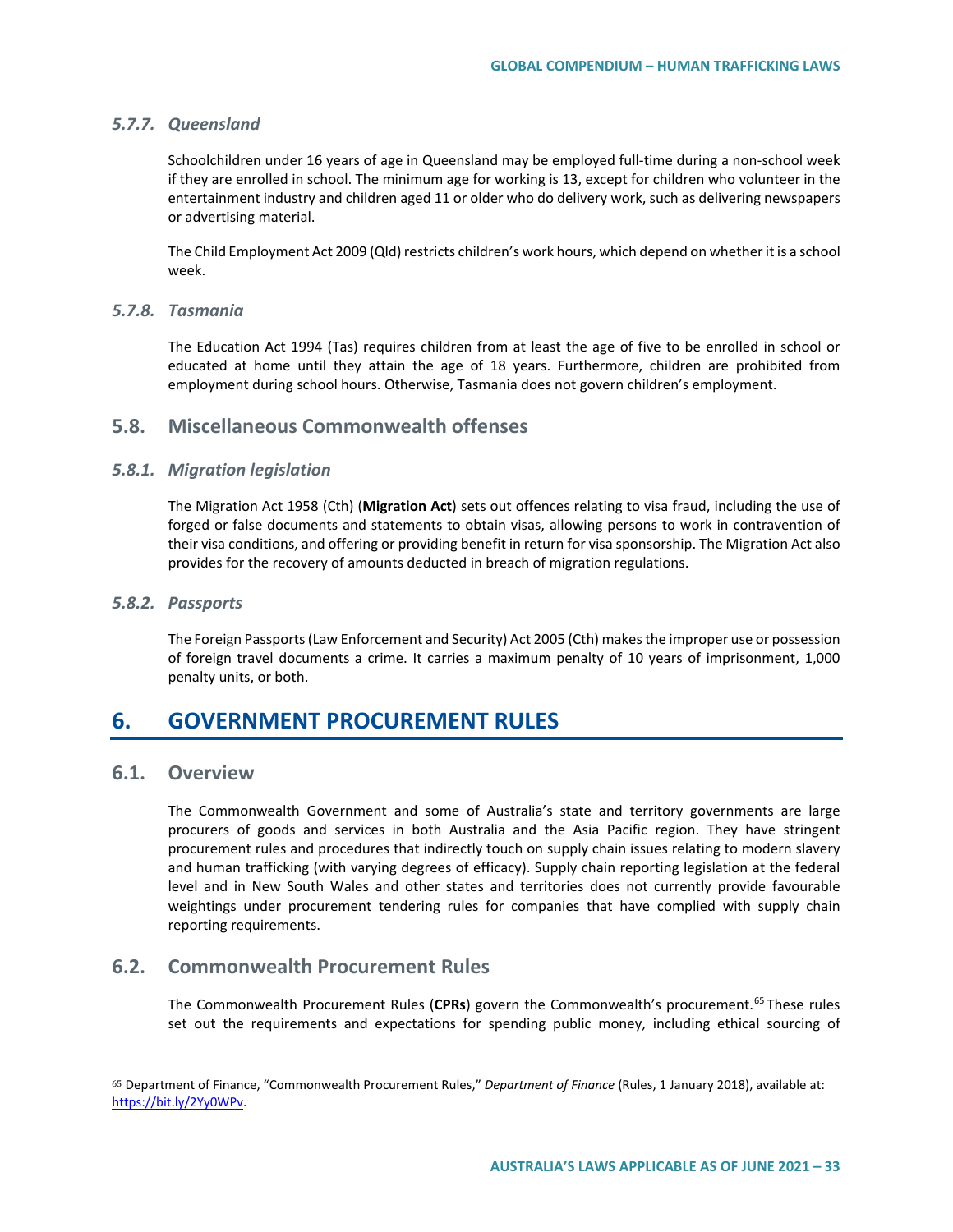#### 5.7.7. *Queensland*

Schoolchildren under 16 years of age in Queensland may be employed full-time during a non-school week if they are enrolled in school. The minimum age for working is 13, except for children who volunteer in the entertainment industry and children aged 11 or older who do delivery work, such as delivering newspapers or advertising material.

The Child Employment Act 2009 (Qld) restricts children's work hours, which depend on whether it is a school week.

#### 5.7.8. *Tasmania*

The Education Act 1994 (Tas) requires children from at least the age of five to be enrolled in school or educated at home until they attain the age of 18 years. Furthermore, children are prohibited from employment during school hours. Otherwise, Tasmania does not govern children's employment.

### 5.8. Miscellaneous Commonwealth offenses

#### 5.8.1. *Migration legislation*

The Migration Act 1958 (Cth) (**Migration Act**) sets out offences relating to visa fraud, including the use of forged or false documents and statements to obtain visas, allowing persons to work in contravention of their visa conditions, and offering or providing benefit in return for visa sponsorship. The Migration Act also provides for the recovery of amounts deducted in breach of migration regulations.

#### 5.8.2. *Passports*

The Foreign Passports (Law Enforcement and Security) Act 2005 (Cth) makes the improper use or possession of foreign travel documents a crime. It carries a maximum penalty of 10 years of imprisonment, 1,000 penalty units, or both.

## 6. GOVERNMENT PROCUREMENT RULES

### 6.1. Overview

The Commonwealth Government and some of Australia's state and territory governments are large procurers of goods and services in both Australia and the Asia Pacific region. They have stringent procurement rules and procedures that indirectly touch on supply chain issues relating to modern slavery and human trafficking (with varying degrees of efficacy). Supply chain reporting legislation at the federal level and in New South Wales and other states and territories does not currently provide favourable weightings under procurement tendering rules for companies that have complied with supply chain reporting requirements.

### 6.2. Commonwealth Procurement Rules

The Commonwealth Procurement Rules (**CPRs**) govern the Commonwealth's procurement.[65] These rules set out the requirements and expectations for spending public money, including ethical sourcing of

[65] Department of Finance, "Commonwealth Procurement Rules," *Department of Finance* (Rules, 1 January 2018), available at: https://bit.ly/2Yy0WPv.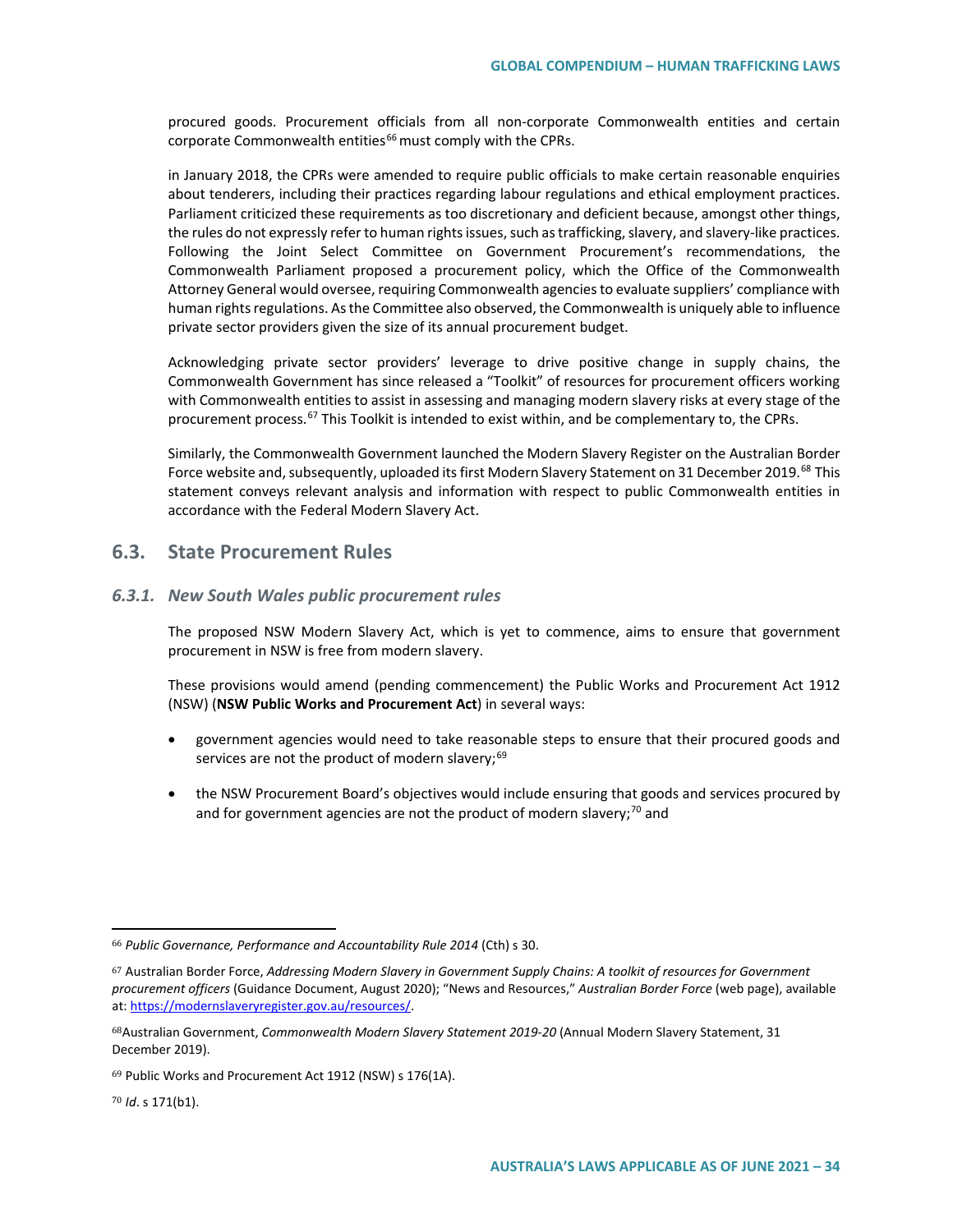procured goods. Procurement officials from all non-corporate Commonwealth entities and certain corporate Commonwealth entities[66] must comply with the CPRs.

in January 2018, the CPRs were amended to require public officials to make certain reasonable enquiries about tenderers, including their practices regarding labour regulations and ethical employment practices. Parliament criticized these requirements as too discretionary and deficient because, amongst other things, the rules do not expressly refer to human rights issues, such as trafficking, slavery, and slavery-like practices. Following the Joint Select Committee on Government Procurement's recommendations, the Commonwealth Parliament proposed a procurement policy, which the Office of the Commonwealth Attorney General would oversee, requiring Commonwealth agencies to evaluate suppliers' compliance with human rights regulations. As the Committee also observed, the Commonwealth is uniquely able to influence private sector providers given the size of its annual procurement budget.

Acknowledging private sector providers' leverage to drive positive change in supply chains, the Commonwealth Government has since released a "Toolkit" of resources for procurement officers working with Commonwealth entities to assist in assessing and managing modern slavery risks at every stage of the procurement process.[67] This Toolkit is intended to exist within, and be complementary to, the CPRs.

Similarly, the Commonwealth Government launched the Modern Slavery Register on the Australian Border Force website and, subsequently, uploaded its first Modern Slavery Statement on 31 December 2019.[68] This statement conveys relevant analysis and information with respect to public Commonwealth entities in accordance with the Federal Modern Slavery Act.

## 6.3. State Procurement Rules

### *6.3.1. New South Wales public procurement rules*

The proposed NSW Modern Slavery Act, which is yet to commence, aims to ensure that government procurement in NSW is free from modern slavery.

These provisions would amend (pending commencement) the Public Works and Procurement Act 1912 (NSW) (**NSW Public Works and Procurement Act**) in several ways:

- government agencies would need to take reasonable steps to ensure that their procured goods and services are not the product of modern slavery;[69]
- the NSW Procurement Board's objectives would include ensuring that goods and services procured by and for government agencies are not the product of modern slavery;[70] and

---

[66] *Public Governance, Performance and Accountability Rule 2014* (Cth) s 30.

[67] Australian Border Force, *Addressing Modern Slavery in Government Supply Chains: A toolkit of resources for Government procurement officers* (Guidance Document, August 2020); "News and Resources," *Australian Border Force* (web page), available at: https://modernslaveryregister.gov.au/resources/.

[68] Australian Government, *Commonwealth Modern Slavery Statement 2019-20* (Annual Modern Slavery Statement, 31 December 2019).

[69] Public Works and Procurement Act 1912 (NSW) s 176(1A).

[70] *Id*. s 171(b1).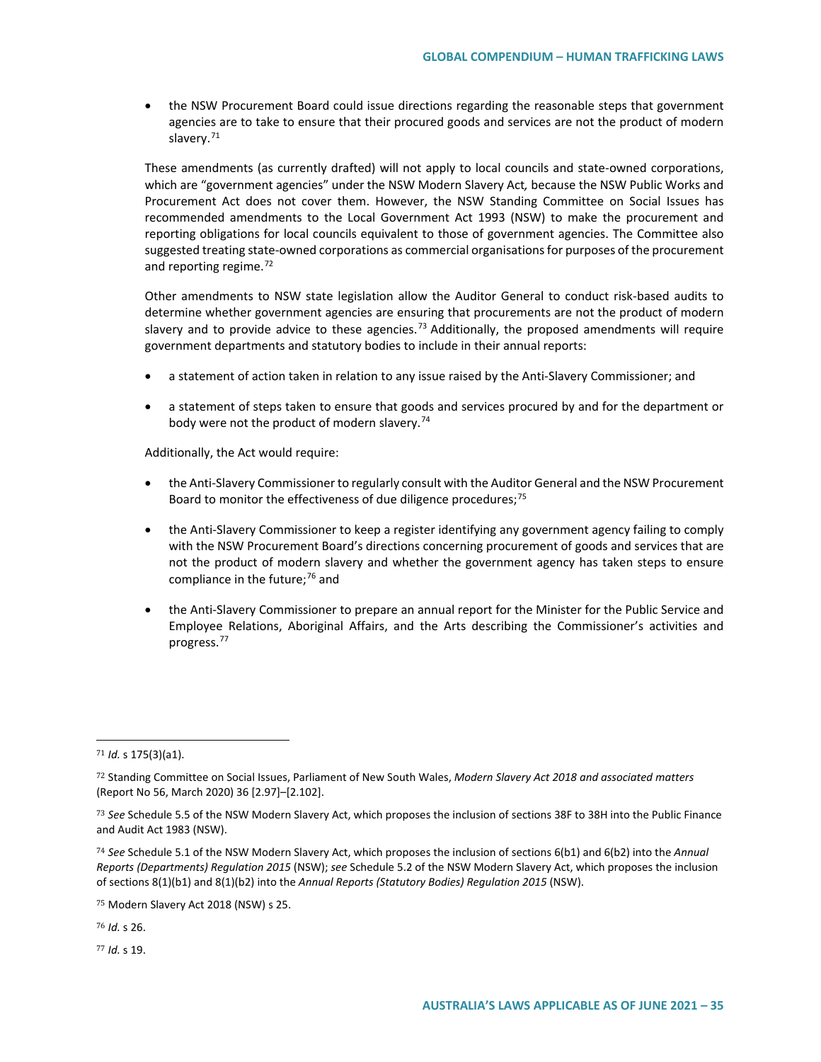- the NSW Procurement Board could issue directions regarding the reasonable steps that government agencies are to take to ensure that their procured goods and services are not the product of modern slavery.[71]

These amendments (as currently drafted) will not apply to local councils and state-owned corporations, which are "government agencies" under the NSW Modern Slavery Act*,* because the NSW Public Works and Procurement Act does not cover them. However, the NSW Standing Committee on Social Issues has recommended amendments to the Local Government Act 1993 (NSW) to make the procurement and reporting obligations for local councils equivalent to those of government agencies. The Committee also suggested treating state-owned corporations as commercial organisations for purposes of the procurement and reporting regime.[72]

Other amendments to NSW state legislation allow the Auditor General to conduct risk-based audits to determine whether government agencies are ensuring that procurements are not the product of modern slavery and to provide advice to these agencies.[73] Additionally, the proposed amendments will require government departments and statutory bodies to include in their annual reports:

- a statement of action taken in relation to any issue raised by the Anti-Slavery Commissioner; and
- a statement of steps taken to ensure that goods and services procured by and for the department or body were not the product of modern slavery.[74]

Additionally, the Act would require:

- the Anti-Slavery Commissioner to regularly consult with the Auditor General and the NSW Procurement Board to monitor the effectiveness of due diligence procedures;[75]
- the Anti-Slavery Commissioner to keep a register identifying any government agency failing to comply with the NSW Procurement Board's directions concerning procurement of goods and services that are not the product of modern slavery and whether the government agency has taken steps to ensure compliance in the future;[76] and
- the Anti-Slavery Commissioner to prepare an annual report for the Minister for the Public Service and Employee Relations, Aboriginal Affairs, and the Arts describing the Commissioner's activities and progress.[77]

---

[71] *Id.* s 175(3)(a1).

[72] Standing Committee on Social Issues, Parliament of New South Wales, *Modern Slavery Act 2018 and associated matters* (Report No 56, March 2020) 36 [2.97]–[2.102].

[73] *See* Schedule 5.5 of the NSW Modern Slavery Act, which proposes the inclusion of sections 38F to 38H into the Public Finance and Audit Act 1983 (NSW).

[74] *See* Schedule 5.1 of the NSW Modern Slavery Act, which proposes the inclusion of sections 6(b1) and 6(b2) into the *Annual Reports (Departments) Regulation 2015* (NSW); *see* Schedule 5.2 of the NSW Modern Slavery Act, which proposes the inclusion of sections 8(1)(b1) and 8(1)(b2) into the *Annual Reports (Statutory Bodies) Regulation 2015* (NSW).

[75] Modern Slavery Act 2018 (NSW) s 25.

[76] *Id.* s 26.

[77] *Id.* s 19.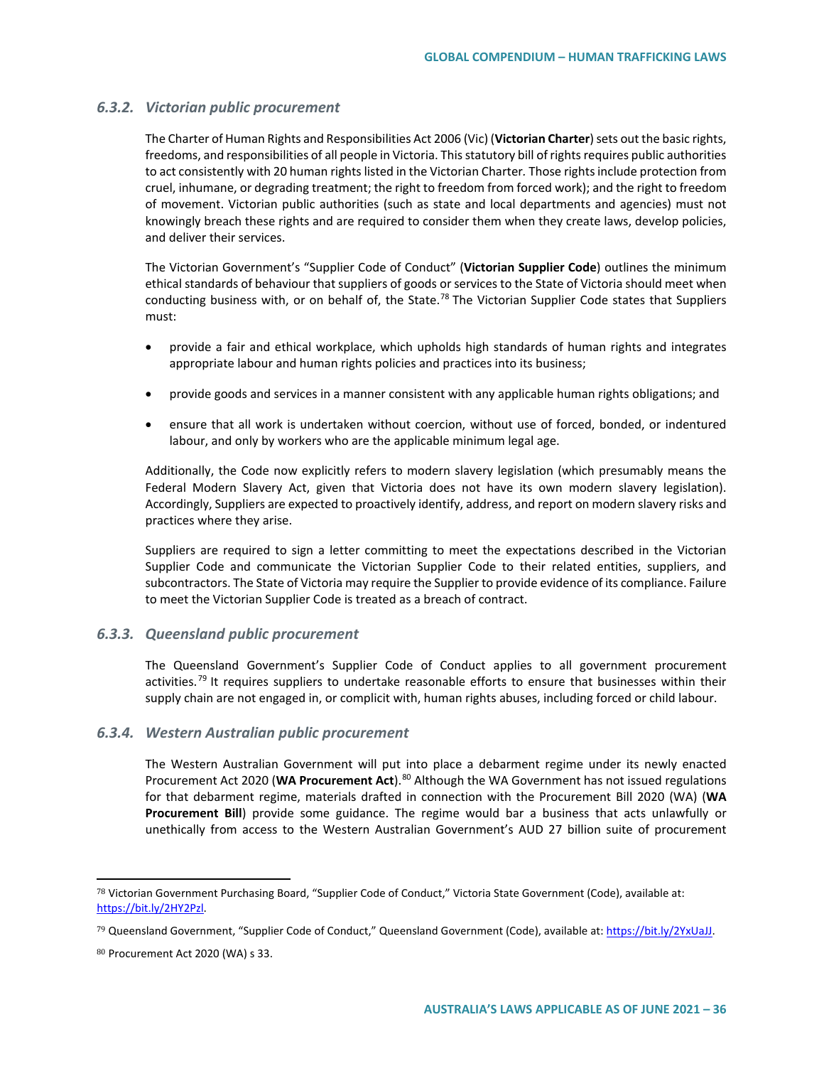### 6.3.2. *Victorian public procurement*

The Charter of Human Rights and Responsibilities Act 2006 (Vic) (**Victorian Charter**) sets out the basic rights, freedoms, and responsibilities of all people in Victoria. This statutory bill of rights requires public authorities to act consistently with 20 human rights listed in the Victorian Charter. Those rights include protection from cruel, inhumane, or degrading treatment; the right to freedom from forced work); and the right to freedom of movement. Victorian public authorities (such as state and local departments and agencies) must not knowingly breach these rights and are required to consider them when they create laws, develop policies, and deliver their services.

The Victorian Government's "Supplier Code of Conduct" (**Victorian Supplier Code**) outlines the minimum ethical standards of behaviour that suppliers of goods or services to the State of Victoria should meet when conducting business with, or on behalf of, the State.[78] The Victorian Supplier Code states that Suppliers must:

- provide a fair and ethical workplace, which upholds high standards of human rights and integrates appropriate labour and human rights policies and practices into its business;
- provide goods and services in a manner consistent with any applicable human rights obligations; and
- ensure that all work is undertaken without coercion, without use of forced, bonded, or indentured labour, and only by workers who are the applicable minimum legal age.

Additionally, the Code now explicitly refers to modern slavery legislation (which presumably means the Federal Modern Slavery Act, given that Victoria does not have its own modern slavery legislation). Accordingly, Suppliers are expected to proactively identify, address, and report on modern slavery risks and practices where they arise.

Suppliers are required to sign a letter committing to meet the expectations described in the Victorian Supplier Code and communicate the Victorian Supplier Code to their related entities, suppliers, and subcontractors. The State of Victoria may require the Supplier to provide evidence of its compliance. Failure to meet the Victorian Supplier Code is treated as a breach of contract.

### 6.3.3. *Queensland public procurement*

The Queensland Government's Supplier Code of Conduct applies to all government procurement activities.[79] It requires suppliers to undertake reasonable efforts to ensure that businesses within their supply chain are not engaged in, or complicit with, human rights abuses, including forced or child labour.

### 6.3.4. *Western Australian public procurement*

The Western Australian Government will put into place a debarment regime under its newly enacted Procurement Act 2020 (**WA Procurement Act**).[80] Although the WA Government has not issued regulations for that debarment regime, materials drafted in connection with the Procurement Bill 2020 (WA) (**WA Procurement Bill**) provide some guidance. The regime would bar a business that acts unlawfully or unethically from access to the Western Australian Government's AUD 27 billion suite of procurement

---

[78] Victorian Government Purchasing Board, "Supplier Code of Conduct," Victoria State Government (Code), available at: https://bit.ly/2HY2Pzl.

[79] Queensland Government, "Supplier Code of Conduct," Queensland Government (Code), available at: https://bit.ly/2YxUaJJ.

[80] Procurement Act 2020 (WA) s 33.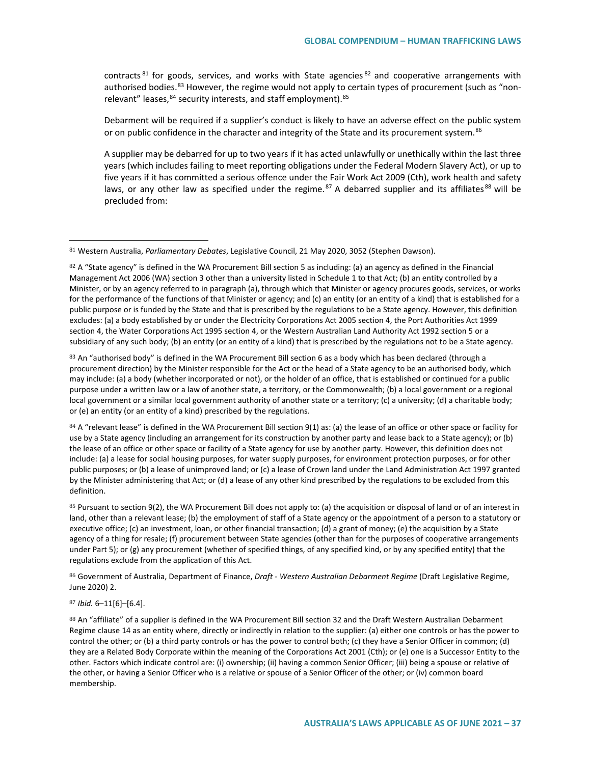contracts[81] for goods, services, and works with State agencies[82] and cooperative arrangements with authorised bodies.[83] However, the regime would not apply to certain types of procurement (such as "non-relevant" leases,[84] security interests, and staff employment).[85]

Debarment will be required if a supplier's conduct is likely to have an adverse effect on the public system or on public confidence in the character and integrity of the State and its procurement system.[86]

A supplier may be debarred for up to two years if it has acted unlawfully or unethically within the last three years (which includes failing to meet reporting obligations under the Federal Modern Slavery Act), or up to five years if it has committed a serious offence under the Fair Work Act 2009 (Cth), work health and safety laws, or any other law as specified under the regime.[87] A debarred supplier and its affiliates[88] will be precluded from:

---

[81] Western Australia, *Parliamentary Debates*, Legislative Council, 21 May 2020, 3052 (Stephen Dawson).

[82] A "State agency" is defined in the WA Procurement Bill section 5 as including: (a) an agency as defined in the Financial Management Act 2006 (WA) section 3 other than a university listed in Schedule 1 to that Act; (b) an entity controlled by a Minister, or by an agency referred to in paragraph (a), through which that Minister or agency procures goods, services, or works for the performance of the functions of that Minister or agency; and (c) an entity (or an entity of a kind) that is established for a public purpose or is funded by the State and that is prescribed by the regulations to be a State agency. However, this definition excludes: (a) a body established by or under the Electricity Corporations Act 2005 section 4, the Port Authorities Act 1999 section 4, the Water Corporations Act 1995 section 4, or the Western Australian Land Authority Act 1992 section 5 or a subsidiary of any such body; (b) an entity (or an entity of a kind) that is prescribed by the regulations not to be a State agency.

[83] An "authorised body" is defined in the WA Procurement Bill section 6 as a body which has been declared (through a procurement direction) by the Minister responsible for the Act or the head of a State agency to be an authorised body, which may include: (a) a body (whether incorporated or not), or the holder of an office, that is established or continued for a public purpose under a written law or a law of another state, a territory, or the Commonwealth; (b) a local government or a regional local government or a similar local government authority of another state or a territory; (c) a university; (d) a charitable body; or (e) an entity (or an entity of a kind) prescribed by the regulations.

[84] A "relevant lease" is defined in the WA Procurement Bill section 9(1) as: (a) the lease of an office or other space or facility for use by a State agency (including an arrangement for its construction by another party and lease back to a State agency); or (b) the lease of an office or other space or facility of a State agency for use by another party. However, this definition does not include: (a) a lease for social housing purposes, for water supply purposes, for environment protection purposes, or for other public purposes; or (b) a lease of unimproved land; or (c) a lease of Crown land under the Land Administration Act 1997 granted by the Minister administering that Act; or (d) a lease of any other kind prescribed by the regulations to be excluded from this definition.

[85] Pursuant to section 9(2), the WA Procurement Bill does not apply to: (a) the acquisition or disposal of land or of an interest in land, other than a relevant lease; (b) the employment of staff of a State agency or the appointment of a person to a statutory or executive office; (c) an investment, loan, or other financial transaction; (d) a grant of money; (e) the acquisition by a State agency of a thing for resale; (f) procurement between State agencies (other than for the purposes of cooperative arrangements under Part 5); or (g) any procurement (whether of specified things, of any specified kind, or by any specified entity) that the regulations exclude from the application of this Act.

[86] Government of Australia, Department of Finance, *Draft - Western Australian Debarment Regime* (Draft Legislative Regime, June 2020) 2.

[87] *Ibid.* 6–11[6]–[6.4].

[88] An "affiliate" of a supplier is defined in the WA Procurement Bill section 32 and the Draft Western Australian Debarment Regime clause 14 as an entity where, directly or indirectly in relation to the supplier: (a) either one controls or has the power to control the other; or (b) a third party controls or has the power to control both; (c) they have a Senior Officer in common; (d) they are a Related Body Corporate within the meaning of the Corporations Act 2001 (Cth); or (e) one is a Successor Entity to the other. Factors which indicate control are: (i) ownership; (ii) having a common Senior Officer; (iii) being a spouse or relative of the other, or having a Senior Officer who is a relative or spouse of a Senior Officer of the other; or (iv) common board membership.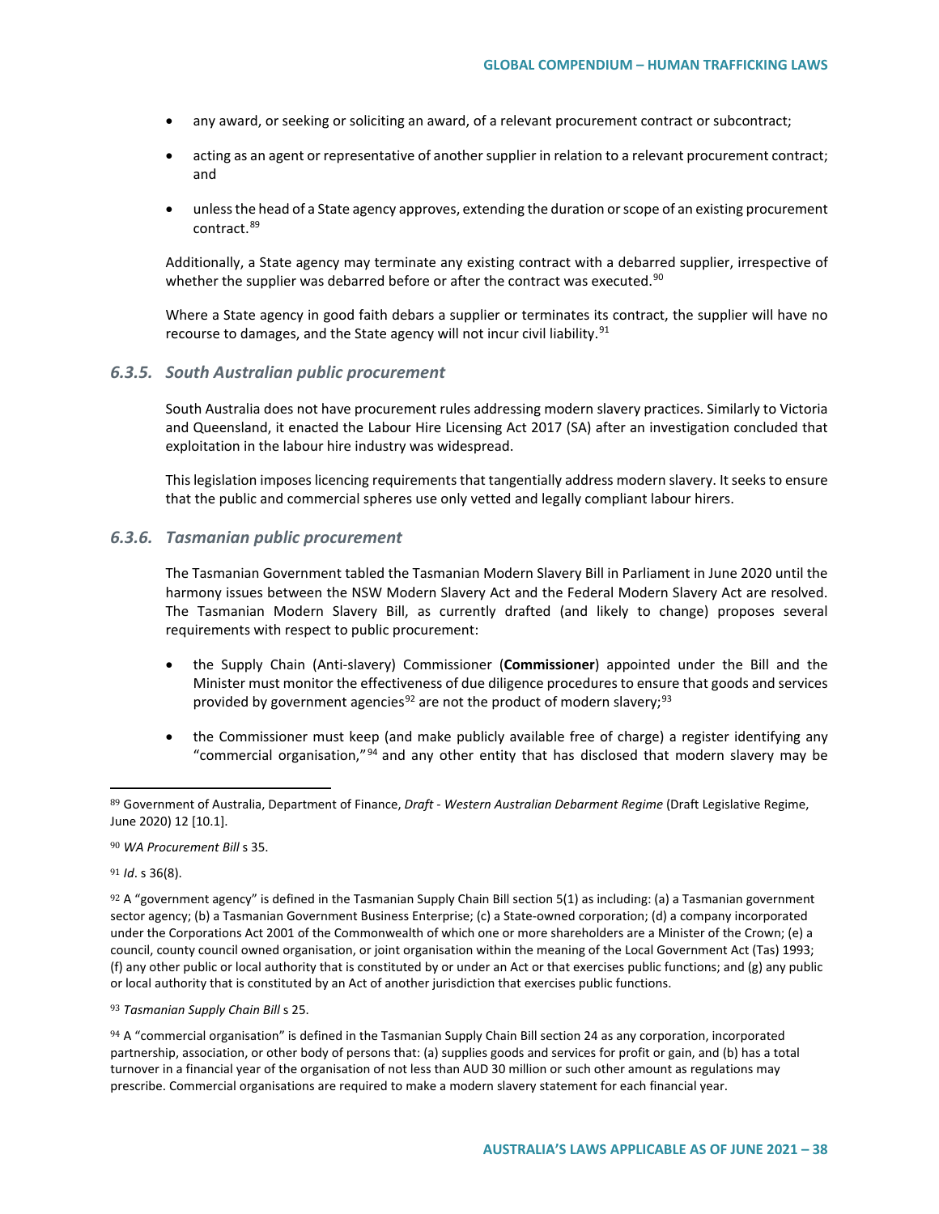- any award, or seeking or soliciting an award, of a relevant procurement contract or subcontract;
- acting as an agent or representative of another supplier in relation to a relevant procurement contract; and
- unless the head of a State agency approves, extending the duration or scope of an existing procurement contract.[89]

Additionally, a State agency may terminate any existing contract with a debarred supplier, irrespective of whether the supplier was debarred before or after the contract was executed.[90]

Where a State agency in good faith debars a supplier or terminates its contract, the supplier will have no recourse to damages, and the State agency will not incur civil liability.[91]

### *6.3.5. South Australian public procurement*

South Australia does not have procurement rules addressing modern slavery practices. Similarly to Victoria and Queensland, it enacted the Labour Hire Licensing Act 2017 (SA) after an investigation concluded that exploitation in the labour hire industry was widespread.

This legislation imposes licencing requirements that tangentially address modern slavery. It seeks to ensure that the public and commercial spheres use only vetted and legally compliant labour hirers.

### *6.3.6. Tasmanian public procurement*

The Tasmanian Government tabled the Tasmanian Modern Slavery Bill in Parliament in June 2020 until the harmony issues between the NSW Modern Slavery Act and the Federal Modern Slavery Act are resolved. The Tasmanian Modern Slavery Bill, as currently drafted (and likely to change) proposes several requirements with respect to public procurement:

- the Supply Chain (Anti-slavery) Commissioner (**Commissioner**) appointed under the Bill and the Minister must monitor the effectiveness of due diligence procedures to ensure that goods and services provided by government agencies[92] are not the product of modern slavery;[93]
- the Commissioner must keep (and make publicly available free of charge) a register identifying any "commercial organisation,"[94] and any other entity that has disclosed that modern slavery may be

---

[89] Government of Australia, Department of Finance, *Draft - Western Australian Debarment Regime* (Draft Legislative Regime, June 2020) 12 [10.1].

[90] *WA Procurement Bill* s 35.

[91] *Id*. s 36(8).

[92] A "government agency" is defined in the Tasmanian Supply Chain Bill section 5(1) as including: (a) a Tasmanian government sector agency; (b) a Tasmanian Government Business Enterprise; (c) a State-owned corporation; (d) a company incorporated under the Corporations Act 2001 of the Commonwealth of which one or more shareholders are a Minister of the Crown; (e) a council, county council owned organisation, or joint organisation within the meaning of the Local Government Act (Tas) 1993; (f) any other public or local authority that is constituted by or under an Act or that exercises public functions; and (g) any public or local authority that is constituted by an Act of another jurisdiction that exercises public functions.

[93] *Tasmanian Supply Chain Bill* s 25.

[94] A "commercial organisation" is defined in the Tasmanian Supply Chain Bill section 24 as any corporation, incorporated partnership, association, or other body of persons that: (a) supplies goods and services for profit or gain, and (b) has a total turnover in a financial year of the organisation of not less than AUD 30 million or such other amount as regulations may prescribe. Commercial organisations are required to make a modern slavery statement for each financial year.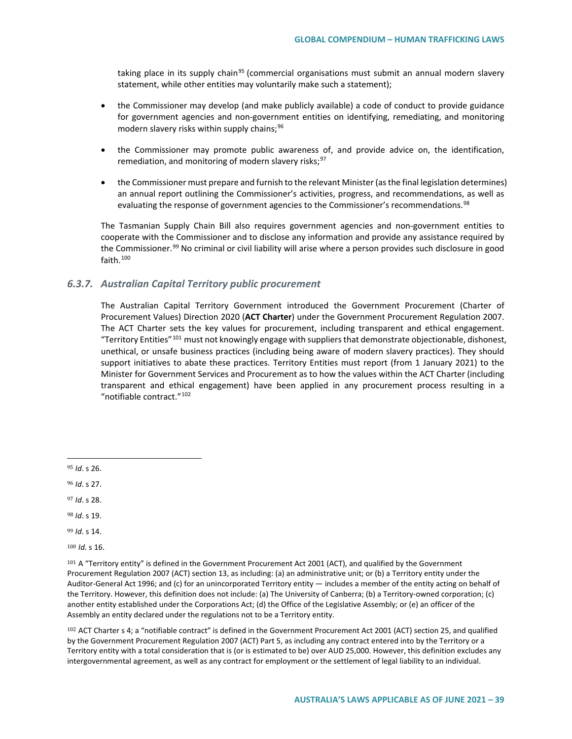taking place in its supply chain[95] (commercial organisations must submit an annual modern slavery statement, while other entities may voluntarily make such a statement);

- the Commissioner may develop (and make publicly available) a code of conduct to provide guidance for government agencies and non-government entities on identifying, remediating, and monitoring modern slavery risks within supply chains;[96]
- the Commissioner may promote public awareness of, and provide advice on, the identification, remediation, and monitoring of modern slavery risks;[97]
- the Commissioner must prepare and furnish to the relevant Minister (as the final legislation determines) an annual report outlining the Commissioner's activities, progress, and recommendations, as well as evaluating the response of government agencies to the Commissioner's recommendations.[98]

The Tasmanian Supply Chain Bill also requires government agencies and non-government entities to cooperate with the Commissioner and to disclose any information and provide any assistance required by the Commissioner.[99] No criminal or civil liability will arise where a person provides such disclosure in good faith.[100]

### *6.3.7. Australian Capital Territory public procurement*

The Australian Capital Territory Government introduced the Government Procurement (Charter of Procurement Values) Direction 2020 (**ACT Charter**) under the Government Procurement Regulation 2007. The ACT Charter sets the key values for procurement, including transparent and ethical engagement. "Territory Entities"[101] must not knowingly engage with suppliers that demonstrate objectionable, dishonest, unethical, or unsafe business practices (including being aware of modern slavery practices). They should support initiatives to abate these practices. Territory Entities must report (from 1 January 2021) to the Minister for Government Services and Procurement as to how the values within the ACT Charter (including transparent and ethical engagement) have been applied in any procurement process resulting in a "notifiable contract."[102]

---

[95] *Id*. s 26.

[96] *Id*. s 27.

[97] *Id*. s 28.

[98] *Id*. s 19.

[99] *Id*. s 14.

[100] *Id.* s 16.

[101] A "Territory entity" is defined in the Government Procurement Act 2001 (ACT), and qualified by the Government Procurement Regulation 2007 (ACT) section 13, as including: (a) an administrative unit; or (b) a Territory entity under the Auditor-General Act 1996; and (c) for an unincorporated Territory entity — includes a member of the entity acting on behalf of the Territory. However, this definition does not include: (a) The University of Canberra; (b) a Territory-owned corporation; (c) another entity established under the Corporations Act; (d) the Office of the Legislative Assembly; or (e) an officer of the Assembly an entity declared under the regulations not to be a Territory entity.

[102] ACT Charter s 4; a "notifiable contract" is defined in the Government Procurement Act 2001 (ACT) section 25, and qualified by the Government Procurement Regulation 2007 (ACT) Part 5, as including any contract entered into by the Territory or a Territory entity with a total consideration that is (or is estimated to be) over AUD 25,000. However, this definition excludes any intergovernmental agreement, as well as any contract for employment or the settlement of legal liability to an individual.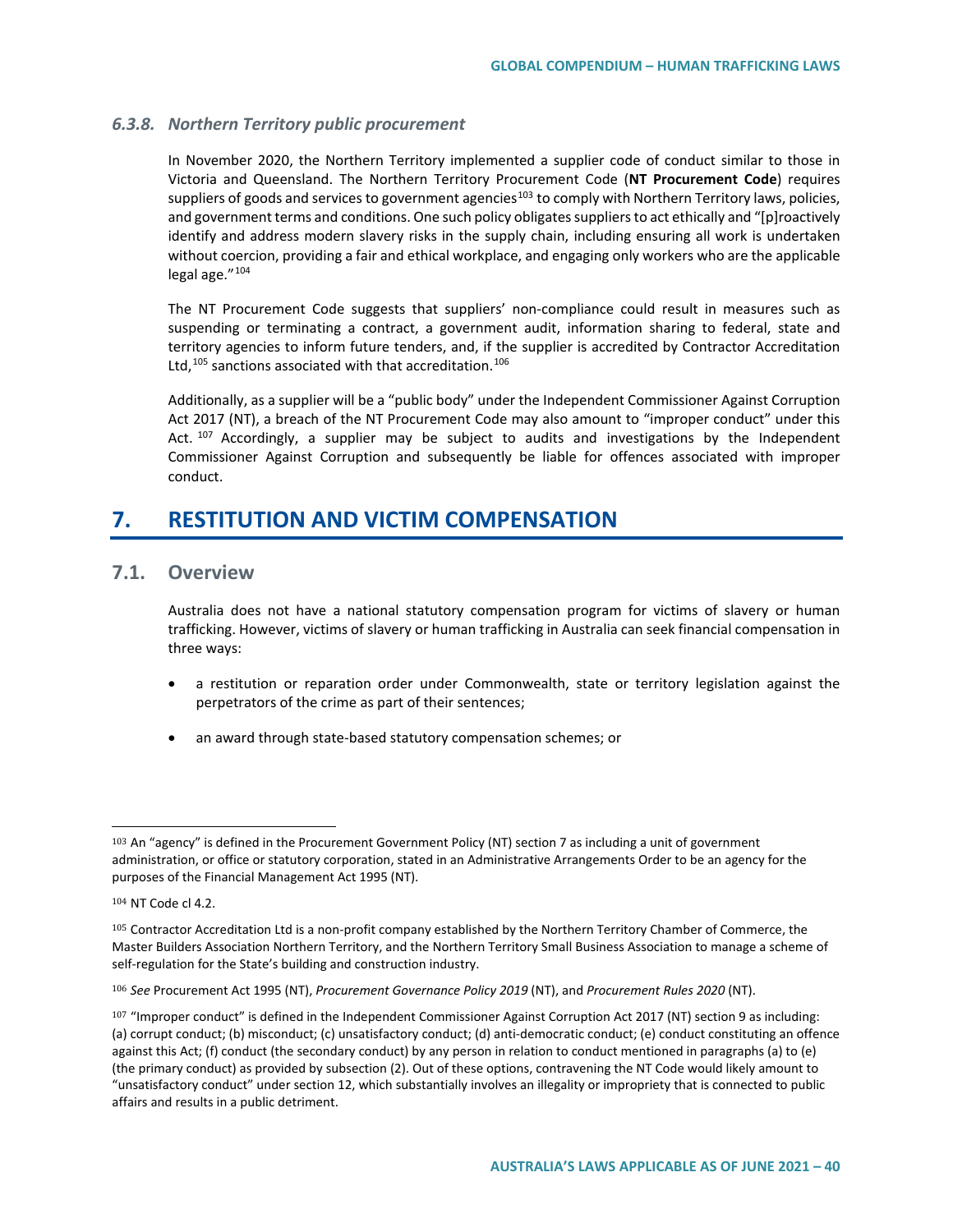### 6.3.8. Northern Territory public procurement

In November 2020, the Northern Territory implemented a supplier code of conduct similar to those in Victoria and Queensland. The Northern Territory Procurement Code (**NT Procurement Code**) requires suppliers of goods and services to government agencies[103] to comply with Northern Territory laws, policies, and government terms and conditions. One such policy obligates suppliers to act ethically and "[p]roactively identify and address modern slavery risks in the supply chain, including ensuring all work is undertaken without coercion, providing a fair and ethical workplace, and engaging only workers who are the applicable legal age."[104]

The NT Procurement Code suggests that suppliers' non-compliance could result in measures such as suspending or terminating a contract, a government audit, information sharing to federal, state and territory agencies to inform future tenders, and, if the supplier is accredited by Contractor Accreditation Ltd,[105] sanctions associated with that accreditation.[106]

Additionally, as a supplier will be a "public body" under the Independent Commissioner Against Corruption Act 2017 (NT), a breach of the NT Procurement Code may also amount to "improper conduct" under this Act.[107] Accordingly, a supplier may be subject to audits and investigations by the Independent Commissioner Against Corruption and subsequently be liable for offences associated with improper conduct.

# 7. RESTITUTION AND VICTIM COMPENSATION

## 7.1. Overview

Australia does not have a national statutory compensation program for victims of slavery or human trafficking. However, victims of slavery or human trafficking in Australia can seek financial compensation in three ways:

- a restitution or reparation order under Commonwealth, state or territory legislation against the perpetrators of the crime as part of their sentences;
- an award through state-based statutory compensation schemes; or

---

[103] An "agency" is defined in the Procurement Government Policy (NT) section 7 as including a unit of government administration, or office or statutory corporation, stated in an Administrative Arrangements Order to be an agency for the purposes of the Financial Management Act 1995 (NT).

[104] NT Code cl 4.2.

[105] Contractor Accreditation Ltd is a non-profit company established by the Northern Territory Chamber of Commerce, the Master Builders Association Northern Territory, and the Northern Territory Small Business Association to manage a scheme of self-regulation for the State's building and construction industry.

[106] *See* Procurement Act 1995 (NT), *Procurement Governance Policy 2019* (NT), and *Procurement Rules 2020* (NT).

[107] "Improper conduct" is defined in the Independent Commissioner Against Corruption Act 2017 (NT) section 9 as including: (a) corrupt conduct; (b) misconduct; (c) unsatisfactory conduct; (d) anti-democratic conduct; (e) conduct constituting an offence against this Act; (f) conduct (the secondary conduct) by any person in relation to conduct mentioned in paragraphs (a) to (e) (the primary conduct) as provided by subsection (2). Out of these options, contravening the NT Code would likely amount to "unsatisfactory conduct" under section 12, which substantially involves an illegality or impropriety that is connected to public affairs and results in a public detriment.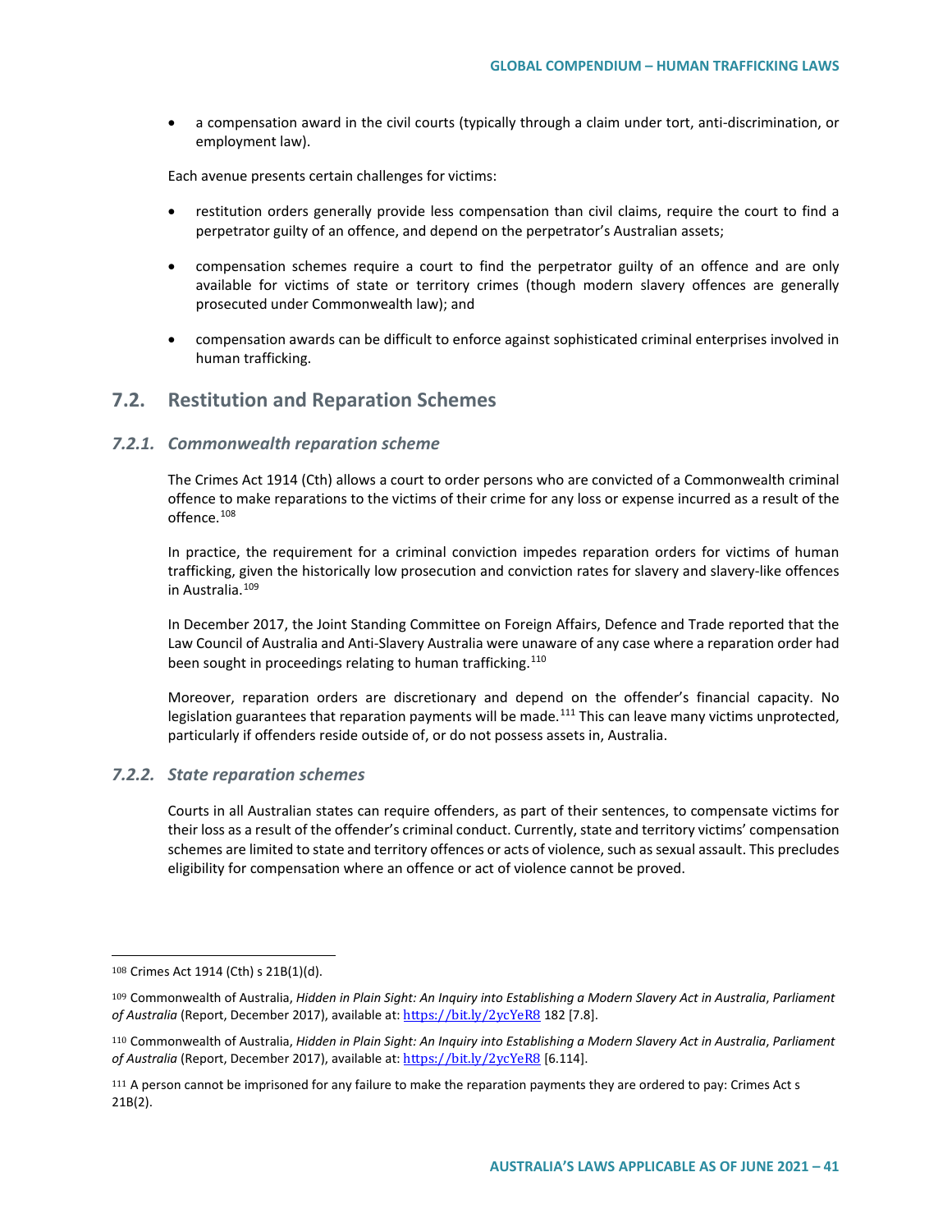- a compensation award in the civil courts (typically through a claim under tort, anti-discrimination, or employment law).

Each avenue presents certain challenges for victims:

- restitution orders generally provide less compensation than civil claims, require the court to find a perpetrator guilty of an offence, and depend on the perpetrator's Australian assets;
- compensation schemes require a court to find the perpetrator guilty of an offence and are only available for victims of state or territory crimes (though modern slavery offences are generally prosecuted under Commonwealth law); and
- compensation awards can be difficult to enforce against sophisticated criminal enterprises involved in human trafficking.

## 7.2. Restitution and Reparation Schemes

### *7.2.1. Commonwealth reparation scheme*

The Crimes Act 1914 (Cth) allows a court to order persons who are convicted of a Commonwealth criminal offence to make reparations to the victims of their crime for any loss or expense incurred as a result of the offence.[108]

In practice, the requirement for a criminal conviction impedes reparation orders for victims of human trafficking, given the historically low prosecution and conviction rates for slavery and slavery-like offences in Australia.[109]

In December 2017, the Joint Standing Committee on Foreign Affairs, Defence and Trade reported that the Law Council of Australia and Anti-Slavery Australia were unaware of any case where a reparation order had been sought in proceedings relating to human trafficking.[110]

Moreover, reparation orders are discretionary and depend on the offender's financial capacity. No legislation guarantees that reparation payments will be made.[111] This can leave many victims unprotected, particularly if offenders reside outside of, or do not possess assets in, Australia.

### *7.2.2. State reparation schemes*

Courts in all Australian states can require offenders, as part of their sentences, to compensate victims for their loss as a result of the offender's criminal conduct. Currently, state and territory victims' compensation schemes are limited to state and territory offences or acts of violence, such as sexual assault. This precludes eligibility for compensation where an offence or act of violence cannot be proved.

---

[108] Crimes Act 1914 (Cth) s 21B(1)(d).

[109] Commonwealth of Australia, *Hidden in Plain Sight: An Inquiry into Establishing a Modern Slavery Act in Australia*, *Parliament of Australia* (Report, December 2017), available at: https://bit.ly/2ycYeR8 182 [7.8].

[110] Commonwealth of Australia, *Hidden in Plain Sight: An Inquiry into Establishing a Modern Slavery Act in Australia*, *Parliament of Australia* (Report, December 2017), available at: https://bit.ly/2ycYeR8 [6.114].

[111] A person cannot be imprisoned for any failure to make the reparation payments they are ordered to pay: Crimes Act s 21B(2).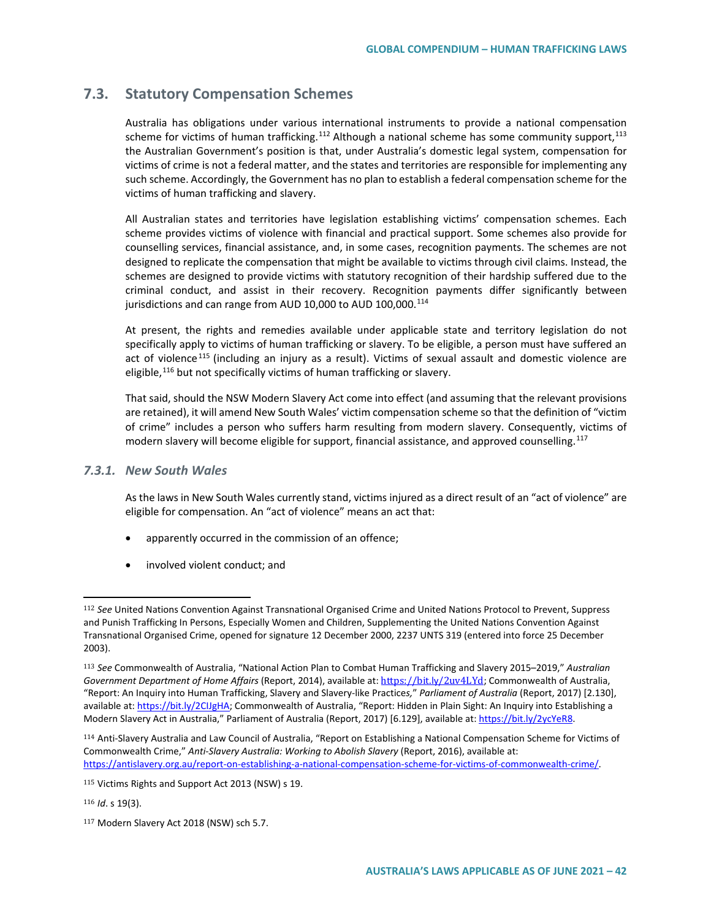## 7.3. Statutory Compensation Schemes

Australia has obligations under various international instruments to provide a national compensation scheme for victims of human trafficking.[112] Although a national scheme has some community support,[113] the Australian Government's position is that, under Australia's domestic legal system, compensation for victims of crime is not a federal matter, and the states and territories are responsible for implementing any such scheme. Accordingly, the Government has no plan to establish a federal compensation scheme for the victims of human trafficking and slavery.

All Australian states and territories have legislation establishing victims' compensation schemes. Each scheme provides victims of violence with financial and practical support. Some schemes also provide for counselling services, financial assistance, and, in some cases, recognition payments. The schemes are not designed to replicate the compensation that might be available to victims through civil claims. Instead, the schemes are designed to provide victims with statutory recognition of their hardship suffered due to the criminal conduct, and assist in their recovery. Recognition payments differ significantly between jurisdictions and can range from AUD 10,000 to AUD 100,000.[114]

At present, the rights and remedies available under applicable state and territory legislation do not specifically apply to victims of human trafficking or slavery. To be eligible, a person must have suffered an act of violence[115] (including an injury as a result). Victims of sexual assault and domestic violence are eligible,[116] but not specifically victims of human trafficking or slavery.

That said, should the NSW Modern Slavery Act come into effect (and assuming that the relevant provisions are retained), it will amend New South Wales' victim compensation scheme so that the definition of "victim of crime" includes a person who suffers harm resulting from modern slavery. Consequently, victims of modern slavery will become eligible for support, financial assistance, and approved counselling.[117]

### *7.3.1. New South Wales*

As the laws in New South Wales currently stand, victims injured as a direct result of an "act of violence" are eligible for compensation. An "act of violence" means an act that:

- apparently occurred in the commission of an offence;
- involved violent conduct; and

---

[112] *See* United Nations Convention Against Transnational Organised Crime and United Nations Protocol to Prevent, Suppress and Punish Trafficking In Persons, Especially Women and Children, Supplementing the United Nations Convention Against Transnational Organised Crime, opened for signature 12 December 2000, 2237 UNTS 319 (entered into force 25 December 2003).

[113] *See* Commonwealth of Australia, "National Action Plan to Combat Human Trafficking and Slavery 2015–2019," *Australian Government Department of Home Affairs* (Report, 2014), available at: https://bit.ly/2uv4LYd; Commonwealth of Australia, "Report: An Inquiry into Human Trafficking, Slavery and Slavery-like Practices," *Parliament of Australia* (Report, 2017) [2.130], available at: https://bit.ly/2ClJgHA; Commonwealth of Australia, "Report: Hidden in Plain Sight: An Inquiry into Establishing a Modern Slavery Act in Australia," Parliament of Australia (Report, 2017) [6.129], available at: https://bit.ly/2ycYeR8.

[114] Anti-Slavery Australia and Law Council of Australia, "Report on Establishing a National Compensation Scheme for Victims of Commonwealth Crime," *Anti-Slavery Australia: Working to Abolish Slavery* (Report, 2016), available at: https://antislavery.org.au/report-on-establishing-a-national-compensation-scheme-for-victims-of-commonwealth-crime/.

[115] Victims Rights and Support Act 2013 (NSW) s 19.

[116] *Id*. s 19(3).

[117] Modern Slavery Act 2018 (NSW) sch 5.7.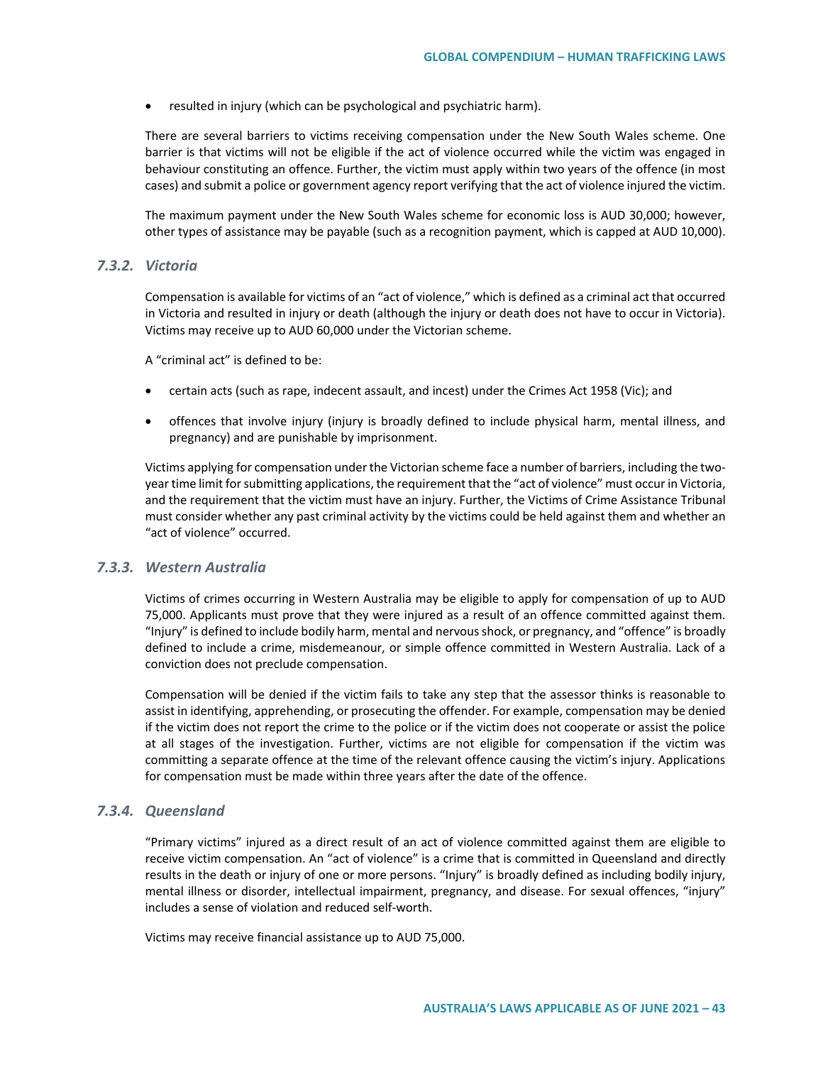- resulted in injury (which can be psychological and psychiatric harm).

There are several barriers to victims receiving compensation under the New South Wales scheme. One barrier is that victims will not be eligible if the act of violence occurred while the victim was engaged in behaviour constituting an offence. Further, the victim must apply within two years of the offence (in most cases) and submit a police or government agency report verifying that the act of violence injured the victim.

The maximum payment under the New South Wales scheme for economic loss is AUD 30,000; however, other types of assistance may be payable (such as a recognition payment, which is capped at AUD 10,000).

### *7.3.2. Victoria*

Compensation is available for victims of an "act of violence," which is defined as a criminal act that occurred in Victoria and resulted in injury or death (although the injury or death does not have to occur in Victoria). Victims may receive up to AUD 60,000 under the Victorian scheme.

A "criminal act" is defined to be:

- certain acts (such as rape, indecent assault, and incest) under the Crimes Act 1958 (Vic); and
- offences that involve injury (injury is broadly defined to include physical harm, mental illness, and pregnancy) and are punishable by imprisonment.

Victims applying for compensation under the Victorian scheme face a number of barriers, including the two-year time limit for submitting applications, the requirement that the "act of violence" must occur in Victoria, and the requirement that the victim must have an injury. Further, the Victims of Crime Assistance Tribunal must consider whether any past criminal activity by the victims could be held against them and whether an "act of violence" occurred.

### *7.3.3. Western Australia*

Victims of crimes occurring in Western Australia may be eligible to apply for compensation of up to AUD 75,000. Applicants must prove that they were injured as a result of an offence committed against them. "Injury" is defined to include bodily harm, mental and nervous shock, or pregnancy, and "offence" is broadly defined to include a crime, misdemeanour, or simple offence committed in Western Australia. Lack of a conviction does not preclude compensation.

Compensation will be denied if the victim fails to take any step that the assessor thinks is reasonable to assist in identifying, apprehending, or prosecuting the offender. For example, compensation may be denied if the victim does not report the crime to the police or if the victim does not cooperate or assist the police at all stages of the investigation. Further, victims are not eligible for compensation if the victim was committing a separate offence at the time of the relevant offence causing the victim's injury. Applications for compensation must be made within three years after the date of the offence.

### *7.3.4. Queensland*

"Primary victims" injured as a direct result of an act of violence committed against them are eligible to receive victim compensation. An "act of violence" is a crime that is committed in Queensland and directly results in the death or injury of one or more persons. "Injury" is broadly defined as including bodily injury, mental illness or disorder, intellectual impairment, pregnancy, and disease. For sexual offences, "injury" includes a sense of violation and reduced self-worth.

Victims may receive financial assistance up to AUD 75,000.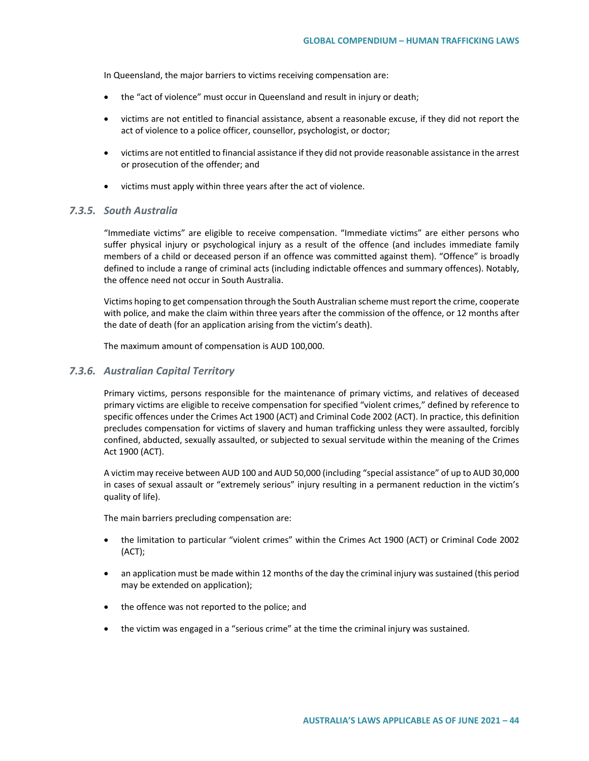In Queensland, the major barriers to victims receiving compensation are:

- the "act of violence" must occur in Queensland and result in injury or death;
- victims are not entitled to financial assistance, absent a reasonable excuse, if they did not report the act of violence to a police officer, counsellor, psychologist, or doctor;
- victims are not entitled to financial assistance if they did not provide reasonable assistance in the arrest or prosecution of the offender; and
- victims must apply within three years after the act of violence.

### *7.3.5. South Australia*

"Immediate victims" are eligible to receive compensation. "Immediate victims" are either persons who suffer physical injury or psychological injury as a result of the offence (and includes immediate family members of a child or deceased person if an offence was committed against them). "Offence" is broadly defined to include a range of criminal acts (including indictable offences and summary offences). Notably, the offence need not occur in South Australia.

Victims hoping to get compensation through the South Australian scheme must report the crime, cooperate with police, and make the claim within three years after the commission of the offence, or 12 months after the date of death (for an application arising from the victim's death).

The maximum amount of compensation is AUD 100,000.

### *7.3.6. Australian Capital Territory*

Primary victims, persons responsible for the maintenance of primary victims, and relatives of deceased primary victims are eligible to receive compensation for specified "violent crimes," defined by reference to specific offences under the Crimes Act 1900 (ACT) and Criminal Code 2002 (ACT). In practice, this definition precludes compensation for victims of slavery and human trafficking unless they were assaulted, forcibly confined, abducted, sexually assaulted, or subjected to sexual servitude within the meaning of the Crimes Act 1900 (ACT).

A victim may receive between AUD 100 and AUD 50,000 (including "special assistance" of up to AUD 30,000 in cases of sexual assault or "extremely serious" injury resulting in a permanent reduction in the victim's quality of life).

The main barriers precluding compensation are:

- the limitation to particular "violent crimes" within the Crimes Act 1900 (ACT) or Criminal Code 2002 (ACT);
- an application must be made within 12 months of the day the criminal injury was sustained (this period may be extended on application);
- the offence was not reported to the police; and
- the victim was engaged in a "serious crime" at the time the criminal injury was sustained.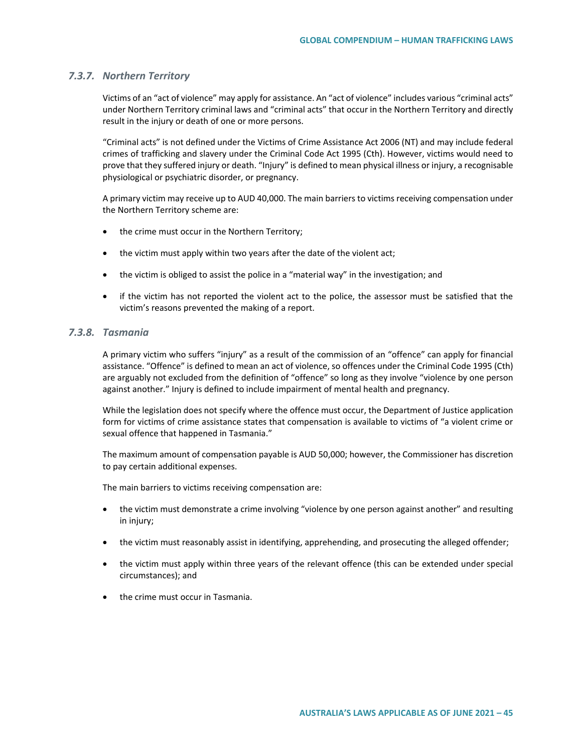### *7.3.7. Northern Territory*

Victims of an "act of violence" may apply for assistance. An "act of violence" includes various "criminal acts" under Northern Territory criminal laws and "criminal acts" that occur in the Northern Territory and directly result in the injury or death of one or more persons.

"Criminal acts" is not defined under the Victims of Crime Assistance Act 2006 (NT) and may include federal crimes of trafficking and slavery under the Criminal Code Act 1995 (Cth). However, victims would need to prove that they suffered injury or death. "Injury" is defined to mean physical illness or injury, a recognisable physiological or psychiatric disorder, or pregnancy.

A primary victim may receive up to AUD 40,000. The main barriers to victims receiving compensation under the Northern Territory scheme are:

- the crime must occur in the Northern Territory;
- the victim must apply within two years after the date of the violent act;
- the victim is obliged to assist the police in a "material way" in the investigation; and
- if the victim has not reported the violent act to the police, the assessor must be satisfied that the victim's reasons prevented the making of a report.

### *7.3.8. Tasmania*

A primary victim who suffers "injury" as a result of the commission of an "offence" can apply for financial assistance. "Offence" is defined to mean an act of violence, so offences under the Criminal Code 1995 (Cth) are arguably not excluded from the definition of "offence" so long as they involve "violence by one person against another." Injury is defined to include impairment of mental health and pregnancy.

While the legislation does not specify where the offence must occur, the Department of Justice application form for victims of crime assistance states that compensation is available to victims of "a violent crime or sexual offence that happened in Tasmania."

The maximum amount of compensation payable is AUD 50,000; however, the Commissioner has discretion to pay certain additional expenses.

The main barriers to victims receiving compensation are:

- the victim must demonstrate a crime involving "violence by one person against another" and resulting in injury;
- the victim must reasonably assist in identifying, apprehending, and prosecuting the alleged offender;
- the victim must apply within three years of the relevant offence (this can be extended under special circumstances); and
- the crime must occur in Tasmania.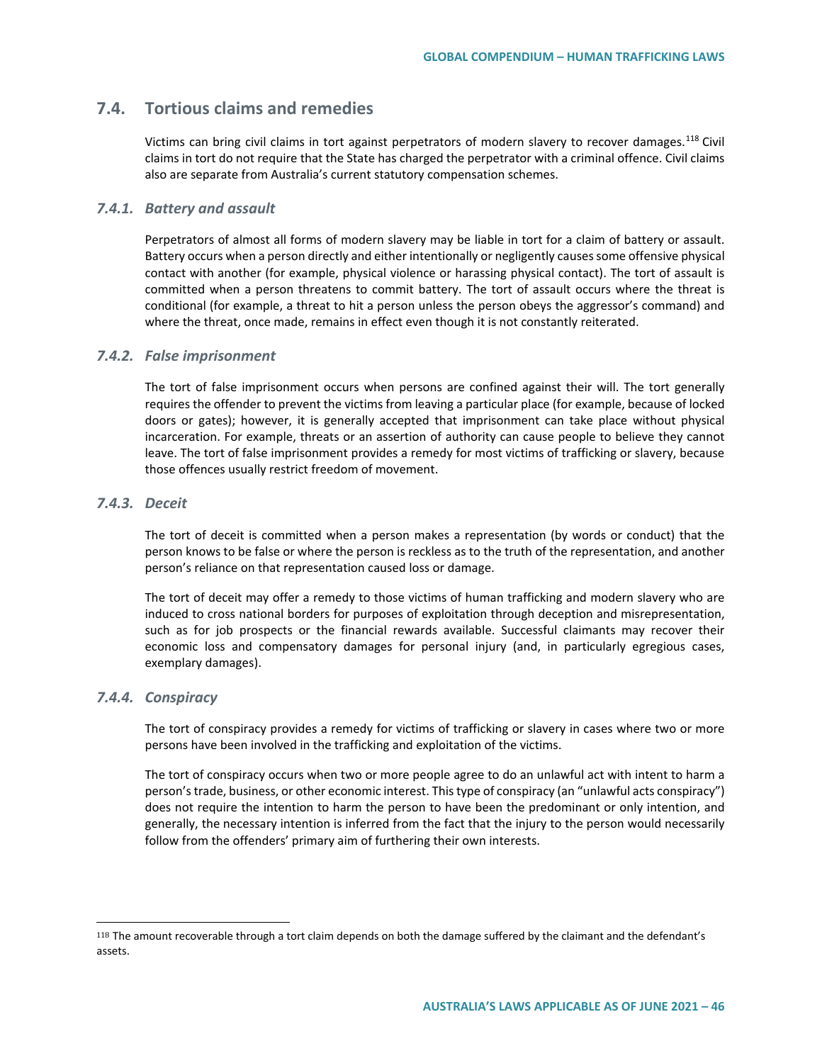## 7.4. Tortious claims and remedies

Victims can bring civil claims in tort against perpetrators of modern slavery to recover damages.[118] Civil claims in tort do not require that the State has charged the perpetrator with a criminal offence. Civil claims also are separate from Australia's current statutory compensation schemes.

### *7.4.1. Battery and assault*

Perpetrators of almost all forms of modern slavery may be liable in tort for a claim of battery or assault. Battery occurs when a person directly and either intentionally or negligently causes some offensive physical contact with another (for example, physical violence or harassing physical contact). The tort of assault is committed when a person threatens to commit battery. The tort of assault occurs where the threat is conditional (for example, a threat to hit a person unless the person obeys the aggressor's command) and where the threat, once made, remains in effect even though it is not constantly reiterated.

### *7.4.2. False imprisonment*

The tort of false imprisonment occurs when persons are confined against their will. The tort generally requires the offender to prevent the victims from leaving a particular place (for example, because of locked doors or gates); however, it is generally accepted that imprisonment can take place without physical incarceration. For example, threats or an assertion of authority can cause people to believe they cannot leave. The tort of false imprisonment provides a remedy for most victims of trafficking or slavery, because those offences usually restrict freedom of movement.

### *7.4.3. Deceit*

The tort of deceit is committed when a person makes a representation (by words or conduct) that the person knows to be false or where the person is reckless as to the truth of the representation, and another person's reliance on that representation caused loss or damage.

The tort of deceit may offer a remedy to those victims of human trafficking and modern slavery who are induced to cross national borders for purposes of exploitation through deception and misrepresentation, such as for job prospects or the financial rewards available. Successful claimants may recover their economic loss and compensatory damages for personal injury (and, in particularly egregious cases, exemplary damages).

### *7.4.4. Conspiracy*

The tort of conspiracy provides a remedy for victims of trafficking or slavery in cases where two or more persons have been involved in the trafficking and exploitation of the victims.

The tort of conspiracy occurs when two or more people agree to do an unlawful act with intent to harm a person's trade, business, or other economic interest. This type of conspiracy (an "unlawful acts conspiracy") does not require the intention to harm the person to have been the predominant or only intention, and generally, the necessary intention is inferred from the fact that the injury to the person would necessarily follow from the offenders' primary aim of furthering their own interests.

---

[118] The amount recoverable through a tort claim depends on both the damage suffered by the claimant and the defendant's assets.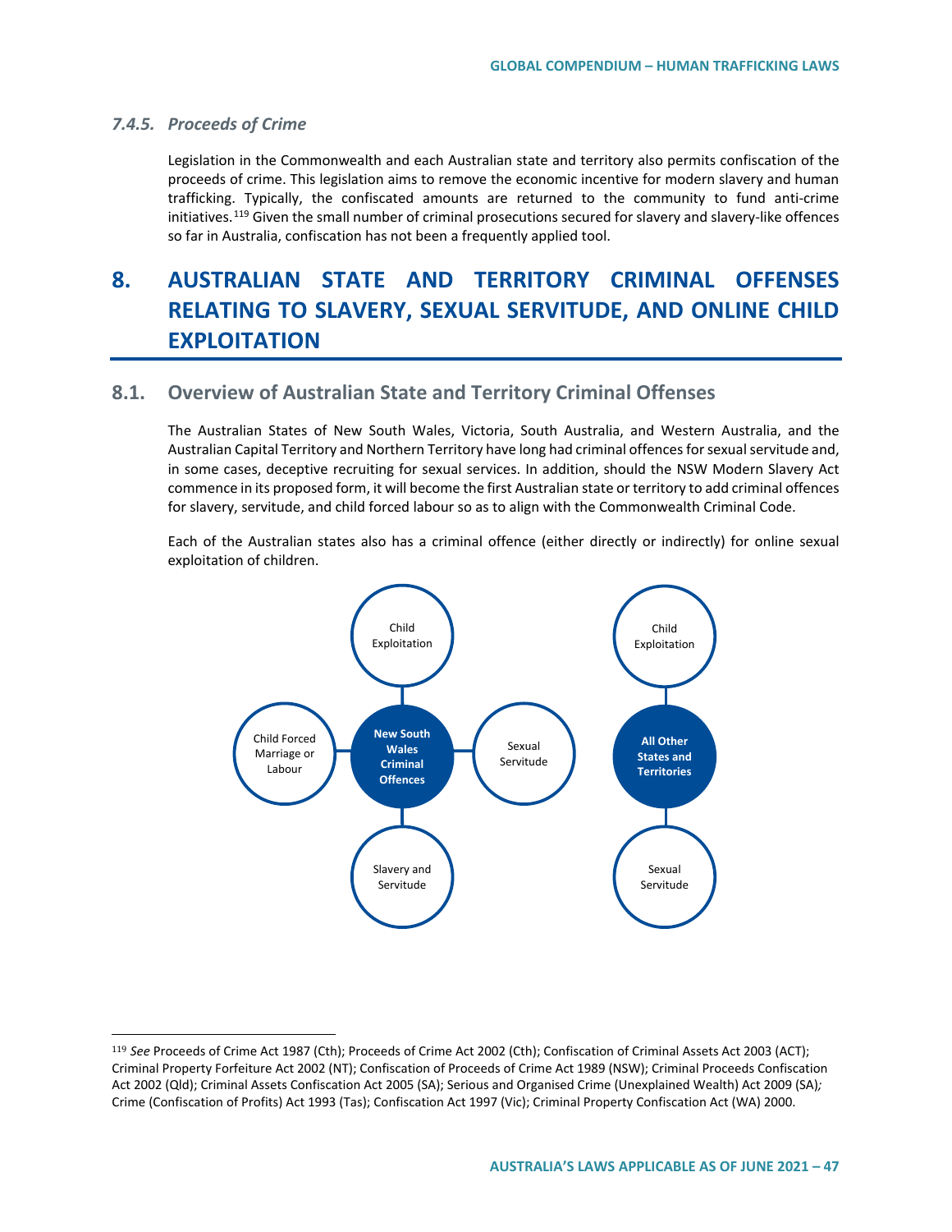### 7.4.5. Proceeds of Crime

Legislation in the Commonwealth and each Australian state and territory also permits confiscation of the proceeds of crime. This legislation aims to remove the economic incentive for modern slavery and human trafficking. Typically, the confiscated amounts are returned to the community to fund anti-crime initiatives.[119] Given the small number of criminal prosecutions secured for slavery and slavery-like offences so far in Australia, confiscation has not been a frequently applied tool.

# 8. AUSTRALIAN STATE AND TERRITORY CRIMINAL OFFENSES RELATING TO SLAVERY, SEXUAL SERVITUDE, AND ONLINE CHILD EXPLOITATION

## 8.1. Overview of Australian State and Territory Criminal Offenses

The Australian States of New South Wales, Victoria, South Australia, and Western Australia, and the Australian Capital Territory and Northern Territory have long had criminal offences for sexual servitude and, in some cases, deceptive recruiting for sexual services. In addition, should the NSW Modern Slavery Act commence in its proposed form, it will become the first Australian state or territory to add criminal offences for slavery, servitude, and child forced labour so as to align with the Commonwealth Criminal Code.

Each of the Australian states also has a criminal offence (either directly or indirectly) for online sexual exploitation of children.

**New South Wales Criminal Offences**
- Child Exploitation
- Sexual Servitude
- Slavery and Servitude
- Child Forced Marriage or Labour

**All Other States and Territories**
- Child Exploitation
- Sexual Servitude

---

[119] *See* Proceeds of Crime Act 1987 (Cth); Proceeds of Crime Act 2002 (Cth); Confiscation of Criminal Assets Act 2003 (ACT); Criminal Property Forfeiture Act 2002 (NT); Confiscation of Proceeds of Crime Act 1989 (NSW); Criminal Proceeds Confiscation Act 2002 (Qld); Criminal Assets Confiscation Act 2005 (SA); Serious and Organised Crime (Unexplained Wealth) Act 2009 (SA); Crime (Confiscation of Profits) Act 1993 (Tas); Confiscation Act 1997 (Vic); Criminal Property Confiscation Act (WA) 2000.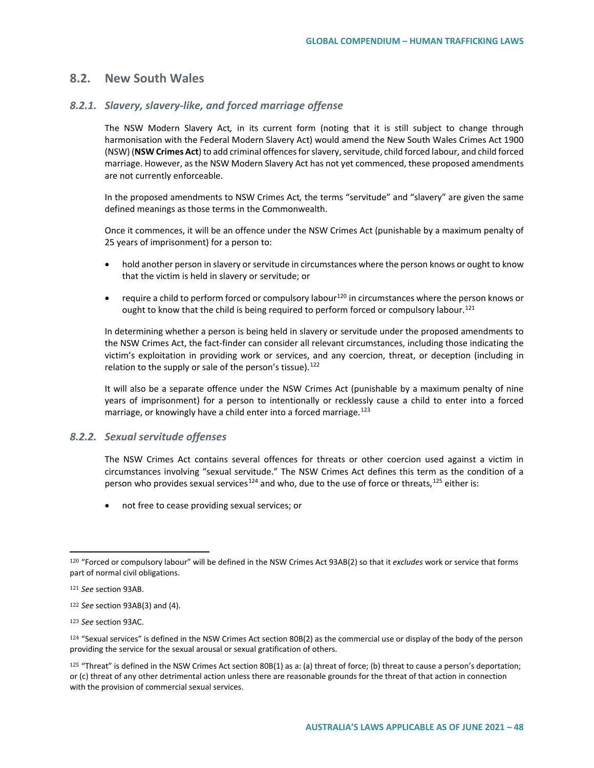## 8.2. New South Wales

### *8.2.1. Slavery, slavery-like, and forced marriage offense*

The NSW Modern Slavery Act*,* in its current form (noting that it is still subject to change through harmonisation with the Federal Modern Slavery Act) would amend the New South Wales Crimes Act 1900 (NSW) (**NSW Crimes Act**) to add criminal offences for slavery, servitude, child forced labour, and child forced marriage. However, as the NSW Modern Slavery Act has not yet commenced, these proposed amendments are not currently enforceable.

In the proposed amendments to NSW Crimes Act*,* the terms "servitude" and "slavery" are given the same defined meanings as those terms in the Commonwealth.

Once it commences, it will be an offence under the NSW Crimes Act (punishable by a maximum penalty of 25 years of imprisonment) for a person to:

- hold another person in slavery or servitude in circumstances where the person knows or ought to know that the victim is held in slavery or servitude; or
- require a child to perform forced or compulsory labour[120] in circumstances where the person knows or ought to know that the child is being required to perform forced or compulsory labour.[121]

In determining whether a person is being held in slavery or servitude under the proposed amendments to the NSW Crimes Act, the fact-finder can consider all relevant circumstances, including those indicating the victim's exploitation in providing work or services, and any coercion, threat, or deception (including in relation to the supply or sale of the person's tissue).[122]

It will also be a separate offence under the NSW Crimes Act (punishable by a maximum penalty of nine years of imprisonment) for a person to intentionally or recklessly cause a child to enter into a forced marriage, or knowingly have a child enter into a forced marriage.[123]

### *8.2.2. Sexual servitude offenses*

The NSW Crimes Act contains several offences for threats or other coercion used against a victim in circumstances involving "sexual servitude." The NSW Crimes Act defines this term as the condition of a person who provides sexual services[124] and who, due to the use of force or threats,[125] either is:

- not free to cease providing sexual services; or

---

[120] "Forced or compulsory labour" will be defined in the NSW Crimes Act 93AB(2) so that it *excludes* work or service that forms part of normal civil obligations.

[121] *See* section 93AB.

[122] *See* section 93AB(3) and (4).

[123] *See* section 93AC.

[124] "Sexual services" is defined in the NSW Crimes Act section 80B(2) as the commercial use or display of the body of the person providing the service for the sexual arousal or sexual gratification of others.

[125] "Threat" is defined in the NSW Crimes Act section 80B(1) as a: (a) threat of force; (b) threat to cause a person's deportation; or (c) threat of any other detrimental action unless there are reasonable grounds for the threat of that action in connection with the provision of commercial sexual services.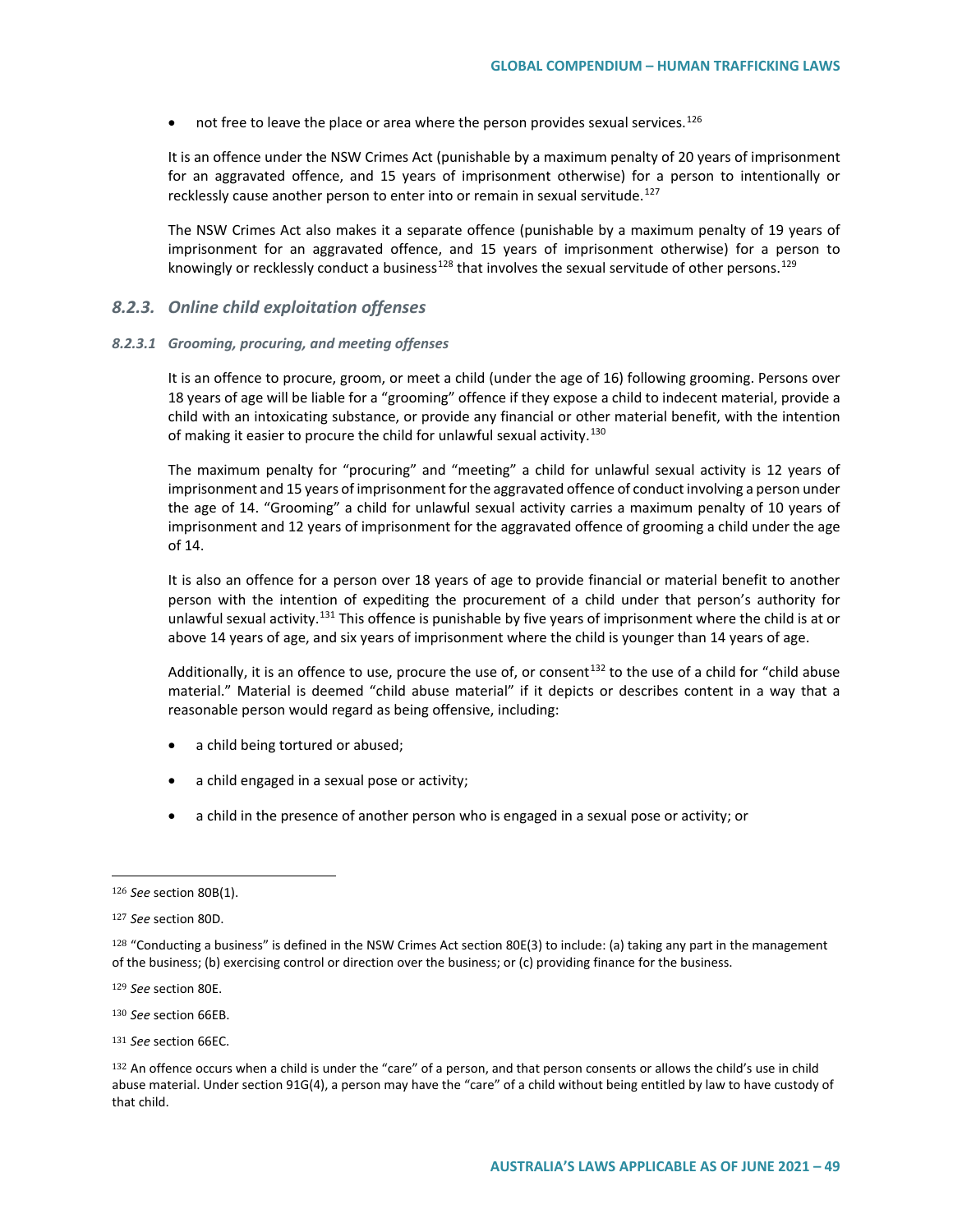- not free to leave the place or area where the person provides sexual services.[126]

It is an offence under the NSW Crimes Act (punishable by a maximum penalty of 20 years of imprisonment for an aggravated offence, and 15 years of imprisonment otherwise) for a person to intentionally or recklessly cause another person to enter into or remain in sexual servitude.[127]

The NSW Crimes Act also makes it a separate offence (punishable by a maximum penalty of 19 years of imprisonment for an aggravated offence, and 15 years of imprisonment otherwise) for a person to knowingly or recklessly conduct a business[128] that involves the sexual servitude of other persons.[129]

### *8.2.3. Online child exploitation offenses*

#### *8.2.3.1 Grooming, procuring, and meeting offenses*

It is an offence to procure, groom, or meet a child (under the age of 16) following grooming. Persons over 18 years of age will be liable for a "grooming" offence if they expose a child to indecent material, provide a child with an intoxicating substance, or provide any financial or other material benefit, with the intention of making it easier to procure the child for unlawful sexual activity.[130]

The maximum penalty for "procuring" and "meeting" a child for unlawful sexual activity is 12 years of imprisonment and 15 years of imprisonment for the aggravated offence of conduct involving a person under the age of 14. "Grooming" a child for unlawful sexual activity carries a maximum penalty of 10 years of imprisonment and 12 years of imprisonment for the aggravated offence of grooming a child under the age of 14.

It is also an offence for a person over 18 years of age to provide financial or material benefit to another person with the intention of expediting the procurement of a child under that person's authority for unlawful sexual activity.[131] This offence is punishable by five years of imprisonment where the child is at or above 14 years of age, and six years of imprisonment where the child is younger than 14 years of age.

Additionally, it is an offence to use, procure the use of, or consent[132] to the use of a child for "child abuse material." Material is deemed "child abuse material" if it depicts or describes content in a way that a reasonable person would regard as being offensive, including:

- a child being tortured or abused;
- a child engaged in a sexual pose or activity;
- a child in the presence of another person who is engaged in a sexual pose or activity; or

---

[126] *See* section 80B(1).

[127] *See* section 80D.

[128] "Conducting a business" is defined in the NSW Crimes Act section 80E(3) to include: (a) taking any part in the management of the business; (b) exercising control or direction over the business; or (c) providing finance for the business.

[129] *See* section 80E.

[130] *See* section 66EB.

[131] *See* section 66EC.

[132] An offence occurs when a child is under the "care" of a person, and that person consents or allows the child's use in child abuse material. Under section 91G(4), a person may have the "care" of a child without being entitled by law to have custody of that child.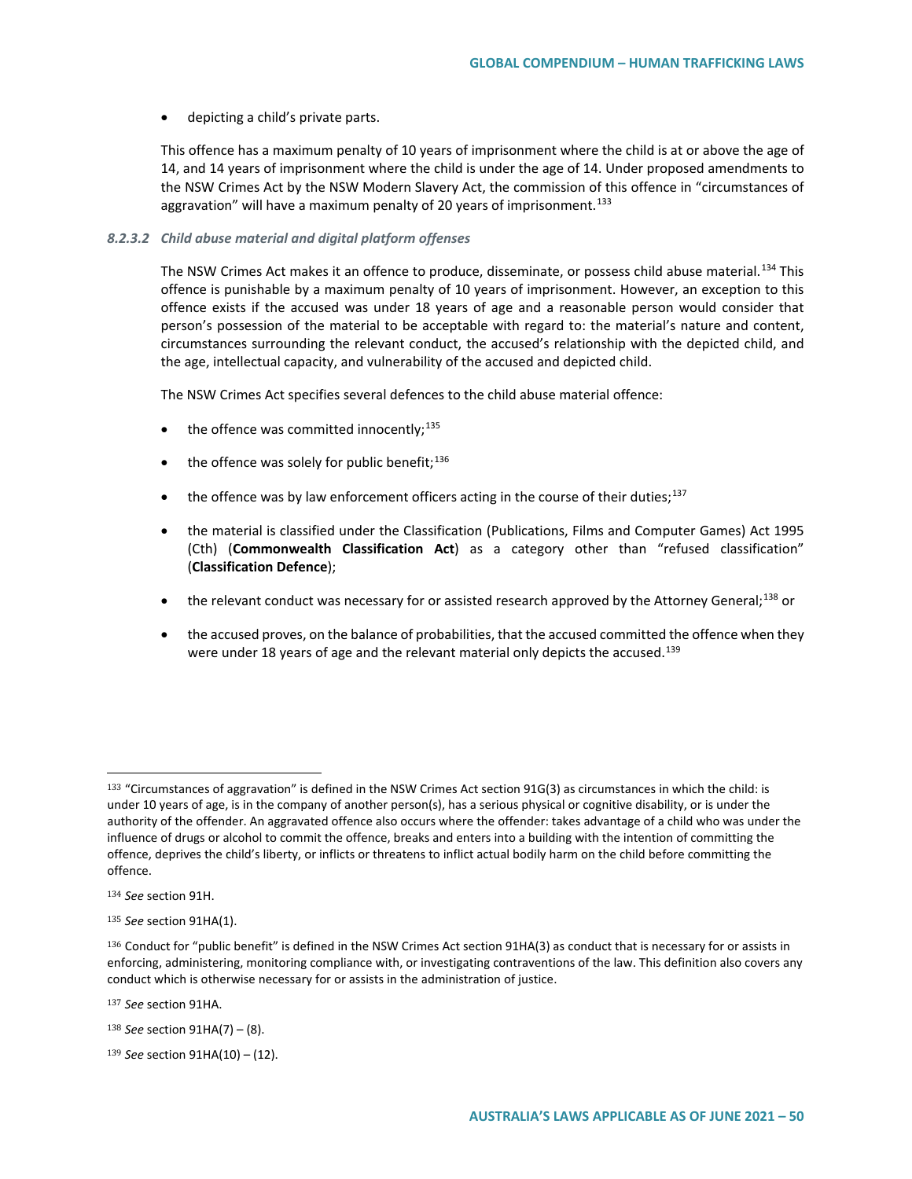- depicting a child's private parts.

This offence has a maximum penalty of 10 years of imprisonment where the child is at or above the age of 14, and 14 years of imprisonment where the child is under the age of 14. Under proposed amendments to the NSW Crimes Act by the NSW Modern Slavery Act, the commission of this offence in "circumstances of aggravation" will have a maximum penalty of 20 years of imprisonment.[133]

#### *8.2.3.2 Child abuse material and digital platform offenses*

The NSW Crimes Act makes it an offence to produce, disseminate, or possess child abuse material.[134] This offence is punishable by a maximum penalty of 10 years of imprisonment. However, an exception to this offence exists if the accused was under 18 years of age and a reasonable person would consider that person's possession of the material to be acceptable with regard to: the material's nature and content, circumstances surrounding the relevant conduct, the accused's relationship with the depicted child, and the age, intellectual capacity, and vulnerability of the accused and depicted child.

The NSW Crimes Act specifies several defences to the child abuse material offence:

- the offence was committed innocently;[135]
- the offence was solely for public benefit;[136]
- the offence was by law enforcement officers acting in the course of their duties;[137]
- the material is classified under the Classification (Publications, Films and Computer Games) Act 1995 (Cth) (**Commonwealth Classification Act**) as a category other than "refused classification" (**Classification Defence**);
- the relevant conduct was necessary for or assisted research approved by the Attorney General;[138] or
- the accused proves, on the balance of probabilities, that the accused committed the offence when they were under 18 years of age and the relevant material only depicts the accused.[139]

---

[133] "Circumstances of aggravation" is defined in the NSW Crimes Act section 91G(3) as circumstances in which the child: is under 10 years of age, is in the company of another person(s), has a serious physical or cognitive disability, or is under the authority of the offender. An aggravated offence also occurs where the offender: takes advantage of a child who was under the influence of drugs or alcohol to commit the offence, breaks and enters into a building with the intention of committing the offence, deprives the child's liberty, or inflicts or threatens to inflict actual bodily harm on the child before committing the offence.

[134] *See* section 91H.

[135] *See* section 91HA(1).

[136] Conduct for "public benefit" is defined in the NSW Crimes Act section 91HA(3) as conduct that is necessary for or assists in enforcing, administering, monitoring compliance with, or investigating contraventions of the law. This definition also covers any conduct which is otherwise necessary for or assists in the administration of justice.

[137] *See* section 91HA.

[138] *See* section 91HA(7) – (8).

[139] *See* section 91HA(10) – (12).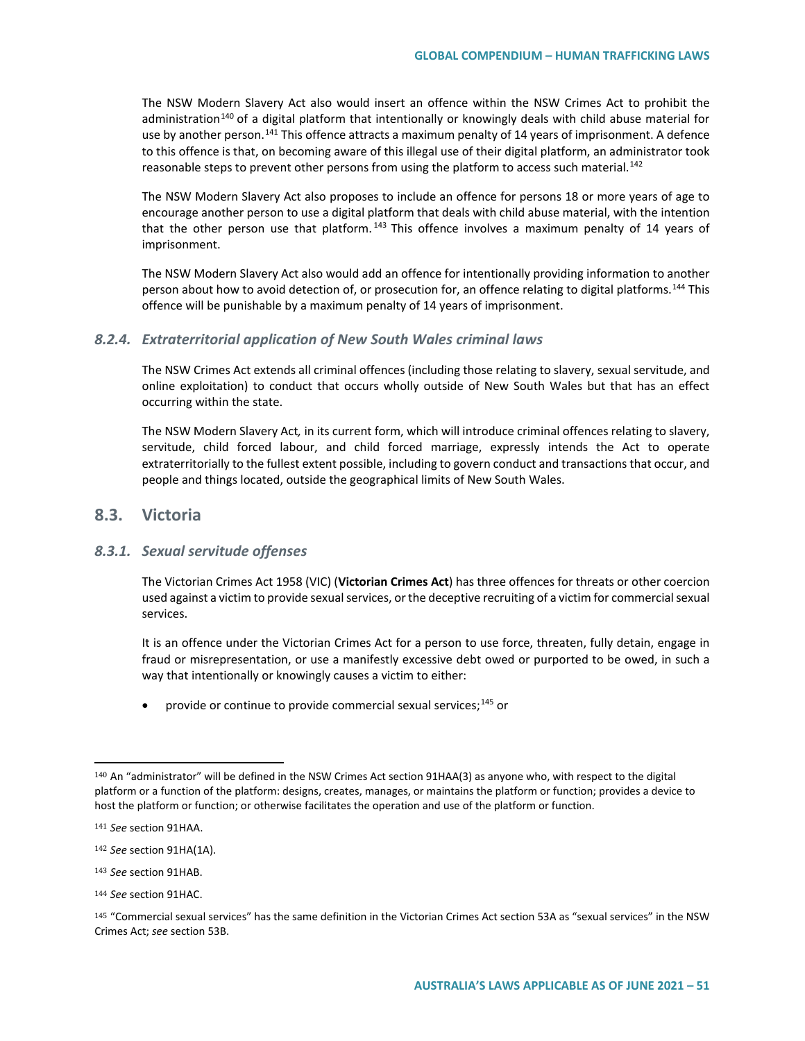The NSW Modern Slavery Act also would insert an offence within the NSW Crimes Act to prohibit the administration[140] of a digital platform that intentionally or knowingly deals with child abuse material for use by another person.[141] This offence attracts a maximum penalty of 14 years of imprisonment. A defence to this offence is that, on becoming aware of this illegal use of their digital platform, an administrator took reasonable steps to prevent other persons from using the platform to access such material.[142]

The NSW Modern Slavery Act also proposes to include an offence for persons 18 or more years of age to encourage another person to use a digital platform that deals with child abuse material, with the intention that the other person use that platform.[143] This offence involves a maximum penalty of 14 years of imprisonment.

The NSW Modern Slavery Act also would add an offence for intentionally providing information to another person about how to avoid detection of, or prosecution for, an offence relating to digital platforms.[144] This offence will be punishable by a maximum penalty of 14 years of imprisonment.

### 8.2.4. Extraterritorial application of New South Wales criminal laws

The NSW Crimes Act extends all criminal offences (including those relating to slavery, sexual servitude, and online exploitation) to conduct that occurs wholly outside of New South Wales but that has an effect occurring within the state.

The NSW Modern Slavery Act*,* in its current form, which will introduce criminal offences relating to slavery, servitude, child forced labour, and child forced marriage, expressly intends the Act to operate extraterritorially to the fullest extent possible, including to govern conduct and transactions that occur, and people and things located, outside the geographical limits of New South Wales.

## 8.3. Victoria

### 8.3.1. Sexual servitude offenses

The Victorian Crimes Act 1958 (VIC) (**Victorian Crimes Act**) has three offences for threats or other coercion used against a victim to provide sexual services, or the deceptive recruiting of a victim for commercial sexual services.

It is an offence under the Victorian Crimes Act for a person to use force, threaten, fully detain, engage in fraud or misrepresentation, or use a manifestly excessive debt owed or purported to be owed, in such a way that intentionally or knowingly causes a victim to either:

- provide or continue to provide commercial sexual services;[145] or

---

[140] An "administrator" will be defined in the NSW Crimes Act section 91HAA(3) as anyone who, with respect to the digital platform or a function of the platform: designs, creates, manages, or maintains the platform or function; provides a device to host the platform or function; or otherwise facilitates the operation and use of the platform or function.

[141] *See* section 91HAA.

[142] *See* section 91HA(1A).

[143] *See* section 91HAB.

[144] *See* section 91HAC.

[145] "Commercial sexual services" has the same definition in the Victorian Crimes Act section 53A as "sexual services" in the NSW Crimes Act; *see* section 53B.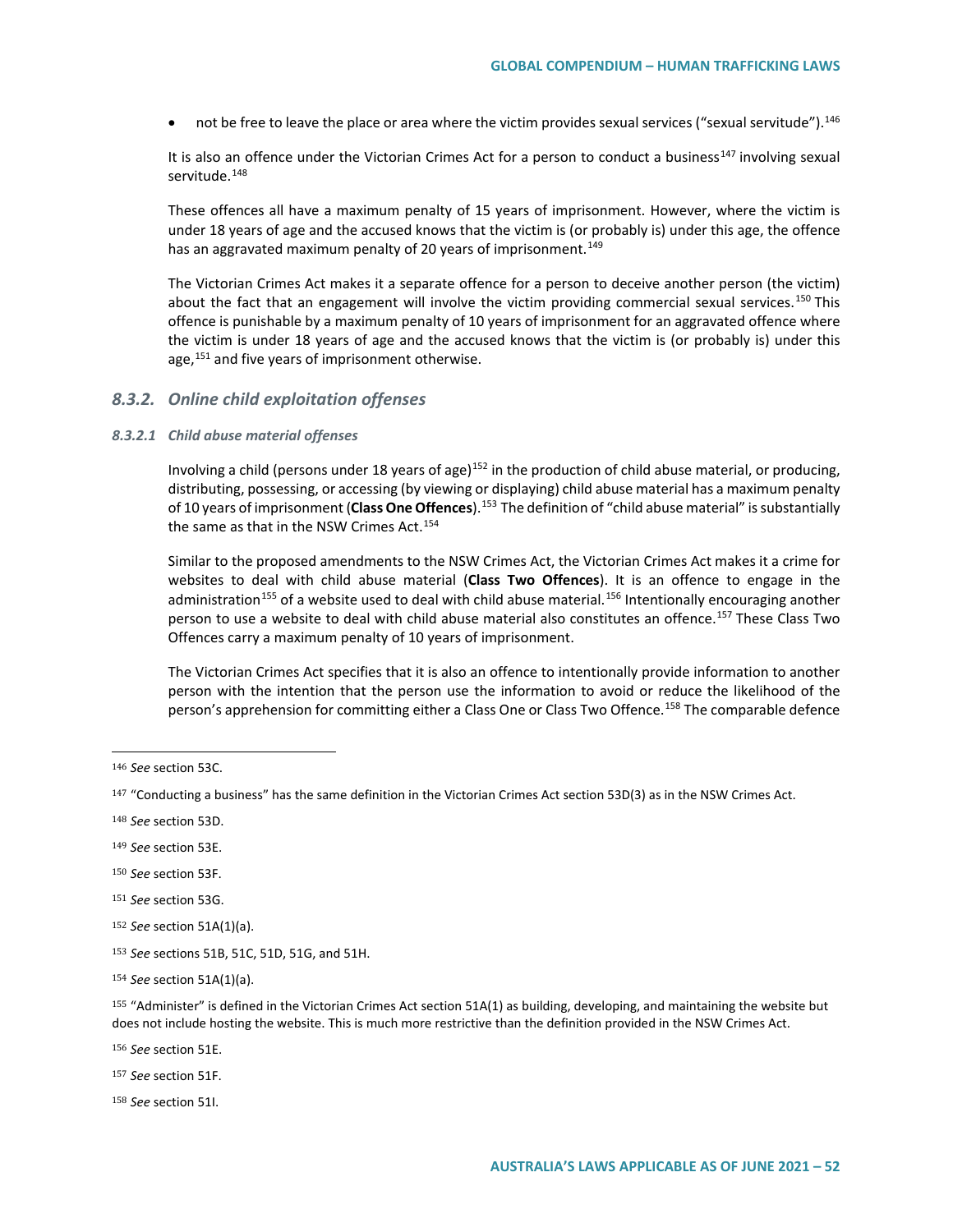- not be free to leave the place or area where the victim provides sexual services ("sexual servitude").[146]

It is also an offence under the Victorian Crimes Act for a person to conduct a business[147] involving sexual servitude.[148]

These offences all have a maximum penalty of 15 years of imprisonment. However, where the victim is under 18 years of age and the accused knows that the victim is (or probably is) under this age, the offence has an aggravated maximum penalty of 20 years of imprisonment.[149]

The Victorian Crimes Act makes it a separate offence for a person to deceive another person (the victim) about the fact that an engagement will involve the victim providing commercial sexual services.[150] This offence is punishable by a maximum penalty of 10 years of imprisonment for an aggravated offence where the victim is under 18 years of age and the accused knows that the victim is (or probably is) under this age,[151] and five years of imprisonment otherwise.

### *8.3.2. Online child exploitation offenses*

#### *8.3.2.1 Child abuse material offenses*

Involving a child (persons under 18 years of age)[152] in the production of child abuse material, or producing, distributing, possessing, or accessing (by viewing or displaying) child abuse material has a maximum penalty of 10 years of imprisonment (**Class One Offences**).[153] The definition of "child abuse material" is substantially the same as that in the NSW Crimes Act.[154]

Similar to the proposed amendments to the NSW Crimes Act, the Victorian Crimes Act makes it a crime for websites to deal with child abuse material (**Class Two Offences**). It is an offence to engage in the administration[155] of a website used to deal with child abuse material.[156] Intentionally encouraging another person to use a website to deal with child abuse material also constitutes an offence.[157] These Class Two Offences carry a maximum penalty of 10 years of imprisonment.

The Victorian Crimes Act specifies that it is also an offence to intentionally provide information to another person with the intention that the person use the information to avoid or reduce the likelihood of the person's apprehension for committing either a Class One or Class Two Offence.[158] The comparable defence

---

[146] *See* section 53C.

[147] "Conducting a business" has the same definition in the Victorian Crimes Act section 53D(3) as in the NSW Crimes Act.

[148] *See* section 53D.

[149] *See* section 53E.

[150] *See* section 53F.

[151] *See* section 53G.

[152] *See* section 51A(1)(a).

[153] *See* sections 51B, 51C, 51D, 51G, and 51H.

[154] *See* section 51A(1)(a).

[155] "Administer" is defined in the Victorian Crimes Act section 51A(1) as building, developing, and maintaining the website but does not include hosting the website. This is much more restrictive than the definition provided in the NSW Crimes Act.

[156] *See* section 51E.

[157] *See* section 51F.

[158] *See* section 51I.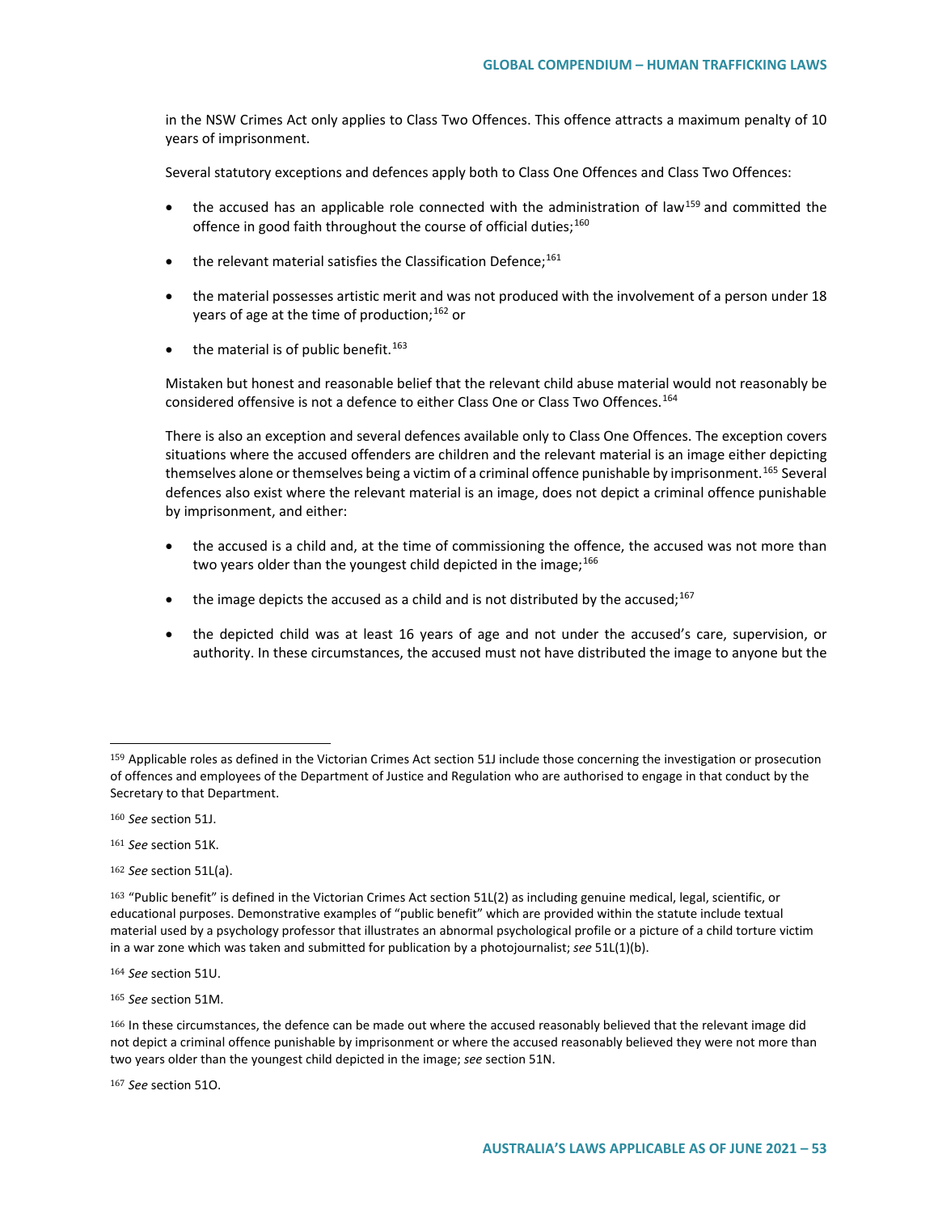in the NSW Crimes Act only applies to Class Two Offences. This offence attracts a maximum penalty of 10 years of imprisonment.

Several statutory exceptions and defences apply both to Class One Offences and Class Two Offences:

- the accused has an applicable role connected with the administration of law[159] and committed the offence in good faith throughout the course of official duties;[160]
- the relevant material satisfies the Classification Defence;[161]
- the material possesses artistic merit and was not produced with the involvement of a person under 18 years of age at the time of production;[162] or
- the material is of public benefit.[163]

Mistaken but honest and reasonable belief that the relevant child abuse material would not reasonably be considered offensive is not a defence to either Class One or Class Two Offences.[164]

There is also an exception and several defences available only to Class One Offences. The exception covers situations where the accused offenders are children and the relevant material is an image either depicting themselves alone or themselves being a victim of a criminal offence punishable by imprisonment.[165] Several defences also exist where the relevant material is an image, does not depict a criminal offence punishable by imprisonment, and either:

- the accused is a child and, at the time of commissioning the offence, the accused was not more than two years older than the youngest child depicted in the image;[166]
- the image depicts the accused as a child and is not distributed by the accused;[167]
- the depicted child was at least 16 years of age and not under the accused's care, supervision, or authority. In these circumstances, the accused must not have distributed the image to anyone but the

---

[159] Applicable roles as defined in the Victorian Crimes Act section 51J include those concerning the investigation or prosecution of offences and employees of the Department of Justice and Regulation who are authorised to engage in that conduct by the Secretary to that Department.

[160] *See* section 51J.

[161] *See* section 51K.

[162] *See* section 51L(a).

[163] "Public benefit" is defined in the Victorian Crimes Act section 51L(2) as including genuine medical, legal, scientific, or educational purposes. Demonstrative examples of "public benefit" which are provided within the statute include textual material used by a psychology professor that illustrates an abnormal psychological profile or a picture of a child torture victim in a war zone which was taken and submitted for publication by a photojournalist; *see* 51L(1)(b).

[164] *See* section 51U.

[165] *See* section 51M.

[166] In these circumstances, the defence can be made out where the accused reasonably believed that the relevant image did not depict a criminal offence punishable by imprisonment or where the accused reasonably believed they were not more than two years older than the youngest child depicted in the image; *see* section 51N.

[167] *See* section 51O.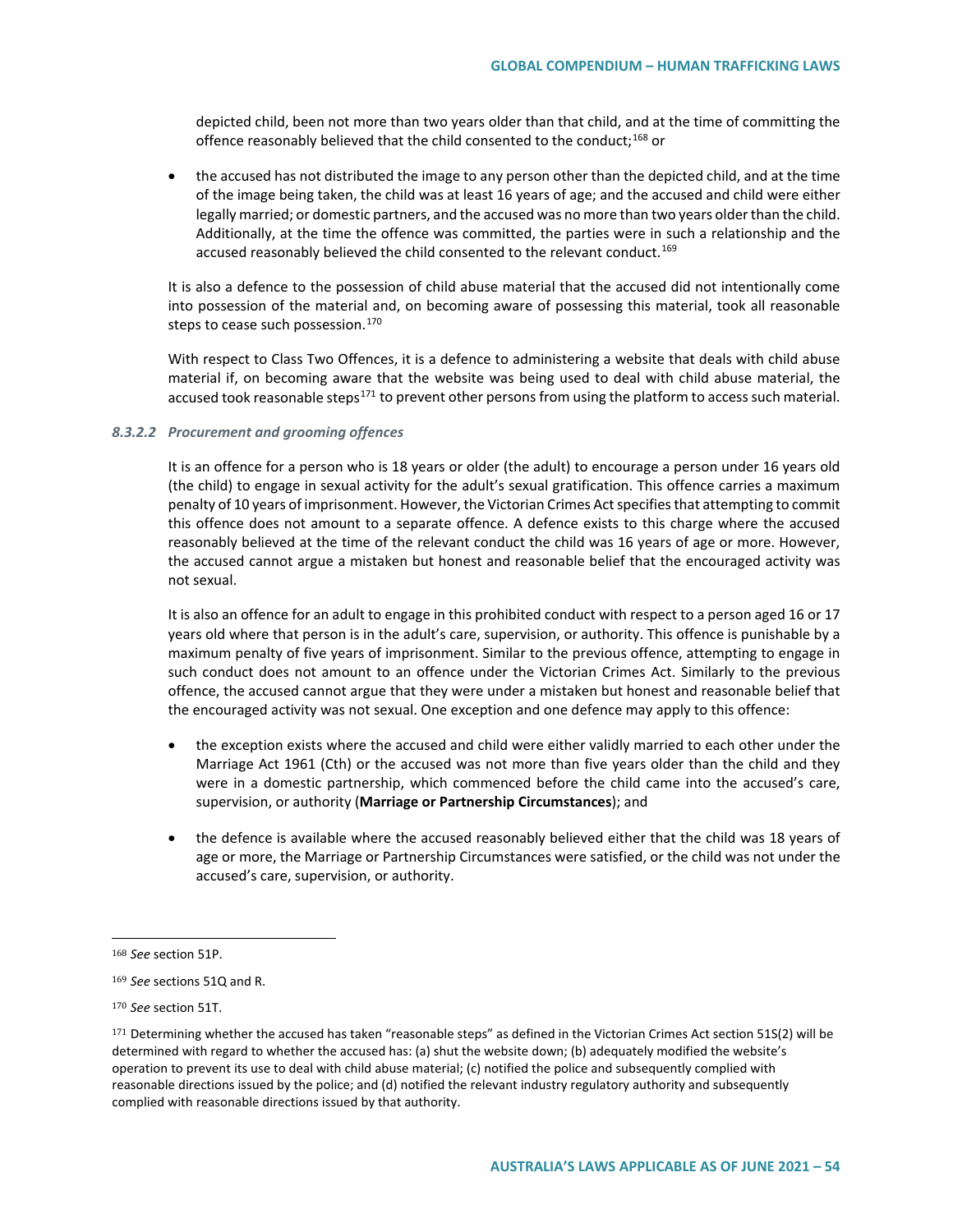depicted child, been not more than two years older than that child, and at the time of committing the offence reasonably believed that the child consented to the conduct;[168] or

- the accused has not distributed the image to any person other than the depicted child, and at the time of the image being taken, the child was at least 16 years of age; and the accused and child were either legally married; or domestic partners, and the accused was no more than two years older than the child. Additionally, at the time the offence was committed, the parties were in such a relationship and the accused reasonably believed the child consented to the relevant conduct.[169]

It is also a defence to the possession of child abuse material that the accused did not intentionally come into possession of the material and, on becoming aware of possessing this material, took all reasonable steps to cease such possession.[170]

With respect to Class Two Offences, it is a defence to administering a website that deals with child abuse material if, on becoming aware that the website was being used to deal with child abuse material, the accused took reasonable steps[171] to prevent other persons from using the platform to access such material.

#### *8.3.2.2 Procurement and grooming offences*

It is an offence for a person who is 18 years or older (the adult) to encourage a person under 16 years old (the child) to engage in sexual activity for the adult's sexual gratification. This offence carries a maximum penalty of 10 years of imprisonment. However, the Victorian Crimes Act specifies that attempting to commit this offence does not amount to a separate offence. A defence exists to this charge where the accused reasonably believed at the time of the relevant conduct the child was 16 years of age or more. However, the accused cannot argue a mistaken but honest and reasonable belief that the encouraged activity was not sexual.

It is also an offence for an adult to engage in this prohibited conduct with respect to a person aged 16 or 17 years old where that person is in the adult's care, supervision, or authority. This offence is punishable by a maximum penalty of five years of imprisonment. Similar to the previous offence, attempting to engage in such conduct does not amount to an offence under the Victorian Crimes Act. Similarly to the previous offence, the accused cannot argue that they were under a mistaken but honest and reasonable belief that the encouraged activity was not sexual. One exception and one defence may apply to this offence:

- the exception exists where the accused and child were either validly married to each other under the Marriage Act 1961 (Cth) or the accused was not more than five years older than the child and they were in a domestic partnership, which commenced before the child came into the accused's care, supervision, or authority (**Marriage or Partnership Circumstances**); and

- the defence is available where the accused reasonably believed either that the child was 18 years of age or more, the Marriage or Partnership Circumstances were satisfied, or the child was not under the accused's care, supervision, or authority.

---

[168] *See* section 51P.

[169] *See* sections 51Q and R.

[170] *See* section 51T.

[171] Determining whether the accused has taken "reasonable steps" as defined in the Victorian Crimes Act section 51S(2) will be determined with regard to whether the accused has: (a) shut the website down; (b) adequately modified the website's operation to prevent its use to deal with child abuse material; (c) notified the police and subsequently complied with reasonable directions issued by the police; and (d) notified the relevant industry regulatory authority and subsequently complied with reasonable directions issued by that authority.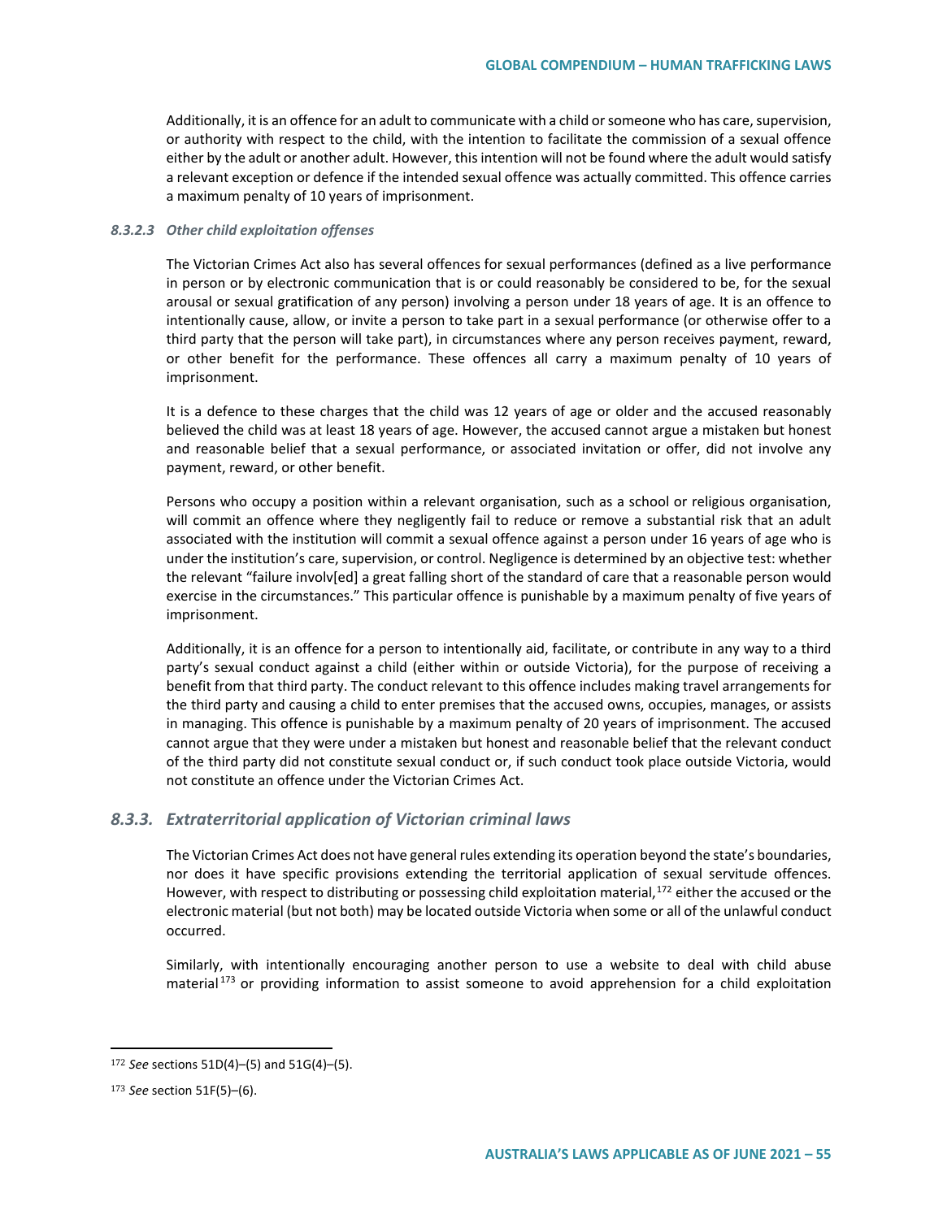Additionally, it is an offence for an adult to communicate with a child or someone who has care, supervision, or authority with respect to the child, with the intention to facilitate the commission of a sexual offence either by the adult or another adult. However, this intention will not be found where the adult would satisfy a relevant exception or defence if the intended sexual offence was actually committed. This offence carries a maximum penalty of 10 years of imprisonment.

#### *8.3.2.3 Other child exploitation offenses*

The Victorian Crimes Act also has several offences for sexual performances (defined as a live performance in person or by electronic communication that is or could reasonably be considered to be, for the sexual arousal or sexual gratification of any person) involving a person under 18 years of age. It is an offence to intentionally cause, allow, or invite a person to take part in a sexual performance (or otherwise offer to a third party that the person will take part), in circumstances where any person receives payment, reward, or other benefit for the performance. These offences all carry a maximum penalty of 10 years of imprisonment.

It is a defence to these charges that the child was 12 years of age or older and the accused reasonably believed the child was at least 18 years of age. However, the accused cannot argue a mistaken but honest and reasonable belief that a sexual performance, or associated invitation or offer, did not involve any payment, reward, or other benefit.

Persons who occupy a position within a relevant organisation, such as a school or religious organisation, will commit an offence where they negligently fail to reduce or remove a substantial risk that an adult associated with the institution will commit a sexual offence against a person under 16 years of age who is under the institution's care, supervision, or control. Negligence is determined by an objective test: whether the relevant "failure involv[ed] a great falling short of the standard of care that a reasonable person would exercise in the circumstances." This particular offence is punishable by a maximum penalty of five years of imprisonment.

Additionally, it is an offence for a person to intentionally aid, facilitate, or contribute in any way to a third party's sexual conduct against a child (either within or outside Victoria), for the purpose of receiving a benefit from that third party. The conduct relevant to this offence includes making travel arrangements for the third party and causing a child to enter premises that the accused owns, occupies, manages, or assists in managing. This offence is punishable by a maximum penalty of 20 years of imprisonment. The accused cannot argue that they were under a mistaken but honest and reasonable belief that the relevant conduct of the third party did not constitute sexual conduct or, if such conduct took place outside Victoria, would not constitute an offence under the Victorian Crimes Act.

### *8.3.3. Extraterritorial application of Victorian criminal laws*

The Victorian Crimes Act does not have general rules extending its operation beyond the state's boundaries, nor does it have specific provisions extending the territorial application of sexual servitude offences. However, with respect to distributing or possessing child exploitation material,[172] either the accused or the electronic material (but not both) may be located outside Victoria when some or all of the unlawful conduct occurred.

Similarly, with intentionally encouraging another person to use a website to deal with child abuse material[173] or providing information to assist someone to avoid apprehension for a child exploitation

[172] *See* sections 51D(4)–(5) and 51G(4)–(5).

[173] *See* section 51F(5)–(6).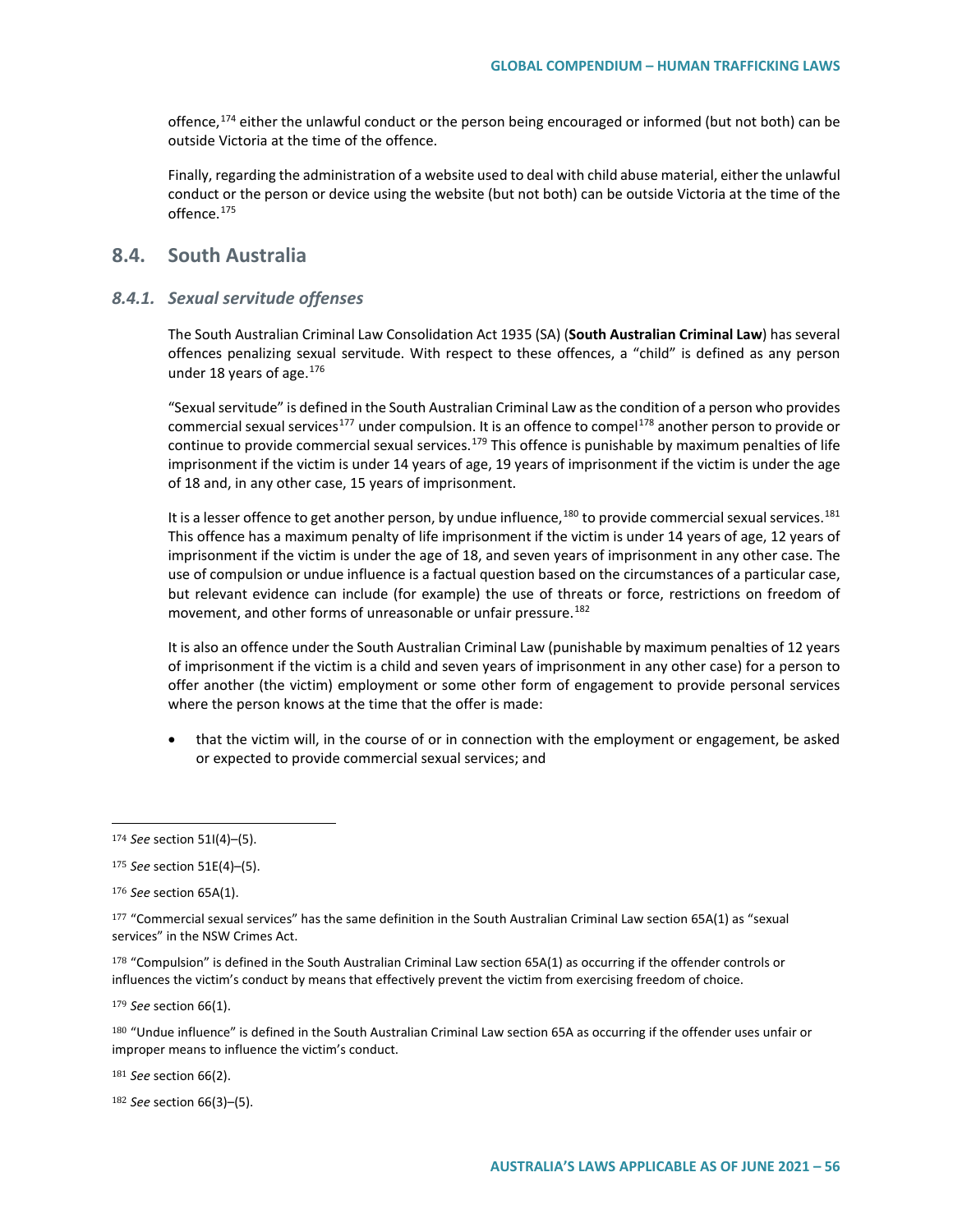offence,[174] either the unlawful conduct or the person being encouraged or informed (but not both) can be outside Victoria at the time of the offence.

Finally, regarding the administration of a website used to deal with child abuse material, either the unlawful conduct or the person or device using the website (but not both) can be outside Victoria at the time of the offence.[175]

## 8.4. South Australia

### *8.4.1. Sexual servitude offenses*

The South Australian Criminal Law Consolidation Act 1935 (SA) (**South Australian Criminal Law**) has several offences penalizing sexual servitude. With respect to these offences, a "child" is defined as any person under 18 years of age.[176]

"Sexual servitude" is defined in the South Australian Criminal Law as the condition of a person who provides commercial sexual services[177] under compulsion. It is an offence to compel[178] another person to provide or continue to provide commercial sexual services.[179] This offence is punishable by maximum penalties of life imprisonment if the victim is under 14 years of age, 19 years of imprisonment if the victim is under the age of 18 and, in any other case, 15 years of imprisonment.

It is a lesser offence to get another person, by undue influence,[180] to provide commercial sexual services.[181] This offence has a maximum penalty of life imprisonment if the victim is under 14 years of age, 12 years of imprisonment if the victim is under the age of 18, and seven years of imprisonment in any other case. The use of compulsion or undue influence is a factual question based on the circumstances of a particular case, but relevant evidence can include (for example) the use of threats or force, restrictions on freedom of movement, and other forms of unreasonable or unfair pressure.[182]

It is also an offence under the South Australian Criminal Law (punishable by maximum penalties of 12 years of imprisonment if the victim is a child and seven years of imprisonment in any other case) for a person to offer another (the victim) employment or some other form of engagement to provide personal services where the person knows at the time that the offer is made:

- that the victim will, in the course of or in connection with the employment or engagement, be asked or expected to provide commercial sexual services; and

---

[174] *See* section 51I(4)–(5).

[175] *See* section 51E(4)–(5).

[176] *See* section 65A(1).

[177] "Commercial sexual services" has the same definition in the South Australian Criminal Law section 65A(1) as "sexual services" in the NSW Crimes Act.

[178] "Compulsion" is defined in the South Australian Criminal Law section 65A(1) as occurring if the offender controls or influences the victim's conduct by means that effectively prevent the victim from exercising freedom of choice.

[179] *See* section 66(1).

[180] "Undue influence" is defined in the South Australian Criminal Law section 65A as occurring if the offender uses unfair or improper means to influence the victim's conduct.

[181] *See* section 66(2).

[182] *See* section 66(3)–(5).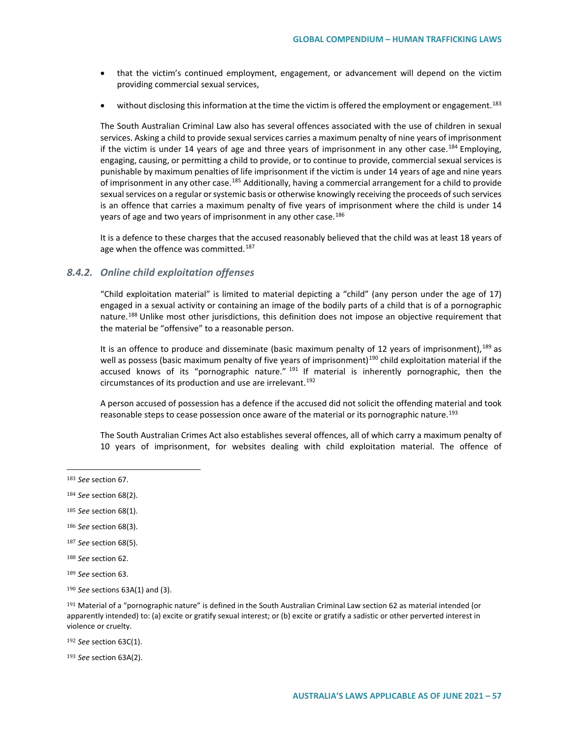- that the victim's continued employment, engagement, or advancement will depend on the victim providing commercial sexual services,
- without disclosing this information at the time the victim is offered the employment or engagement.[183]

The South Australian Criminal Law also has several offences associated with the use of children in sexual services. Asking a child to provide sexual services carries a maximum penalty of nine years of imprisonment if the victim is under 14 years of age and three years of imprisonment in any other case.[184] Employing, engaging, causing, or permitting a child to provide, or to continue to provide, commercial sexual services is punishable by maximum penalties of life imprisonment if the victim is under 14 years of age and nine years of imprisonment in any other case.[185] Additionally, having a commercial arrangement for a child to provide sexual services on a regular or systemic basis or otherwise knowingly receiving the proceeds of such services is an offence that carries a maximum penalty of five years of imprisonment where the child is under 14 years of age and two years of imprisonment in any other case.[186]

It is a defence to these charges that the accused reasonably believed that the child was at least 18 years of age when the offence was committed.[187]

### *8.4.2. Online child exploitation offenses*

"Child exploitation material" is limited to material depicting a "child" (any person under the age of 17) engaged in a sexual activity or containing an image of the bodily parts of a child that is of a pornographic nature.[188] Unlike most other jurisdictions, this definition does not impose an objective requirement that the material be "offensive" to a reasonable person.

It is an offence to produce and disseminate (basic maximum penalty of 12 years of imprisonment),[189] as well as possess (basic maximum penalty of five years of imprisonment)[190] child exploitation material if the accused knows of its "pornographic nature." [191] If material is inherently pornographic, then the circumstances of its production and use are irrelevant.[192]

A person accused of possession has a defence if the accused did not solicit the offending material and took reasonable steps to cease possession once aware of the material or its pornographic nature.[193]

The South Australian Crimes Act also establishes several offences, all of which carry a maximum penalty of 10 years of imprisonment, for websites dealing with child exploitation material. The offence of

---

[183] *See* section 67.

[184] *See* section 68(2).

[185] *See* section 68(1).

[186] *See* section 68(3).

[187] *See* section 68(5).

[188] *See* section 62.

[189] *See* section 63.

[190] *See* sections 63A(1) and (3).

[191] Material of a "pornographic nature" is defined in the South Australian Criminal Law section 62 as material intended (or apparently intended) to: (a) excite or gratify sexual interest; or (b) excite or gratify a sadistic or other perverted interest in violence or cruelty.

[192] *See* section 63C(1).

[193] *See* section 63A(2).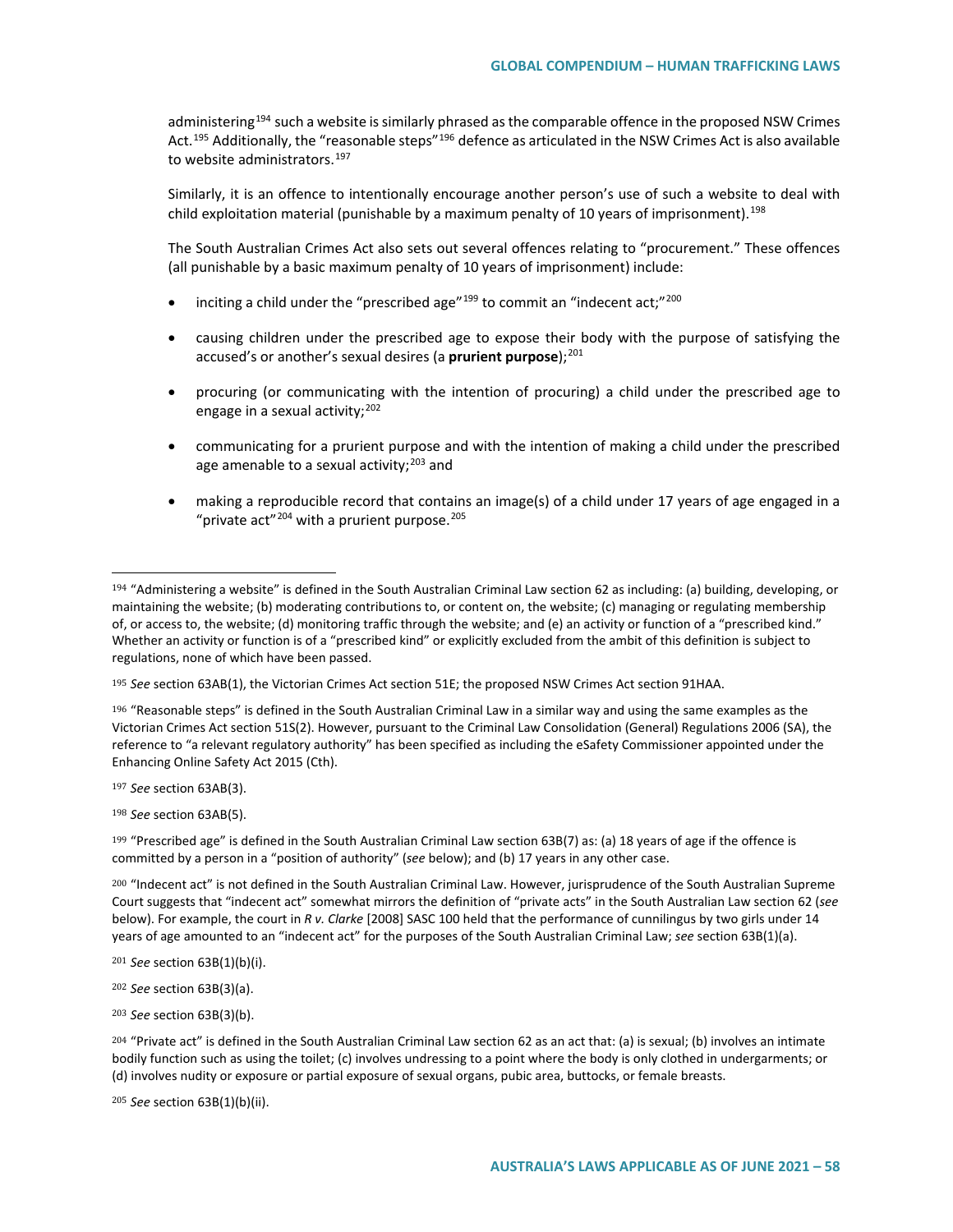administering[194] such a website is similarly phrased as the comparable offence in the proposed NSW Crimes Act.[195] Additionally, the "reasonable steps"[196] defence as articulated in the NSW Crimes Act is also available to website administrators.[197]

Similarly, it is an offence to intentionally encourage another person's use of such a website to deal with child exploitation material (punishable by a maximum penalty of 10 years of imprisonment).[198]

The South Australian Crimes Act also sets out several offences relating to "procurement." These offences (all punishable by a basic maximum penalty of 10 years of imprisonment) include:

- inciting a child under the "prescribed age"[199] to commit an "indecent act;"[200]
- causing children under the prescribed age to expose their body with the purpose of satisfying the accused's or another's sexual desires (a **prurient purpose**);[201]
- procuring (or communicating with the intention of procuring) a child under the prescribed age to engage in a sexual activity;[202]
- communicating for a prurient purpose and with the intention of making a child under the prescribed age amenable to a sexual activity;[203] and
- making a reproducible record that contains an image(s) of a child under 17 years of age engaged in a "private act"[204] with a prurient purpose.[205]

---

[194] "Administering a website" is defined in the South Australian Criminal Law section 62 as including: (a) building, developing, or maintaining the website; (b) moderating contributions to, or content on, the website; (c) managing or regulating membership of, or access to, the website; (d) monitoring traffic through the website; and (e) an activity or function of a "prescribed kind." Whether an activity or function is of a "prescribed kind" or explicitly excluded from the ambit of this definition is subject to regulations, none of which have been passed.

[195] *See* section 63AB(1), the Victorian Crimes Act section 51E; the proposed NSW Crimes Act section 91HAA.

[196] "Reasonable steps" is defined in the South Australian Criminal Law in a similar way and using the same examples as the Victorian Crimes Act section 51S(2). However, pursuant to the Criminal Law Consolidation (General) Regulations 2006 (SA), the reference to "a relevant regulatory authority" has been specified as including the eSafety Commissioner appointed under the Enhancing Online Safety Act 2015 (Cth).

[197] *See* section 63AB(3).

[198] *See* section 63AB(5).

[199] "Prescribed age" is defined in the South Australian Criminal Law section 63B(7) as: (a) 18 years of age if the offence is committed by a person in a "position of authority" (*see* below); and (b) 17 years in any other case.

[200] "Indecent act" is not defined in the South Australian Criminal Law. However, jurisprudence of the South Australian Supreme Court suggests that "indecent act" somewhat mirrors the definition of "private acts" in the South Australian Law section 62 (*see* below). For example, the court in *R v. Clarke* [2008] SASC 100 held that the performance of cunnilingus by two girls under 14 years of age amounted to an "indecent act" for the purposes of the South Australian Criminal Law; *see* section 63B(1)(a).

[201] *See* section 63B(1)(b)(i).

[202] *See* section 63B(3)(a).

[203] *See* section 63B(3)(b).

[204] "Private act" is defined in the South Australian Criminal Law section 62 as an act that: (a) is sexual; (b) involves an intimate bodily function such as using the toilet; (c) involves undressing to a point where the body is only clothed in undergarments; or (d) involves nudity or exposure or partial exposure of sexual organs, pubic area, buttocks, or female breasts.

[205] *See* section 63B(1)(b)(ii).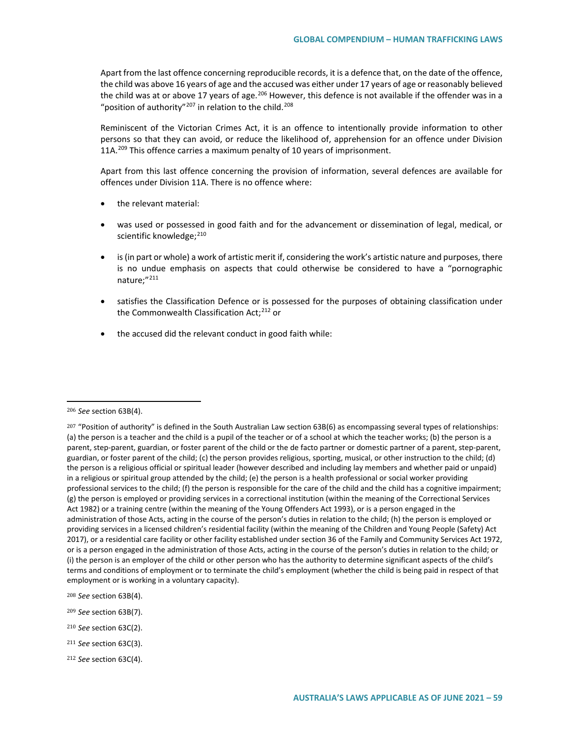Apart from the last offence concerning reproducible records, it is a defence that, on the date of the offence, the child was above 16 years of age and the accused was either under 17 years of age or reasonably believed the child was at or above 17 years of age.[206] However, this defence is not available if the offender was in a "position of authority"[207] in relation to the child.[208]

Reminiscent of the Victorian Crimes Act, it is an offence to intentionally provide information to other persons so that they can avoid, or reduce the likelihood of, apprehension for an offence under Division 11A.[209] This offence carries a maximum penalty of 10 years of imprisonment.

Apart from this last offence concerning the provision of information, several defences are available for offences under Division 11A. There is no offence where:

- the relevant material:
- was used or possessed in good faith and for the advancement or dissemination of legal, medical, or scientific knowledge;[210]
- is (in part or whole) a work of artistic merit if, considering the work's artistic nature and purposes, there is no undue emphasis on aspects that could otherwise be considered to have a "pornographic nature;"[211]
- satisfies the Classification Defence or is possessed for the purposes of obtaining classification under the Commonwealth Classification Act;[212] or
- the accused did the relevant conduct in good faith while:

---

[206] *See* section 63B(4).

[207] "Position of authority" is defined in the South Australian Law section 63B(6) as encompassing several types of relationships: (a) the person is a teacher and the child is a pupil of the teacher or of a school at which the teacher works; (b) the person is a parent, step-parent, guardian, or foster parent of the child or the de facto partner or domestic partner of a parent, step-parent, guardian, or foster parent of the child; (c) the person provides religious, sporting, musical, or other instruction to the child; (d) the person is a religious official or spiritual leader (however described and including lay members and whether paid or unpaid) in a religious or spiritual group attended by the child; (e) the person is a health professional or social worker providing professional services to the child; (f) the person is responsible for the care of the child and the child has a cognitive impairment; (g) the person is employed or providing services in a correctional institution (within the meaning of the Correctional Services Act 1982) or a training centre (within the meaning of the Young Offenders Act 1993), or is a person engaged in the administration of those Acts, acting in the course of the person's duties in relation to the child; (h) the person is employed or providing services in a licensed children's residential facility (within the meaning of the Children and Young People (Safety) Act 2017), or a residential care facility or other facility established under section 36 of the Family and Community Services Act 1972, or is a person engaged in the administration of those Acts, acting in the course of the person's duties in relation to the child; or (i) the person is an employer of the child or other person who has the authority to determine significant aspects of the child's terms and conditions of employment or to terminate the child's employment (whether the child is being paid in respect of that employment or is working in a voluntary capacity).

[208] *See* section 63B(4).

[209] *See* section 63B(7).

[210] *See* section 63C(2).

[211] *See* section 63C(3).

[212] *See* section 63C(4).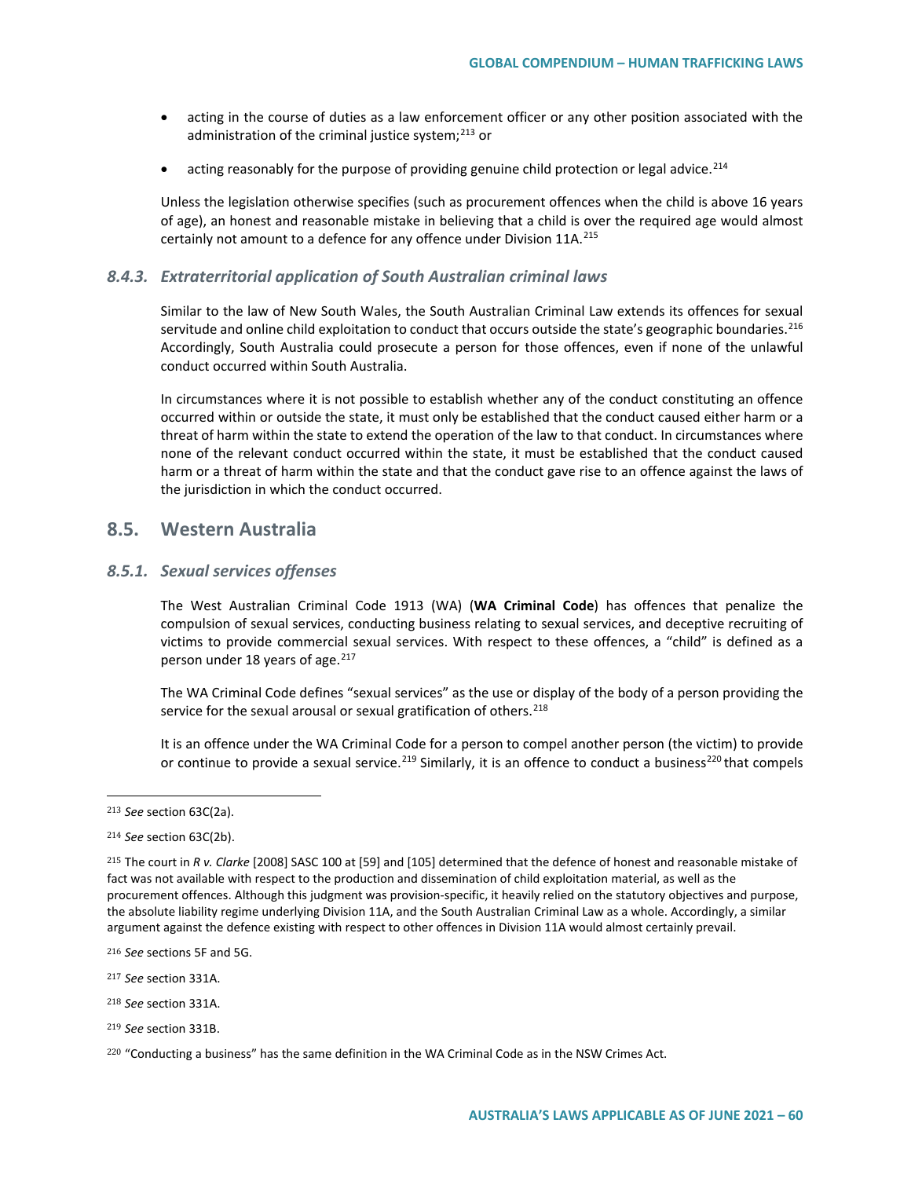- acting in the course of duties as a law enforcement officer or any other position associated with the administration of the criminal justice system;[213] or
- acting reasonably for the purpose of providing genuine child protection or legal advice.[214]

Unless the legislation otherwise specifies (such as procurement offences when the child is above 16 years of age), an honest and reasonable mistake in believing that a child is over the required age would almost certainly not amount to a defence for any offence under Division 11A.[215]

### *8.4.3. Extraterritorial application of South Australian criminal laws*

Similar to the law of New South Wales, the South Australian Criminal Law extends its offences for sexual servitude and online child exploitation to conduct that occurs outside the state's geographic boundaries.[216] Accordingly, South Australia could prosecute a person for those offences, even if none of the unlawful conduct occurred within South Australia.

In circumstances where it is not possible to establish whether any of the conduct constituting an offence occurred within or outside the state, it must only be established that the conduct caused either harm or a threat of harm within the state to extend the operation of the law to that conduct. In circumstances where none of the relevant conduct occurred within the state, it must be established that the conduct caused harm or a threat of harm within the state and that the conduct gave rise to an offence against the laws of the jurisdiction in which the conduct occurred.

## 8.5. Western Australia

### *8.5.1. Sexual services offenses*

The West Australian Criminal Code 1913 (WA) (**WA Criminal Code**) has offences that penalize the compulsion of sexual services, conducting business relating to sexual services, and deceptive recruiting of victims to provide commercial sexual services. With respect to these offences, a "child" is defined as a person under 18 years of age.[217]

The WA Criminal Code defines "sexual services" as the use or display of the body of a person providing the service for the sexual arousal or sexual gratification of others.[218]

It is an offence under the WA Criminal Code for a person to compel another person (the victim) to provide or continue to provide a sexual service.[219] Similarly, it is an offence to conduct a business[220] that compels

---

[213] *See* section 63C(2a).

[214] *See* section 63C(2b).

[215] The court in *R v. Clarke* [2008] SASC 100 at [59] and [105] determined that the defence of honest and reasonable mistake of fact was not available with respect to the production and dissemination of child exploitation material, as well as the procurement offences. Although this judgment was provision-specific, it heavily relied on the statutory objectives and purpose, the absolute liability regime underlying Division 11A, and the South Australian Criminal Law as a whole. Accordingly, a similar argument against the defence existing with respect to other offences in Division 11A would almost certainly prevail.

[216] *See* sections 5F and 5G.

[217] *See* section 331A.

[218] *See* section 331A.

[219] *See* section 331B.

[220] "Conducting a business" has the same definition in the WA Criminal Code as in the NSW Crimes Act.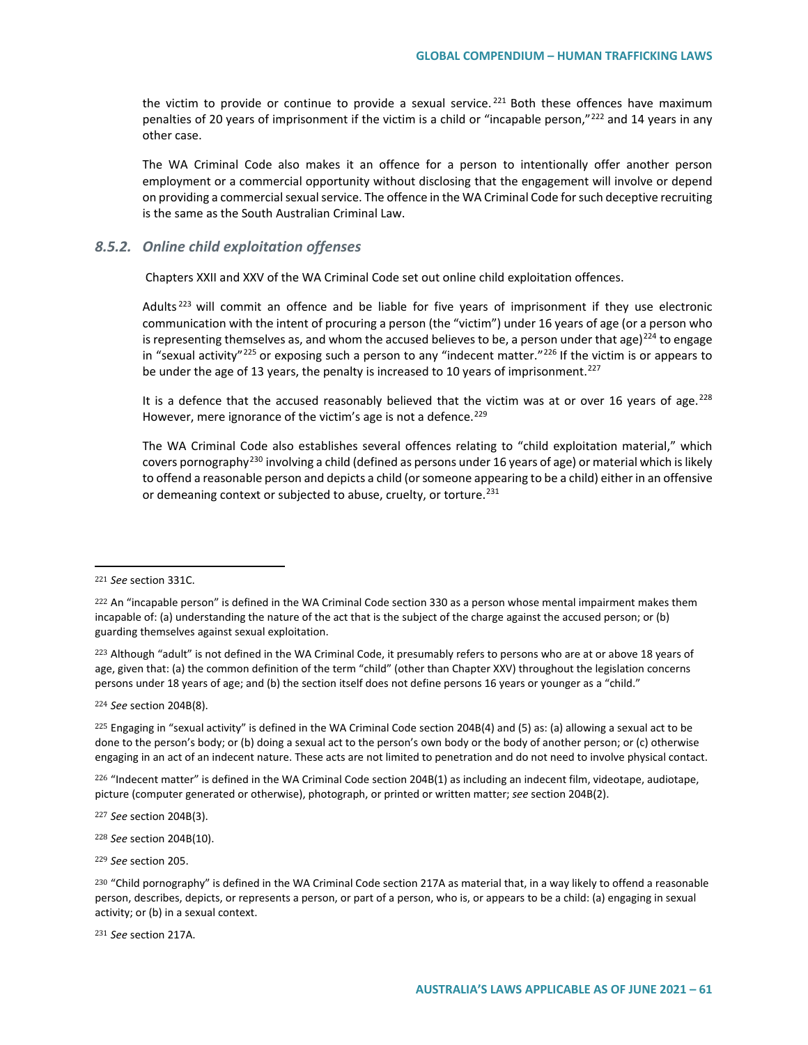the victim to provide or continue to provide a sexual service.[221] Both these offences have maximum penalties of 20 years of imprisonment if the victim is a child or "incapable person,"[222] and 14 years in any other case.

The WA Criminal Code also makes it an offence for a person to intentionally offer another person employment or a commercial opportunity without disclosing that the engagement will involve or depend on providing a commercial sexual service. The offence in the WA Criminal Code for such deceptive recruiting is the same as the South Australian Criminal Law.

### *8.5.2. Online child exploitation offenses*

Chapters XXII and XXV of the WA Criminal Code set out online child exploitation offences.

Adults[223] will commit an offence and be liable for five years of imprisonment if they use electronic communication with the intent of procuring a person (the "victim") under 16 years of age (or a person who is representing themselves as, and whom the accused believes to be, a person under that age)[224] to engage in "sexual activity"[225] or exposing such a person to any "indecent matter."[226] If the victim is or appears to be under the age of 13 years, the penalty is increased to 10 years of imprisonment.[227]

It is a defence that the accused reasonably believed that the victim was at or over 16 years of age.[228] However, mere ignorance of the victim's age is not a defence.[229]

The WA Criminal Code also establishes several offences relating to "child exploitation material," which covers pornography[230] involving a child (defined as persons under 16 years of age) or material which is likely to offend a reasonable person and depicts a child (or someone appearing to be a child) either in an offensive or demeaning context or subjected to abuse, cruelty, or torture.[231]

---

[221] *See* section 331C.

[222] An "incapable person" is defined in the WA Criminal Code section 330 as a person whose mental impairment makes them incapable of: (a) understanding the nature of the act that is the subject of the charge against the accused person; or (b) guarding themselves against sexual exploitation.

[223] Although "adult" is not defined in the WA Criminal Code, it presumably refers to persons who are at or above 18 years of age, given that: (a) the common definition of the term "child" (other than Chapter XXV) throughout the legislation concerns persons under 18 years of age; and (b) the section itself does not define persons 16 years or younger as a "child."

[224] *See* section 204B(8).

[225] Engaging in "sexual activity" is defined in the WA Criminal Code section 204B(4) and (5) as: (a) allowing a sexual act to be done to the person's body; or (b) doing a sexual act to the person's own body or the body of another person; or (c) otherwise engaging in an act of an indecent nature. These acts are not limited to penetration and do not need to involve physical contact.

[226] "Indecent matter" is defined in the WA Criminal Code section 204B(1) as including an indecent film, videotape, audiotape, picture (computer generated or otherwise), photograph, or printed or written matter; *see* section 204B(2).

[227] *See* section 204B(3).

[228] *See* section 204B(10).

[229] *See* section 205.

[230] "Child pornography" is defined in the WA Criminal Code section 217A as material that, in a way likely to offend a reasonable person, describes, depicts, or represents a person, or part of a person, who is, or appears to be a child: (a) engaging in sexual activity; or (b) in a sexual context.

[231] *See* section 217A.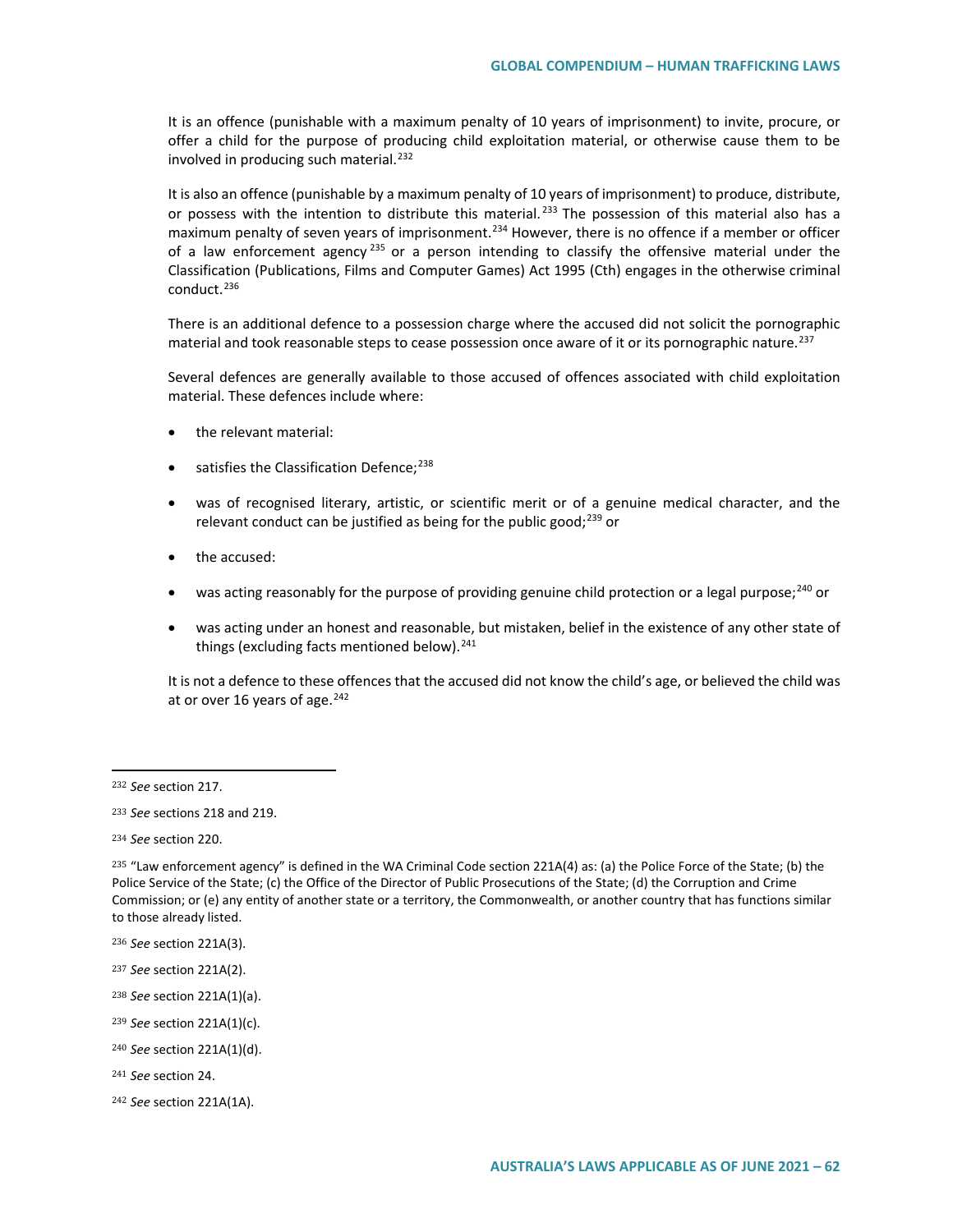It is an offence (punishable with a maximum penalty of 10 years of imprisonment) to invite, procure, or offer a child for the purpose of producing child exploitation material, or otherwise cause them to be involved in producing such material.[232]

It is also an offence (punishable by a maximum penalty of 10 years of imprisonment) to produce, distribute, or possess with the intention to distribute this material.[233] The possession of this material also has a maximum penalty of seven years of imprisonment.[234] However, there is no offence if a member or officer of a law enforcement agency[235] or a person intending to classify the offensive material under the Classification (Publications, Films and Computer Games) Act 1995 (Cth) engages in the otherwise criminal conduct.[236]

There is an additional defence to a possession charge where the accused did not solicit the pornographic material and took reasonable steps to cease possession once aware of it or its pornographic nature.[237]

Several defences are generally available to those accused of offences associated with child exploitation material. These defences include where:

- the relevant material:
- satisfies the Classification Defence;[238]
- was of recognised literary, artistic, or scientific merit or of a genuine medical character, and the relevant conduct can be justified as being for the public good;[239] or
- the accused:
- was acting reasonably for the purpose of providing genuine child protection or a legal purpose;[240] or
- was acting under an honest and reasonable, but mistaken, belief in the existence of any other state of things (excluding facts mentioned below).[241]

It is not a defence to these offences that the accused did not know the child's age, or believed the child was at or over 16 years of age.[242]

---

[232] *See* section 217.

[233] *See* sections 218 and 219.

[234] *See* section 220.

[235] "Law enforcement agency" is defined in the WA Criminal Code section 221A(4) as: (a) the Police Force of the State; (b) the Police Service of the State; (c) the Office of the Director of Public Prosecutions of the State; (d) the Corruption and Crime Commission; or (e) any entity of another state or a territory, the Commonwealth, or another country that has functions similar to those already listed.

[236] *See* section 221A(3).

[237] *See* section 221A(2).

[238] *See* section 221A(1)(a).

[239] *See* section 221A(1)(c).

[240] *See* section 221A(1)(d).

[241] *See* section 24.

[242] *See* section 221A(1A).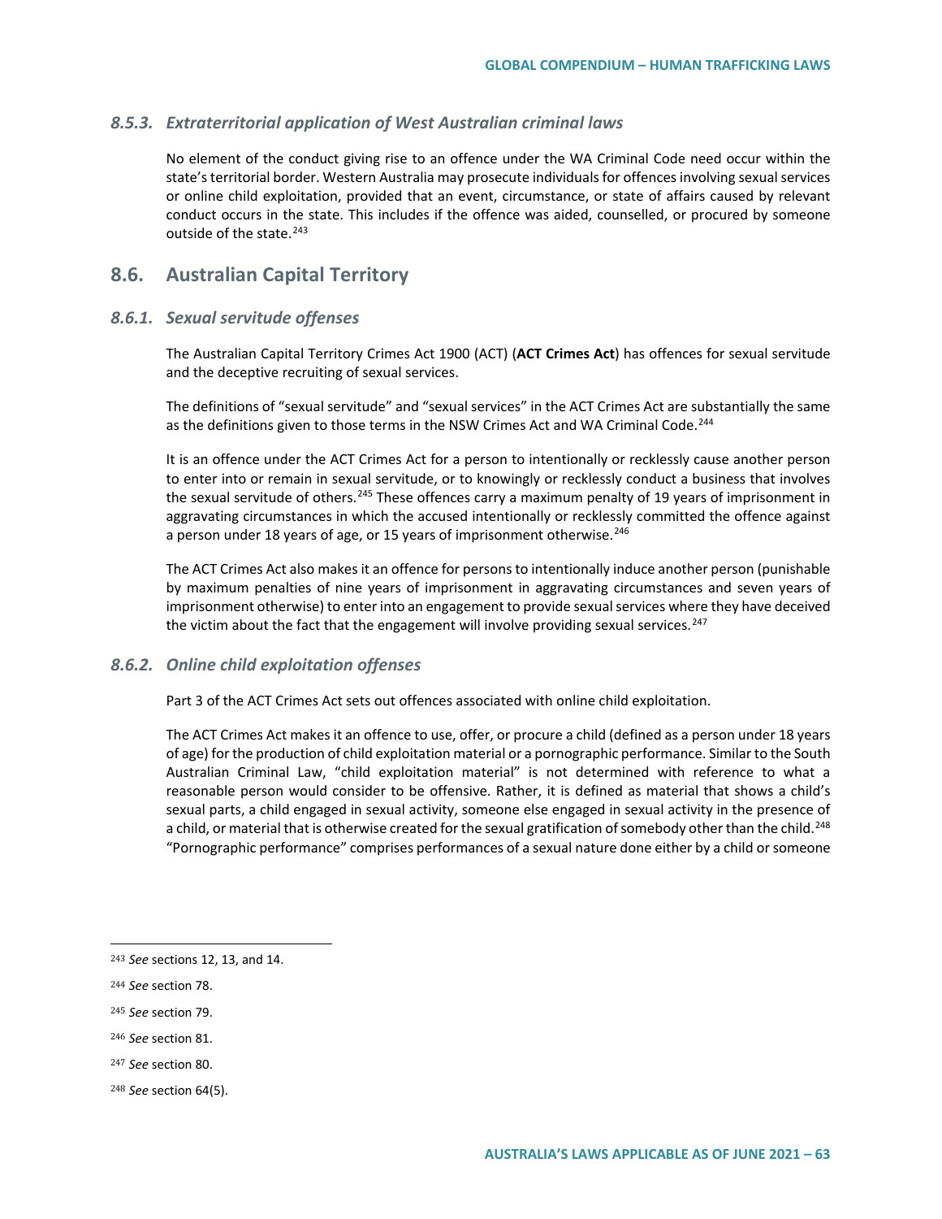### 8.5.3. Extraterritorial application of West Australian criminal laws

No element of the conduct giving rise to an offence under the WA Criminal Code need occur within the state's territorial border. Western Australia may prosecute individuals for offences involving sexual services or online child exploitation, provided that an event, circumstance, or state of affairs caused by relevant conduct occurs in the state. This includes if the offence was aided, counselled, or procured by someone outside of the state.[243]

## 8.6. Australian Capital Territory

### 8.6.1. Sexual servitude offenses

The Australian Capital Territory Crimes Act 1900 (ACT) (**ACT Crimes Act**) has offences for sexual servitude and the deceptive recruiting of sexual services.

The definitions of "sexual servitude" and "sexual services" in the ACT Crimes Act are substantially the same as the definitions given to those terms in the NSW Crimes Act and WA Criminal Code.[244]

It is an offence under the ACT Crimes Act for a person to intentionally or recklessly cause another person to enter into or remain in sexual servitude, or to knowingly or recklessly conduct a business that involves the sexual servitude of others.[245] These offences carry a maximum penalty of 19 years of imprisonment in aggravating circumstances in which the accused intentionally or recklessly committed the offence against a person under 18 years of age, or 15 years of imprisonment otherwise.[246]

The ACT Crimes Act also makes it an offence for persons to intentionally induce another person (punishable by maximum penalties of nine years of imprisonment in aggravating circumstances and seven years of imprisonment otherwise) to enter into an engagement to provide sexual services where they have deceived the victim about the fact that the engagement will involve providing sexual services.[247]

### 8.6.2. Online child exploitation offenses

Part 3 of the ACT Crimes Act sets out offences associated with online child exploitation.

The ACT Crimes Act makes it an offence to use, offer, or procure a child (defined as a person under 18 years of age) for the production of child exploitation material or a pornographic performance. Similar to the South Australian Criminal Law, "child exploitation material" is not determined with reference to what a reasonable person would consider to be offensive. Rather, it is defined as material that shows a child's sexual parts, a child engaged in sexual activity, someone else engaged in sexual activity in the presence of a child, or material that is otherwise created for the sexual gratification of somebody other than the child.[248] "Pornographic performance" comprises performances of a sexual nature done either by a child or someone

---

[243] *See* sections 12, 13, and 14.

[244] *See* section 78.

[245] *See* section 79.

[246] *See* section 81.

[247] *See* section 80.

[248] *See* section 64(5).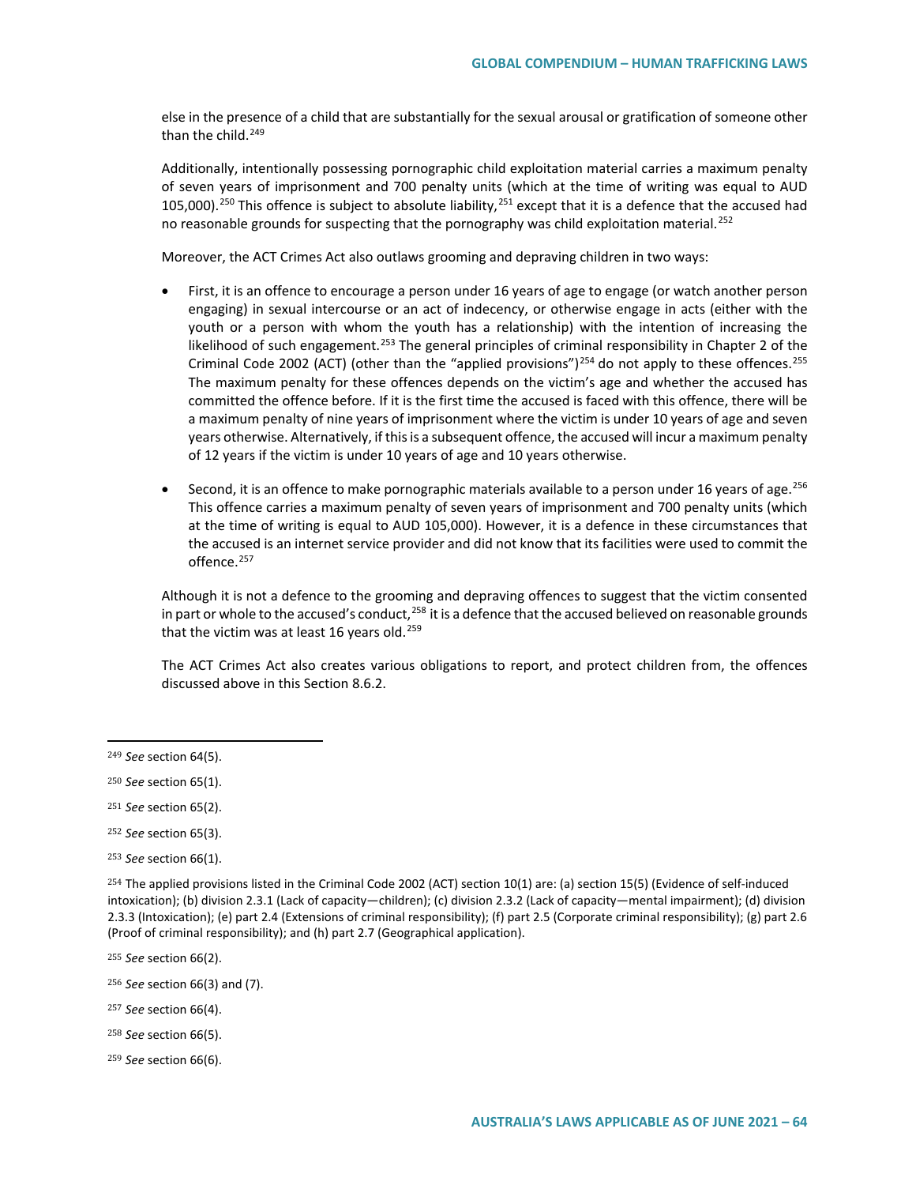else in the presence of a child that are substantially for the sexual arousal or gratification of someone other than the child.[249]

Additionally, intentionally possessing pornographic child exploitation material carries a maximum penalty of seven years of imprisonment and 700 penalty units (which at the time of writing was equal to AUD 105,000).[250] This offence is subject to absolute liability,[251] except that it is a defence that the accused had no reasonable grounds for suspecting that the pornography was child exploitation material.[252]

Moreover, the ACT Crimes Act also outlaws grooming and depraving children in two ways:

- First, it is an offence to encourage a person under 16 years of age to engage (or watch another person engaging) in sexual intercourse or an act of indecency, or otherwise engage in acts (either with the youth or a person with whom the youth has a relationship) with the intention of increasing the likelihood of such engagement.[253] The general principles of criminal responsibility in Chapter 2 of the Criminal Code 2002 (ACT) (other than the "applied provisions")[254] do not apply to these offences.[255] The maximum penalty for these offences depends on the victim's age and whether the accused has committed the offence before. If it is the first time the accused is faced with this offence, there will be a maximum penalty of nine years of imprisonment where the victim is under 10 years of age and seven years otherwise. Alternatively, if this is a subsequent offence, the accused will incur a maximum penalty of 12 years if the victim is under 10 years of age and 10 years otherwise.

- Second, it is an offence to make pornographic materials available to a person under 16 years of age.[256] This offence carries a maximum penalty of seven years of imprisonment and 700 penalty units (which at the time of writing is equal to AUD 105,000). However, it is a defence in these circumstances that the accused is an internet service provider and did not know that its facilities were used to commit the offence.[257]

Although it is not a defence to the grooming and depraving offences to suggest that the victim consented in part or whole to the accused's conduct,[258] it is a defence that the accused believed on reasonable grounds that the victim was at least 16 years old.[259]

The ACT Crimes Act also creates various obligations to report, and protect children from, the offences discussed above in this Section 8.6.2.

---

[249] *See* section 64(5).

[250] *See* section 65(1).

[251] *See* section 65(2).

[252] *See* section 65(3).

[253] *See* section 66(1).

[254] The applied provisions listed in the Criminal Code 2002 (ACT) section 10(1) are: (a) section 15(5) (Evidence of self-induced intoxication); (b) division 2.3.1 (Lack of capacity—children); (c) division 2.3.2 (Lack of capacity—mental impairment); (d) division 2.3.3 (Intoxication); (e) part 2.4 (Extensions of criminal responsibility); (f) part 2.5 (Corporate criminal responsibility); (g) part 2.6 (Proof of criminal responsibility); and (h) part 2.7 (Geographical application).

[255] *See* section 66(2).

[256] *See* section 66(3) and (7).

[257] *See* section 66(4).

[258] *See* section 66(5).

[259] *See* section 66(6).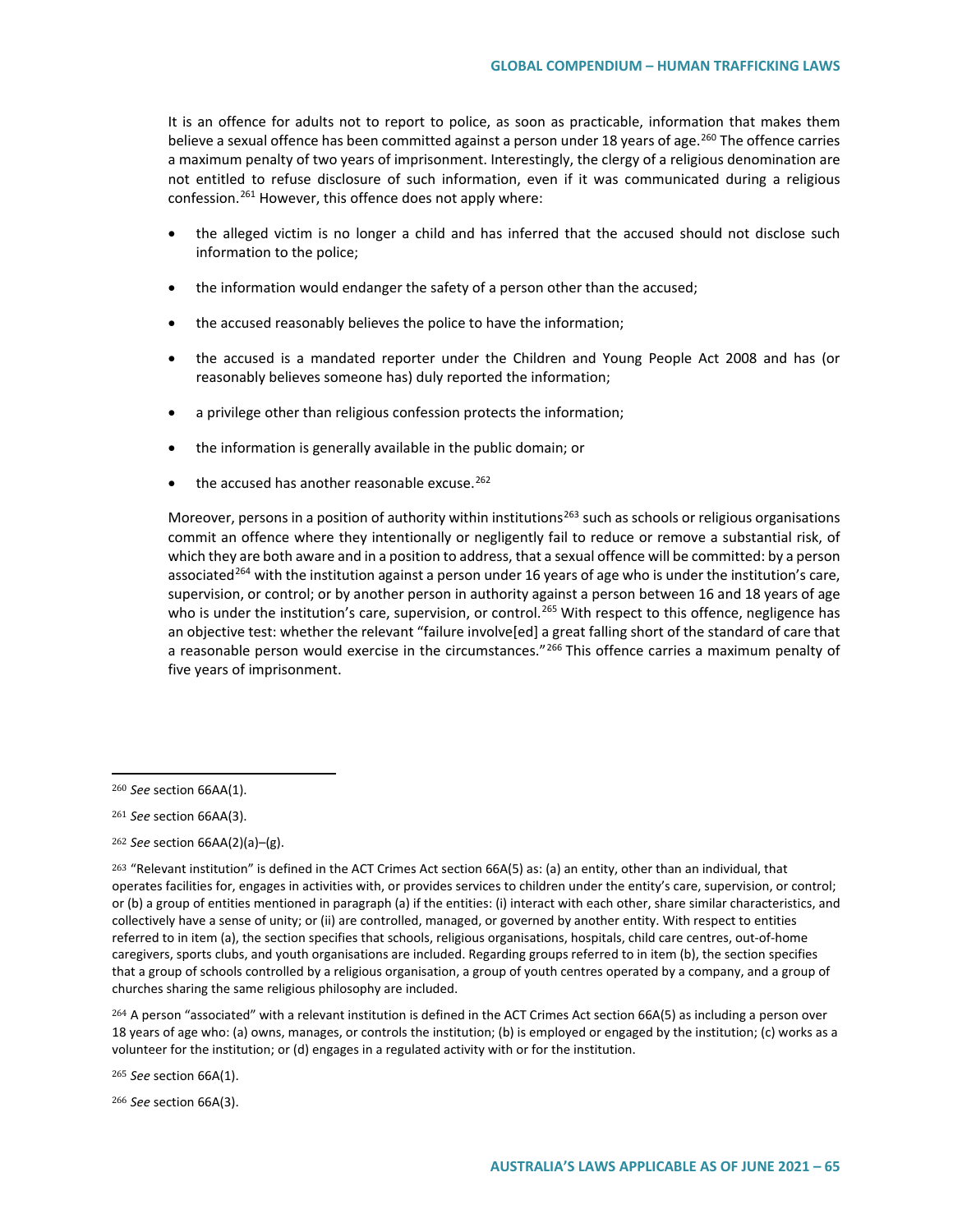It is an offence for adults not to report to police, as soon as practicable, information that makes them believe a sexual offence has been committed against a person under 18 years of age.[260] The offence carries a maximum penalty of two years of imprisonment. Interestingly, the clergy of a religious denomination are not entitled to refuse disclosure of such information, even if it was communicated during a religious confession.[261] However, this offence does not apply where:

- the alleged victim is no longer a child and has inferred that the accused should not disclose such information to the police;
- the information would endanger the safety of a person other than the accused;
- the accused reasonably believes the police to have the information;
- the accused is a mandated reporter under the Children and Young People Act 2008 and has (or reasonably believes someone has) duly reported the information;
- a privilege other than religious confession protects the information;
- the information is generally available in the public domain; or
- the accused has another reasonable excuse.[262]

Moreover, persons in a position of authority within institutions[263] such as schools or religious organisations commit an offence where they intentionally or negligently fail to reduce or remove a substantial risk, of which they are both aware and in a position to address, that a sexual offence will be committed: by a person associated[264] with the institution against a person under 16 years of age who is under the institution's care, supervision, or control; or by another person in authority against a person between 16 and 18 years of age who is under the institution's care, supervision, or control.[265] With respect to this offence, negligence has an objective test: whether the relevant "failure involve[ed] a great falling short of the standard of care that a reasonable person would exercise in the circumstances."[266] This offence carries a maximum penalty of five years of imprisonment.

---

[260] *See* section 66AA(1).

[261] *See* section 66AA(3).

[262] *See* section 66AA(2)(a)–(g).

[263] "Relevant institution" is defined in the ACT Crimes Act section 66A(5) as: (a) an entity, other than an individual, that operates facilities for, engages in activities with, or provides services to children under the entity's care, supervision, or control; or (b) a group of entities mentioned in paragraph (a) if the entities: (i) interact with each other, share similar characteristics, and collectively have a sense of unity; or (ii) are controlled, managed, or governed by another entity. With respect to entities referred to in item (a), the section specifies that schools, religious organisations, hospitals, child care centres, out-of-home caregivers, sports clubs, and youth organisations are included. Regarding groups referred to in item (b), the section specifies that a group of schools controlled by a religious organisation, a group of youth centres operated by a company, and a group of churches sharing the same religious philosophy are included.

[264] A person "associated" with a relevant institution is defined in the ACT Crimes Act section 66A(5) as including a person over 18 years of age who: (a) owns, manages, or controls the institution; (b) is employed or engaged by the institution; (c) works as a volunteer for the institution; or (d) engages in a regulated activity with or for the institution.

[265] *See* section 66A(1).

[266] *See* section 66A(3).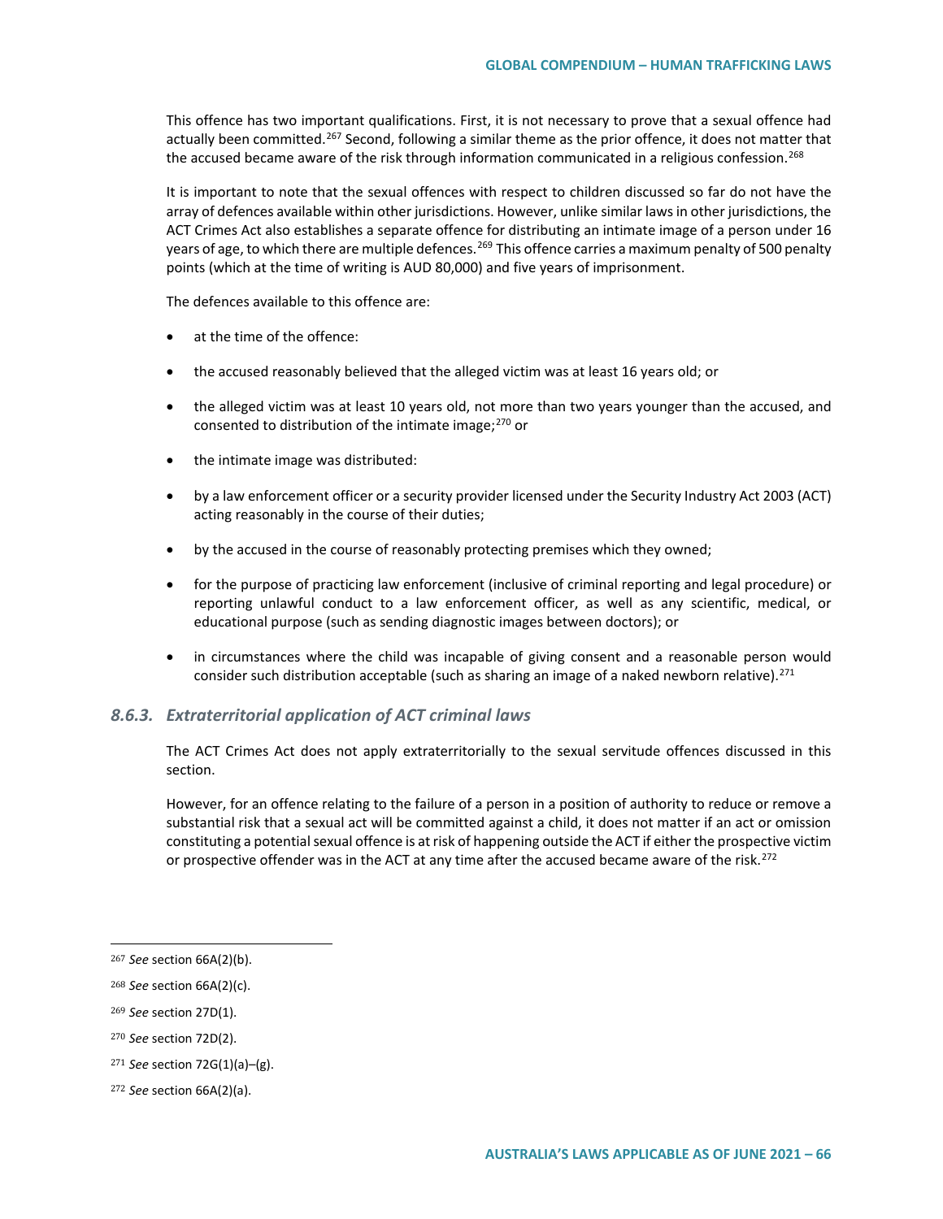This offence has two important qualifications. First, it is not necessary to prove that a sexual offence had actually been committed.[267] Second, following a similar theme as the prior offence, it does not matter that the accused became aware of the risk through information communicated in a religious confession.[268]

It is important to note that the sexual offences with respect to children discussed so far do not have the array of defences available within other jurisdictions. However, unlike similar laws in other jurisdictions, the ACT Crimes Act also establishes a separate offence for distributing an intimate image of a person under 16 years of age, to which there are multiple defences.[269] This offence carries a maximum penalty of 500 penalty points (which at the time of writing is AUD 80,000) and five years of imprisonment.

The defences available to this offence are:

- at the time of the offence:
- the accused reasonably believed that the alleged victim was at least 16 years old; or
- the alleged victim was at least 10 years old, not more than two years younger than the accused, and consented to distribution of the intimate image;[270] or
- the intimate image was distributed:
- by a law enforcement officer or a security provider licensed under the Security Industry Act 2003 (ACT) acting reasonably in the course of their duties;
- by the accused in the course of reasonably protecting premises which they owned;
- for the purpose of practicing law enforcement (inclusive of criminal reporting and legal procedure) or reporting unlawful conduct to a law enforcement officer, as well as any scientific, medical, or educational purpose (such as sending diagnostic images between doctors); or
- in circumstances where the child was incapable of giving consent and a reasonable person would consider such distribution acceptable (such as sharing an image of a naked newborn relative).[271]

### *8.6.3. Extraterritorial application of ACT criminal laws*

The ACT Crimes Act does not apply extraterritorially to the sexual servitude offences discussed in this section.

However, for an offence relating to the failure of a person in a position of authority to reduce or remove a substantial risk that a sexual act will be committed against a child, it does not matter if an act or omission constituting a potential sexual offence is at risk of happening outside the ACT if either the prospective victim or prospective offender was in the ACT at any time after the accused became aware of the risk.[272]

---

[267] *See* section 66A(2)(b).

[268] *See* section 66A(2)(c).

[269] *See* section 27D(1).

[270] *See* section 72D(2).

[271] *See* section 72G(1)(a)–(g).

[272] *See* section 66A(2)(a).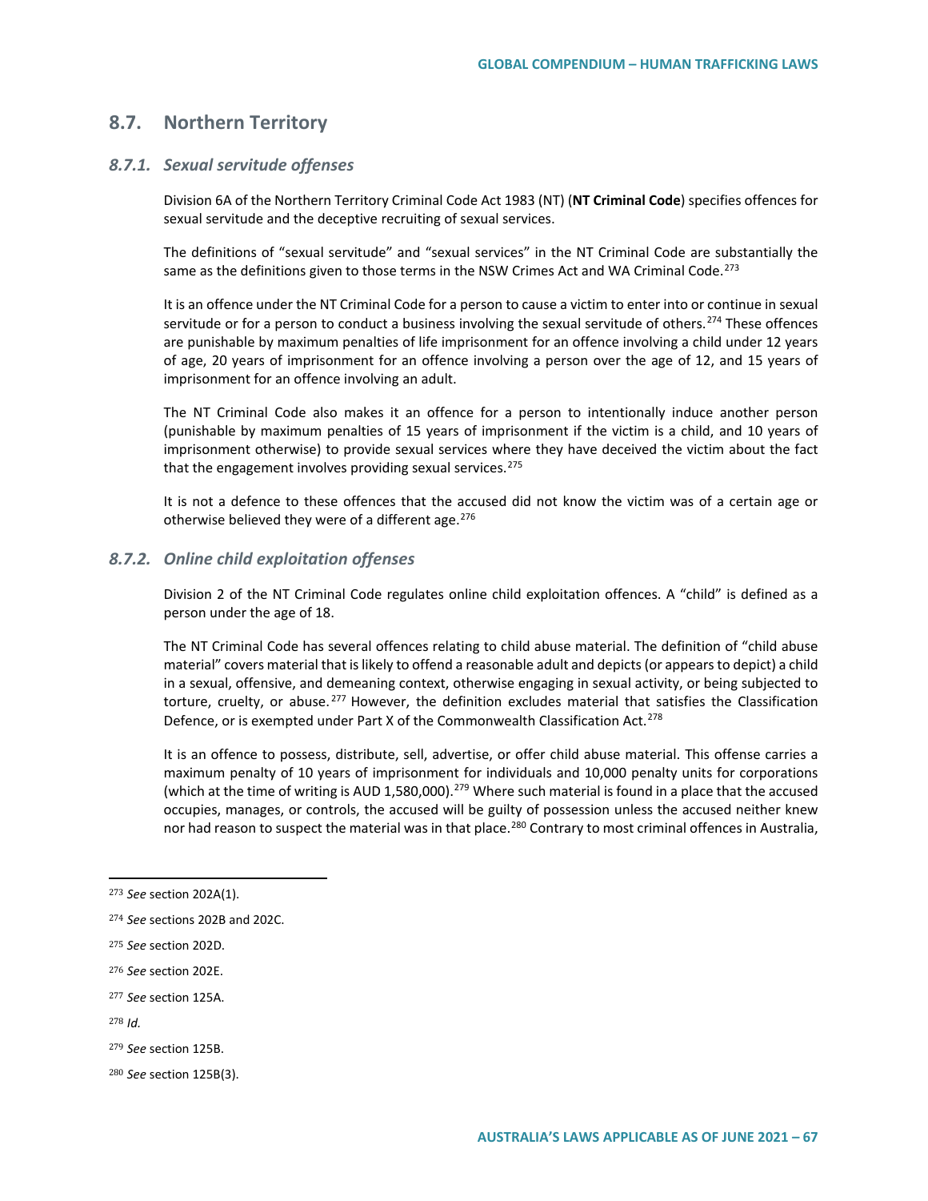## 8.7. Northern Territory

### *8.7.1. Sexual servitude offenses*

Division 6A of the Northern Territory Criminal Code Act 1983 (NT) (**NT Criminal Code**) specifies offences for sexual servitude and the deceptive recruiting of sexual services.

The definitions of "sexual servitude" and "sexual services" in the NT Criminal Code are substantially the same as the definitions given to those terms in the NSW Crimes Act and WA Criminal Code.[273]

It is an offence under the NT Criminal Code for a person to cause a victim to enter into or continue in sexual servitude or for a person to conduct a business involving the sexual servitude of others.[274] These offences are punishable by maximum penalties of life imprisonment for an offence involving a child under 12 years of age, 20 years of imprisonment for an offence involving a person over the age of 12, and 15 years of imprisonment for an offence involving an adult.

The NT Criminal Code also makes it an offence for a person to intentionally induce another person (punishable by maximum penalties of 15 years of imprisonment if the victim is a child, and 10 years of imprisonment otherwise) to provide sexual services where they have deceived the victim about the fact that the engagement involves providing sexual services.[275]

It is not a defence to these offences that the accused did not know the victim was of a certain age or otherwise believed they were of a different age.[276]

### *8.7.2. Online child exploitation offenses*

Division 2 of the NT Criminal Code regulates online child exploitation offences. A "child" is defined as a person under the age of 18.

The NT Criminal Code has several offences relating to child abuse material. The definition of "child abuse material" covers material that is likely to offend a reasonable adult and depicts (or appears to depict) a child in a sexual, offensive, and demeaning context, otherwise engaging in sexual activity, or being subjected to torture, cruelty, or abuse.[277] However, the definition excludes material that satisfies the Classification Defence, or is exempted under Part X of the Commonwealth Classification Act.[278]

It is an offence to possess, distribute, sell, advertise, or offer child abuse material. This offense carries a maximum penalty of 10 years of imprisonment for individuals and 10,000 penalty units for corporations (which at the time of writing is AUD 1,580,000).[279] Where such material is found in a place that the accused occupies, manages, or controls, the accused will be guilty of possession unless the accused neither knew nor had reason to suspect the material was in that place.[280] Contrary to most criminal offences in Australia,

---

[273] *See* section 202A(1).

[274] *See* sections 202B and 202C.

[275] *See* section 202D.

[276] *See* section 202E.

[277] *See* section 125A.

[278] *Id.*

[279] *See* section 125B.

[280] *See* section 125B(3).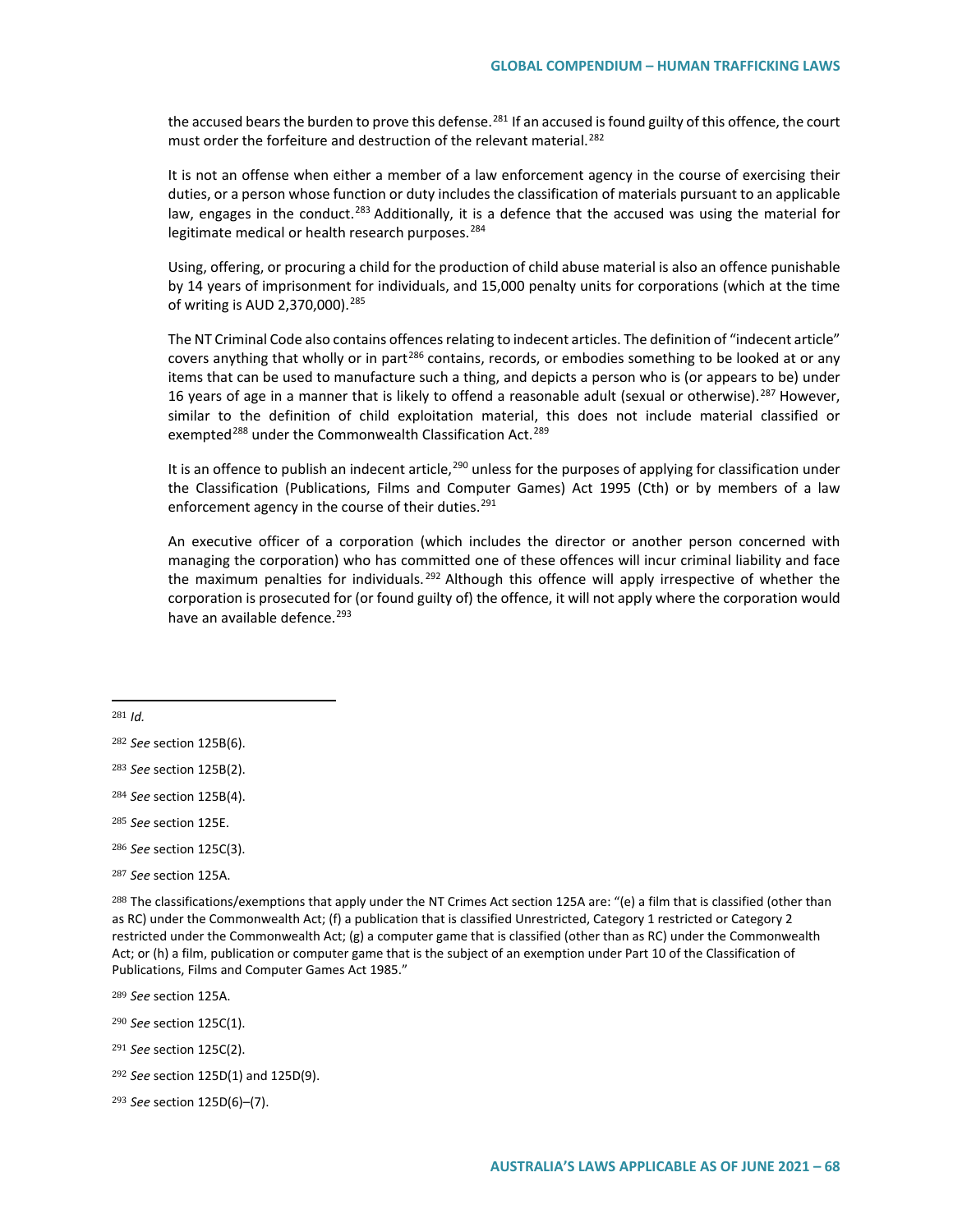the accused bears the burden to prove this defense.[281] If an accused is found guilty of this offence, the court must order the forfeiture and destruction of the relevant material.[282]

It is not an offense when either a member of a law enforcement agency in the course of exercising their duties, or a person whose function or duty includes the classification of materials pursuant to an applicable law, engages in the conduct.[283] Additionally, it is a defence that the accused was using the material for legitimate medical or health research purposes.[284]

Using, offering, or procuring a child for the production of child abuse material is also an offence punishable by 14 years of imprisonment for individuals, and 15,000 penalty units for corporations (which at the time of writing is AUD 2,370,000).[285]

The NT Criminal Code also contains offences relating to indecent articles. The definition of "indecent article" covers anything that wholly or in part[286] contains, records, or embodies something to be looked at or any items that can be used to manufacture such a thing, and depicts a person who is (or appears to be) under 16 years of age in a manner that is likely to offend a reasonable adult (sexual or otherwise).[287] However, similar to the definition of child exploitation material, this does not include material classified or exempted[288] under the Commonwealth Classification Act.[289]

It is an offence to publish an indecent article,[290] unless for the purposes of applying for classification under the Classification (Publications, Films and Computer Games) Act 1995 (Cth) or by members of a law enforcement agency in the course of their duties.[291]

An executive officer of a corporation (which includes the director or another person concerned with managing the corporation) who has committed one of these offences will incur criminal liability and face the maximum penalties for individuals.[292] Although this offence will apply irrespective of whether the corporation is prosecuted for (or found guilty of) the offence, it will not apply where the corporation would have an available defence.[293]

---

[281] *Id.*

[282] *See* section 125B(6).

[283] *See* section 125B(2).

[284] *See* section 125B(4).

[285] *See* section 125E.

[286] *See* section 125C(3).

[287] *See* section 125A.

[288] The classifications/exemptions that apply under the NT Crimes Act section 125A are: "(e) a film that is classified (other than as RC) under the Commonwealth Act; (f) a publication that is classified Unrestricted, Category 1 restricted or Category 2 restricted under the Commonwealth Act; (g) a computer game that is classified (other than as RC) under the Commonwealth Act; or (h) a film, publication or computer game that is the subject of an exemption under Part 10 of the Classification of Publications, Films and Computer Games Act 1985."

[289] *See* section 125A.

[290] *See* section 125C(1).

[291] *See* section 125C(2).

[292] *See* section 125D(1) and 125D(9).

[293] *See* section 125D(6)–(7).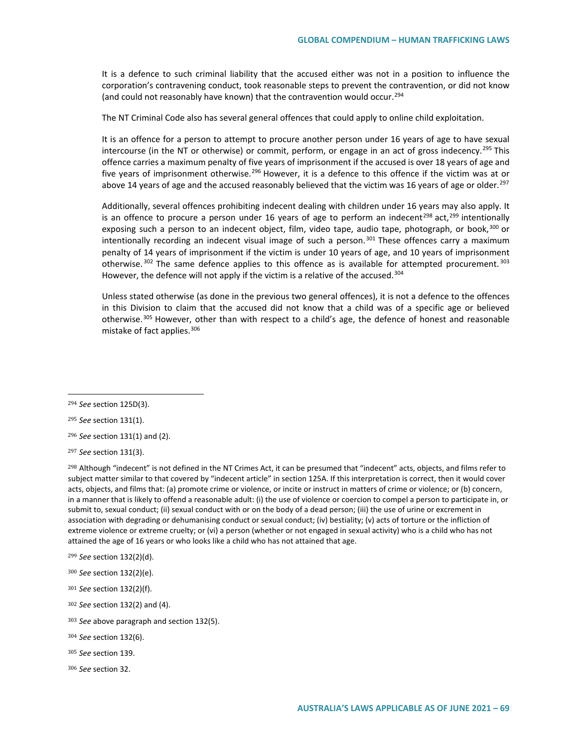It is a defence to such criminal liability that the accused either was not in a position to influence the corporation's contravening conduct, took reasonable steps to prevent the contravention, or did not know (and could not reasonably have known) that the contravention would occur.[294]

The NT Criminal Code also has several general offences that could apply to online child exploitation.

It is an offence for a person to attempt to procure another person under 16 years of age to have sexual intercourse (in the NT or otherwise) or commit, perform, or engage in an act of gross indecency.[295] This offence carries a maximum penalty of five years of imprisonment if the accused is over 18 years of age and five years of imprisonment otherwise.[296] However, it is a defence to this offence if the victim was at or above 14 years of age and the accused reasonably believed that the victim was 16 years of age or older.[297]

Additionally, several offences prohibiting indecent dealing with children under 16 years may also apply. It is an offence to procure a person under 16 years of age to perform an indecent[298] act,[299] intentionally exposing such a person to an indecent object, film, video tape, audio tape, photograph, or book,[300] or intentionally recording an indecent visual image of such a person.[301] These offences carry a maximum penalty of 14 years of imprisonment if the victim is under 10 years of age, and 10 years of imprisonment otherwise.[302] The same defence applies to this offence as is available for attempted procurement.[303] However, the defence will not apply if the victim is a relative of the accused.[304]

Unless stated otherwise (as done in the previous two general offences), it is not a defence to the offences in this Division to claim that the accused did not know that a child was of a specific age or believed otherwise.[305] However, other than with respect to a child's age, the defence of honest and reasonable mistake of fact applies.[306]

---

[294] *See* section 125D(3).

[295] *See* section 131(1).

[296] *See* section 131(1) and (2).

[297] *See* section 131(3).

[298] Although "indecent" is not defined in the NT Crimes Act, it can be presumed that "indecent" acts, objects, and films refer to subject matter similar to that covered by "indecent article" in section 125A. If this interpretation is correct, then it would cover acts, objects, and films that: (a) promote crime or violence, or incite or instruct in matters of crime or violence; or (b) concern, in a manner that is likely to offend a reasonable adult: (i) the use of violence or coercion to compel a person to participate in, or submit to, sexual conduct; (ii) sexual conduct with or on the body of a dead person; (iii) the use of urine or excrement in association with degrading or dehumanising conduct or sexual conduct; (iv) bestiality; (v) acts of torture or the infliction of extreme violence or extreme cruelty; or (vi) a person (whether or not engaged in sexual activity) who is a child who has not attained the age of 16 years or who looks like a child who has not attained that age.

[299] *See* section 132(2)(d).

[300] *See* section 132(2)(e).

[301] *See* section 132(2)(f).

[302] *See* section 132(2) and (4).

[303] *See* above paragraph and section 132(5).

[304] *See* section 132(6).

[305] *See* section 139.

[306] *See* section 32.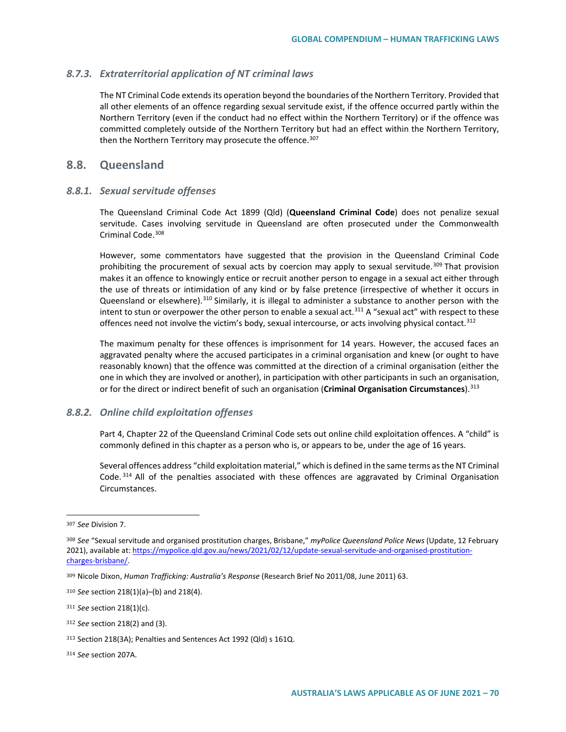### 8.7.3. Extraterritorial application of NT criminal laws

The NT Criminal Code extends its operation beyond the boundaries of the Northern Territory. Provided that all other elements of an offence regarding sexual servitude exist, if the offence occurred partly within the Northern Territory (even if the conduct had no effect within the Northern Territory) or if the offence was committed completely outside of the Northern Territory but had an effect within the Northern Territory, then the Northern Territory may prosecute the offence.[307]

## 8.8. Queensland

### 8.8.1. Sexual servitude offenses

The Queensland Criminal Code Act 1899 (Qld) (**Queensland Criminal Code**) does not penalize sexual servitude. Cases involving servitude in Queensland are often prosecuted under the Commonwealth Criminal Code.[308]

However, some commentators have suggested that the provision in the Queensland Criminal Code prohibiting the procurement of sexual acts by coercion may apply to sexual servitude.[309] That provision makes it an offence to knowingly entice or recruit another person to engage in a sexual act either through the use of threats or intimidation of any kind or by false pretence (irrespective of whether it occurs in Queensland or elsewhere).[310] Similarly, it is illegal to administer a substance to another person with the intent to stun or overpower the other person to enable a sexual act.[311] A "sexual act" with respect to these offences need not involve the victim's body, sexual intercourse, or acts involving physical contact.[312]

The maximum penalty for these offences is imprisonment for 14 years. However, the accused faces an aggravated penalty where the accused participates in a criminal organisation and knew (or ought to have reasonably known) that the offence was committed at the direction of a criminal organisation (either the one in which they are involved or another), in participation with other participants in such an organisation, or for the direct or indirect benefit of such an organisation (**Criminal Organisation Circumstances**).[313]

### 8.8.2. Online child exploitation offenses

Part 4, Chapter 22 of the Queensland Criminal Code sets out online child exploitation offences. A "child" is commonly defined in this chapter as a person who is, or appears to be, under the age of 16 years.

Several offences address "child exploitation material," which is defined in the same terms as the NT Criminal Code.[314] All of the penalties associated with these offences are aggravated by Criminal Organisation Circumstances.

---

[307] *See* Division 7.

[308] *See* "Sexual servitude and organised prostitution charges, Brisbane," *myPolice Queensland Police News* (Update, 12 February 2021), available at: https://mypolice.qld.gov.au/news/2021/02/12/update-sexual-servitude-and-organised-prostitution-charges-brisbane/.

[309] Nicole Dixon, *Human Trafficking: Australia's Response* (Research Brief No 2011/08, June 2011) 63.

[310] *See* section 218(1)(a)–(b) and 218(4).

[311] *See* section 218(1)(c).

[312] *See* section 218(2) and (3).

[313] Section 218(3A); Penalties and Sentences Act 1992 (Qld) s 161Q.

[314] *See* section 207A.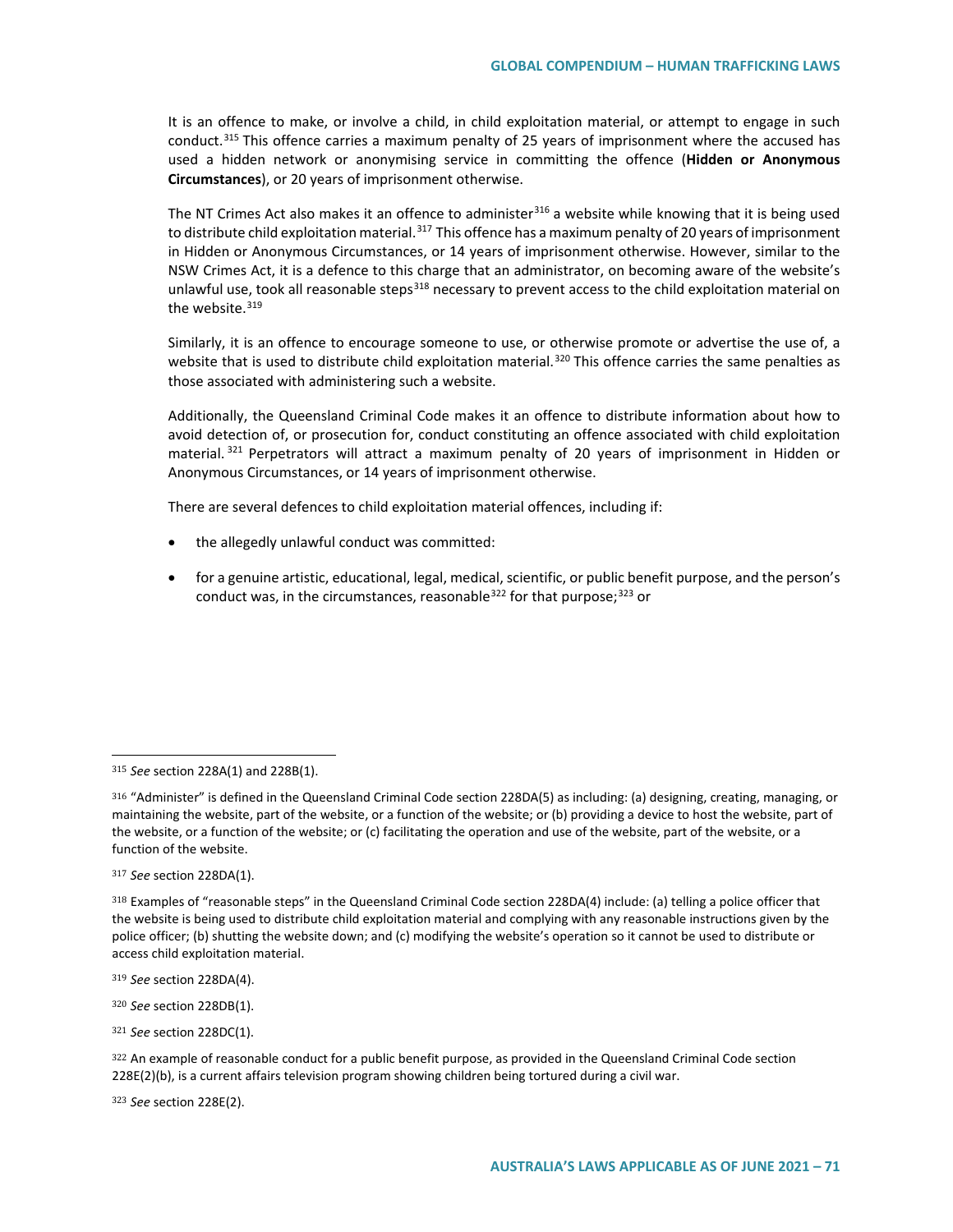It is an offence to make, or involve a child, in child exploitation material, or attempt to engage in such conduct.[315] This offence carries a maximum penalty of 25 years of imprisonment where the accused has used a hidden network or anonymising service in committing the offence (**Hidden or Anonymous Circumstances**), or 20 years of imprisonment otherwise.

The NT Crimes Act also makes it an offence to administer[316] a website while knowing that it is being used to distribute child exploitation material.[317] This offence has a maximum penalty of 20 years of imprisonment in Hidden or Anonymous Circumstances, or 14 years of imprisonment otherwise. However, similar to the NSW Crimes Act, it is a defence to this charge that an administrator, on becoming aware of the website's unlawful use, took all reasonable steps[318] necessary to prevent access to the child exploitation material on the website.[319]

Similarly, it is an offence to encourage someone to use, or otherwise promote or advertise the use of, a website that is used to distribute child exploitation material.[320] This offence carries the same penalties as those associated with administering such a website.

Additionally, the Queensland Criminal Code makes it an offence to distribute information about how to avoid detection of, or prosecution for, conduct constituting an offence associated with child exploitation material.[321] Perpetrators will attract a maximum penalty of 20 years of imprisonment in Hidden or Anonymous Circumstances, or 14 years of imprisonment otherwise.

There are several defences to child exploitation material offences, including if:

- the allegedly unlawful conduct was committed:
- for a genuine artistic, educational, legal, medical, scientific, or public benefit purpose, and the person's conduct was, in the circumstances, reasonable[322] for that purpose;[323] or

---

[315] *See* section 228A(1) and 228B(1).

[316] "Administer" is defined in the Queensland Criminal Code section 228DA(5) as including: (a) designing, creating, managing, or maintaining the website, part of the website, or a function of the website; or (b) providing a device to host the website, part of the website, or a function of the website; or (c) facilitating the operation and use of the website, part of the website, or a function of the website.

[317] *See* section 228DA(1).

[318] Examples of "reasonable steps" in the Queensland Criminal Code section 228DA(4) include: (a) telling a police officer that the website is being used to distribute child exploitation material and complying with any reasonable instructions given by the police officer; (b) shutting the website down; and (c) modifying the website's operation so it cannot be used to distribute or access child exploitation material.

[319] *See* section 228DA(4).

[320] *See* section 228DB(1).

[321] *See* section 228DC(1).

[322] An example of reasonable conduct for a public benefit purpose, as provided in the Queensland Criminal Code section 228E(2)(b), is a current affairs television program showing children being tortured during a civil war.

[323] *See* section 228E(2).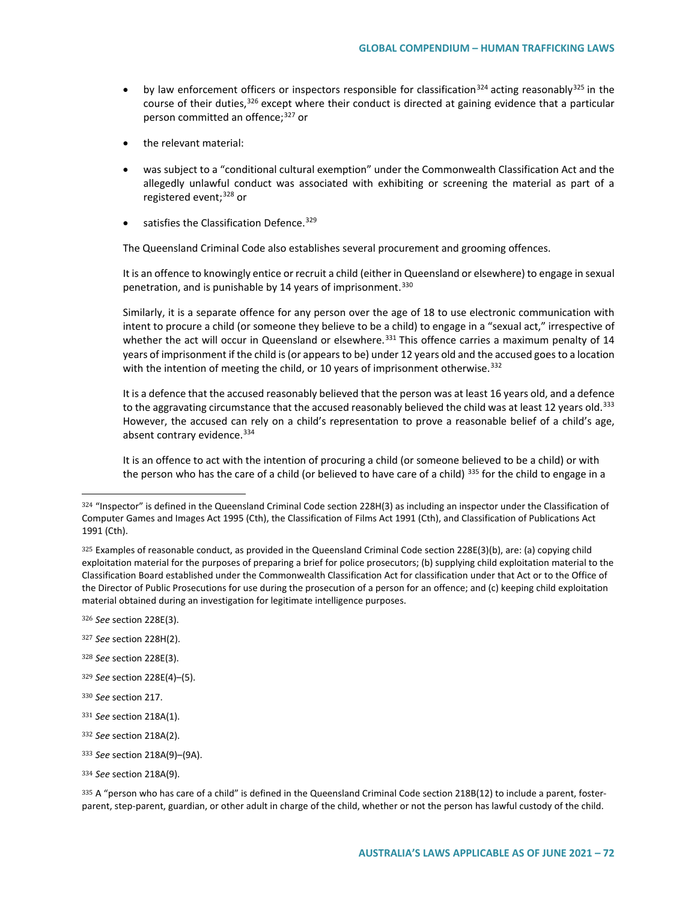- by law enforcement officers or inspectors responsible for classification[324] acting reasonably[325] in the course of their duties,[326] except where their conduct is directed at gaining evidence that a particular person committed an offence;[327] or
- the relevant material:
- was subject to a "conditional cultural exemption" under the Commonwealth Classification Act and the allegedly unlawful conduct was associated with exhibiting or screening the material as part of a registered event;[328] or
- satisfies the Classification Defence.[329]

The Queensland Criminal Code also establishes several procurement and grooming offences.

It is an offence to knowingly entice or recruit a child (either in Queensland or elsewhere) to engage in sexual penetration, and is punishable by 14 years of imprisonment.[330]

Similarly, it is a separate offence for any person over the age of 18 to use electronic communication with intent to procure a child (or someone they believe to be a child) to engage in a "sexual act," irrespective of whether the act will occur in Queensland or elsewhere.[331] This offence carries a maximum penalty of 14 years of imprisonment if the child is (or appears to be) under 12 years old and the accused goes to a location with the intention of meeting the child, or 10 years of imprisonment otherwise.[332]

It is a defence that the accused reasonably believed that the person was at least 16 years old, and a defence to the aggravating circumstance that the accused reasonably believed the child was at least 12 years old.[333] However, the accused can rely on a child's representation to prove a reasonable belief of a child's age, absent contrary evidence.[334]

It is an offence to act with the intention of procuring a child (or someone believed to be a child) or with the person who has the care of a child (or believed to have care of a child) [335] for the child to engage in a

---

[324] "Inspector" is defined in the Queensland Criminal Code section 228H(3) as including an inspector under the Classification of Computer Games and Images Act 1995 (Cth), the Classification of Films Act 1991 (Cth), and Classification of Publications Act 1991 (Cth).

[325] Examples of reasonable conduct, as provided in the Queensland Criminal Code section 228E(3)(b), are: (a) copying child exploitation material for the purposes of preparing a brief for police prosecutors; (b) supplying child exploitation material to the Classification Board established under the Commonwealth Classification Act for classification under that Act or to the Office of the Director of Public Prosecutions for use during the prosecution of a person for an offence; and (c) keeping child exploitation material obtained during an investigation for legitimate intelligence purposes.

[326] *See* section 228E(3).

[327] *See* section 228H(2).

[328] *See* section 228E(3).

[329] *See* section 228E(4)–(5).

[330] *See* section 217.

[331] *See* section 218A(1).

[332] *See* section 218A(2).

[333] *See* section 218A(9)–(9A).

[334] *See* section 218A(9).

[335] A "person who has care of a child" is defined in the Queensland Criminal Code section 218B(12) to include a parent, foster-parent, step-parent, guardian, or other adult in charge of the child, whether or not the person has lawful custody of the child.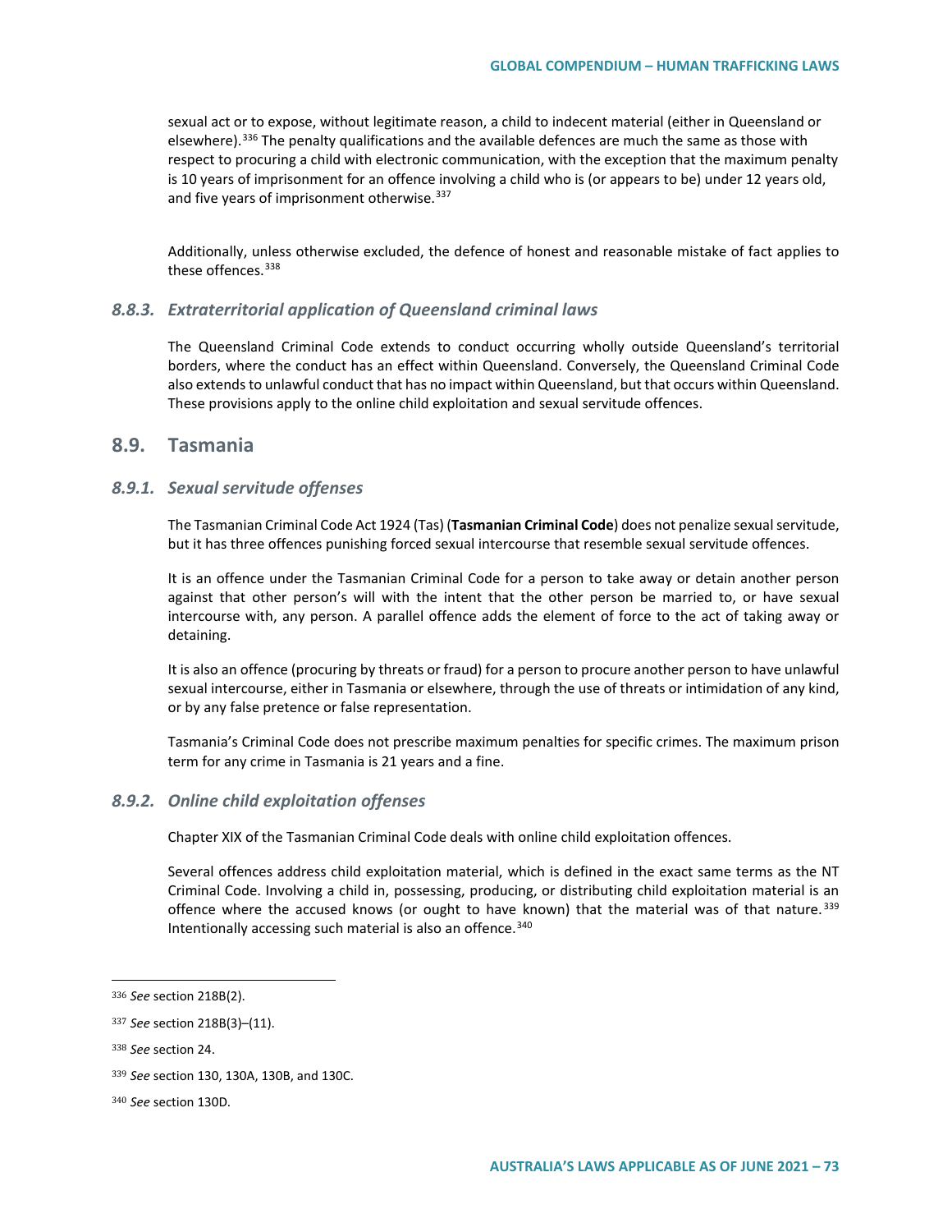sexual act or to expose, without legitimate reason, a child to indecent material (either in Queensland or elsewhere).[336] The penalty qualifications and the available defences are much the same as those with respect to procuring a child with electronic communication, with the exception that the maximum penalty is 10 years of imprisonment for an offence involving a child who is (or appears to be) under 12 years old, and five years of imprisonment otherwise.[337]

Additionally, unless otherwise excluded, the defence of honest and reasonable mistake of fact applies to these offences.[338]

### *8.8.3. Extraterritorial application of Queensland criminal laws*

The Queensland Criminal Code extends to conduct occurring wholly outside Queensland's territorial borders, where the conduct has an effect within Queensland. Conversely, the Queensland Criminal Code also extends to unlawful conduct that has no impact within Queensland, but that occurs within Queensland. These provisions apply to the online child exploitation and sexual servitude offences.

## 8.9. Tasmania

### *8.9.1. Sexual servitude offenses*

The Tasmanian Criminal Code Act 1924 (Tas) (**Tasmanian Criminal Code**) does not penalize sexual servitude, but it has three offences punishing forced sexual intercourse that resemble sexual servitude offences.

It is an offence under the Tasmanian Criminal Code for a person to take away or detain another person against that other person's will with the intent that the other person be married to, or have sexual intercourse with, any person. A parallel offence adds the element of force to the act of taking away or detaining.

It is also an offence (procuring by threats or fraud) for a person to procure another person to have unlawful sexual intercourse, either in Tasmania or elsewhere, through the use of threats or intimidation of any kind, or by any false pretence or false representation.

Tasmania's Criminal Code does not prescribe maximum penalties for specific crimes. The maximum prison term for any crime in Tasmania is 21 years and a fine.

### *8.9.2. Online child exploitation offenses*

Chapter XIX of the Tasmanian Criminal Code deals with online child exploitation offences.

Several offences address child exploitation material, which is defined in the exact same terms as the NT Criminal Code. Involving a child in, possessing, producing, or distributing child exploitation material is an offence where the accused knows (or ought to have known) that the material was of that nature.[339] Intentionally accessing such material is also an offence.[340]

---

[336] *See* section 218B(2).

[337] *See* section 218B(3)–(11).

[338] *See* section 24.

[339] *See* section 130, 130A, 130B, and 130C.

[340] *See* section 130D.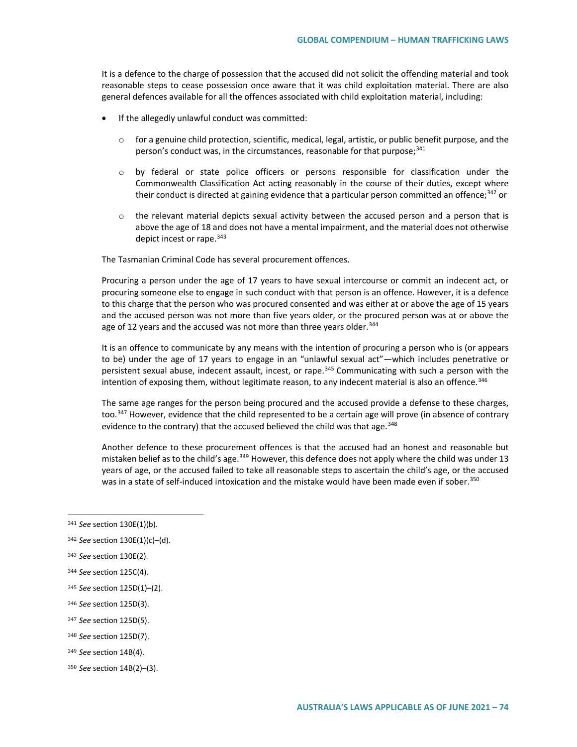It is a defence to the charge of possession that the accused did not solicit the offending material and took reasonable steps to cease possession once aware that it was child exploitation material. There are also general defences available for all the offences associated with child exploitation material, including:

- If the allegedly unlawful conduct was committed:
  - for a genuine child protection, scientific, medical, legal, artistic, or public benefit purpose, and the person's conduct was, in the circumstances, reasonable for that purpose;[341]
  - by federal or state police officers or persons responsible for classification under the Commonwealth Classification Act acting reasonably in the course of their duties, except where their conduct is directed at gaining evidence that a particular person committed an offence;[342] or
  - the relevant material depicts sexual activity between the accused person and a person that is above the age of 18 and does not have a mental impairment, and the material does not otherwise depict incest or rape.[343]

The Tasmanian Criminal Code has several procurement offences.

Procuring a person under the age of 17 years to have sexual intercourse or commit an indecent act, or procuring someone else to engage in such conduct with that person is an offence. However, it is a defence to this charge that the person who was procured consented and was either at or above the age of 15 years and the accused person was not more than five years older, or the procured person was at or above the age of 12 years and the accused was not more than three years older.[344]

It is an offence to communicate by any means with the intention of procuring a person who is (or appears to be) under the age of 17 years to engage in an "unlawful sexual act"—which includes penetrative or persistent sexual abuse, indecent assault, incest, or rape.[345] Communicating with such a person with the intention of exposing them, without legitimate reason, to any indecent material is also an offence.[346]

The same age ranges for the person being procured and the accused provide a defense to these charges, too.[347] However, evidence that the child represented to be a certain age will prove (in absence of contrary evidence to the contrary) that the accused believed the child was that age.[348]

Another defence to these procurement offences is that the accused had an honest and reasonable but mistaken belief as to the child's age.[349] However, this defence does not apply where the child was under 13 years of age, or the accused failed to take all reasonable steps to ascertain the child's age, or the accused was in a state of self-induced intoxication and the mistake would have been made even if sober.[350]

---

[341] *See* section 130E(1)(b).

[342] *See* section 130E(1)(c)–(d).

[343] *See* section 130E(2).

[344] *See* section 125C(4).

[345] *See* section 125D(1)–(2).

[346] *See* section 125D(3).

[347] *See* section 125D(5).

[348] *See* section 125D(7).

[349] *See* section 14B(4).

[350] *See* section 14B(2)–(3).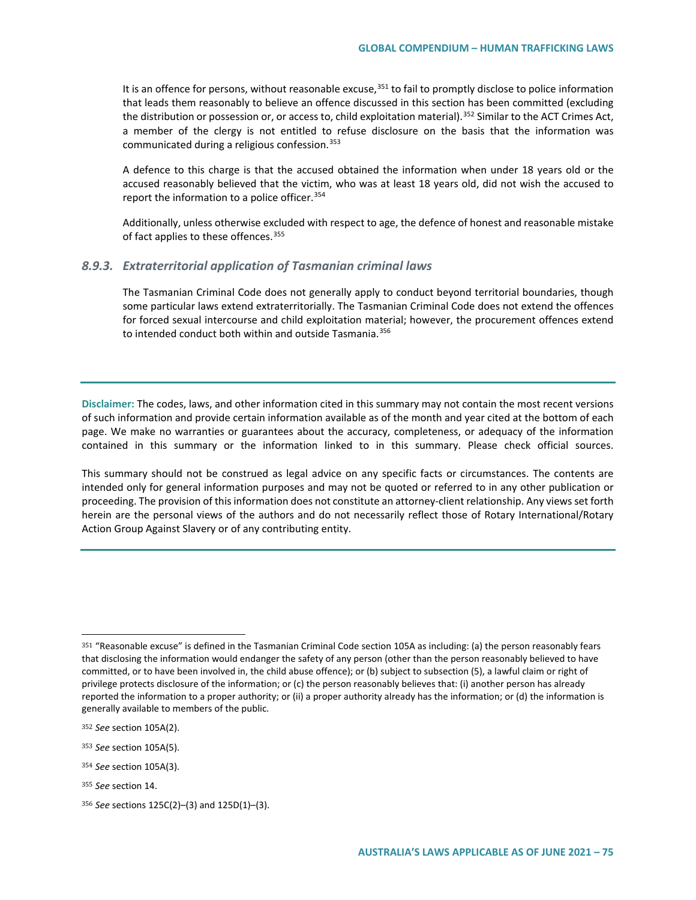It is an offence for persons, without reasonable excuse,[351] to fail to promptly disclose to police information that leads them reasonably to believe an offence discussed in this section has been committed (excluding the distribution or possession or, or access to, child exploitation material).[352] Similar to the ACT Crimes Act, a member of the clergy is not entitled to refuse disclosure on the basis that the information was communicated during a religious confession.[353]

A defence to this charge is that the accused obtained the information when under 18 years old or the accused reasonably believed that the victim, who was at least 18 years old, did not wish the accused to report the information to a police officer.[354]

Additionally, unless otherwise excluded with respect to age, the defence of honest and reasonable mistake of fact applies to these offences.[355]

### *8.9.3. Extraterritorial application of Tasmanian criminal laws*

The Tasmanian Criminal Code does not generally apply to conduct beyond territorial boundaries, though some particular laws extend extraterritorially. The Tasmanian Criminal Code does not extend the offences for forced sexual intercourse and child exploitation material; however, the procurement offences extend to intended conduct both within and outside Tasmania.[356]

---

**Disclaimer:** The codes, laws, and other information cited in this summary may not contain the most recent versions of such information and provide certain information available as of the month and year cited at the bottom of each page. We make no warranties or guarantees about the accuracy, completeness, or adequacy of the information contained in this summary or the information linked to in this summary. Please check official sources.

This summary should not be construed as legal advice on any specific facts or circumstances. The contents are intended only for general information purposes and may not be quoted or referred to in any other publication or proceeding. The provision of this information does not constitute an attorney-client relationship. Any views set forth herein are the personal views of the authors and do not necessarily reflect those of Rotary International/Rotary Action Group Against Slavery or of any contributing entity.

---

[351] "Reasonable excuse" is defined in the Tasmanian Criminal Code section 105A as including: (a) the person reasonably fears that disclosing the information would endanger the safety of any person (other than the person reasonably believed to have committed, or to have been involved in, the child abuse offence); or (b) subject to subsection (5), a lawful claim or right of privilege protects disclosure of the information; or (c) the person reasonably believes that: (i) another person has already reported the information to a proper authority; or (ii) a proper authority already has the information; or (d) the information is generally available to members of the public.

[352] *See* section 105A(2).

[353] *See* section 105A(5).

[354] *See* section 105A(3).

[355] *See* section 14.

[356] *See* sections 125C(2)–(3) and 125D(1)–(3).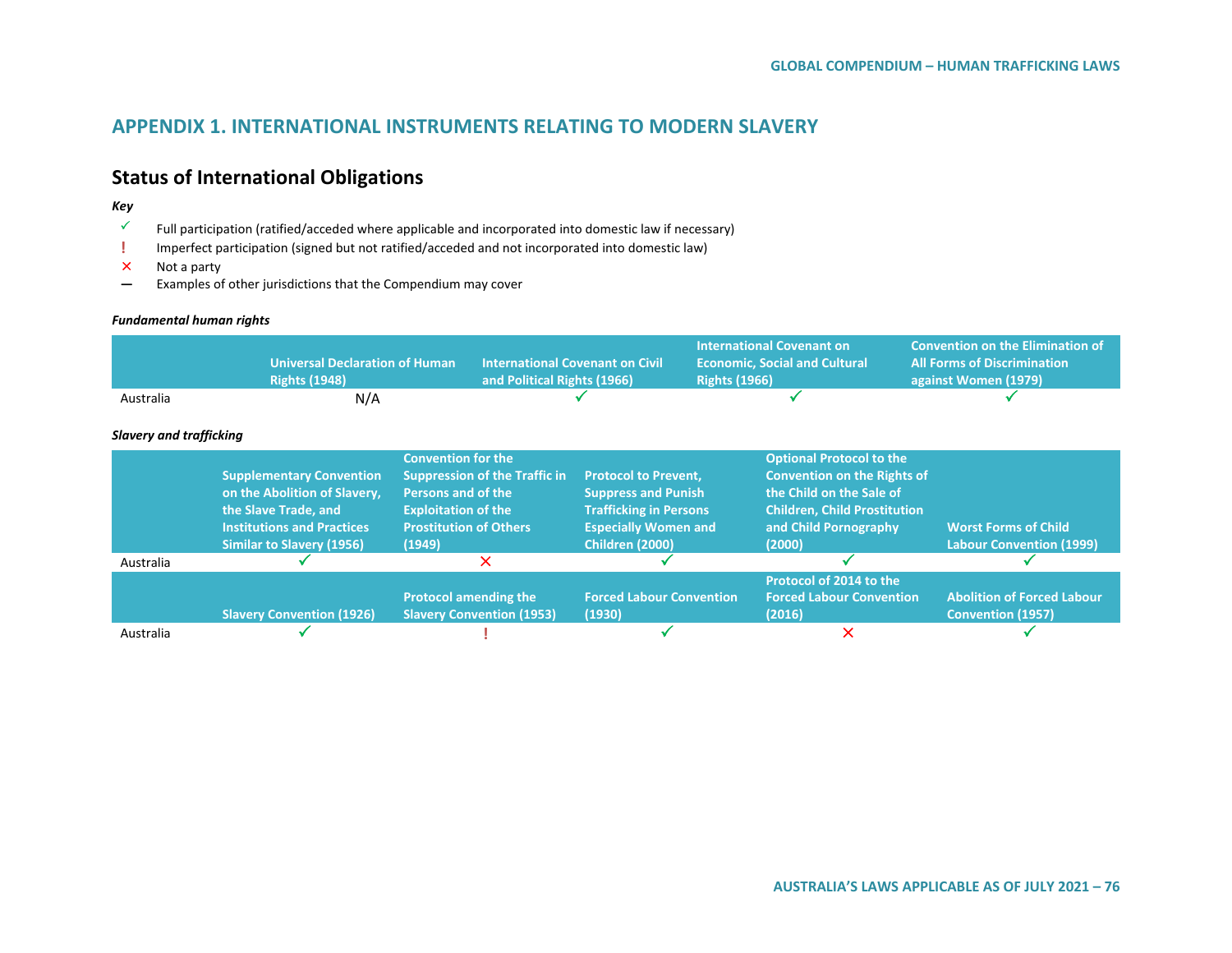## APPENDIX 1. INTERNATIONAL INSTRUMENTS RELATING TO MODERN SLAVERY

### Status of International Obligations

*Key*

- ✓ Full participation (ratified/acceded where applicable and incorporated into domestic law if necessary)
- ! Imperfect participation (signed but not ratified/acceded and not incorporated into domestic law)
- ✕ Not a party
- — Examples of other jurisdictions that the Compendium may cover

*Fundamental human rights*

| | Universal Declaration of Human Rights (1948) | International Covenant on Civil and Political Rights (1966) | International Covenant on Economic, Social and Cultural Rights (1966) | Convention on the Elimination of All Forms of Discrimination against Women (1979) |
|---|---|---|---|---|
| Australia | N/A | ✓ | ✓ | ✓ |

*Slavery and trafficking*

| | Supplementary Convention on the Abolition of Slavery, the Slave Trade, and Institutions and Practices Similar to Slavery (1956) | Convention for the Suppression of the Traffic in Persons and of the Exploitation of the Prostitution of Others (1949) | Protocol to Prevent, Suppress and Punish Trafficking in Persons Especially Women and Children (2000) | Optional Protocol to the Convention on the Rights of the Child on the Sale of Children, Child Prostitution and Child Pornography (2000) | Worst Forms of Child Labour Convention (1999) |
|---|---|---|---|---|---|
| Australia | ✓ | ✕ | ✓ | ✓ | ✓ |

| | Slavery Convention (1926) | Protocol amending the Slavery Convention (1953) | Forced Labour Convention (1930) | Protocol of 2014 to the Forced Labour Convention (2016) | Abolition of Forced Labour Convention (1957) |
|---|---|---|---|---|---|
| Australia | ✓ | ! | ✓ | ✕ | ✓ |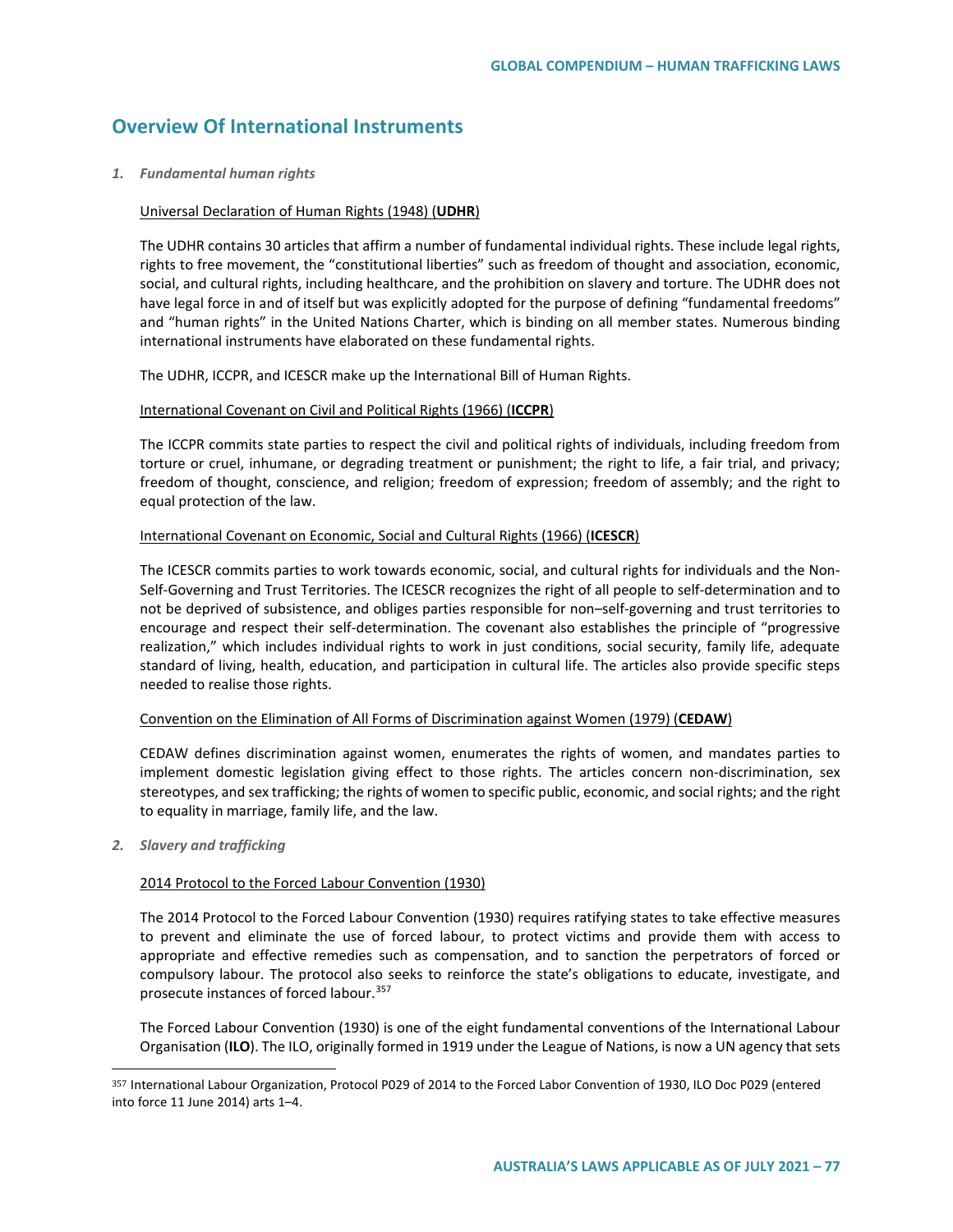## Overview Of International Instruments

### *1. Fundamental human rights*

Universal Declaration of Human Rights (1948) (**UDHR**)

The UDHR contains 30 articles that affirm a number of fundamental individual rights. These include legal rights, rights to free movement, the "constitutional liberties" such as freedom of thought and association, economic, social, and cultural rights, including healthcare, and the prohibition on slavery and torture. The UDHR does not have legal force in and of itself but was explicitly adopted for the purpose of defining "fundamental freedoms" and "human rights" in the United Nations Charter, which is binding on all member states. Numerous binding international instruments have elaborated on these fundamental rights.

The UDHR, ICCPR, and ICESCR make up the International Bill of Human Rights.

International Covenant on Civil and Political Rights (1966) (**ICCPR**)

The ICCPR commits state parties to respect the civil and political rights of individuals, including freedom from torture or cruel, inhumane, or degrading treatment or punishment; the right to life, a fair trial, and privacy; freedom of thought, conscience, and religion; freedom of expression; freedom of assembly; and the right to equal protection of the law.

International Covenant on Economic, Social and Cultural Rights (1966) (**ICESCR**)

The ICESCR commits parties to work towards economic, social, and cultural rights for individuals and the Non-Self-Governing and Trust Territories. The ICESCR recognizes the right of all people to self-determination and to not be deprived of subsistence, and obliges parties responsible for non–self-governing and trust territories to encourage and respect their self-determination. The covenant also establishes the principle of "progressive realization," which includes individual rights to work in just conditions, social security, family life, adequate standard of living, health, education, and participation in cultural life. The articles also provide specific steps needed to realise those rights.

Convention on the Elimination of All Forms of Discrimination against Women (1979) (**CEDAW**)

CEDAW defines discrimination against women, enumerates the rights of women, and mandates parties to implement domestic legislation giving effect to those rights. The articles concern non-discrimination, sex stereotypes, and sex trafficking; the rights of women to specific public, economic, and social rights; and the right to equality in marriage, family life, and the law.

### *2. Slavery and trafficking*

2014 Protocol to the Forced Labour Convention (1930)

The 2014 Protocol to the Forced Labour Convention (1930) requires ratifying states to take effective measures to prevent and eliminate the use of forced labour, to protect victims and provide them with access to appropriate and effective remedies such as compensation, and to sanction the perpetrators of forced or compulsory labour. The protocol also seeks to reinforce the state's obligations to educate, investigate, and prosecute instances of forced labour.[357]

The Forced Labour Convention (1930) is one of the eight fundamental conventions of the International Labour Organisation (**ILO**). The ILO, originally formed in 1919 under the League of Nations, is now a UN agency that sets

---

[357] International Labour Organization, Protocol P029 of 2014 to the Forced Labor Convention of 1930, ILO Doc P029 (entered into force 11 June 2014) arts 1–4.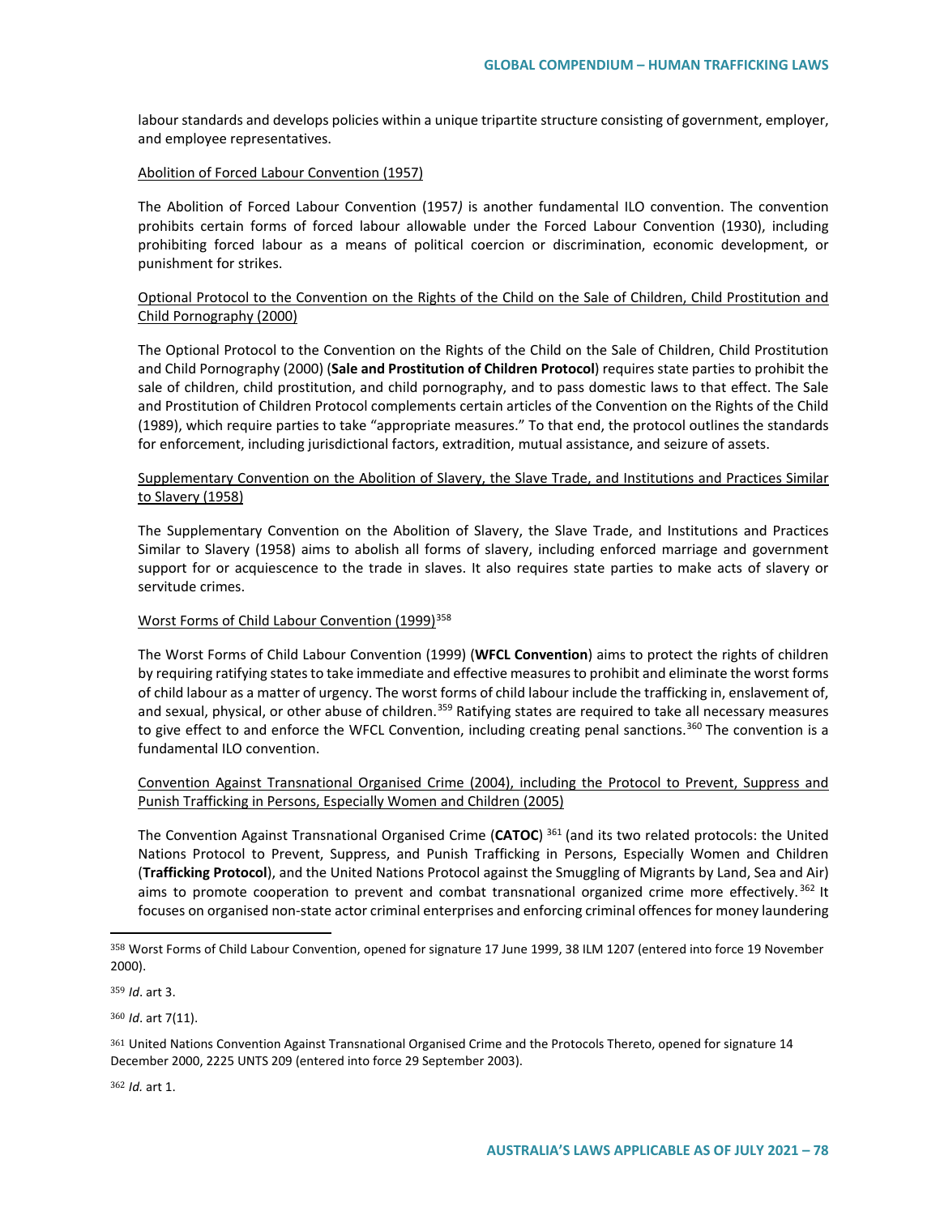labour standards and develops policies within a unique tripartite structure consisting of government, employer, and employee representatives.

Abolition of Forced Labour Convention (1957)

The Abolition of Forced Labour Convention (1957*)* is another fundamental ILO convention. The convention prohibits certain forms of forced labour allowable under the Forced Labour Convention (1930), including prohibiting forced labour as a means of political coercion or discrimination, economic development, or punishment for strikes.

Optional Protocol to the Convention on the Rights of the Child on the Sale of Children, Child Prostitution and Child Pornography (2000)

The Optional Protocol to the Convention on the Rights of the Child on the Sale of Children, Child Prostitution and Child Pornography (2000) (**Sale and Prostitution of Children Protocol**) requires state parties to prohibit the sale of children, child prostitution, and child pornography, and to pass domestic laws to that effect. The Sale and Prostitution of Children Protocol complements certain articles of the Convention on the Rights of the Child (1989), which require parties to take "appropriate measures." To that end, the protocol outlines the standards for enforcement, including jurisdictional factors, extradition, mutual assistance, and seizure of assets.

Supplementary Convention on the Abolition of Slavery, the Slave Trade, and Institutions and Practices Similar to Slavery (1958)

The Supplementary Convention on the Abolition of Slavery, the Slave Trade, and Institutions and Practices Similar to Slavery (1958) aims to abolish all forms of slavery, including enforced marriage and government support for or acquiescence to the trade in slaves. It also requires state parties to make acts of slavery or servitude crimes.

Worst Forms of Child Labour Convention (1999)[358]

The Worst Forms of Child Labour Convention (1999) (**WFCL Convention**) aims to protect the rights of children by requiring ratifying states to take immediate and effective measures to prohibit and eliminate the worst forms of child labour as a matter of urgency. The worst forms of child labour include the trafficking in, enslavement of, and sexual, physical, or other abuse of children.[359] Ratifying states are required to take all necessary measures to give effect to and enforce the WFCL Convention, including creating penal sanctions.[360] The convention is a fundamental ILO convention.

Convention Against Transnational Organised Crime (2004), including the Protocol to Prevent, Suppress and Punish Trafficking in Persons, Especially Women and Children (2005)

The Convention Against Transnational Organised Crime (**CATOC**) [361] (and its two related protocols: the United Nations Protocol to Prevent, Suppress, and Punish Trafficking in Persons, Especially Women and Children (**Trafficking Protocol**), and the United Nations Protocol against the Smuggling of Migrants by Land, Sea and Air) aims to promote cooperation to prevent and combat transnational organized crime more effectively.[362] It focuses on organised non-state actor criminal enterprises and enforcing criminal offences for money laundering

---

[358] Worst Forms of Child Labour Convention, opened for signature 17 June 1999, 38 ILM 1207 (entered into force 19 November 2000).

[359] *Id*. art 3.

[360] *Id*. art 7(11).

[361] United Nations Convention Against Transnational Organised Crime and the Protocols Thereto, opened for signature 14 December 2000, 2225 UNTS 209 (entered into force 29 September 2003).

[362] *Id.* art 1.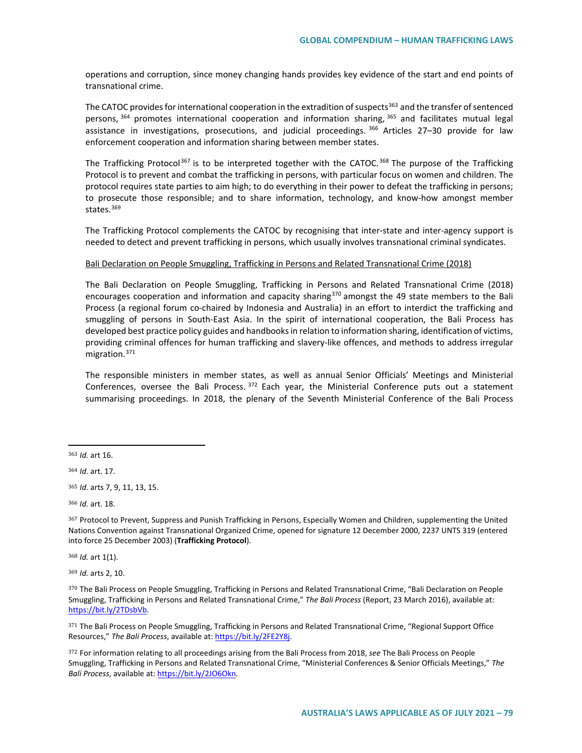operations and corruption, since money changing hands provides key evidence of the start and end points of transnational crime.

The CATOC provides for international cooperation in the extradition of suspects[363] and the transfer of sentenced persons,[364] promotes international cooperation and information sharing,[365] and facilitates mutual legal assistance in investigations, prosecutions, and judicial proceedings.[366] Articles 27–30 provide for law enforcement cooperation and information sharing between member states.

The Trafficking Protocol[367] is to be interpreted together with the CATOC.[368] The purpose of the Trafficking Protocol is to prevent and combat the trafficking in persons, with particular focus on women and children. The protocol requires state parties to aim high; to do everything in their power to defeat the trafficking in persons; to prosecute those responsible; and to share information, technology, and know-how amongst member states.[369]

The Trafficking Protocol complements the CATOC by recognising that inter-state and inter-agency support is needed to detect and prevent trafficking in persons, which usually involves transnational criminal syndicates.

Bali Declaration on People Smuggling, Trafficking in Persons and Related Transnational Crime (2018)

The Bali Declaration on People Smuggling, Trafficking in Persons and Related Transnational Crime (2018) encourages cooperation and information and capacity sharing[370] amongst the 49 state members to the Bali Process (a regional forum co-chaired by Indonesia and Australia) in an effort to interdict the trafficking and smuggling of persons in South-East Asia. In the spirit of international cooperation, the Bali Process has developed best practice policy guides and handbooks in relation to information sharing, identification of victims, providing criminal offences for human trafficking and slavery-like offences, and methods to address irregular migration.[371]

The responsible ministers in member states, as well as annual Senior Officials' Meetings and Ministerial Conferences, oversee the Bali Process.[372] Each year, the Ministerial Conference puts out a statement summarising proceedings. In 2018, the plenary of the Seventh Ministerial Conference of the Bali Process

---

[363] *Id.* art 16.

[364] *Id.* art. 17.

[365] *Id.* arts 7, 9, 11, 13, 15.

[366] *Id.* art. 18.

[367] Protocol to Prevent, Suppress and Punish Trafficking in Persons, Especially Women and Children, supplementing the United Nations Convention against Transnational Organized Crime, opened for signature 12 December 2000, 2237 UNTS 319 (entered into force 25 December 2003) (**Trafficking Protocol**).

[368] *Id.* art 1(1).

[369] *Id.* arts 2, 10.

[370] The Bali Process on People Smuggling, Trafficking in Persons and Related Transnational Crime, "Bali Declaration on People Smuggling, Trafficking in Persons and Related Transnational Crime," *The Bali Process* (Report, 23 March 2016), available at: https://bit.ly/2TDsbVb.

[371] The Bali Process on People Smuggling, Trafficking in Persons and Related Transnational Crime, "Regional Support Office Resources," *The Bali Process*, available at: https://bit.ly/2FE2Y8j.

[372] For information relating to all proceedings arising from the Bali Process from 2018, *see* The Bali Process on People Smuggling, Trafficking in Persons and Related Transnational Crime, "Ministerial Conferences & Senior Officials Meetings," *The Bali Process*, available at: https://bit.ly/2JO6Okn.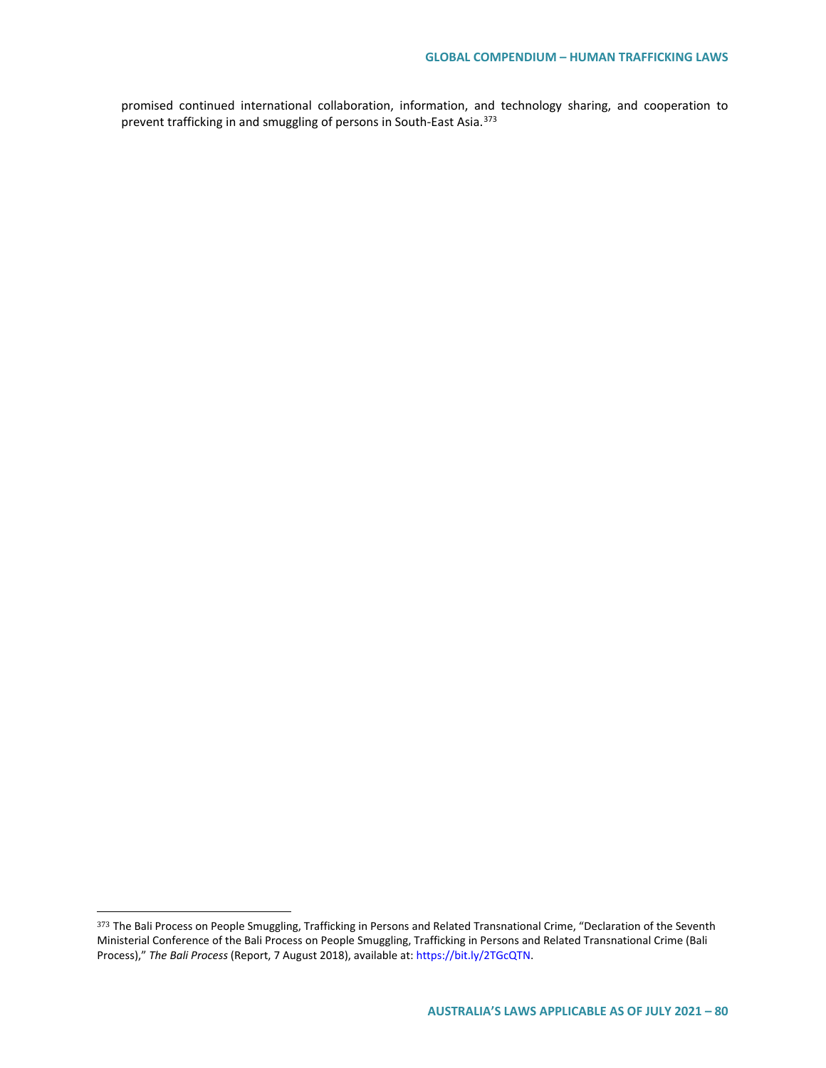promised continued international collaboration, information, and technology sharing, and cooperation to prevent trafficking in and smuggling of persons in South-East Asia.[373]

---

[373] The Bali Process on People Smuggling, Trafficking in Persons and Related Transnational Crime, "Declaration of the Seventh Ministerial Conference of the Bali Process on People Smuggling, Trafficking in Persons and Related Transnational Crime (Bali Process)," *The Bali Process* (Report, 7 August 2018), available at: https://bit.ly/2TGcQTN.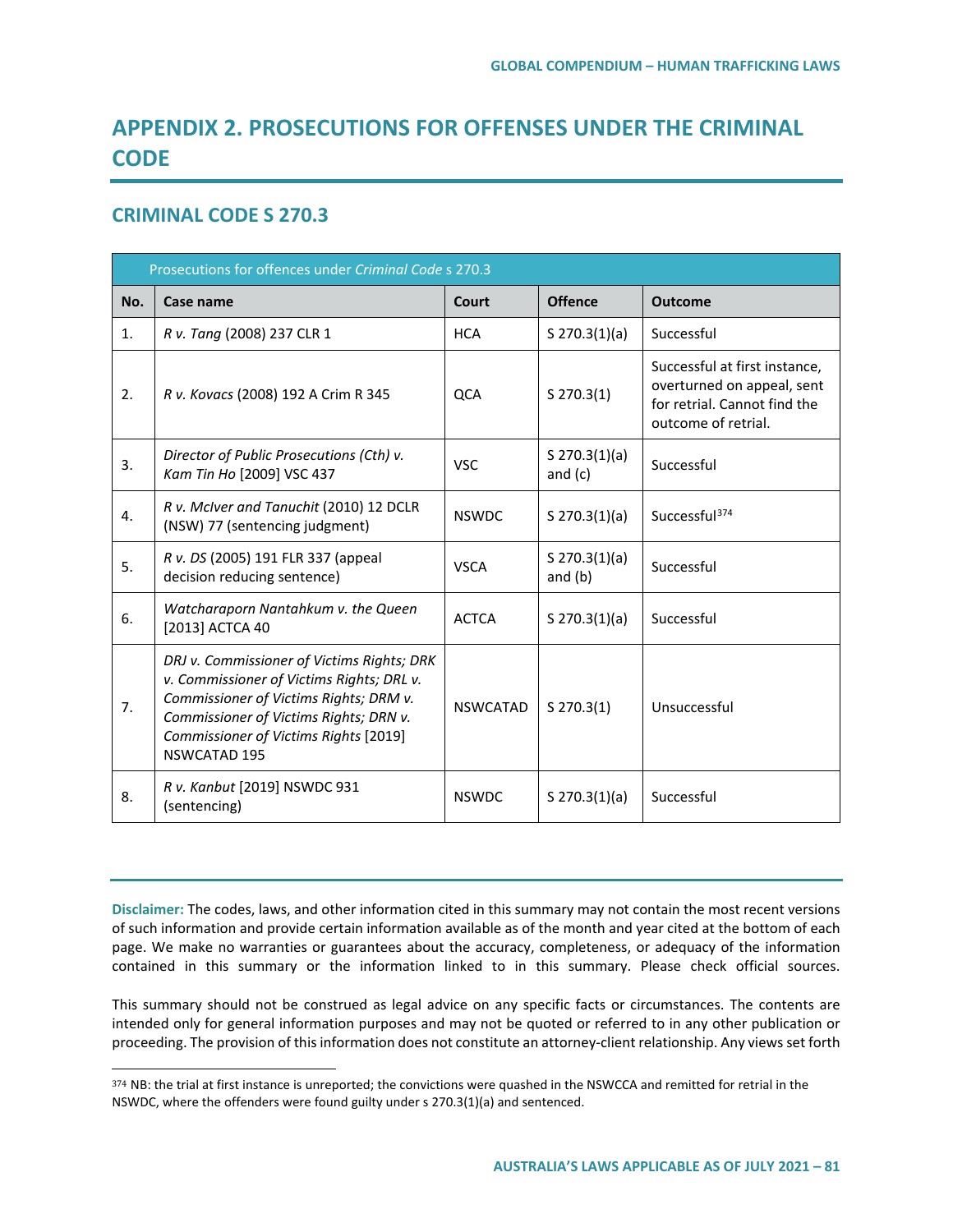# APPENDIX 2. PROSECUTIONS FOR OFFENSES UNDER THE CRIMINAL CODE

## CRIMINAL CODE S 270.3

| Prosecutions for offences under *Criminal Code* s 270.3 | | | | |
|---|---|---|---|---|
| **No.** | **Case name** | **Court** | **Offence** | **Outcome** |
| 1. | *R v. Tang* (2008) 237 CLR 1 | HCA | S 270.3(1)(a) | Successful |
| 2. | *R v. Kovacs* (2008) 192 A Crim R 345 | QCA | S 270.3(1) | Successful at first instance, overturned on appeal, sent for retrial. Cannot find the outcome of retrial. |
| 3. | *Director of Public Prosecutions (Cth) v. Kam Tin Ho* [2009] VSC 437 | VSC | S 270.3(1)(a) and (c) | Successful |
| 4. | *R v. McIver and Tanuchit* (2010) 12 DCLR (NSW) 77 (sentencing judgment) | NSWDC | S 270.3(1)(a) | Successful[374] |
| 5. | *R v. DS* (2005) 191 FLR 337 (appeal decision reducing sentence) | VSCA | S 270.3(1)(a) and (b) | Successful |
| 6. | *Watcharaporn Nantahkum v. the Queen* [2013] ACTCA 40 | ACTCA | S 270.3(1)(a) | Successful |
| 7. | *DRJ v. Commissioner of Victims Rights; DRK v. Commissioner of Victims Rights; DRL v. Commissioner of Victims Rights; DRM v. Commissioner of Victims Rights; DRN v. Commissioner of Victims Rights* [2019] NSWCATAD 195 | NSWCATAD | S 270.3(1) | Unsuccessful |
| 8. | *R v. Kanbut* [2019] NSWDC 931 (sentencing) | NSWDC | S 270.3(1)(a) | Successful |

**Disclaimer:** The codes, laws, and other information cited in this summary may not contain the most recent versions of such information and provide certain information available as of the month and year cited at the bottom of each page. We make no warranties or guarantees about the accuracy, completeness, or adequacy of the information contained in this summary or the information linked to in this summary. Please check official sources.

This summary should not be construed as legal advice on any specific facts or circumstances. The contents are intended only for general information purposes and may not be quoted or referred to in any other publication or proceeding. The provision of this information does not constitute an attorney-client relationship. Any views set forth

[374] NB: the trial at first instance is unreported; the convictions were quashed in the NSWCCA and remitted for retrial in the NSWDC, where the offenders were found guilty under s 270.3(1)(a) and sentenced.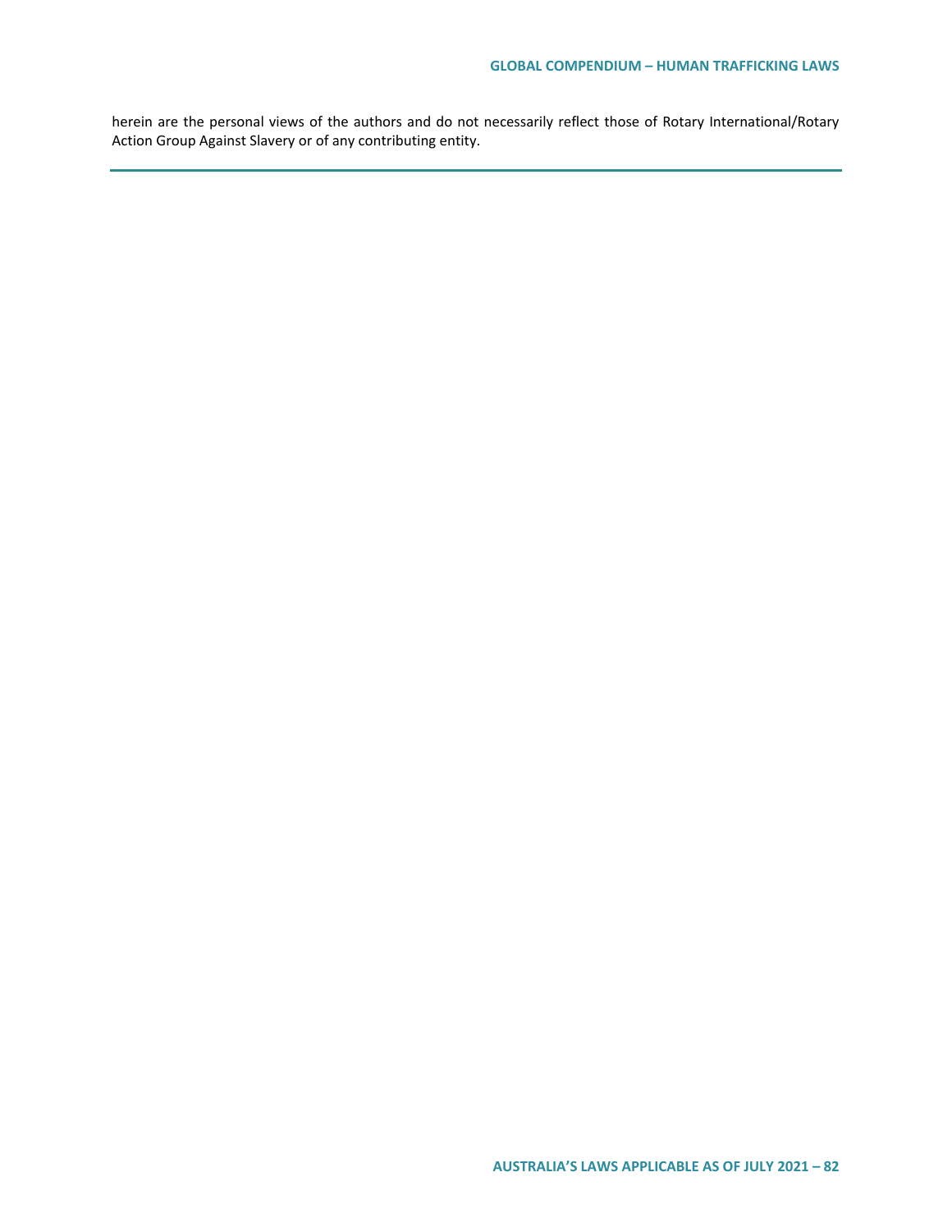herein are the personal views of the authors and do not necessarily reflect those of Rotary International/Rotary Action Group Against Slavery or of any contributing entity.

---